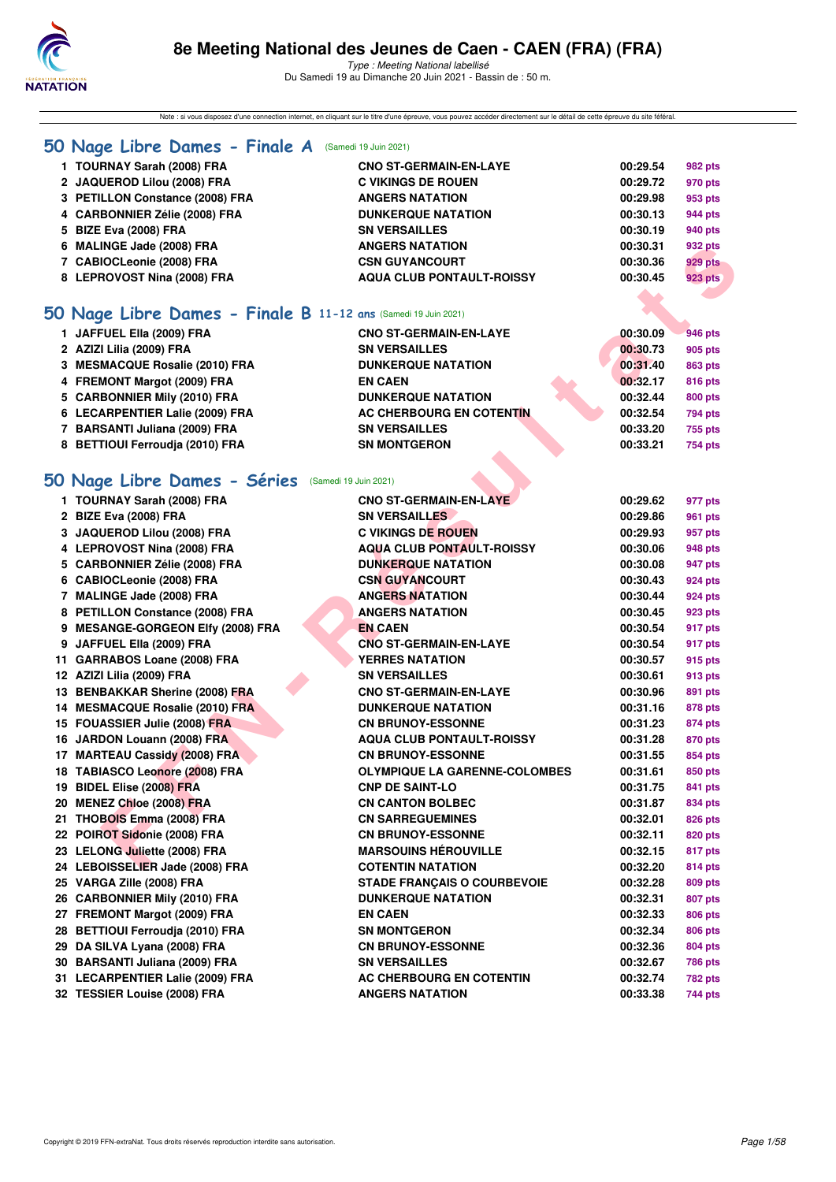# 8e Meeting National des Jeunes de Caen - CAEN (FRA) (FRA)

*Type : Meeting National labellisé*
Du Samedi 19 au Dimanche 20 Juin 2021 - Bassin de : 50 m.

Note : si vous disposez d'une connexion internet, en cliquant sur le titre d'une épreuve, vous pouvez accéder directement sur le détail de cette épreuve du site féféral.

## 50 Nage Libre Dames - Finale A (Samedi 19 Juin 2021)

| | Nom | Club | Temps | Points |
|---|---|---|---|---|
| 1 | TOURNAY Sarah (2008) FRA | CNO ST-GERMAIN-EN-LAYE | 00:29.54 | 982 pts |
| 2 | JAQUEROD Lilou (2008) FRA | C VIKINGS DE ROUEN | 00:29.72 | 970 pts |
| 3 | PETILLON Constance (2008) FRA | ANGERS NATATION | 00:29.98 | 953 pts |
| 4 | CARBONNIER Zélie (2008) FRA | DUNKERQUE NATATION | 00:30.13 | 944 pts |
| 5 | BIZE Eva (2008) FRA | SN VERSAILLES | 00:30.19 | 940 pts |
| 6 | MALINGE Jade (2008) FRA | ANGERS NATATION | 00:30.31 | 932 pts |
| 7 | CABIOCLeonie (2008) FRA | CSN GUYANCOURT | 00:30.36 | 929 pts |
| 8 | LEPROVOST Nina (2008) FRA | AQUA CLUB PONTAULT-ROISSY | 00:30.45 | 923 pts |

## 50 Nage Libre Dames - Finale B 11-12 ans (Samedi 19 Juin 2021)

| | Nom | Club | Temps | Points |
|---|---|---|---|---|
| 1 | JAFFUEL Ella (2009) FRA | CNO ST-GERMAIN-EN-LAYE | 00:30.09 | 946 pts |
| 2 | AZIZI Lilia (2009) FRA | SN VERSAILLES | 00:30.73 | 905 pts |
| 3 | MESMACQUE Rosalie (2010) FRA | DUNKERQUE NATATION | 00:31.40 | 863 pts |
| 4 | FREMONT Margot (2009) FRA | EN CAEN | 00:32.17 | 816 pts |
| 5 | CARBONNIER Mily (2010) FRA | DUNKERQUE NATATION | 00:32.44 | 800 pts |
| 6 | LECARPENTIER Lalie (2009) FRA | AC CHERBOURG EN COTENTIN | 00:32.54 | 794 pts |
| 7 | BARSANTI Juliana (2009) FRA | SN VERSAILLES | 00:33.20 | 755 pts |
| 8 | BETTIOUI Ferroudja (2010) FRA | SN MONTGERON | 00:33.21 | 754 pts |

## 50 Nage Libre Dames - Séries (Samedi 19 Juin 2021)

| | Nom | Club | Temps | Points |
|---|---|---|---|---|
| 1 | TOURNAY Sarah (2008) FRA | CNO ST-GERMAIN-EN-LAYE | 00:29.62 | 977 pts |
| 2 | BIZE Eva (2008) FRA | SN VERSAILLES | 00:29.86 | 961 pts |
| 3 | JAQUEROD Lilou (2008) FRA | C VIKINGS DE ROUEN | 00:29.93 | 957 pts |
| 4 | LEPROVOST Nina (2008) FRA | AQUA CLUB PONTAULT-ROISSY | 00:30.06 | 948 pts |
| 5 | CARBONNIER Zélie (2008) FRA | DUNKERQUE NATATION | 00:30.08 | 947 pts |
| 6 | CABIOCLeonie (2008) FRA | CSN GUYANCOURT | 00:30.43 | 924 pts |
| 7 | MALINGE Jade (2008) FRA | ANGERS NATATION | 00:30.44 | 924 pts |
| 8 | PETILLON Constance (2008) FRA | ANGERS NATATION | 00:30.45 | 923 pts |
| 9 | MESANGE-GORGEON Elfy (2008) FRA | EN CAEN | 00:30.54 | 917 pts |
| 9 | JAFFUEL Ella (2009) FRA | CNO ST-GERMAIN-EN-LAYE | 00:30.54 | 917 pts |
| 11 | GARRABOS Loane (2008) FRA | YERRES NATATION | 00:30.57 | 915 pts |
| 12 | AZIZI Lilia (2009) FRA | SN VERSAILLES | 00:30.61 | 913 pts |
| 13 | BENBAKKAR Sherine (2008) FRA | CNO ST-GERMAIN-EN-LAYE | 00:30.96 | 891 pts |
| 14 | MESMACQUE Rosalie (2010) FRA | DUNKERQUE NATATION | 00:31.16 | 878 pts |
| 15 | FOUASSIER Julie (2008) FRA | CN BRUNOY-ESSONNE | 00:31.23 | 874 pts |
| 16 | JARDON Louann (2008) FRA | AQUA CLUB PONTAULT-ROISSY | 00:31.28 | 870 pts |
| 17 | MARTEAU Cassidy (2008) FRA | CN BRUNOY-ESSONNE | 00:31.55 | 854 pts |
| 18 | TABIASCO Leonore (2008) FRA | OLYMPIQUE LA GARENNE-COLOMBES | 00:31.61 | 850 pts |
| 19 | BIDEL Elise (2008) FRA | CNP DE SAINT-LO | 00:31.75 | 841 pts |
| 20 | MENEZ Chloe (2008) FRA | CN CANTON BOLBEC | 00:31.87 | 834 pts |
| 21 | THOBOIS Emma (2008) FRA | CN SARREGUEMINES | 00:32.01 | 826 pts |
| 22 | POIROT Sidonie (2008) FRA | CN BRUNOY-ESSONNE | 00:32.11 | 820 pts |
| 23 | LELONG Juliette (2008) FRA | MARSOUINS HÉROUVILLE | 00:32.15 | 817 pts |
| 24 | LEBOISSELIER Jade (2008) FRA | COTENTIN NATATION | 00:32.20 | 814 pts |
| 25 | VARGA Zille (2008) FRA | STADE FRANÇAIS O COURBEVOIE | 00:32.28 | 809 pts |
| 26 | CARBONNIER Mily (2010) FRA | DUNKERQUE NATATION | 00:32.31 | 807 pts |
| 27 | FREMONT Margot (2009) FRA | EN CAEN | 00:32.33 | 806 pts |
| 28 | BETTIOUI Ferroudja (2010) FRA | SN MONTGERON | 00:32.34 | 806 pts |
| 29 | DA SILVA Lyana (2008) FRA | CN BRUNOY-ESSONNE | 00:32.36 | 804 pts |
| 30 | BARSANTI Juliana (2009) FRA | SN VERSAILLES | 00:32.67 | 786 pts |
| 31 | LECARPENTIER Lalie (2009) FRA | AC CHERBOURG EN COTENTIN | 00:32.74 | 782 pts |
| 32 | TESSIER Louise (2008) FRA | ANGERS NATATION | 00:33.38 | 744 pts |

Copyright © 2019 FFN-extraNat. Tous droits réservés reproduction interdite sans autorisation.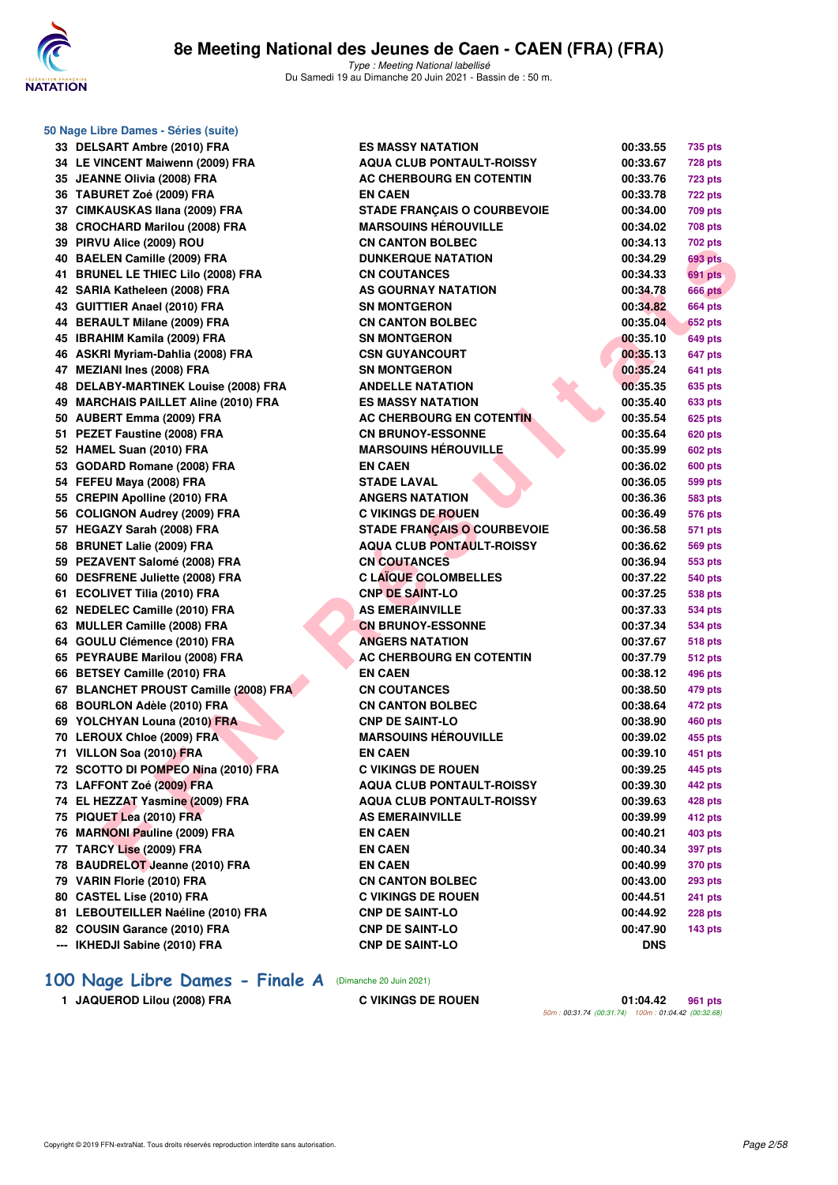### 50 Nage Libre Dames - Séries (suite)

| | | | | |
|---|---|---|---|---|
| 33 | DELSART Ambre (2010) FRA | ES MASSY NATATION | 00:33.55 | 735 pts |
| 34 | LE VINCENT Maiwenn (2009) FRA | AQUA CLUB PONTAULT-ROISSY | 00:33.67 | 728 pts |
| 35 | JEANNE Olivia (2008) FRA | AC CHERBOURG EN COTENTIN | 00:33.76 | 723 pts |
| 36 | TABURET Zoé (2009) FRA | EN CAEN | 00:33.78 | 722 pts |
| 37 | CIMKAUSKAS Ilana (2009) FRA | STADE FRANÇAIS O COURBEVOIE | 00:34.00 | 709 pts |
| 38 | CROCHARD Marilou (2008) FRA | MARSOUINS HÉROUVILLE | 00:34.02 | 708 pts |
| 39 | PIRVU Alice (2009) ROU | CN CANTON BOLBEC | 00:34.13 | 702 pts |
| 40 | BAELEN Camille (2009) FRA | DUNKERQUE NATATION | 00:34.29 | 693 pts |
| 41 | BRUNEL LE THIEC Lilo (2008) FRA | CN COUTANCES | 00:34.33 | 691 pts |
| 42 | SARIA Katheleen (2008) FRA | AS GOURNAY NATATION | 00:34.78 | 666 pts |
| 43 | GUITTIER Anael (2010) FRA | SN MONTGERON | 00:34.82 | 664 pts |
| 44 | BERAULT Milane (2009) FRA | CN CANTON BOLBEC | 00:35.04 | 652 pts |
| 45 | IBRAHIM Kamila (2009) FRA | SN MONTGERON | 00:35.10 | 649 pts |
| 46 | ASKRI Myriam-Dahlia (2008) FRA | CSN GUYANCOURT | 00:35.13 | 647 pts |
| 47 | MEZIANI Ines (2008) FRA | SN MONTGERON | 00:35.24 | 641 pts |
| 48 | DELABY-MARTINEK Louise (2008) FRA | ANDELLE NATATION | 00:35.35 | 635 pts |
| 49 | MARCHAIS PAILLET Aline (2010) FRA | ES MASSY NATATION | 00:35.40 | 633 pts |
| 50 | AUBERT Emma (2009) FRA | AC CHERBOURG EN COTENTIN | 00:35.54 | 625 pts |
| 51 | PEZET Faustine (2008) FRA | CN BRUNOY-ESSONNE | 00:35.64 | 620 pts |
| 52 | HAMEL Suan (2010) FRA | MARSOUINS HÉROUVILLE | 00:35.99 | 602 pts |
| 53 | GODARD Romane (2008) FRA | EN CAEN | 00:36.02 | 600 pts |
| 54 | FEFEU Maya (2008) FRA | STADE LAVAL | 00:36.05 | 599 pts |
| 55 | CREPIN Apolline (2010) FRA | ANGERS NATATION | 00:36.36 | 583 pts |
| 56 | COLIGNON Audrey (2009) FRA | C VIKINGS DE ROUEN | 00:36.49 | 576 pts |
| 57 | HEGAZY Sarah (2008) FRA | STADE FRANÇAIS O COURBEVOIE | 00:36.58 | 571 pts |
| 58 | BRUNET Lalie (2009) FRA | AQUA CLUB PONTAULT-ROISSY | 00:36.62 | 569 pts |
| 59 | PEZAVENT Salomé (2008) FRA | CN COUTANCES | 00:36.94 | 553 pts |
| 60 | DESFRENE Juliette (2008) FRA | C LAÏQUE COLOMBELLES | 00:37.22 | 540 pts |
| 61 | ECOLIVET Tilia (2010) FRA | CNP DE SAINT-LO | 00:37.25 | 538 pts |
| 62 | NEDELEC Camille (2010) FRA | AS EMERAINVILLE | 00:37.33 | 534 pts |
| 63 | MULLER Camille (2008) FRA | CN BRUNOY-ESSONNE | 00:37.34 | 534 pts |
| 64 | GOULU Clémence (2010) FRA | ANGERS NATATION | 00:37.67 | 518 pts |
| 65 | PEYRAUBE Marilou (2008) FRA | AC CHERBOURG EN COTENTIN | 00:37.79 | 512 pts |
| 66 | BETSEY Camille (2010) FRA | EN CAEN | 00:38.12 | 496 pts |
| 67 | BLANCHET PROUST Camille (2008) FRA | CN COUTANCES | 00:38.50 | 479 pts |
| 68 | BOURLON Adèle (2010) FRA | CN CANTON BOLBEC | 00:38.64 | 472 pts |
| 69 | YOLCHYAN Louna (2010) FRA | CNP DE SAINT-LO | 00:38.90 | 460 pts |
| 70 | LEROUX Chloe (2009) FRA | MARSOUINS HÉROUVILLE | 00:39.02 | 455 pts |
| 71 | VILLON Soa (2010) FRA | EN CAEN | 00:39.10 | 451 pts |
| 72 | SCOTTO DI POMPEO Nina (2010) FRA | C VIKINGS DE ROUEN | 00:39.25 | 445 pts |
| 73 | LAFFONT Zoé (2009) FRA | AQUA CLUB PONTAULT-ROISSY | 00:39.30 | 442 pts |
| 74 | EL HEZZAT Yasmine (2009) FRA | AQUA CLUB PONTAULT-ROISSY | 00:39.63 | 428 pts |
| 75 | PIQUET Lea (2010) FRA | AS EMERAINVILLE | 00:39.99 | 412 pts |
| 76 | MARNONI Pauline (2009) FRA | EN CAEN | 00:40.21 | 403 pts |
| 77 | TARCY Lise (2009) FRA | EN CAEN | 00:40.34 | 397 pts |
| 78 | BAUDRELOT Jeanne (2010) FRA | EN CAEN | 00:40.99 | 370 pts |
| 79 | VARIN Florie (2010) FRA | CN CANTON BOLBEC | 00:43.00 | 293 pts |
| 80 | CASTEL Lise (2010) FRA | C VIKINGS DE ROUEN | 00:44.51 | 241 pts |
| 81 | LEBOUTEILLER Naéline (2010) FRA | CNP DE SAINT-LO | 00:44.92 | 228 pts |
| 82 | COUSIN Garance (2010) FRA | CNP DE SAINT-LO | 00:47.90 | 143 pts |
| --- | IKHEDJI Sabine (2010) FRA | CNP DE SAINT-LO | DNS | |

## 100 Nage Libre Dames - Finale A (Dimanche 20 Juin 2021)

| | | | | |
|---|---|---|---|---|
| 1 | JAQUEROD Lilou (2008) FRA | C VIKINGS DE ROUEN | 01:04.42 | 961 pts |
| | | | 50m : 00:31.74 (00:31.74) 100m : 01:04.42 (00:32.68) | |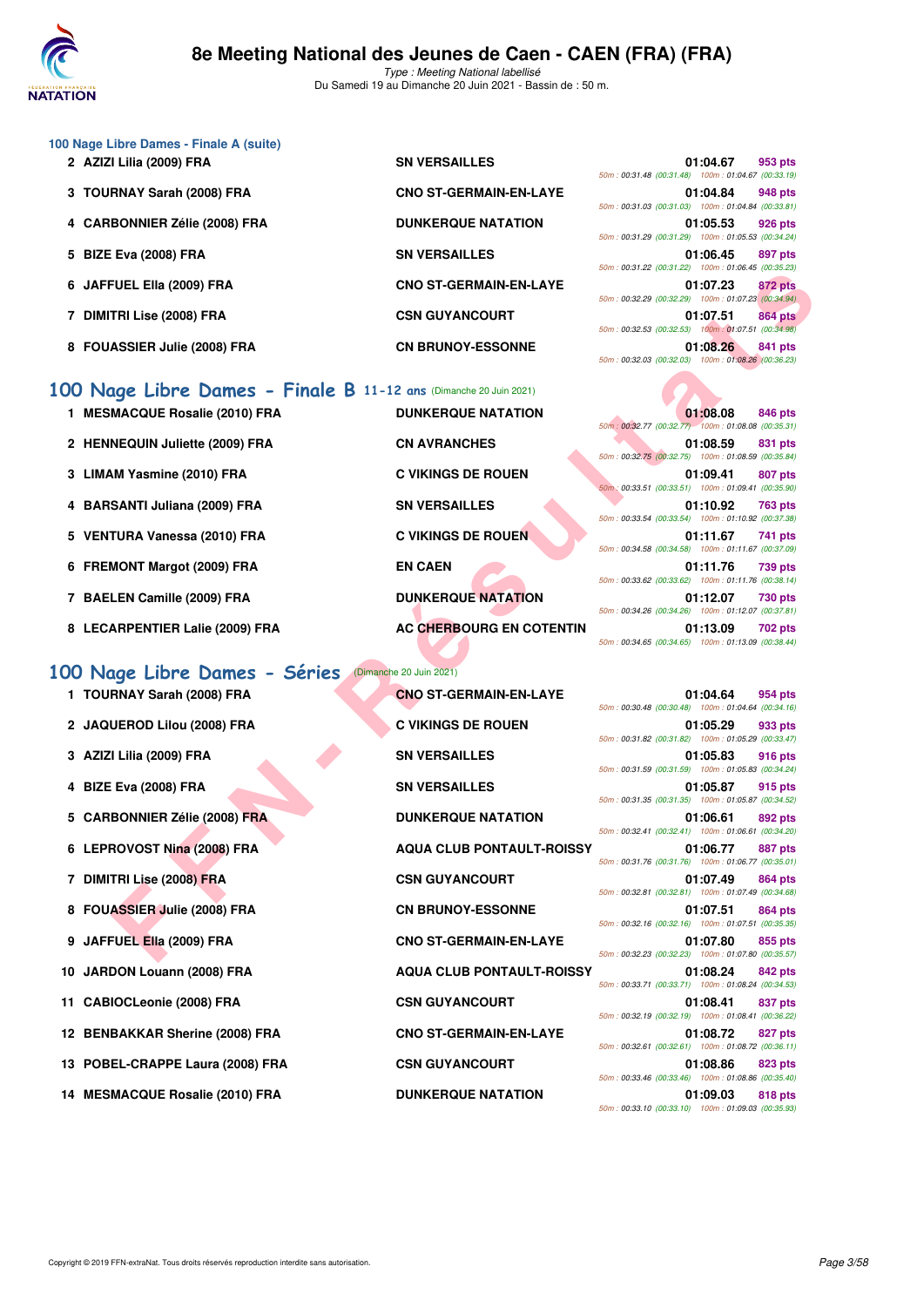# 8e Meeting National des Jeunes de Caen - CAEN (FRA) (FRA)

*Type : Meeting National labellisé*
Du Samedi 19 au Dimanche 20 Juin 2021 - Bassin de : 50 m.

### 100 Nage Libre Dames - Finale A (suite)

| Rg | Nom | Club | Temps | Points | Splits |
|---|---|---|---|---|---|
| 2 | AZIZI Lilia (2009) FRA | SN VERSAILLES | 01:04.67 | 953 pts | 50m : 00:31.48 (00:31.48) 100m : 01:04.67 (00:33.19) |
| 3 | TOURNAY Sarah (2008) FRA | CNO ST-GERMAIN-EN-LAYE | 01:04.84 | 948 pts | 50m : 00:31.03 (00:31.03) 100m : 01:04.84 (00:33.81) |
| 4 | CARBONNIER Zélie (2008) FRA | DUNKERQUE NATATION | 01:05.53 | 926 pts | 50m : 00:31.29 (00:31.29) 100m : 01:05.53 (00:34.24) |
| 5 | BIZE Eva (2008) FRA | SN VERSAILLES | 01:06.45 | 897 pts | 50m : 00:31.22 (00:31.22) 100m : 01:06.45 (00:35.23) |
| 6 | JAFFUEL Ella (2009) FRA | CNO ST-GERMAIN-EN-LAYE | 01:07.23 | 872 pts | 50m : 00:32.29 (00:32.29) 100m : 01:07.23 (00:34.94) |
| 7 | DIMITRI Lise (2008) FRA | CSN GUYANCOURT | 01:07.51 | 864 pts | 50m : 00:32.53 (00:32.53) 100m : 01:07.51 (00:34.98) |
| 8 | FOUASSIER Julie (2008) FRA | CN BRUNOY-ESSONNE | 01:08.26 | 841 pts | 50m : 00:32.03 (00:32.03) 100m : 01:08.26 (00:36.23) |

## 100 Nage Libre Dames - Finale B 11-12 ans (Dimanche 20 Juin 2021)

| Rg | Nom | Club | Temps | Points | Splits |
|---|---|---|---|---|---|
| 1 | MESMACQUE Rosalie (2010) FRA | DUNKERQUE NATATION | 01:08.08 | 846 pts | 50m : 00:32.77 (00:32.77) 100m : 01:08.08 (00:35.31) |
| 2 | HENNEQUIN Juliette (2009) FRA | CN AVRANCHES | 01:08.59 | 831 pts | 50m : 00:32.75 (00:32.75) 100m : 01:08.59 (00:35.84) |
| 3 | LIMAM Yasmine (2010) FRA | C VIKINGS DE ROUEN | 01:09.41 | 807 pts | 50m : 00:33.51 (00:33.51) 100m : 01:09.41 (00:35.90) |
| 4 | BARSANTI Juliana (2009) FRA | SN VERSAILLES | 01:10.92 | 763 pts | 50m : 00:33.54 (00:33.54) 100m : 01:10.92 (00:37.38) |
| 5 | VENTURA Vanessa (2010) FRA | C VIKINGS DE ROUEN | 01:11.67 | 741 pts | 50m : 00:34.58 (00:34.58) 100m : 01:11.67 (00:37.09) |
| 6 | FREMONT Margot (2009) FRA | EN CAEN | 01:11.76 | 739 pts | 50m : 00:33.62 (00:33.62) 100m : 01:11.76 (00:38.14) |
| 7 | BAELEN Camille (2009) FRA | DUNKERQUE NATATION | 01:12.07 | 730 pts | 50m : 00:34.26 (00:34.26) 100m : 01:12.07 (00:37.81) |
| 8 | LECARPENTIER Lalie (2009) FRA | AC CHERBOURG EN COTENTIN | 01:13.09 | 702 pts | 50m : 00:34.65 (00:34.65) 100m : 01:13.09 (00:38.44) |

## 100 Nage Libre Dames - Séries (Dimanche 20 Juin 2021)

| Rg | Nom | Club | Temps | Points | Splits |
|---|---|---|---|---|---|
| 1 | TOURNAY Sarah (2008) FRA | CNO ST-GERMAIN-EN-LAYE | 01:04.64 | 954 pts | 50m : 00:30.48 (00:30.48) 100m : 01:04.64 (00:34.16) |
| 2 | JAQUEROD Lilou (2008) FRA | C VIKINGS DE ROUEN | 01:05.29 | 933 pts | 50m : 00:31.82 (00:31.82) 100m : 01:05.29 (00:33.47) |
| 3 | AZIZI Lilia (2009) FRA | SN VERSAILLES | 01:05.83 | 916 pts | 50m : 00:31.59 (00:31.59) 100m : 01:05.83 (00:34.24) |
| 4 | BIZE Eva (2008) FRA | SN VERSAILLES | 01:05.87 | 915 pts | 50m : 00:31.35 (00:31.35) 100m : 01:05.87 (00:34.52) |
| 5 | CARBONNIER Zélie (2008) FRA | DUNKERQUE NATATION | 01:06.61 | 892 pts | 50m : 00:32.41 (00:32.41) 100m : 01:06.61 (00:34.20) |
| 6 | LEPROVOST Nina (2008) FRA | AQUA CLUB PONTAULT-ROISSY | 01:06.77 | 887 pts | 50m : 00:31.76 (00:31.76) 100m : 01:06.77 (00:35.01) |
| 7 | DIMITRI Lise (2008) FRA | CSN GUYANCOURT | 01:07.49 | 864 pts | 50m : 00:32.81 (00:32.81) 100m : 01:07.49 (00:34.68) |
| 8 | FOUASSIER Julie (2008) FRA | CN BRUNOY-ESSONNE | 01:07.51 | 864 pts | 50m : 00:32.16 (00:32.16) 100m : 01:07.51 (00:35.35) |
| 9 | JAFFUEL Ella (2009) FRA | CNO ST-GERMAIN-EN-LAYE | 01:07.80 | 855 pts | 50m : 00:32.23 (00:32.23) 100m : 01:07.80 (00:35.57) |
| 10 | JARDON Louann (2008) FRA | AQUA CLUB PONTAULT-ROISSY | 01:08.24 | 842 pts | 50m : 00:33.71 (00:33.71) 100m : 01:08.24 (00:34.53) |
| 11 | CABIOCLeonie (2008) FRA | CSN GUYANCOURT | 01:08.41 | 837 pts | 50m : 00:32.19 (00:32.19) 100m : 01:08.41 (00:36.22) |
| 12 | BENBAKKAR Sherine (2008) FRA | CNO ST-GERMAIN-EN-LAYE | 01:08.72 | 827 pts | 50m : 00:32.61 (00:32.61) 100m : 01:08.72 (00:36.11) |
| 13 | POBEL-CRAPPE Laura (2008) FRA | CSN GUYANCOURT | 01:08.86 | 823 pts | 50m : 00:33.46 (00:33.46) 100m : 01:08.86 (00:35.40) |
| 14 | MESMACQUE Rosalie (2010) FRA | DUNKERQUE NATATION | 01:09.03 | 818 pts | 50m : 00:33.10 (00:33.10) 100m : 01:09.03 (00:35.93) |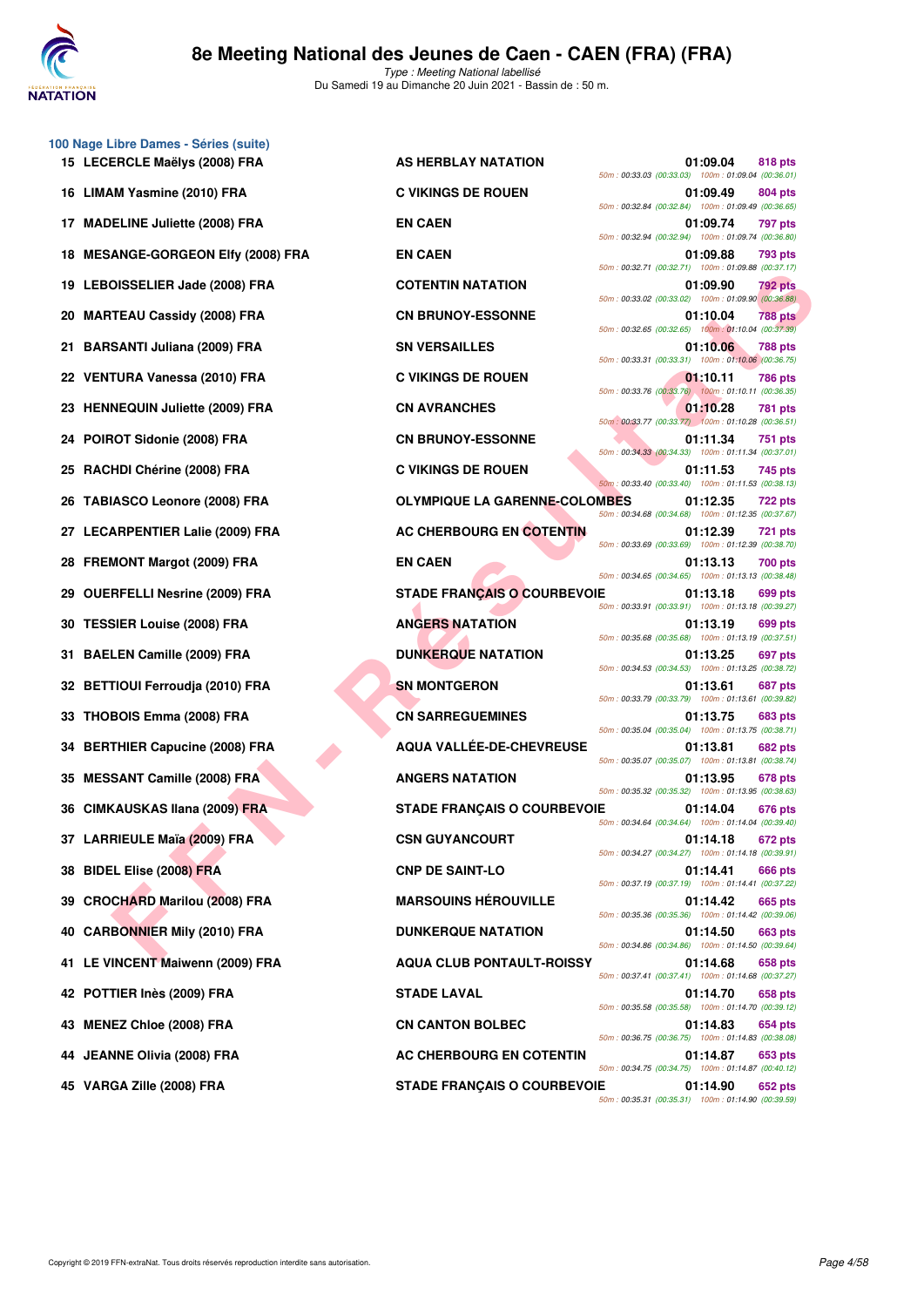# 8e Meeting National des Jeunes de Caen - CAEN (FRA) (FRA)

*Type : Meeting National labellisé*

Du Samedi 19 au Dimanche 20 Juin 2021 - Bassin de : 50 m.

## 100 Nage Libre Dames - Séries (suite)

| Rang | Nom | Club | Temps | Points | Splits |
|---|---|---|---|---|---|
| 15 | LECERCLE Maëlys (2008) FRA | AS HERBLAY NATATION | 01:09.04 | 818 pts | 50m : 00:33.03 (00:33.03) 100m : 01:09.04 (00:36.01) |
| 16 | LIMAM Yasmine (2010) FRA | C VIKINGS DE ROUEN | 01:09.49 | 804 pts | 50m : 00:32.84 (00:32.84) 100m : 01:09.49 (00:36.65) |
| 17 | MADELINE Juliette (2008) FRA | EN CAEN | 01:09.74 | 797 pts | 50m : 00:32.94 (00:32.94) 100m : 01:09.74 (00:36.80) |
| 18 | MESANGE-GORGEON Elfy (2008) FRA | EN CAEN | 01:09.88 | 793 pts | 50m : 00:32.71 (00:32.71) 100m : 01:09.88 (00:37.17) |
| 19 | LEBOISSELIER Jade (2008) FRA | COTENTIN NATATION | 01:09.90 | 792 pts | 50m : 00:33.02 (00:33.02) 100m : 01:09.90 (00:36.88) |
| 20 | MARTEAU Cassidy (2008) FRA | CN BRUNOY-ESSONNE | 01:10.04 | 788 pts | 50m : 00:32.65 (00:32.65) 100m : 01:10.04 (00:37.39) |
| 21 | BARSANTI Juliana (2009) FRA | SN VERSAILLES | 01:10.06 | 788 pts | 50m : 00:33.31 (00:33.31) 100m : 01:10.06 (00:36.75) |
| 22 | VENTURA Vanessa (2010) FRA | C VIKINGS DE ROUEN | 01:10.11 | 786 pts | 50m : 00:33.76 (00:33.76) 100m : 01:10.11 (00:36.35) |
| 23 | HENNEQUIN Juliette (2009) FRA | CN AVRANCHES | 01:10.28 | 781 pts | 50m : 00:33.77 (00:33.77) 100m : 01:10.28 (00:36.51) |
| 24 | POIROT Sidonie (2008) FRA | CN BRUNOY-ESSONNE | 01:11.34 | 751 pts | 50m : 00:34.33 (00:34.33) 100m : 01:11.34 (00:37.01) |
| 25 | RACHDI Chérine (2008) FRA | C VIKINGS DE ROUEN | 01:11.53 | 745 pts | 50m : 00:33.40 (00:33.40) 100m : 01:11.53 (00:38.13) |
| 26 | TABIASCO Leonore (2008) FRA | OLYMPIQUE LA GARENNE-COLOMBES | 01:12.35 | 722 pts | 50m : 00:34.68 (00:34.68) 100m : 01:12.35 (00:37.67) |
| 27 | LECARPENTIER Lalie (2009) FRA | AC CHERBOURG EN COTENTIN | 01:12.39 | 721 pts | 50m : 00:33.69 (00:33.69) 100m : 01:12.39 (00:38.70) |
| 28 | FREMONT Margot (2009) FRA | EN CAEN | 01:13.13 | 700 pts | 50m : 00:34.65 (00:34.65) 100m : 01:13.13 (00:38.48) |
| 29 | OUERFELLI Nesrine (2009) FRA | STADE FRANÇAIS O COURBEVOIE | 01:13.18 | 699 pts | 50m : 00:33.91 (00:33.91) 100m : 01:13.18 (00:39.27) |
| 30 | TESSIER Louise (2008) FRA | ANGERS NATATION | 01:13.19 | 699 pts | 50m : 00:35.68 (00:35.68) 100m : 01:13.19 (00:37.51) |
| 31 | BAELEN Camille (2009) FRA | DUNKERQUE NATATION | 01:13.25 | 697 pts | 50m : 00:34.53 (00:34.53) 100m : 01:13.25 (00:38.72) |
| 32 | BETTIOUI Ferroudja (2010) FRA | SN MONTGERON | 01:13.61 | 687 pts | 50m : 00:33.79 (00:33.79) 100m : 01:13.61 (00:39.82) |
| 33 | THOBOIS Emma (2008) FRA | CN SARREGUEMINES | 01:13.75 | 683 pts | 50m : 00:35.04 (00:35.04) 100m : 01:13.75 (00:38.71) |
| 34 | BERTHIER Capucine (2008) FRA | AQUA VALLÉE-DE-CHEVREUSE | 01:13.81 | 682 pts | 50m : 00:35.07 (00:35.07) 100m : 01:13.81 (00:38.74) |
| 35 | MESSANT Camille (2008) FRA | ANGERS NATATION | 01:13.95 | 678 pts | 50m : 00:35.32 (00:35.32) 100m : 01:13.95 (00:38.63) |
| 36 | CIMKAUSKAS Ilana (2009) FRA | STADE FRANÇAIS O COURBEVOIE | 01:14.04 | 676 pts | 50m : 00:34.64 (00:34.64) 100m : 01:14.04 (00:39.40) |
| 37 | LARRIEULE Maïa (2009) FRA | CSN GUYANCOURT | 01:14.18 | 672 pts | 50m : 00:34.27 (00:34.27) 100m : 01:14.18 (00:39.91) |
| 38 | BIDEL Elise (2008) FRA | CNP DE SAINT-LO | 01:14.41 | 666 pts | 50m : 00:37.19 (00:37.19) 100m : 01:14.41 (00:37.22) |
| 39 | CROCHARD Marilou (2008) FRA | MARSOUINS HÉROUVILLE | 01:14.42 | 665 pts | 50m : 00:35.36 (00:35.36) 100m : 01:14.42 (00:39.06) |
| 40 | CARBONNIER Mily (2010) FRA | DUNKERQUE NATATION | 01:14.50 | 663 pts | 50m : 00:34.86 (00:34.86) 100m : 01:14.50 (00:39.64) |
| 41 | LE VINCENT Maiwenn (2009) FRA | AQUA CLUB PONTAULT-ROISSY | 01:14.68 | 658 pts | 50m : 00:37.41 (00:37.41) 100m : 01:14.68 (00:37.27) |
| 42 | POTTIER Inès (2009) FRA | STADE LAVAL | 01:14.70 | 658 pts | 50m : 00:35.58 (00:35.58) 100m : 01:14.70 (00:39.12) |
| 43 | MENEZ Chloe (2008) FRA | CN CANTON BOLBEC | 01:14.83 | 654 pts | 50m : 00:36.75 (00:36.75) 100m : 01:14.83 (00:38.08) |
| 44 | JEANNE Olivia (2008) FRA | AC CHERBOURG EN COTENTIN | 01:14.87 | 653 pts | 50m : 00:34.75 (00:34.75) 100m : 01:14.87 (00:40.12) |
| 45 | VARGA Zille (2008) FRA | STADE FRANÇAIS O COURBEVOIE | 01:14.90 | 652 pts | 50m : 00:35.31 (00:35.31) 100m : 01:14.90 (00:39.59) |

Copyright © 2019 FFN-extraNat. Tous droits réservés reproduction interdite sans autorisation.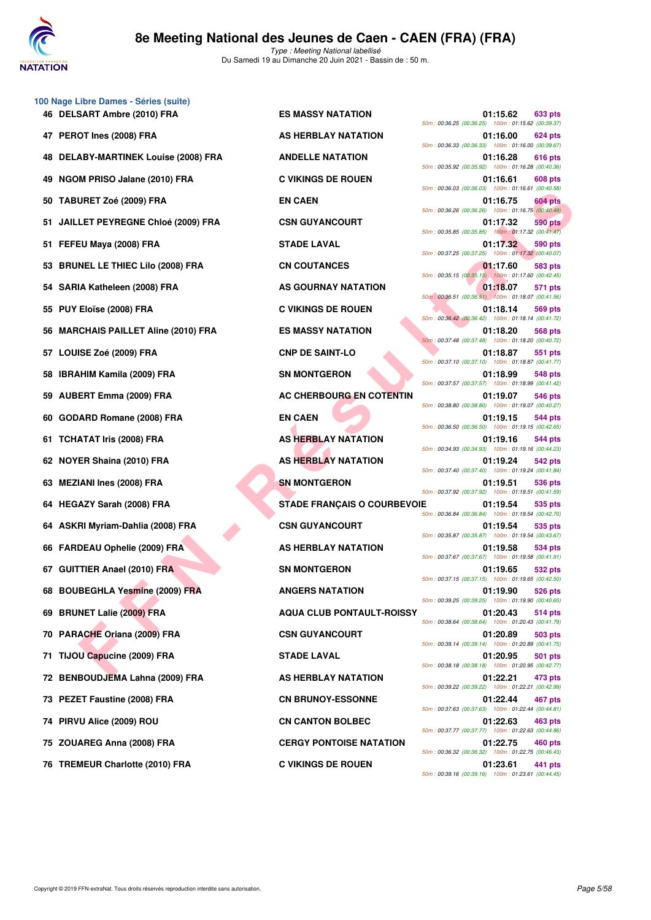# 8e Meeting National des Jeunes de Caen - CAEN (FRA) (FRA)

*Type : Meeting National labellisé*
Du Samedi 19 au Dimanche 20 Juin 2021 - Bassin de : 50 m.

## 100 Nage Libre Dames - Séries (suite)

| Rang | Nom | Club | Temps | Points | Splits |
|---|---|---|---|---|---|
| 46 | DELSART Ambre (2010) FRA | ES MASSY NATATION | 01:15.62 | 633 pts | 50m : 00:36.25 (00:36.25) 100m : 01:15.62 (00:39.37) |
| 47 | PEROT Ines (2008) FRA | AS HERBLAY NATATION | 01:16.00 | 624 pts | 50m : 00:36.33 (00:36.33) 100m : 01:16.00 (00:39.67) |
| 48 | DELABY-MARTINEK Louise (2008) FRA | ANDELLE NATATION | 01:16.28 | 616 pts | 50m : 00:35.92 (00:35.92) 100m : 01:16.28 (00:40.36) |
| 49 | NGOM PRISO Jalane (2010) FRA | C VIKINGS DE ROUEN | 01:16.61 | 608 pts | 50m : 00:36.03 (00:36.03) 100m : 01:16.61 (00:40.58) |
| 50 | TABURET Zoé (2009) FRA | EN CAEN | 01:16.75 | 604 pts | 50m : 00:36.26 (00:36.26) 100m : 01:16.75 (00:40.49) |
| 51 | JAILLET PEYREGNE Chloé (2009) FRA | CSN GUYANCOURT | 01:17.32 | 590 pts | 50m : 00:35.85 (00:35.85) 100m : 01:17.32 (00:41.47) |
| 51 | FEFEU Maya (2008) FRA | STADE LAVAL | 01:17.32 | 590 pts | 50m : 00:37.25 (00:37.25) 100m : 01:17.32 (00:40.07) |
| 53 | BRUNEL LE THIEC Lilo (2008) FRA | CN COUTANCES | 01:17.60 | 583 pts | 50m : 00:35.15 (00:35.15) 100m : 01:17.60 (00:42.45) |
| 54 | SARIA Katheleen (2008) FRA | AS GOURNAY NATATION | 01:18.07 | 571 pts | 50m : 00:36.51 (00:36.51) 100m : 01:18.07 (00:41.56) |
| 55 | PUY Eloïse (2008) FRA | C VIKINGS DE ROUEN | 01:18.14 | 569 pts | 50m : 00:36.42 (00:36.42) 100m : 01:18.14 (00:41.72) |
| 56 | MARCHAIS PAILLET Aline (2010) FRA | ES MASSY NATATION | 01:18.20 | 568 pts | 50m : 00:37.48 (00:37.48) 100m : 01:18.20 (00:40.72) |
| 57 | LOUISE Zoé (2009) FRA | CNP DE SAINT-LO | 01:18.87 | 551 pts | 50m : 00:37.10 (00:37.10) 100m : 01:18.87 (00:41.77) |
| 58 | IBRAHIM Kamila (2009) FRA | SN MONTGERON | 01:18.99 | 548 pts | 50m : 00:37.57 (00:37.57) 100m : 01:18.99 (00:41.42) |
| 59 | AUBERT Emma (2009) FRA | AC CHERBOURG EN COTENTIN | 01:19.07 | 546 pts | 50m : 00:38.80 (00:38.80) 100m : 01:19.07 (00:40.27) |
| 60 | GODARD Romane (2008) FRA | EN CAEN | 01:19.15 | 544 pts | 50m : 00:36.50 (00:36.50) 100m : 01:19.15 (00:42.65) |
| 61 | TCHATAT Iris (2008) FRA | AS HERBLAY NATATION | 01:19.16 | 544 pts | 50m : 00:34.93 (00:34.93) 100m : 01:19.16 (00:44.23) |
| 62 | NOYER Shaina (2010) FRA | AS HERBLAY NATATION | 01:19.24 | 542 pts | 50m : 00:37.40 (00:37.40) 100m : 01:19.24 (00:41.84) |
| 63 | MEZIANI Ines (2008) FRA | SN MONTGERON | 01:19.51 | 536 pts | 50m : 00:37.92 (00:37.92) 100m : 01:19.51 (00:41.59) |
| 64 | HEGAZY Sarah (2008) FRA | STADE FRANÇAIS O COURBEVOIE | 01:19.54 | 535 pts | 50m : 00:36.84 (00:36.84) 100m : 01:19.54 (00:42.70) |
| 64 | ASKRI Myriam-Dahlia (2008) FRA | CSN GUYANCOURT | 01:19.54 | 535 pts | 50m : 00:35.87 (00:35.87) 100m : 01:19.54 (00:43.67) |
| 66 | FARDEAU Ophelie (2009) FRA | AS HERBLAY NATATION | 01:19.58 | 534 pts | 50m : 00:37.67 (00:37.67) 100m : 01:19.58 (00:41.91) |
| 67 | GUITTIER Anael (2010) FRA | SN MONTGERON | 01:19.65 | 532 pts | 50m : 00:37.15 (00:37.15) 100m : 01:19.65 (00:42.50) |
| 68 | BOUBEGHLA Yesmine (2009) FRA | ANGERS NATATION | 01:19.90 | 526 pts | 50m : 00:39.25 (00:39.25) 100m : 01:19.90 (00:40.65) |
| 69 | BRUNET Lalie (2009) FRA | AQUA CLUB PONTAULT-ROISSY | 01:20.43 | 514 pts | 50m : 00:38.64 (00:38.64) 100m : 01:20.43 (00:41.79) |
| 70 | PARACHE Oriana (2009) FRA | CSN GUYANCOURT | 01:20.89 | 503 pts | 50m : 00:39.14 (00:39.14) 100m : 01:20.89 (00:41.75) |
| 71 | TIJOU Capucine (2009) FRA | STADE LAVAL | 01:20.95 | 501 pts | 50m : 00:38.18 (00:38.18) 100m : 01:20.95 (00:42.77) |
| 72 | BENBOUDJEMA Lahna (2009) FRA | AS HERBLAY NATATION | 01:22.21 | 473 pts | 50m : 00:39.22 (00:39.22) 100m : 01:22.21 (00:42.99) |
| 73 | PEZET Faustine (2008) FRA | CN BRUNOY-ESSONNE | 01:22.44 | 467 pts | 50m : 00:37.63 (00:37.63) 100m : 01:22.44 (00:44.81) |
| 74 | PIRVU Alice (2009) ROU | CN CANTON BOLBEC | 01:22.63 | 463 pts | 50m : 00:37.77 (00:37.77) 100m : 01:22.63 (00:44.86) |
| 75 | ZOUAREG Anna (2008) FRA | CERGY PONTOISE NATATION | 01:22.75 | 460 pts | 50m : 00:36.32 (00:36.32) 100m : 01:22.75 (00:46.43) |
| 76 | TREMEUR Charlotte (2010) FRA | C VIKINGS DE ROUEN | 01:23.61 | 441 pts | 50m : 00:39.16 (00:39.16) 100m : 01:23.61 (00:44.45) |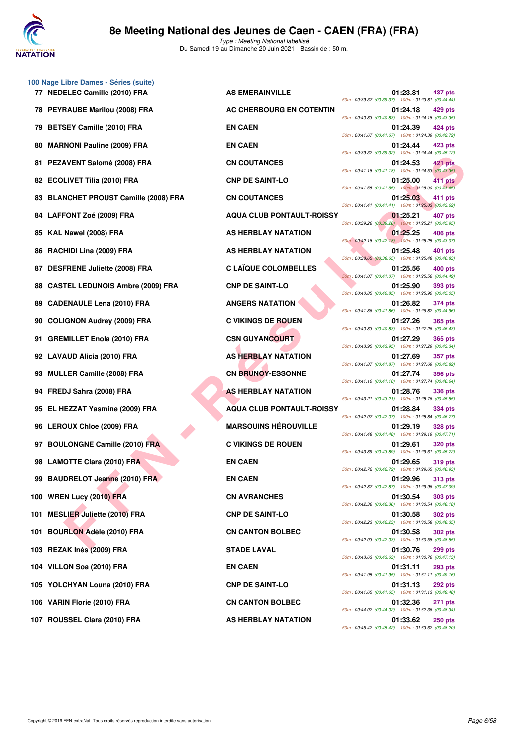## 100 Nage Libre Dames - Séries (suite)

| Place | Nom | Club | Temps | Points | Splits |
|---|---|---|---|---|---|
| 77 | NEDELEC Camille (2010) FRA | AS EMERAINVILLE | 01:23.81 | 437 pts | 50m : 00:39.37 (00:39.37) 100m : 01:23.81 (00:44.44) |
| 78 | PEYRAUBE Marilou (2008) FRA | AC CHERBOURG EN COTENTIN | 01:24.18 | 429 pts | 50m : 00:40.83 (00:40.83) 100m : 01:24.18 (00:43.35) |
| 79 | BETSEY Camille (2010) FRA | EN CAEN | 01:24.39 | 424 pts | 50m : 00:41.67 (00:41.67) 100m : 01:24.39 (00:42.72) |
| 80 | MARNONI Pauline (2009) FRA | EN CAEN | 01:24.44 | 423 pts | 50m : 00:39.32 (00:39.32) 100m : 01:24.44 (00:45.12) |
| 81 | PEZAVENT Salomé (2008) FRA | CN COUTANCES | 01:24.53 | 421 pts | 50m : 00:41.18 (00:41.18) 100m : 01:24.53 (00:43.35) |
| 82 | ECOLIVET Tilia (2010) FRA | CNP DE SAINT-LO | 01:25.00 | 411 pts | 50m : 00:41.55 (00:41.55) 100m : 01:25.00 (00:43.45) |
| 83 | BLANCHET PROUST Camille (2008) FRA | CN COUTANCES | 01:25.03 | 411 pts | 50m : 00:41.41 (00:41.41) 100m : 01:25.03 (00:43.62) |
| 84 | LAFFONT Zoé (2009) FRA | AQUA CLUB PONTAULT-ROISSY | 01:25.21 | 407 pts | 50m : 00:39.26 (00:39.26) 100m : 01:25.21 (00:45.95) |
| 85 | KAL Nawel (2008) FRA | AS HERBLAY NATATION | 01:25.25 | 406 pts | 50m : 00:42.18 (00:42.18) 100m : 01:25.25 (00:43.07) |
| 86 | RACHIDI Lina (2009) FRA | AS HERBLAY NATATION | 01:25.48 | 401 pts | 50m : 00:38.65 (00:38.65) 100m : 01:25.48 (00:46.83) |
| 87 | DESFRENE Juliette (2008) FRA | C LAÏQUE COLOMBELLES | 01:25.56 | 400 pts | 50m : 00:41.07 (00:41.07) 100m : 01:25.56 (00:44.49) |
| 88 | CASTEL LEDUNOIS Ambre (2009) FRA | CNP DE SAINT-LO | 01:25.90 | 393 pts | 50m : 00:40.85 (00:40.85) 100m : 01:25.90 (00:45.05) |
| 89 | CADENAULE Lena (2010) FRA | ANGERS NATATION | 01:26.82 | 374 pts | 50m : 00:41.86 (00:41.86) 100m : 01:26.82 (00:44.96) |
| 90 | COLIGNON Audrey (2009) FRA | C VIKINGS DE ROUEN | 01:27.26 | 365 pts | 50m : 00:40.83 (00:40.83) 100m : 01:27.26 (00:46.43) |
| 91 | GREMILLET Enola (2010) FRA | CSN GUYANCOURT | 01:27.29 | 365 pts | 50m : 00:43.95 (00:43.95) 100m : 01:27.29 (00:43.34) |
| 92 | LAVAUD Alicia (2010) FRA | AS HERBLAY NATATION | 01:27.69 | 357 pts | 50m : 00:41.87 (00:41.87) 100m : 01:27.69 (00:45.82) |
| 93 | MULLER Camille (2008) FRA | CN BRUNOY-ESSONNE | 01:27.74 | 356 pts | 50m : 00:41.10 (00:41.10) 100m : 01:27.74 (00:46.64) |
| 94 | FREDJ Sahra (2008) FRA | AS HERBLAY NATATION | 01:28.76 | 336 pts | 50m : 00:43.21 (00:43.21) 100m : 01:28.76 (00:45.55) |
| 95 | EL HEZZAT Yasmine (2009) FRA | AQUA CLUB PONTAULT-ROISSY | 01:28.84 | 334 pts | 50m : 00:42.07 (00:42.07) 100m : 01:28.84 (00:46.77) |
| 96 | LEROUX Chloe (2009) FRA | MARSOUINS HÉROUVILLE | 01:29.19 | 328 pts | 50m : 00:41.48 (00:41.48) 100m : 01:29.19 (00:47.71) |
| 97 | BOULONGNE Camille (2010) FRA | C VIKINGS DE ROUEN | 01:29.61 | 320 pts | 50m : 00:43.89 (00:43.89) 100m : 01:29.61 (00:45.72) |
| 98 | LAMOTTE Clara (2010) FRA | EN CAEN | 01:29.65 | 319 pts | 50m : 00:42.72 (00:42.72) 100m : 01:29.65 (00:46.93) |
| 99 | BAUDRELOT Jeanne (2010) FRA | EN CAEN | 01:29.96 | 313 pts | 50m : 00:42.87 (00:42.87) 100m : 01:29.96 (00:47.09) |
| 100 | WREN Lucy (2010) FRA | CN AVRANCHES | 01:30.54 | 303 pts | 50m : 00:42.36 (00:42.36) 100m : 01:30.54 (00:48.18) |
| 101 | MESLIER Juliette (2010) FRA | CNP DE SAINT-LO | 01:30.58 | 302 pts | 50m : 00:42.23 (00:42.23) 100m : 01:30.58 (00:48.35) |
| 101 | BOURLON Adèle (2010) FRA | CN CANTON BOLBEC | 01:30.58 | 302 pts | 50m : 00:42.03 (00:42.03) 100m : 01:30.58 (00:48.55) |
| 103 | REZAK Inès (2009) FRA | STADE LAVAL | 01:30.76 | 299 pts | 50m : 00:43.63 (00:43.63) 100m : 01:30.76 (00:47.13) |
| 104 | VILLON Soa (2010) FRA | EN CAEN | 01:31.11 | 293 pts | 50m : 00:41.95 (00:41.95) 100m : 01:31.11 (00:49.16) |
| 105 | YOLCHYAN Louna (2010) FRA | CNP DE SAINT-LO | 01:31.13 | 292 pts | 50m : 00:41.65 (00:41.65) 100m : 01:31.13 (00:49.48) |
| 106 | VARIN Florie (2010) FRA | CN CANTON BOLBEC | 01:32.36 | 271 pts | 50m : 00:44.02 (00:44.02) 100m : 01:32.36 (00:48.34) |
| 107 | ROUSSEL Clara (2010) FRA | AS HERBLAY NATATION | 01:33.62 | 250 pts | 50m : 00:45.42 (00:45.42) 100m : 01:33.62 (00:48.20) |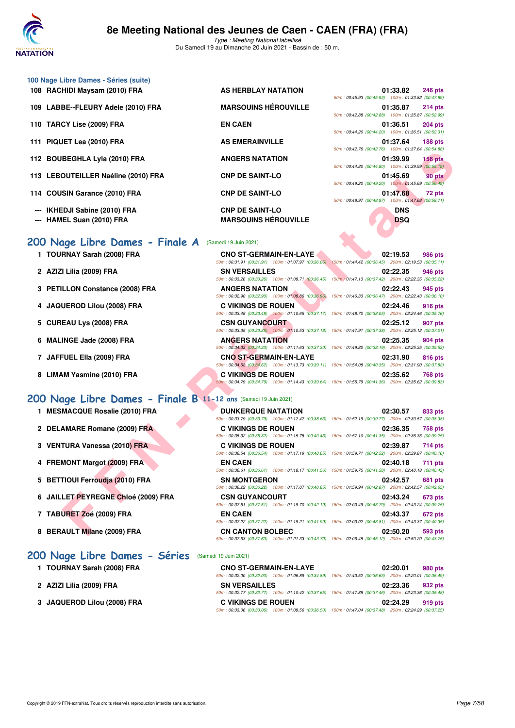# 8e Meeting National des Jeunes de Caen - CAEN (FRA) (FRA)

*Type : Meeting National labellisé*

Du Samedi 19 au Dimanche 20 Juin 2021 - Bassin de : 50 m.

### 100 Nage Libre Dames - Séries (suite)

| Rang | Nom | Club | Temps | Points |
|---|---|---|---|---|
| 108 | RACHIDI Maysam (2010) FRA | AS HERBLAY NATATION | 01:33.82 | 246 pts |
| | | | 50m : 00:45.93 (00:45.93) 100m : 01:33.82 (00:47.89) | |
| 109 | LABBE--FLEURY Adele (2010) FRA | MARSOUINS HÉROUVILLE | 01:35.87 | 214 pts |
| | | | 50m : 00:42.88 (00:42.88) 100m : 01:35.87 (00:52.99) | |
| 110 | TARCY Lise (2009) FRA | EN CAEN | 01:36.51 | 204 pts |
| | | | 50m : 00:44.20 (00:44.20) 100m : 01:36.51 (00:52.31) | |
| 111 | PIQUET Lea (2010) FRA | AS EMERAINVILLE | 01:37.64 | 188 pts |
| | | | 50m : 00:42.76 (00:42.76) 100m : 01:37.64 (00:54.88) | |
| 112 | BOUBEGHLA Lyla (2010) FRA | ANGERS NATATION | 01:39.99 | 156 pts |
| | | | 50m : 00:44.80 (00:44.80) 100m : 01:39.99 (00:55.19) | |
| 113 | LEBOUTEILLER Naéline (2010) FRA | CNP DE SAINT-LO | 01:45.69 | 90 pts |
| | | | 50m : 00:49.20 (00:49.20) 100m : 01:45.69 (00:56.49) | |
| 114 | COUSIN Garance (2010) FRA | CNP DE SAINT-LO | 01:47.68 | 72 pts |
| | | | 50m : 00:48.97 (00:48.97) 100m : 01:47.68 (00:58.71) | |
| --- | IKHEDJI Sabine (2010) FRA | CNP DE SAINT-LO | DNS | |
| --- | HAMEL Suan (2010) FRA | MARSOUINS HÉROUVILLE | DSQ | |

## 200 Nage Libre Dames - Finale A (Samedi 19 Juin 2021)

| Rang | Nom | Club | Temps | Points |
|---|---|---|---|---|
| 1 | TOURNAY Sarah (2008) FRA | CNO ST-GERMAIN-EN-LAYE | 02:19.53 | 986 pts |
| | | 50m : 00:31.91 (00:31.91) 100m : 01:07.97 (00:36.06) 150m : 01:44.42 (00:36.45) 200m : 02:19.53 (00:35.11) | | |
| 2 | AZIZI Lilia (2009) FRA | SN VERSAILLES | 02:22.35 | 946 pts |
| | | 50m : 00:33.26 (00:33.26) 100m : 01:09.71 (00:36.45) 150m : 01:47.13 (00:37.42) 200m : 02:22.35 (00:35.22) | | |
| 3 | PETILLON Constance (2008) FRA | ANGERS NATATION | 02:22.43 | 945 pts |
| | | 50m : 00:32.90 (00:32.90) 100m : 01:09.86 (00:36.96) 150m : 01:46.33 (00:36.47) 200m : 02:22.43 (00:36.10) | | |
| 4 | JAQUEROD Lilou (2008) FRA | C VIKINGS DE ROUEN | 02:24.46 | 916 pts |
| | | 50m : 00:33.48 (00:33.48) 100m : 01:10.65 (00:37.17) 150m : 01:48.70 (00:38.05) 200m : 02:24.46 (00:35.76) | | |
| 5 | CUREAU Lys (2008) FRA | CSN GUYANCOURT | 02:25.12 | 907 pts |
| | | 50m : 00:33.35 (00:33.35) 100m : 01:10.53 (00:37.18) 150m : 01:47.91 (00:37.38) 200m : 02:25.12 (00:37.21) | | |
| 6 | MALINGE Jade (2008) FRA | ANGERS NATATION | 02:25.35 | 904 pts |
| | | 50m : 00:34.33 (00:34.33) 100m : 01:11.63 (00:37.30) 150m : 01:49.82 (00:38.19) 200m : 02:25.35 (00:35.53) | | |
| 7 | JAFFUEL Ella (2009) FRA | CNO ST-GERMAIN-EN-LAYE | 02:31.90 | 816 pts |
| | | 50m : 00:34.62 (00:34.62) 100m : 01:13.73 (00:39.11) 150m : 01:54.08 (00:40.35) 200m : 02:31.90 (00:37.82) | | |
| 8 | LIMAM Yasmine (2010) FRA | C VIKINGS DE ROUEN | 02:35.62 | 768 pts |
| | | 50m : 00:34.79 (00:34.79) 100m : 01:14.43 (00:39.64) 150m : 01:55.79 (00:41.36) 200m : 02:35.62 (00:39.83) | | |

## 200 Nage Libre Dames - Finale B 11-12 ans (Samedi 19 Juin 2021)

| Rang | Nom | Club | Temps | Points |
|---|---|---|---|---|
| 1 | MESMACQUE Rosalie (2010) FRA | DUNKERQUE NATATION | 02:30.57 | 833 pts |
| | | 50m : 00:33.79 (00:33.79) 100m : 01:12.42 (00:38.63) 150m : 01:52.19 (00:39.77) 200m : 02:30.57 (00:38.38) | | |
| 2 | DELAMARE Romane (2009) FRA | C VIKINGS DE ROUEN | 02:36.35 | 758 pts |
| | | 50m : 00:35.32 (00:35.32) 100m : 01:15.75 (00:40.43) 150m : 01:57.10 (00:41.35) 200m : 02:36.35 (00:39.25) | | |
| 3 | VENTURA Vanessa (2010) FRA | C VIKINGS DE ROUEN | 02:39.87 | 714 pts |
| | | 50m : 00:36.54 (00:36.54) 100m : 01:17.19 (00:40.65) 150m : 01:59.71 (00:42.52) 200m : 02:39.87 (00:40.16) | | |
| 4 | FREMONT Margot (2009) FRA | EN CAEN | 02:40.18 | 711 pts |
| | | 50m : 00:36.61 (00:36.61) 100m : 01:18.17 (00:41.56) 150m : 01:59.75 (00:41.58) 200m : 02:40.18 (00:40.43) | | |
| 5 | BETTIOUI Ferroudja (2010) FRA | SN MONTGERON | 02:42.57 | 681 pts |
| | | 50m : 00:36.22 (00:36.22) 100m : 01:17.07 (00:40.85) 150m : 01:59.94 (00:42.87) 200m : 02:42.57 (00:42.63) | | |
| 6 | JAILLET PEYREGNE Chloé (2009) FRA | CSN GUYANCOURT | 02:43.24 | 673 pts |
| | | 50m : 00:37.51 (00:37.51) 100m : 01:19.70 (00:42.19) 150m : 02:03.49 (00:43.79) 200m : 02:43.24 (00:39.75) | | |
| 7 | TABURET Zoé (2009) FRA | EN CAEN | 02:43.37 | 672 pts |
| | | 50m : 00:37.22 (00:37.22) 100m : 01:19.21 (00:41.99) 150m : 02:03.02 (00:43.81) 200m : 02:43.37 (00:40.35) | | |
| 8 | BERAULT Milane (2009) FRA | CN CANTON BOLBEC | 02:50.20 | 593 pts |
| | | 50m : 00:37.63 (00:37.63) 100m : 01:21.33 (00:43.70) 150m : 02:06.45 (00:45.12) 200m : 02:50.20 (00:43.75) | | |

## 200 Nage Libre Dames - Séries (Samedi 19 Juin 2021)

| Rang | Nom | Club | Temps | Points |
|---|---|---|---|---|
| 1 | TOURNAY Sarah (2008) FRA | CNO ST-GERMAIN-EN-LAYE | 02:20.01 | 980 pts |
| | | 50m : 00:32.00 (00:32.00) 100m : 01:06.89 (00:34.89) 150m : 01:43.52 (00:36.63) 200m : 02:20.01 (00:36.49) | | |
| 2 | AZIZI Lilia (2009) FRA | SN VERSAILLES | 02:23.36 | 932 pts |
| | | 50m : 00:32.77 (00:32.77) 100m : 01:10.42 (00:37.65) 150m : 01:47.88 (00:37.46) 200m : 02:23.36 (00:35.48) | | |
| 3 | JAQUEROD Lilou (2008) FRA | C VIKINGS DE ROUEN | 02:24.29 | 919 pts |
| | | 50m : 00:33.06 (00:33.06) 100m : 01:09.56 (00:36.50) 150m : 01:47.04 (00:37.48) 200m : 02:24.29 (00:37.25) | | |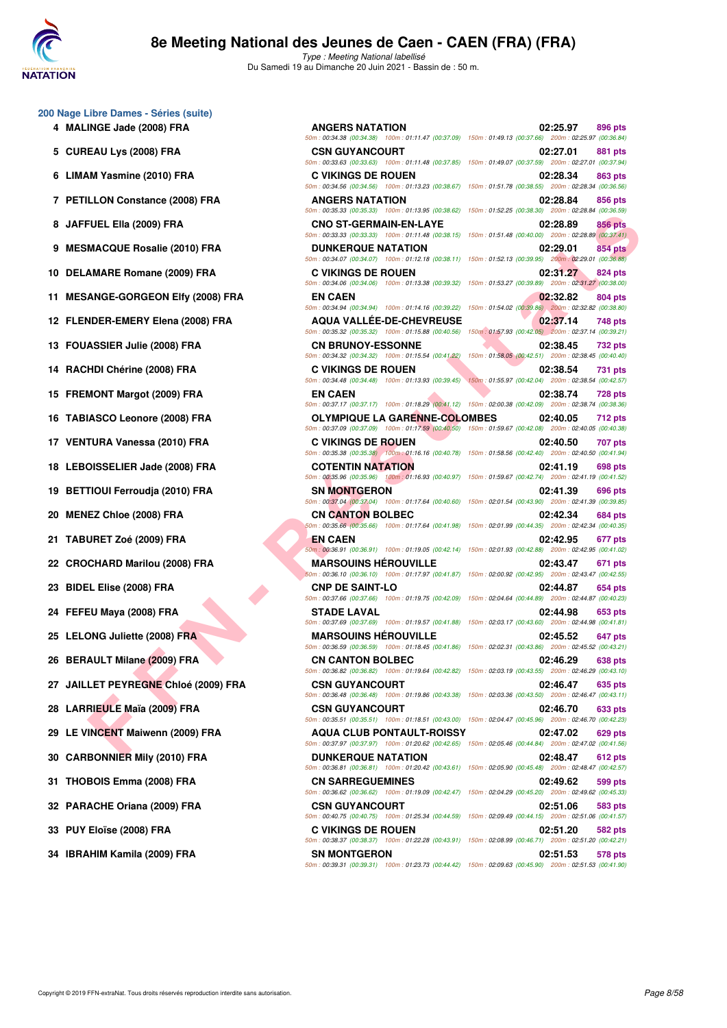# 8e Meeting National des Jeunes de Caen - CAEN (FRA) (FRA)

*Type : Meeting National labellisé*
Du Samedi 19 au Dimanche 20 Juin 2021 - Bassin de : 50 m.

## 200 Nage Libre Dames - Séries (suite)

| Rang | Nom | Club | Temps | Points |
|---|---|---|---|---|
| 4 | MALINGE Jade (2008) FRA | ANGERS NATATION | 02:25.97 | 896 pts |
| | | 50m : 00:34.38 (00:34.38) 100m : 01:11.47 (00:37.09) 150m : 01:49.13 (00:37.66) 200m : 02:25.97 (00:36.84) | | |
| 5 | CUREAU Lys (2008) FRA | CSN GUYANCOURT | 02:27.01 | 881 pts |
| | | 50m : 00:33.63 (00:33.63) 100m : 01:11.48 (00:37.85) 150m : 01:49.07 (00:37.59) 200m : 02:27.01 (00:37.94) | | |
| 6 | LIMAM Yasmine (2010) FRA | C VIKINGS DE ROUEN | 02:28.34 | 863 pts |
| | | 50m : 00:34.56 (00:34.56) 100m : 01:13.23 (00:38.67) 150m : 01:51.78 (00:38.55) 200m : 02:28.34 (00:36.56) | | |
| 7 | PETILLON Constance (2008) FRA | ANGERS NATATION | 02:28.84 | 856 pts |
| | | 50m : 00:35.33 (00:35.33) 100m : 01:13.95 (00:38.62) 150m : 01:52.25 (00:38.30) 200m : 02:28.84 (00:36.59) | | |
| 8 | JAFFUEL Ella (2009) FRA | CNO ST-GERMAIN-EN-LAYE | 02:28.89 | 856 pts |
| | | 50m : 00:33.33 (00:33.33) 100m : 01:11.48 (00:38.15) 150m : 01:51.48 (00:40.00) 200m : 02:28.89 (00:37.41) | | |
| 9 | MESMACQUE Rosalie (2010) FRA | DUNKERQUE NATATION | 02:29.01 | 854 pts |
| | | 50m : 00:34.07 (00:34.07) 100m : 01:12.18 (00:38.11) 150m : 01:52.13 (00:39.95) 200m : 02:29.01 (00:36.88) | | |
| 10 | DELAMARE Romane (2009) FRA | C VIKINGS DE ROUEN | 02:31.27 | 824 pts |
| | | 50m : 00:34.06 (00:34.06) 100m : 01:13.38 (00:39.32) 150m : 01:53.27 (00:39.89) 200m : 02:31.27 (00:38.00) | | |
| 11 | MESANGE-GORGEON Elfy (2008) FRA | EN CAEN | 02:32.82 | 804 pts |
| | | 50m : 00:34.94 (00:34.94) 100m : 01:14.16 (00:39.22) 150m : 01:54.02 (00:39.86) 200m : 02:32.82 (00:38.80) | | |
| 12 | FLENDER-EMERY Elena (2008) FRA | AQUA VALLÉE-DE-CHEVREUSE | 02:37.14 | 748 pts |
| | | 50m : 00:35.32 (00:35.32) 100m : 01:15.88 (00:40.56) 150m : 01:57.93 (00:42.05) 200m : 02:37.14 (00:39.21) | | |
| 13 | FOUASSIER Julie (2008) FRA | CN BRUNOY-ESSONNE | 02:38.45 | 732 pts |
| | | 50m : 00:34.32 (00:34.32) 100m : 01:15.54 (00:41.22) 150m : 01:58.05 (00:42.51) 200m : 02:38.45 (00:40.40) | | |
| 14 | RACHDI Chérine (2008) FRA | C VIKINGS DE ROUEN | 02:38.54 | 731 pts |
| | | 50m : 00:34.48 (00:34.48) 100m : 01:13.93 (00:39.45) 150m : 01:55.97 (00:42.04) 200m : 02:38.54 (00:42.57) | | |
| 15 | FREMONT Margot (2009) FRA | EN CAEN | 02:38.74 | 728 pts |
| | | 50m : 00:37.17 (00:37.17) 100m : 01:18.29 (00:41.12) 150m : 02:00.38 (00:42.09) 200m : 02:38.74 (00:38.36) | | |
| 16 | TABIASCO Leonore (2008) FRA | OLYMPIQUE LA GARENNE-COLOMBES | 02:40.05 | 712 pts |
| | | 50m : 00:37.09 (00:37.09) 100m : 01:17.59 (00:40.50) 150m : 01:59.67 (00:42.08) 200m : 02:40.05 (00:40.38) | | |
| 17 | VENTURA Vanessa (2010) FRA | C VIKINGS DE ROUEN | 02:40.50 | 707 pts |
| | | 50m : 00:35.38 (00:35.38) 100m : 01:16.16 (00:40.78) 150m : 01:58.56 (00:42.40) 200m : 02:40.50 (00:41.94) | | |
| 18 | LEBOISSELIER Jade (2008) FRA | COTENTIN NATATION | 02:41.19 | 698 pts |
| | | 50m : 00:35.96 (00:35.96) 100m : 01:16.93 (00:40.97) 150m : 01:59.67 (00:42.74) 200m : 02:41.19 (00:41.52) | | |
| 19 | BETTIOUI Ferroudja (2010) FRA | SN MONTGERON | 02:41.39 | 696 pts |
| | | 50m : 00:37.04 (00:37.04) 100m : 01:17.64 (00:40.60) 150m : 02:01.54 (00:43.90) 200m : 02:41.39 (00:39.85) | | |
| 20 | MENEZ Chloe (2008) FRA | CN CANTON BOLBEC | 02:42.34 | 684 pts |
| | | 50m : 00:35.66 (00:35.66) 100m : 01:17.64 (00:41.98) 150m : 02:01.99 (00:44.35) 200m : 02:42.34 (00:40.35) | | |
| 21 | TABURET Zoé (2009) FRA | EN CAEN | 02:42.95 | 677 pts |
| | | 50m : 00:36.91 (00:36.91) 100m : 01:19.05 (00:42.14) 150m : 02:01.93 (00:42.88) 200m : 02:42.95 (00:41.02) | | |
| 22 | CROCHARD Marilou (2008) FRA | MARSOUINS HÉROUVILLE | 02:43.47 | 671 pts |
| | | 50m : 00:36.10 (00:36.10) 100m : 01:17.97 (00:41.87) 150m : 02:00.92 (00:42.95) 200m : 02:43.47 (00:42.55) | | |
| 23 | BIDEL Elise (2008) FRA | CNP DE SAINT-LO | 02:44.87 | 654 pts |
| | | 50m : 00:37.66 (00:37.66) 100m : 01:19.75 (00:42.09) 150m : 02:04.64 (00:44.89) 200m : 02:44.87 (00:40.23) | | |
| 24 | FEFEU Maya (2008) FRA | STADE LAVAL | 02:44.98 | 653 pts |
| | | 50m : 00:37.69 (00:37.69) 100m : 01:19.57 (00:41.88) 150m : 02:03.17 (00:43.60) 200m : 02:44.98 (00:41.81) | | |
| 25 | LELONG Juliette (2008) FRA | MARSOUINS HÉROUVILLE | 02:45.52 | 647 pts |
| | | 50m : 00:36.59 (00:36.59) 100m : 01:18.45 (00:41.86) 150m : 02:02.31 (00:43.86) 200m : 02:45.52 (00:43.21) | | |
| 26 | BERAULT Milane (2009) FRA | CN CANTON BOLBEC | 02:46.29 | 638 pts |
| | | 50m : 00:36.82 (00:36.82) 100m : 01:19.64 (00:42.82) 150m : 02:03.19 (00:43.55) 200m : 02:46.29 (00:43.10) | | |
| 27 | JAILLET PEYREGNE Chloé (2009) FRA | CSN GUYANCOURT | 02:46.47 | 635 pts |
| | | 50m : 00:36.48 (00:36.48) 100m : 01:19.86 (00:43.38) 150m : 02:03.36 (00:43.50) 200m : 02:46.47 (00:43.11) | | |
| 28 | LARRIEULE Maïa (2009) FRA | CSN GUYANCOURT | 02:46.70 | 633 pts |
| | | 50m : 00:35.51 (00:35.51) 100m : 01:18.51 (00:43.00) 150m : 02:04.47 (00:45.96) 200m : 02:46.70 (00:42.23) | | |
| 29 | LE VINCENT Maiwenn (2009) FRA | AQUA CLUB PONTAULT-ROISSY | 02:47.02 | 629 pts |
| | | 50m : 00:37.97 (00:37.97) 100m : 01:20.62 (00:42.65) 150m : 02:05.46 (00:44.84) 200m : 02:47.02 (00:41.56) | | |
| 30 | CARBONNIER Mily (2010) FRA | DUNKERQUE NATATION | 02:48.47 | 612 pts |
| | | 50m : 00:36.81 (00:36.81) 100m : 01:20.42 (00:43.61) 150m : 02:05.90 (00:45.48) 200m : 02:48.47 (00:42.57) | | |
| 31 | THOBOIS Emma (2008) FRA | CN SARREGUEMINES | 02:49.62 | 599 pts |
| | | 50m : 00:36.62 (00:36.62) 100m : 01:19.09 (00:42.47) 150m : 02:04.29 (00:45.20) 200m : 02:49.62 (00:45.33) | | |
| 32 | PARACHE Oriana (2009) FRA | CSN GUYANCOURT | 02:51.06 | 583 pts |
| | | 50m : 00:40.75 (00:40.75) 100m : 01:25.34 (00:44.59) 150m : 02:09.49 (00:44.15) 200m : 02:51.06 (00:41.57) | | |
| 33 | PUY Eloïse (2008) FRA | C VIKINGS DE ROUEN | 02:51.20 | 582 pts |
| | | 50m : 00:38.37 (00:38.37) 100m : 01:22.28 (00:43.91) 150m : 02:08.99 (00:46.71) 200m : 02:51.20 (00:42.21) | | |
| 34 | IBRAHIM Kamila (2009) FRA | SN MONTGERON | 02:51.53 | 578 pts |
| | | 50m : 00:39.31 (00:39.31) 100m : 01:23.73 (00:44.42) 150m : 02:09.63 (00:45.90) 200m : 02:51.53 (00:41.90) | | |

Copyright © 2019 FFN-extraNat. Tous droits réservés reproduction interdite sans autorisation.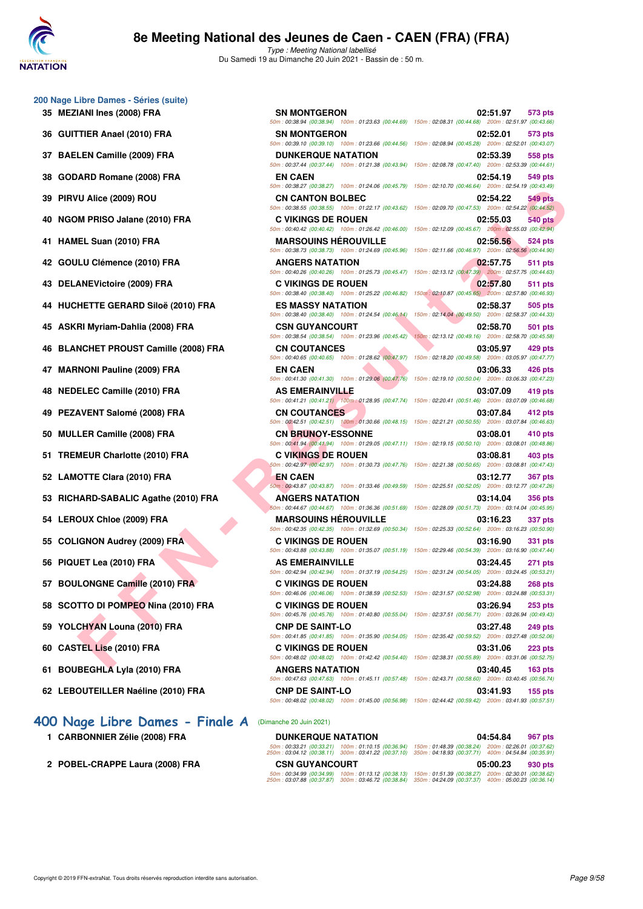# 8e Meeting National des Jeunes de Caen - CAEN (FRA) (FRA)

*Type : Meeting National labellisé*
Du Samedi 19 au Dimanche 20 Juin 2021 - Bassin de : 50 m.

## 200 Nage Libre Dames - Séries (suite)

| Rang | Nom | Club | Temps | Points |
|---|---|---|---|---|
| 35 | MEZIANI Ines (2008) FRA | SN MONTGERON | 02:51.97 | 573 pts |
| | | 50m : 00:38.94 (00:38.94) 100m : 01:23.63 (00:44.69) 150m : 02:08.31 (00:44.68) 200m : 02:51.97 (00:43.66) | | |
| 36 | GUITTIER Anael (2010) FRA | SN MONTGERON | 02:52.01 | 573 pts |
| | | 50m : 00:39.10 (00:39.10) 100m : 01:23.66 (00:44.56) 150m : 02:08.94 (00:45.28) 200m : 02:52.01 (00:43.07) | | |
| 37 | BAELEN Camille (2009) FRA | DUNKERQUE NATATION | 02:53.39 | 558 pts |
| | | 50m : 00:37.44 (00:37.44) 100m : 01:21.38 (00:43.94) 150m : 02:08.78 (00:47.40) 200m : 02:53.39 (00:44.61) | | |
| 38 | GODARD Romane (2008) FRA | EN CAEN | 02:54.19 | 549 pts |
| | | 50m : 00:38.27 (00:38.27) 100m : 01:24.06 (00:45.79) 150m : 02:10.70 (00:46.64) 200m : 02:54.19 (00:43.49) | | |
| 39 | PIRVU Alice (2009) ROU | CN CANTON BOLBEC | 02:54.22 | 549 pts |
| | | 50m : 00:38.55 (00:38.55) 100m : 01:22.17 (00:43.62) 150m : 02:09.70 (00:47.53) 200m : 02:54.22 (00:44.52) | | |
| 40 | NGOM PRISO Jalane (2010) FRA | C VIKINGS DE ROUEN | 02:55.03 | 540 pts |
| | | 50m : 00:40.42 (00:40.42) 100m : 01:26.42 (00:46.00) 150m : 02:12.09 (00:45.67) 200m : 02:55.03 (00:42.94) | | |
| 41 | HAMEL Suan (2010) FRA | MARSOUINS HÉROUVILLE | 02:56.56 | 524 pts |
| | | 50m : 00:38.73 (00:38.73) 100m : 01:24.69 (00:45.96) 150m : 02:11.66 (00:46.97) 200m : 02:56.56 (00:44.90) | | |
| 42 | GOULU Clémence (2010) FRA | ANGERS NATATION | 02:57.75 | 511 pts |
| | | 50m : 00:40.26 (00:40.26) 100m : 01:25.73 (00:45.47) 150m : 02:13.12 (00:47.39) 200m : 02:57.75 (00:44.63) | | |
| 43 | DELANEVictoire (2009) FRA | C VIKINGS DE ROUEN | 02:57.80 | 511 pts |
| | | 50m : 00:38.40 (00:38.40) 100m : 01:25.22 (00:46.82) 150m : 02:10.87 (00:45.65) 200m : 02:57.80 (00:46.93) | | |
| 44 | HUCHETTE GERARD Siloë (2010) FRA | ES MASSY NATATION | 02:58.37 | 505 pts |
| | | 50m : 00:38.40 (00:38.40) 100m : 01:24.54 (00:46.14) 150m : 02:14.04 (00:49.50) 200m : 02:58.37 (00:44.33) | | |
| 45 | ASKRI Myriam-Dahlia (2008) FRA | CSN GUYANCOURT | 02:58.70 | 501 pts |
| | | 50m : 00:38.54 (00:38.54) 100m : 01:23.96 (00:45.42) 150m : 02:13.12 (00:49.16) 200m : 02:58.70 (00:45.58) | | |
| 46 | BLANCHET PROUST Camille (2008) FRA | CN COUTANCES | 03:05.97 | 429 pts |
| | | 50m : 00:40.65 (00:40.65) 100m : 01:28.62 (00:47.97) 150m : 02:18.20 (00:49.58) 200m : 03:05.97 (00:47.77) | | |
| 47 | MARNONI Pauline (2009) FRA | EN CAEN | 03:06.33 | 426 pts |
| | | 50m : 00:41.30 (00:41.30) 100m : 01:29.06 (00:47.76) 150m : 02:19.10 (00:50.04) 200m : 03:06.33 (00:47.23) | | |
| 48 | NEDELEC Camille (2010) FRA | AS EMERAINVILLE | 03:07.09 | 419 pts |
| | | 50m : 00:41.21 (00:41.21) 100m : 01:28.95 (00:47.74) 150m : 02:20.41 (00:51.46) 200m : 03:07.09 (00:46.68) | | |
| 49 | PEZAVENT Salomé (2008) FRA | CN COUTANCES | 03:07.84 | 412 pts |
| | | 50m : 00:42.51 (00:42.51) 100m : 01:30.66 (00:48.15) 150m : 02:21.21 (00:50.55) 200m : 03:07.84 (00:46.63) | | |
| 50 | MULLER Camille (2008) FRA | CN BRUNOY-ESSONNE | 03:08.01 | 410 pts |
| | | 50m : 00:41.94 (00:41.94) 100m : 01:29.05 (00:47.11) 150m : 02:19.15 (00:50.10) 200m : 03:08.01 (00:48.86) | | |
| 51 | TREMEUR Charlotte (2010) FRA | C VIKINGS DE ROUEN | 03:08.81 | 403 pts |
| | | 50m : 00:42.97 (00:42.97) 100m : 01:30.73 (00:47.76) 150m : 02:21.38 (00:50.65) 200m : 03:08.81 (00:47.43) | | |
| 52 | LAMOTTE Clara (2010) FRA | EN CAEN | 03:12.77 | 367 pts |
| | | 50m : 00:43.87 (00:43.87) 100m : 01:33.46 (00:49.59) 150m : 02:25.51 (00:52.05) 200m : 03:12.77 (00:47.26) | | |
| 53 | RICHARD-SABALIC Agathe (2010) FRA | ANGERS NATATION | 03:14.04 | 356 pts |
| | | 50m : 00:44.67 (00:44.67) 100m : 01:36.36 (00:51.69) 150m : 02:28.09 (00:51.73) 200m : 03:14.04 (00:45.95) | | |
| 54 | LEROUX Chloe (2009) FRA | MARSOUINS HÉROUVILLE | 03:16.23 | 337 pts |
| | | 50m : 00:42.35 (00:42.35) 100m : 01:32.69 (00:50.34) 150m : 02:25.33 (00:52.64) 200m : 03:16.23 (00:50.90) | | |
| 55 | COLIGNON Audrey (2009) FRA | C VIKINGS DE ROUEN | 03:16.90 | 331 pts |
| | | 50m : 00:43.88 (00:43.88) 100m : 01:35.07 (00:51.19) 150m : 02:29.46 (00:54.39) 200m : 03:16.90 (00:47.44) | | |
| 56 | PIQUET Lea (2010) FRA | AS EMERAINVILLE | 03:24.45 | 271 pts |
| | | 50m : 00:42.94 (00:42.94) 100m : 01:37.19 (00:54.25) 150m : 02:31.24 (00:54.05) 200m : 03:24.45 (00:53.21) | | |
| 57 | BOULONGNE Camille (2010) FRA | C VIKINGS DE ROUEN | 03:24.88 | 268 pts |
| | | 50m : 00:46.06 (00:46.06) 100m : 01:38.59 (00:52.53) 150m : 02:31.57 (00:52.98) 200m : 03:24.88 (00:53.31) | | |
| 58 | SCOTTO DI POMPEO Nina (2010) FRA | C VIKINGS DE ROUEN | 03:26.94 | 253 pts |
| | | 50m : 00:45.76 (00:45.76) 100m : 01:40.80 (00:55.04) 150m : 02:37.51 (00:56.71) 200m : 03:26.94 (00:49.43) | | |
| 59 | YOLCHYAN Louna (2010) FRA | CNP DE SAINT-LO | 03:27.48 | 249 pts |
| | | 50m : 00:41.85 (00:41.85) 100m : 01:35.90 (00:54.05) 150m : 02:35.42 (00:59.52) 200m : 03:27.48 (00:52.06) | | |
| 60 | CASTEL Lise (2010) FRA | C VIKINGS DE ROUEN | 03:31.06 | 223 pts |
| | | 50m : 00:48.02 (00:48.02) 100m : 01:42.42 (00:54.40) 150m : 02:38.31 (00:55.89) 200m : 03:31.06 (00:52.75) | | |
| 61 | BOUBEGHLA Lyla (2010) FRA | ANGERS NATATION | 03:40.45 | 163 pts |
| | | 50m : 00:47.63 (00:47.63) 100m : 01:45.11 (00:57.48) 150m : 02:43.71 (00:58.60) 200m : 03:40.45 (00:56.74) | | |
| 62 | LEBOUTEILLER Naéline (2010) FRA | CNP DE SAINT-LO | 03:41.93 | 155 pts |
| | | 50m : 00:48.02 (00:48.02) 100m : 01:45.00 (00:56.98) 150m : 02:44.42 (00:59.42) 200m : 03:41.93 (00:57.51) | | |

## 400 Nage Libre Dames - Finale A (Dimanche 20 Juin 2021)

| Rang | Nom | Club | Temps | Points |
|---|---|---|---|---|
| 1 | CARBONNIER Zélie (2008) FRA | DUNKERQUE NATATION | 04:54.84 | 967 pts |
| | | 50m : 00:33.21 (00:33.21) 100m : 01:10.15 (00:36.94) 150m : 01:48.39 (00:38.24) 200m : 02:26.01 (00:37.62) 250m : 03:04.12 (00:38.11) 300m : 03:41.22 (00:37.10) 350m : 04:18.93 (00:37.71) 400m : 04:54.84 (00:35.91) | | |
| 2 | POBEL-CRAPPE Laura (2008) FRA | CSN GUYANCOURT | 05:00.23 | 930 pts |
| | | 50m : 00:34.99 (00:34.99) 100m : 01:13.12 (00:38.13) 150m : 01:51.39 (00:38.27) 200m : 02:30.01 (00:38.62) 250m : 03:07.88 (00:37.87) 300m : 03:46.72 (00:38.84) 350m : 04:24.09 (00:37.37) 400m : 05:00.23 (00:36.14) | | |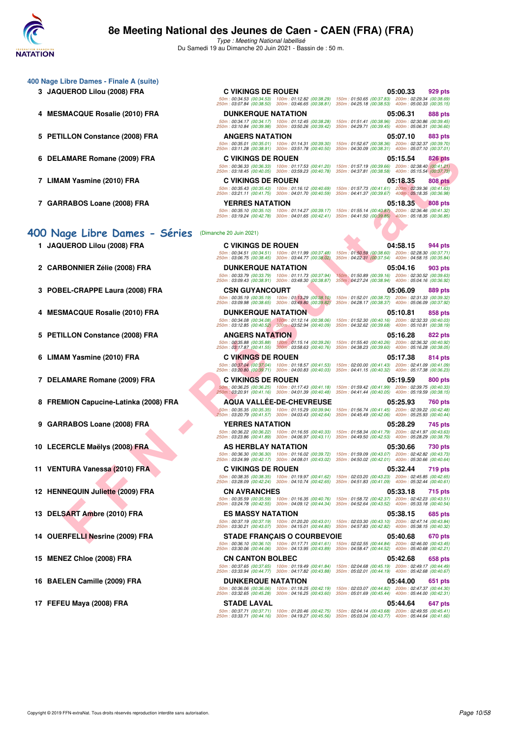## 400 Nage Libre Dames - Finale A (suite)

| Place | Nom | Club | Temps | Points |
|---|---|---|---|---|
| 3 | JAQUEROD Lilou (2008) FRA | C VIKINGS DE ROUEN | 05:00.33 | 929 pts |
| | 50m : 00:34.53 (00:34.53) 100m : 01:12.82 (00:38.29) 150m : 01:50.65 (00:37.83) 200m : 02:29.34 (00:38.69) 250m : 03:07.84 (00:38.50) 300m : 03:46.65 (00:38.81) 350m : 04:25.18 (00:38.53) 400m : 05:00.33 (00:35.15) | | | |
| 4 | MESMACQUE Rosalie (2010) FRA | DUNKERQUE NATATION | 05:06.31 | 888 pts |
| | 50m : 00:34.17 (00:34.17) 100m : 01:12.45 (00:38.28) 150m : 01:51.41 (00:38.96) 200m : 02:30.86 (00:39.45) 250m : 03:10.84 (00:39.98) 300m : 03:50.26 (00:39.42) 350m : 04:29.71 (00:39.45) 400m : 05:06.31 (00:36.60) | | | |
| 5 | PETILLON Constance (2008) FRA | ANGERS NATATION | 05:07.10 | 883 pts |
| | 50m : 00:35.01 (00:35.01) 100m : 01:14.31 (00:39.30) 150m : 01:52.67 (00:38.36) 200m : 02:32.37 (00:39.70) 250m : 03:11.28 (00:38.91) 300m : 03:51.78 (00:40.50) 350m : 04:30.09 (00:38.31) 400m : 05:07.10 (00:37.01) | | | |
| 6 | DELAMARE Romane (2009) FRA | C VIKINGS DE ROUEN | 05:15.54 | 826 pts |
| | 50m : 00:36.33 (00:36.33) 100m : 01:17.53 (00:41.20) 150m : 01:57.19 (00:39.66) 200m : 02:38.40 (00:41.21) 250m : 03:18.45 (00:40.05) 300m : 03:59.23 (00:40.78) 350m : 04:37.81 (00:38.58) 400m : 05:15.54 (00:37.73) | | | |
| 7 | LIMAM Yasmine (2010) FRA | C VIKINGS DE ROUEN | 05:18.35 | 808 pts |
| | 50m : 00:35.43 (00:35.43) 100m : 01:16.12 (00:40.69) 150m : 01:57.73 (00:41.61) 200m : 02:39.36 (00:41.63) 250m : 03:21.11 (00:41.75) 300m : 04:01.70 (00:40.59) 350m : 04:41.37 (00:39.67) 400m : 05:18.35 (00:36.98) | | | |
| 7 | GARRABOS Loane (2008) FRA | YERRES NATATION | 05:18.35 | 808 pts |
| | 50m : 00:35.10 (00:35.10) 100m : 01:14.27 (00:39.17) 150m : 01:55.14 (00:40.87) 200m : 02:36.46 (00:41.32) 250m : 03:19.24 (00:42.78) 300m : 04:01.65 (00:42.41) 350m : 04:41.50 (00:39.85) 400m : 05:18.35 (00:36.85) | | | |

## 400 Nage Libre Dames - Séries (Dimanche 20 Juin 2021)

| Place | Nom | Club | Temps | Points |
|---|---|---|---|---|
| 1 | JAQUEROD Lilou (2008) FRA | C VIKINGS DE ROUEN | 04:58.15 | 944 pts |
| | 50m : 00:34.51 (00:34.51) 100m : 01:11.99 (00:37.48) 150m : 01:50.59 (00:38.60) 200m : 02:28.30 (00:37.71) 250m : 03:06.75 (00:38.45) 300m : 03:44.77 (00:38.02) 350m : 04:22.31 (00:37.54) 400m : 04:58.15 (00:35.84) | | | |
| 2 | CARBONNIER Zélie (2008) FRA | DUNKERQUE NATATION | 05:04.16 | 903 pts |
| | 50m : 00:33.79 (00:33.79) 100m : 01:11.73 (00:37.94) 150m : 01:50.89 (00:39.16) 200m : 02:30.52 (00:39.63) 250m : 03:09.43 (00:38.91) 300m : 03:48.30 (00:38.87) 350m : 04:27.24 (00:38.94) 400m : 05:04.16 (00:36.92) | | | |
| 3 | POBEL-CRAPPE Laura (2008) FRA | CSN GUYANCOURT | 05:06.09 | 889 pts |
| | 50m : 00:35.19 (00:35.19) 100m : 01:13.29 (00:38.10) 150m : 01:52.01 (00:38.72) 200m : 02:31.33 (00:39.32) 250m : 03:09.98 (00:38.65) 300m : 03:49.80 (00:39.82) 350m : 04:28.17 (00:38.37) 400m : 05:06.09 (00:37.92) | | | |
| 4 | MESMACQUE Rosalie (2010) FRA | DUNKERQUE NATATION | 05:10.81 | 858 pts |
| | 50m : 00:34.08 (00:34.08) 100m : 01:12.14 (00:38.06) 150m : 01:52.30 (00:40.16) 200m : 02:32.33 (00:40.03) 250m : 03:12.85 (00:40.52) 300m : 03:52.94 (00:40.09) 350m : 04:32.62 (00:39.68) 400m : 05:10.81 (00:38.19) | | | |
| 5 | PETILLON Constance (2008) FRA | ANGERS NATATION | 05:16.28 | 822 pts |
| | 50m : 00:35.88 (00:35.88) 100m : 01:15.14 (00:39.26) 150m : 01:55.40 (00:40.26) 200m : 02:36.32 (00:40.92) 250m : 03:17.87 (00:41.55) 300m : 03:58.63 (00:40.76) 350m : 04:38.23 (00:39.60) 400m : 05:16.28 (00:38.05) | | | |
| 6 | LIMAM Yasmine (2010) FRA | C VIKINGS DE ROUEN | 05:17.38 | 814 pts |
| | 50m : 00:37.04 (00:37.04) 100m : 01:18.57 (00:41.53) 150m : 02:00.00 (00:41.43) 200m : 02:41.09 (00:41.09) 250m : 03:20.80 (00:39.71) 300m : 04:00.83 (00:40.03) 350m : 04:41.15 (00:40.32) 400m : 05:17.38 (00:36.23) | | | |
| 7 | DELAMARE Romane (2009) FRA | C VIKINGS DE ROUEN | 05:19.59 | 800 pts |
| | 50m : 00:36.25 (00:36.25) 100m : 01:17.43 (00:41.18) 150m : 01:59.42 (00:41.99) 200m : 02:39.75 (00:40.33) 250m : 03:20.91 (00:41.16) 300m : 04:01.39 (00:40.48) 350m : 04:41.44 (00:40.05) 400m : 05:19.59 (00:38.15) | | | |
| 8 | FREMION Capucine-Latinka (2008) FRA | AQUA VALLÉE-DE-CHEVREUSE | 05:25.93 | 760 pts |
| | 50m : 00:35.35 (00:35.35) 100m : 01:15.29 (00:39.94) 150m : 01:56.74 (00:41.45) 200m : 02:39.22 (00:42.48) 250m : 03:20.79 (00:41.57) 300m : 04:03.43 (00:42.64) 350m : 04:45.49 (00:42.06) 400m : 05:25.93 (00:40.44) | | | |
| 9 | GARRABOS Loane (2008) FRA | YERRES NATATION | 05:28.29 | 745 pts |
| | 50m : 00:36.22 (00:36.22) 100m : 01:16.55 (00:40.33) 150m : 01:58.34 (00:41.79) 200m : 02:41.97 (00:43.63) 250m : 03:23.86 (00:41.89) 300m : 04:06.97 (00:43.11) 350m : 04:49.50 (00:42.53) 400m : 05:28.29 (00:38.79) | | | |
| 10 | LECERCLE Maëlys (2008) FRA | AS HERBLAY NATATION | 05:30.66 | 730 pts |
| | 50m : 00:36.30 (00:36.30) 100m : 01:16.02 (00:39.72) 150m : 01:59.09 (00:43.07) 200m : 02:42.82 (00:43.73) 250m : 03:24.99 (00:42.17) 300m : 04:08.01 (00:43.02) 350m : 04:50.02 (00:42.01) 400m : 05:30.66 (00:40.64) | | | |
| 11 | VENTURA Vanessa (2010) FRA | C VIKINGS DE ROUEN | 05:32.44 | 719 pts |
| | 50m : 00:38.35 (00:38.35) 100m : 01:19.97 (00:41.62) 150m : 02:03.20 (00:43.23) 200m : 02:45.85 (00:42.65) 250m : 03:28.09 (00:42.24) 300m : 04:10.74 (00:42.65) 350m : 04:51.83 (00:41.09) 400m : 05:32.44 (00:40.61) | | | |
| 12 | HENNEQUIN Juliette (2009) FRA | CN AVRANCHES | 05:33.18 | 715 pts |
| | 50m : 00:35.59 (00:35.59) 100m : 01:16.35 (00:40.76) 150m : 01:58.72 (00:42.37) 200m : 02:42.23 (00:43.51) 250m : 03:24.78 (00:42.55) 300m : 04:09.12 (00:44.34) 350m : 04:52.64 (00:43.52) 400m : 05:33.18 (00:40.54) | | | |
| 13 | DELSART Ambre (2010) FRA | ES MASSY NATATION | 05:38.15 | 685 pts |
| | 50m : 00:37.19 (00:37.19) 100m : 01:20.20 (00:43.01) 150m : 02:03.30 (00:43.10) 200m : 02:47.14 (00:43.84) 250m : 03:30.21 (00:43.07) 300m : 04:15.01 (00:44.80) 350m : 04:57.83 (00:42.82) 400m : 05:38.15 (00:40.32) | | | |
| 14 | OUERFELLI Nesrine (2009) FRA | STADE FRANÇAIS O COURBEVOIE | 05:40.68 | 670 pts |
| | 50m : 00:36.10 (00:36.10) 100m : 01:17.71 (00:41.61) 150m : 02:02.55 (00:44.84) 200m : 02:46.00 (00:43.45) 250m : 03:30.06 (00:44.06) 300m : 04:13.95 (00:43.89) 350m : 04:58.47 (00:44.52) 400m : 05:40.68 (00:42.21) | | | |
| 15 | MENEZ Chloe (2008) FRA | CN CANTON BOLBEC | 05:42.68 | 658 pts |
| | 50m : 00:37.65 (00:37.65) 100m : 01:19.49 (00:41.84) 150m : 02:04.68 (00:45.19) 200m : 02:49.17 (00:44.49) 250m : 03:33.94 (00:44.77) 300m : 04:17.82 (00:43.88) 350m : 05:02.01 (00:44.19) 400m : 05:42.68 (00:40.67) | | | |
| 16 | BAELEN Camille (2009) FRA | DUNKERQUE NATATION | 05:44.00 | 651 pts |
| | 50m : 00:36.06 (00:36.06) 100m : 01:18.25 (00:42.19) 150m : 02:03.07 (00:44.82) 200m : 02:47.37 (00:44.30) 250m : 03:32.65 (00:45.28) 300m : 04:16.25 (00:43.60) 350m : 05:01.69 (00:45.44) 400m : 05:44.00 (00:42.31) | | | |
| 17 | FEFEU Maya (2008) FRA | STADE LAVAL | 05:44.64 | 647 pts |
| | 50m : 00:37.71 (00:37.71) 100m : 01:20.46 (00:42.75) 150m : 02:04.14 (00:43.68) 200m : 02:49.55 (00:45.41) 250m : 03:33.71 (00:44.16) 300m : 04:19.27 (00:45.56) 350m : 05:03.04 (00:43.77) 400m : 05:44.64 (00:41.60) | | | |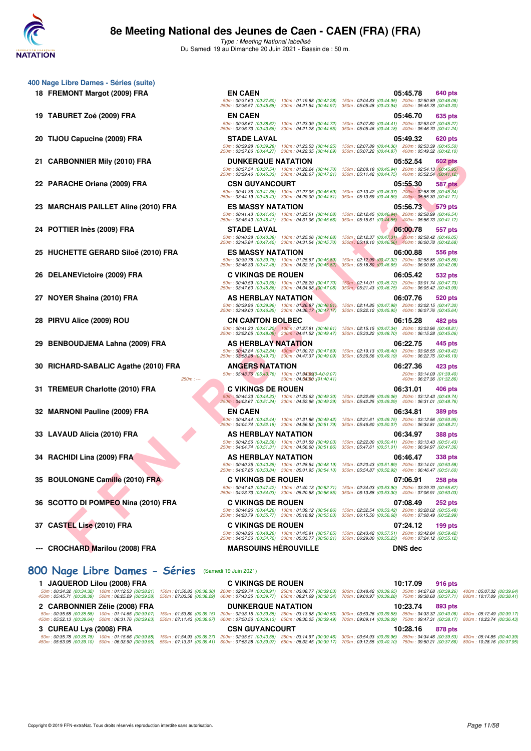# 8e Meeting National des Jeunes de Caen - CAEN (FRA) (FRA)

*Type : Meeting National labellisé*

Du Samedi 19 au Dimanche 20 Juin 2021 - Bassin de : 50 m.

## 400 Nage Libre Dames - Séries (suite)

| Rang | Nom | Club | Temps | Points |
|---|---|---|---|---|
| 18 | FREMONT Margot (2009) FRA | EN CAEN | 05:45.78 | 640 pts |
| | 50m : 00:37.60 (00:37.60) 100m : 01:19.88 (00:42.28) 150m : 02:04.83 (00:44.95) 200m : 02:50.89 (00:46.06) 250m : 03:36.57 (00:45.68) 300m : 04:21.54 (00:44.97) 350m : 05:05.48 (00:43.94) 400m : 05:45.78 (00:40.30) | | | |
| 19 | TABURET Zoé (2009) FRA | EN CAEN | 05:46.70 | 635 pts |
| | 50m : 00:38.67 (00:38.67) 100m : 01:23.39 (00:44.72) 150m : 02:07.80 (00:44.41) 200m : 02:53.07 (00:45.27) 250m : 03:36.73 (00:43.66) 300m : 04:21.28 (00:44.55) 350m : 05:05.46 (00:44.18) 400m : 05:46.70 (00:41.24) | | | |
| 20 | TIJOU Capucine (2009) FRA | STADE LAVAL | 05:49.32 | 620 pts |
| | 50m : 00:39.28 (00:39.28) 100m : 01:23.53 (00:44.25) 150m : 02:07.89 (00:44.36) 200m : 02:53.39 (00:45.50) 250m : 03:37.66 (00:44.27) 300m : 04:22.35 (00:44.69) 350m : 05:07.22 (00:44.87) 400m : 05:49.32 (00:42.10) | | | |
| 21 | CARBONNIER Mily (2010) FRA | DUNKERQUE NATATION | 05:52.54 | 602 pts |
| | 50m : 00:37.54 (00:37.54) 100m : 01:22.24 (00:44.70) 150m : 02:08.18 (00:45.94) 200m : 02:54.13 (00:45.95) 250m : 03:39.46 (00:45.33) 300m : 04:26.67 (00:47.21) 350m : 05:11.42 (00:44.75) 400m : 05:52.54 (00:41.12) | | | |
| 22 | PARACHE Oriana (2009) FRA | CSN GUYANCOURT | 05:55.30 | 587 pts |
| | 50m : 00:41.36 (00:41.36) 100m : 01:27.05 (00:45.69) 150m : 02:13.42 (00:46.37) 200m : 02:58.76 (00:45.34) 250m : 03:44.19 (00:45.43) 300m : 04:29.00 (00:44.81) 350m : 05:13.59 (00:44.59) 400m : 05:55.30 (00:41.71) | | | |
| 23 | MARCHAIS PAILLET Aline (2010) FRA | ES MASSY NATATION | 05:56.73 | 579 pts |
| | 50m : 00:41.43 (00:41.43) 100m : 01:25.51 (00:44.08) 150m : 02:12.45 (00:46.94) 200m : 02:58.99 (00:46.54) 250m : 03:45.40 (00:46.41) 300m : 04:31.06 (00:45.66) 350m : 05:15.61 (00:44.55) 400m : 05:56.73 (00:41.12) | | | |
| 24 | POTTIER Inès (2009) FRA | STADE LAVAL | 06:00.78 | 557 pts |
| | 50m : 00:40.38 (00:40.38) 100m : 01:25.06 (00:44.68) 150m : 02:12.37 (00:47.31) 200m : 02:58.42 (00:46.05) 250m : 03:45.84 (00:47.42) 300m : 04:31.54 (00:45.70) 350m : 05:18.10 (00:46.56) 400m : 06:00.78 (00:42.68) | | | |
| 25 | HUCHETTE GERARD Siloë (2010) FRA | ES MASSY NATATION | 06:00.88 | 556 pts |
| | 50m : 00:39.78 (00:39.78) 100m : 01:25.67 (00:45.89) 150m : 02:12.99 (00:47.32) 200m : 02:58.85 (00:45.86) 250m : 03:46.33 (00:47.48) 300m : 04:32.15 (00:45.82) 350m : 05:18.80 (00:46.65) 400m : 06:00.88 (00:42.08) | | | |
| 26 | DELANEVictoire (2009) FRA | C VIKINGS DE ROUEN | 06:05.42 | 532 pts |
| | 50m : 00:40.59 (00:40.59) 100m : 01:28.29 (00:47.70) 150m : 02:14.01 (00:45.72) 200m : 03:01.74 (00:47.73) 250m : 03:47.60 (00:45.86) 300m : 04:34.68 (00:47.08) 350m : 05:21.43 (00:46.75) 400m : 06:05.42 (00:43.99) | | | |
| 27 | NOYER Shaina (2010) FRA | AS HERBLAY NATATION | 06:07.76 | 520 pts |
| | 50m : 00:39.96 (00:39.96) 100m : 01:26.87 (00:46.91) 150m : 02:14.85 (00:47.98) 200m : 03:02.15 (00:47.30) 250m : 03:49.00 (00:46.85) 300m : 04:36.17 (00:47.17) 350m : 05:22.12 (00:45.95) 400m : 06:07.76 (00:45.64) | | | |
| 28 | PIRVU Alice (2009) ROU | CN CANTON BOLBEC | 06:15.28 | 482 pts |
| | 50m : 00:41.20 (00:41.20) 100m : 01:27.81 (00:46.61) 150m : 02:15.15 (00:47.34) 200m : 03:03.96 (00:48.81) 250m : 03:52.05 (00:48.09) 300m : 04:41.52 (00:49.47) 350m : 05:30.22 (00:48.70) 400m : 06:15.28 (00:45.06) | | | |
| 29 | BENBOUDJEMA Lahna (2009) FRA | AS HERBLAY NATATION | 06:22.75 | 445 pts |
| | 50m : 00:42.84 (00:42.84) 100m : 01:30.73 (00:47.89) 150m : 02:19.13 (00:48.40) 200m : 03:08.55 (00:49.42) 250m : 03:58.28 (00:49.73) 300m : 04:47.37 (00:49.09) 350m : 05:36.56 (00:49.19) 400m : 06:22.75 (00:46.19) | | | |
| 30 | RICHARD-SABALIC Agathe (2010) FRA | ANGERS NATATION | 06:27.36 | 423 pts |
| | 50m : 05:43.76 (05:43.76) 100m : 01:34.69 (0-4:0-9.07) 200m : 03:14.09 (01:39.40) 250m : --- 300m : 04:54.50 (01:40.41) 400m : 06:27.36 (01:32.86) | | | |
| 31 | TREMEUR Charlotte (2010) FRA | C VIKINGS DE ROUEN | 06:31.01 | 406 pts |
| | 50m : 00:44.33 (00:44.33) 100m : 01:33.63 (00:49.30) 150m : 02:22.69 (00:49.06) 200m : 03:12.43 (00:49.74) 250m : 04:03.67 (00:51.24) 300m : 04:52.96 (00:49.29) 350m : 05:42.25 (00:49.29) 400m : 06:31.01 (00:48.76) | | | |
| 32 | MARNONI Pauline (2009) FRA | EN CAEN | 06:34.81 | 389 pts |
| | 50m : 00:42.44 (00:42.44) 100m : 01:31.86 (00:49.42) 150m : 02:21.61 (00:49.75) 200m : 03:12.56 (00:50.95) 250m : 04:04.74 (00:52.18) 300m : 04:56.53 (00:51.79) 350m : 05:46.60 (00:50.07) 400m : 06:34.81 (00:48.21) | | | |
| 33 | LAVAUD Alicia (2010) FRA | AS HERBLAY NATATION | 06:34.97 | 388 pts |
| | 50m : 00:42.56 (00:42.56) 100m : 01:31.59 (00:49.03) 150m : 02:22.00 (00:50.41) 200m : 03:13.43 (00:51.43) 250m : 04:04.74 (00:51.31) 300m : 04:56.60 (00:51.86) 350m : 05:47.61 (00:51.01) 400m : 06:34.97 (00:47.36) | | | |
| 34 | RACHIDI Lina (2009) FRA | AS HERBLAY NATATION | 06:46.47 | 338 pts |
| | 50m : 00:40.35 (00:40.35) 100m : 01:28.54 (00:48.19) 150m : 02:20.43 (00:51.89) 200m : 03:14.01 (00:53.58) 250m : 04:07.85 (00:53.84) 300m : 05:01.95 (00:54.10) 350m : 05:54.87 (00:52.92) 400m : 06:46.47 (00:51.60) | | | |
| 35 | BOULONGNE Camille (2010) FRA | C VIKINGS DE ROUEN | 07:06.91 | 258 pts |
| | 50m : 00:47.42 (00:47.42) 100m : 01:40.13 (00:52.71) 150m : 02:34.03 (00:53.90) 200m : 03:29.70 (00:55.67) 250m : 04:23.73 (00:54.03) 300m : 05:20.58 (00:56.85) 350m : 06:13.88 (00:53.30) 400m : 07:06.91 (00:53.03) | | | |
| 36 | SCOTTO DI POMPEO Nina (2010) FRA | C VIKINGS DE ROUEN | 07:08.49 | 252 pts |
| | 50m : 00:44.26 (00:44.26) 100m : 01:39.12 (00:54.86) 150m : 02:32.54 (00:53.42) 200m : 03:28.02 (00:55.48) 250m : 04:23.79 (00:55.77) 300m : 05:18.82 (00:55.03) 350m : 06:15.50 (00:56.68) 400m : 07:08.49 (00:52.99) | | | |
| 37 | CASTEL Lise (2010) FRA | C VIKINGS DE ROUEN | 07:24.12 | 199 pts |
| | 50m : 00:48.26 (00:48.26) 100m : 01:45.91 (00:57.65) 150m : 02:43.42 (00:57.51) 200m : 03:42.84 (00:59.42) 250m : 04:37.56 (00:54.72) 300m : 05:33.77 (00:56.21) 350m : 06:29.00 (00:55.23) 400m : 07:24.12 (00:55.12) | | | |
| --- | CROCHARD Marilou (2008) FRA | MARSOUINS HÉROUVILLE | DNS dec | |

## 800 Nage Libre Dames - Séries (Samedi 19 Juin 2021)

| Rang | Nom | Club | Temps | Points |
|---|---|---|---|---|
| 1 | JAQUEROD Lilou (2008) FRA | C VIKINGS DE ROUEN | 10:17.09 | 916 pts |
| | 50m : 00:34.32 (00:34.32) 100m : 01:12.53 (00:38.21) 150m : 01:50.83 (00:38.30) 200m : 02:29.74 (00:38.91) 250m : 03:08.77 (00:39.03) 300m : 03:48.42 (00:39.65) 350m : 04:27.68 (00:39.26) 400m : 05:07.32 (00:39.64) 450m : 05:45.71 (00:38.39) 500m : 06:25.29 (00:39.58) 550m : 07:03.58 (00:38.29) 600m : 07:43.35 (00:39.77) 650m : 08:21.69 (00:38.34) 700m : 09:00.97 (00:39.28) 750m : 09:38.68 (00:37.71) 800m : 10:17.09 (00:38.41) | | | |
| 2 | CARBONNIER Zélie (2008) FRA | DUNKERQUE NATATION | 10:23.74 | 893 pts |
| | 50m : 00:35.58 (00:35.58) 100m : 01:14.65 (00:39.07) 150m : 01:53.80 (00:39.15) 200m : 02:33.15 (00:39.35) 250m : 03:13.68 (00:40.53) 300m : 03:53.26 (00:39.58) 350m : 04:33.32 (00:40.06) 400m : 05:12.49 (00:39.17) 450m : 05:52.13 (00:39.64) 500m : 06:31.76 (00:39.63) 550m : 07:11.43 (00:39.67) 600m : 07:50.56 (00:39.13) 650m : 08:30.05 (00:39.49) 700m : 09:09.14 (00:39.09) 750m : 09:47.31 (00:38.17) 800m : 10:23.74 (00:36.43) | | | |
| 3 | CUREAU Lys (2008) FRA | CSN GUYANCOURT | 10:28.16 | 878 pts |
| | 50m : 00:35.78 (00:35.78) 100m : 01:15.66 (00:39.88) 150m : 01:54.93 (00:39.27) 200m : 02:35.51 (00:40.58) 250m : 03:14.97 (00:39.46) 300m : 03:54.93 (00:39.96) 350m : 04:34.46 (00:39.53) 400m : 05:14.85 (00:40.39) 450m : 05:53.95 (00:39.10) 500m : 06:33.90 (00:39.95) 550m : 07:13.31 (00:39.41) 600m : 07:53.28 (00:39.97) 650m : 08:32.45 (00:39.17) 700m : 09:12.55 (00:40.10) 750m : 09:50.21 (00:37.66) 800m : 10:28.16 (00:37.95) | | | |

Copyright © 2019 FFN-extraNat. Tous droits réservés reproduction interdite sans autorisation.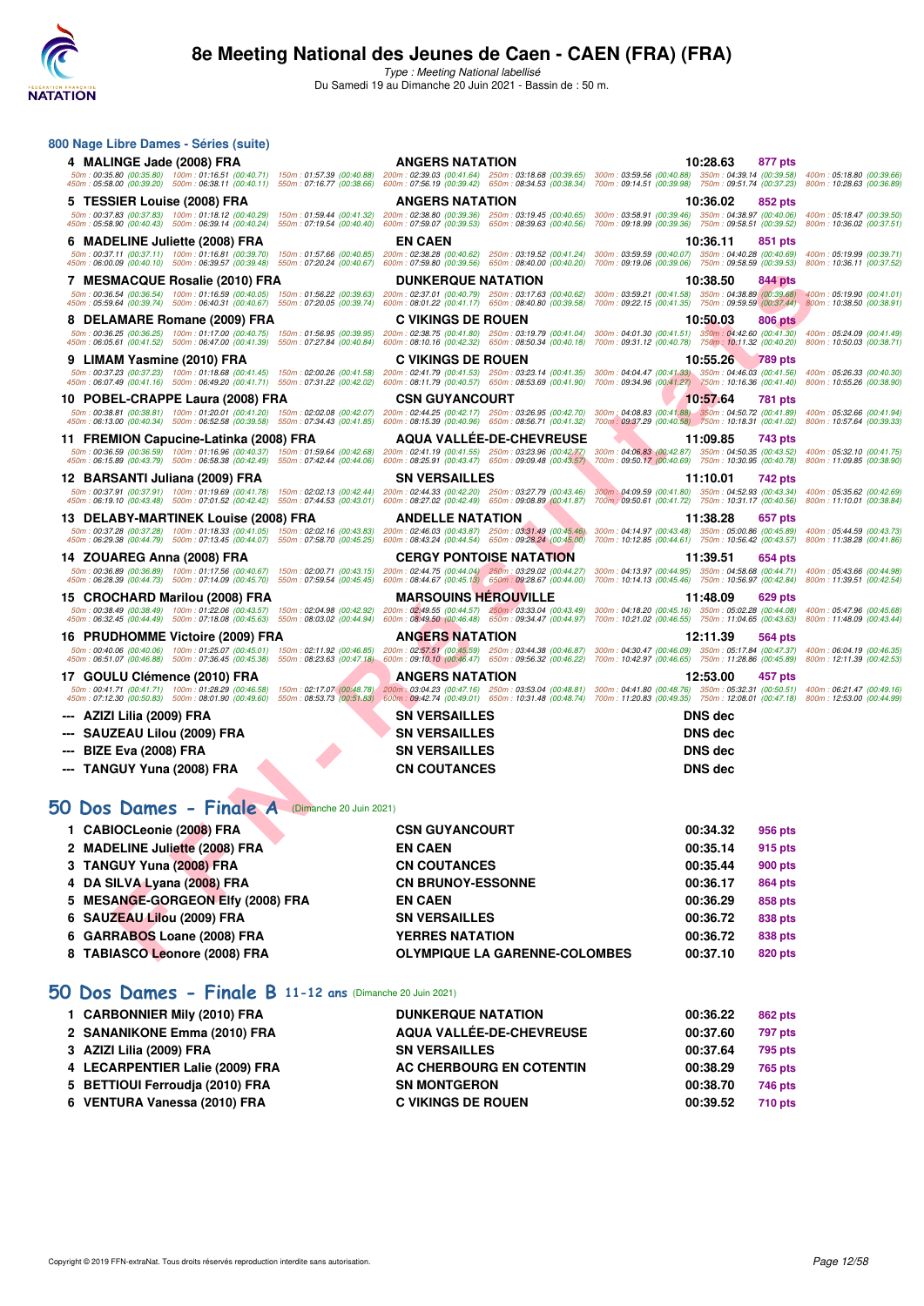# 8e Meeting National des Jeunes de Caen - CAEN (FRA) (FRA)

*Type : Meeting National labellisé*

Du Samedi 19 au Dimanche 20 Juin 2021 - Bassin de : 50 m.

## 800 Nage Libre Dames - Séries (suite)

| Rang | Nom | Club | Temps | Points |
|---|---|---|---|---|
| 4 | MALINGE Jade (2008) FRA | ANGERS NATATION | 10:28.63 | 877 pts |
| | 50m : 00:35.80 (00:35.80) 100m : 01:16.51 (00:40.71) 150m : 01:57.39 (00:40.88) 200m : 02:39.03 (00:41.64) 250m : 03:18.68 (00:39.65) 300m : 03:59.56 (00:40.88) 350m : 04:39.14 (00:39.58) 400m : 05:18.80 (00:39.66) 450m : 05:58.00 (00:39.20) 500m : 06:38.11 (00:40.11) 550m : 07:16.77 (00:38.66) 600m : 07:56.19 (00:39.42) 650m : 08:34.53 (00:38.34) 700m : 09:14.51 (00:39.98) 750m : 09:51.74 (00:37.23) 800m : 10:28.63 (00:36.89) | | | |
| 5 | TESSIER Louise (2008) FRA | ANGERS NATATION | 10:36.02 | 852 pts |
| | 50m : 00:37.83 (00:37.83) 100m : 01:18.12 (00:40.29) 150m : 01:59.44 (00:41.32) 200m : 02:38.80 (00:39.36) 250m : 03:19.45 (00:40.65) 300m : 03:58.91 (00:39.46) 350m : 04:38.97 (00:40.06) 400m : 05:18.47 (00:39.50) 450m : 05:58.90 (00:40.43) 500m : 06:39.14 (00:40.24) 550m : 07:19.54 (00:40.40) 600m : 07:59.07 (00:39.53) 650m : 08:39.63 (00:40.56) 700m : 09:18.99 (00:39.36) 750m : 09:58.51 (00:39.52) 800m : 10:36.02 (00:37.51) | | | |
| 6 | MADELINE Juliette (2008) FRA | EN CAEN | 10:36.11 | 851 pts |
| | 50m : 00:37.11 (00:37.11) 100m : 01:16.81 (00:39.70) 150m : 01:57.66 (00:40.85) 200m : 02:38.28 (00:40.62) 250m : 03:19.52 (00:41.24) 300m : 03:59.59 (00:40.07) 350m : 04:40.28 (00:40.69) 400m : 05:19.99 (00:39.71) 450m : 06:00.09 (00:40.10) 500m : 06:39.57 (00:39.48) 550m : 07:20.24 (00:40.67) 600m : 07:59.80 (00:39.56) 650m : 08:40.00 (00:40.20) 700m : 09:19.06 (00:39.06) 750m : 09:58.59 (00:39.53) 800m : 10:36.11 (00:37.52) | | | |
| 7 | MESMACQUE Rosalie (2010) FRA | DUNKERQUE NATATION | 10:38.50 | 844 pts |
| | 50m : 00:36.54 (00:36.54) 100m : 01:16.59 (00:40.05) 150m : 01:56.22 (00:39.63) 200m : 02:37.01 (00:40.79) 250m : 03:17.63 (00:40.62) 300m : 03:59.21 (00:41.58) 350m : 04:38.89 (00:39.68) 400m : 05:19.90 (00:41.01) 450m : 05:59.64 (00:39.74) 500m : 06:40.31 (00:40.67) 550m : 07:20.05 (00:39.74) 600m : 08:01.22 (00:41.17) 650m : 08:40.80 (00:39.58) 700m : 09:22.15 (00:41.35) 750m : 09:59.59 (00:37.44) 800m : 10:38.50 (00:38.91) | | | |
| 8 | DELAMARE Romane (2009) FRA | C VIKINGS DE ROUEN | 10:50.03 | 806 pts |
| | 50m : 00:36.25 (00:36.25) 100m : 01:17.00 (00:40.75) 150m : 01:56.95 (00:39.95) 200m : 02:38.75 (00:41.80) 250m : 03:19.79 (00:41.04) 300m : 04:01.30 (00:41.51) 350m : 04:42.60 (00:41.30) 400m : 05:24.09 (00:41.49) 450m : 06:05.61 (00:41.52) 500m : 06:47.00 (00:41.39) 550m : 07:27.84 (00:40.84) 600m : 08:10.16 (00:42.32) 650m : 08:50.34 (00:40.18) 700m : 09:31.12 (00:40.78) 750m : 10:11.32 (00:40.20) 800m : 10:50.03 (00:38.71) | | | |
| 9 | LIMAM Yasmine (2010) FRA | C VIKINGS DE ROUEN | 10:55.26 | 789 pts |
| | 50m : 00:37.23 (00:37.23) 100m : 01:18.68 (00:41.45) 150m : 02:00.26 (00:41.58) 200m : 02:41.79 (00:41.53) 250m : 03:23.14 (00:41.35) 300m : 04:04.47 (00:41.33) 350m : 04:46.03 (00:41.56) 400m : 05:26.33 (00:40.30) 450m : 06:07.49 (00:41.16) 500m : 06:49.20 (00:41.71) 550m : 07:31.22 (00:42.02) 600m : 08:11.79 (00:40.57) 650m : 08:53.69 (00:41.90) 700m : 09:34.96 (00:41.27) 750m : 10:16.36 (00:41.40) 800m : 10:55.26 (00:38.90) | | | |
| 10 | POBEL-CRAPPE Laura (2008) FRA | CSN GUYANCOURT | 10:57.64 | 781 pts |
| | 50m : 00:38.81 (00:38.81) 100m : 01:20.01 (00:41.20) 150m : 02:02.08 (00:42.07) 200m : 02:44.25 (00:42.17) 250m : 03:26.95 (00:42.70) 300m : 04:08.83 (00:41.88) 350m : 04:50.72 (00:41.89) 400m : 05:32.66 (00:41.94) 450m : 06:13.00 (00:40.34) 500m : 06:52.58 (00:39.58) 550m : 07:34.43 (00:41.85) 600m : 08:15.39 (00:40.96) 650m : 08:56.71 (00:41.32) 700m : 09:37.29 (00:40.58) 750m : 10:18.31 (00:41.02) 800m : 10:57.64 (00:39.33) | | | |
| 11 | FREMION Capucine-Latinka (2008) FRA | AQUA VALLÉE-DE-CHEVREUSE | 11:09.85 | 743 pts |
| | 50m : 00:36.59 (00:36.59) 100m : 01:16.96 (00:40.37) 150m : 01:59.64 (00:42.68) 200m : 02:41.19 (00:41.55) 250m : 03:23.96 (00:42.77) 300m : 04:06.83 (00:42.87) 350m : 04:50.35 (00:43.52) 400m : 05:32.10 (00:41.75) 450m : 06:15.89 (00:43.79) 500m : 06:58.38 (00:42.49) 550m : 07:42.44 (00:44.06) 600m : 08:25.91 (00:43.47) 650m : 09:09.48 (00:43.57) 700m : 09:50.17 (00:40.69) 750m : 10:30.95 (00:40.78) 800m : 11:09.85 (00:38.90) | | | |
| 12 | BARSANTI Juliana (2009) FRA | SN VERSAILLES | 11:10.01 | 742 pts |
| | 50m : 00:37.91 (00:37.91) 100m : 01:19.69 (00:41.78) 150m : 02:02.13 (00:42.44) 200m : 02:44.33 (00:42.20) 250m : 03:27.79 (00:43.46) 300m : 04:09.59 (00:41.80) 350m : 04:52.93 (00:43.34) 400m : 05:35.62 (00:42.69) 450m : 06:19.10 (00:43.48) 500m : 07:01.52 (00:42.42) 550m : 07:44.53 (00:43.01) 600m : 08:27.02 (00:42.49) 650m : 09:08.89 (00:41.87) 700m : 09:50.61 (00:41.72) 750m : 10:31.17 (00:40.56) 800m : 11:10.01 (00:38.84) | | | |
| 13 | DELABY-MARTINEK Louise (2008) FRA | ANDELLE NATATION | 11:38.28 | 657 pts |
| | 50m : 00:37.28 (00:37.28) 100m : 01:18.33 (00:41.05) 150m : 02:02.16 (00:43.83) 200m : 02:46.03 (00:43.87) 250m : 03:31.49 (00:45.46) 300m : 04:14.97 (00:43.48) 350m : 05:00.86 (00:45.89) 400m : 05:44.59 (00:43.73) 450m : 06:29.38 (00:44.79) 500m : 07:13.45 (00:44.07) 550m : 07:58.70 (00:45.25) 600m : 08:43.24 (00:44.54) 650m : 09:28.24 (00:45.00) 700m : 10:12.85 (00:44.61) 750m : 10:56.42 (00:43.57) 800m : 11:38.28 (00:41.86) | | | |
| 14 | ZOUAREG Anna (2008) FRA | CERGY PONTOISE NATATION | 11:39.51 | 654 pts |
| | 50m : 00:36.89 (00:36.89) 100m : 01:17.56 (00:40.67) 150m : 02:00.71 (00:43.15) 200m : 02:44.75 (00:44.04) 250m : 03:29.02 (00:44.27) 300m : 04:13.97 (00:44.95) 350m : 04:58.68 (00:44.71) 400m : 05:43.66 (00:44.98) 450m : 06:28.39 (00:44.73) 500m : 07:14.09 (00:45.70) 550m : 07:59.54 (00:45.45) 600m : 08:44.67 (00:45.13) 650m : 09:28.67 (00:44.00) 700m : 10:14.13 (00:45.46) 750m : 10:56.97 (00:42.84) 800m : 11:39.51 (00:42.54) | | | |
| 15 | CROCHARD Marilou (2008) FRA | MARSOUINS HÉROUVILLE | 11:48.09 | 629 pts |
| | 50m : 00:38.49 (00:38.49) 100m : 01:22.06 (00:43.57) 150m : 02:04.98 (00:42.92) 200m : 02:49.55 (00:44.57) 250m : 03:33.04 (00:43.49) 300m : 04:18.20 (00:45.16) 350m : 05:02.28 (00:44.08) 400m : 05:47.96 (00:45.68) 450m : 06:32.45 (00:44.49) 500m : 07:18.08 (00:45.63) 550m : 08:03.02 (00:44.94) 600m : 08:49.50 (00:46.48) 650m : 09:34.47 (00:44.97) 700m : 10:21.02 (00:46.55) 750m : 11:04.65 (00:43.63) 800m : 11:48.09 (00:43.44) | | | |
| 16 | PRUDHOMME Victoire (2009) FRA | ANGERS NATATION | 12:11.39 | 564 pts |
| | 50m : 00:40.06 (00:40.06) 100m : 01:25.07 (00:45.01) 150m : 02:11.92 (00:46.85) 200m : 02:57.51 (00:45.59) 250m : 03:44.38 (00:46.87) 300m : 04:30.47 (00:46.09) 350m : 05:17.84 (00:47.37) 400m : 06:04.19 (00:46.35) 450m : 06:51.07 (00:46.88) 500m : 07:36.45 (00:45.38) 550m : 08:23.63 (00:47.18) 600m : 09:10.10 (00:46.47) 650m : 09:56.32 (00:46.22) 700m : 10:42.97 (00:46.65) 750m : 11:28.86 (00:45.89) 800m : 12:11.39 (00:42.53) | | | |
| 17 | GOULU Clémence (2010) FRA | ANGERS NATATION | 12:53.00 | 457 pts |
| | 50m : 00:41.71 (00:41.71) 100m : 01:28.29 (00:46.58) 150m : 02:17.07 (00:48.78) 200m : 03:04.23 (00:47.16) 250m : 03:53.04 (00:48.81) 300m : 04:41.80 (00:48.76) 350m : 05:32.31 (00:50.51) 400m : 06:21.47 (00:49.16) 450m : 07:12.30 (00:50.83) 500m : 08:01.90 (00:49.60) 550m : 08:53.73 (00:51.83) 600m : 09:42.74 (00:49.01) 650m : 10:31.48 (00:48.74) 700m : 11:20.83 (00:49.35) 750m : 12:08.01 (00:47.18) 800m : 12:53.00 (00:44.99) | | | |
| --- | AZIZI Lilia (2009) FRA | SN VERSAILLES | DNS dec | |
| --- | SAUZEAU Lilou (2009) FRA | SN VERSAILLES | DNS dec | |
| --- | BIZE Eva (2008) FRA | SN VERSAILLES | DNS dec | |
| --- | TANGUY Yuna (2008) FRA | CN COUTANCES | DNS dec | |

## 50 Dos Dames - Finale A (Dimanche 20 Juin 2021)

| Rang | Nom | Club | Temps | Points |
|---|---|---|---|---|
| 1 | CABIOCLeonie (2008) FRA | CSN GUYANCOURT | 00:34.32 | 956 pts |
| 2 | MADELINE Juliette (2008) FRA | EN CAEN | 00:35.14 | 915 pts |
| 3 | TANGUY Yuna (2008) FRA | CN COUTANCES | 00:35.44 | 900 pts |
| 4 | DA SILVA Lyana (2008) FRA | CN BRUNOY-ESSONNE | 00:36.17 | 864 pts |
| 5 | MESANGE-GORGEON Elfy (2008) FRA | EN CAEN | 00:36.29 | 858 pts |
| 6 | SAUZEAU Lilou (2009) FRA | SN VERSAILLES | 00:36.72 | 838 pts |
| 6 | GARRABOS Loane (2008) FRA | YERRES NATATION | 00:36.72 | 838 pts |
| 8 | TABIASCO Leonore (2008) FRA | OLYMPIQUE LA GARENNE-COLOMBES | 00:37.10 | 820 pts |

## 50 Dos Dames - Finale B 11-12 ans (Dimanche 20 Juin 2021)

| Rang | Nom | Club | Temps | Points |
|---|---|---|---|---|
| 1 | CARBONNIER Mily (2010) FRA | DUNKERQUE NATATION | 00:36.22 | 862 pts |
| 2 | SANANIKONE Emma (2010) FRA | AQUA VALLÉE-DE-CHEVREUSE | 00:37.60 | 797 pts |
| 3 | AZIZI Lilia (2009) FRA | SN VERSAILLES | 00:37.64 | 795 pts |
| 4 | LECARPENTIER Lalie (2009) FRA | AC CHERBOURG EN COTENTIN | 00:38.29 | 765 pts |
| 5 | BETTIOUI Ferroudja (2010) FRA | SN MONTGERON | 00:38.70 | 746 pts |
| 6 | VENTURA Vanessa (2010) FRA | C VIKINGS DE ROUEN | 00:39.52 | 710 pts |

Copyright © 2019 FFN-extraNat. Tous droits réservés reproduction interdite sans autorisation.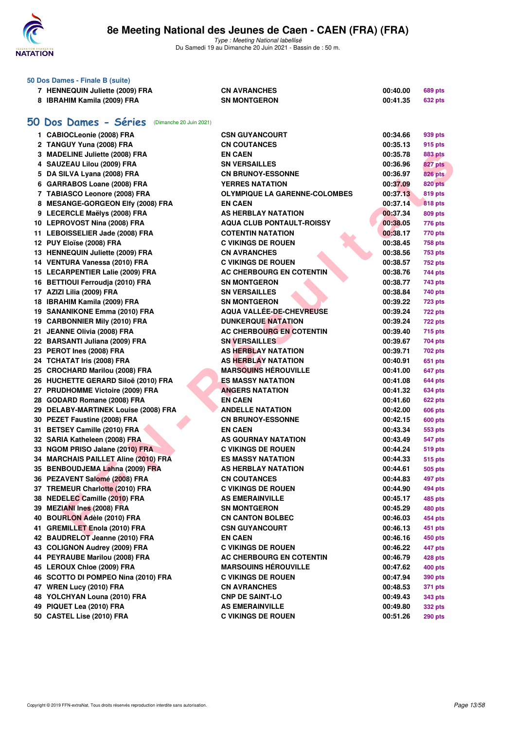### 50 Dos Dames - Finale B (suite)

| | | | | |
|---|---|---|---|---|
| 7 | HENNEQUIN Juliette (2009) FRA | CN AVRANCHES | 00:40.00 | 689 pts |
| 8 | IBRAHIM Kamila (2009) FRA | SN MONTGERON | 00:41.35 | 632 pts |

## 50 Dos Dames - Séries (Dimanche 20 Juin 2021)

| | | | | |
|---|---|---|---|---|
| 1 | CABIOCLeonie (2008) FRA | CSN GUYANCOURT | 00:34.66 | 939 pts |
| 2 | TANGUY Yuna (2008) FRA | CN COUTANCES | 00:35.13 | 915 pts |
| 3 | MADELINE Juliette (2008) FRA | EN CAEN | 00:35.78 | 883 pts |
| 4 | SAUZEAU Lilou (2009) FRA | SN VERSAILLES | 00:36.96 | 827 pts |
| 5 | DA SILVA Lyana (2008) FRA | CN BRUNOY-ESSONNE | 00:36.97 | 826 pts |
| 6 | GARRABOS Loane (2008) FRA | YERRES NATATION | 00:37.09 | 820 pts |
| 7 | TABIASCO Leonore (2008) FRA | OLYMPIQUE LA GARENNE-COLOMBES | 00:37.13 | 819 pts |
| 8 | MESANGE-GORGEON Elfy (2008) FRA | EN CAEN | 00:37.14 | 818 pts |
| 9 | LECERCLE Maëlys (2008) FRA | AS HERBLAY NATATION | 00:37.34 | 809 pts |
| 10 | LEPROVOST Nina (2008) FRA | AQUA CLUB PONTAULT-ROISSY | 00:38.05 | 776 pts |
| 11 | LEBOISSELIER Jade (2008) FRA | COTENTIN NATATION | 00:38.17 | 770 pts |
| 12 | PUY Eloïse (2008) FRA | C VIKINGS DE ROUEN | 00:38.45 | 758 pts |
| 13 | HENNEQUIN Juliette (2009) FRA | CN AVRANCHES | 00:38.56 | 753 pts |
| 14 | VENTURA Vanessa (2010) FRA | C VIKINGS DE ROUEN | 00:38.57 | 752 pts |
| 15 | LECARPENTIER Lalie (2009) FRA | AC CHERBOURG EN COTENTIN | 00:38.76 | 744 pts |
| 16 | BETTIOUI Ferroudja (2010) FRA | SN MONTGERON | 00:38.77 | 743 pts |
| 17 | AZIZI Lilia (2009) FRA | SN VERSAILLES | 00:38.84 | 740 pts |
| 18 | IBRAHIM Kamila (2009) FRA | SN MONTGERON | 00:39.22 | 723 pts |
| 19 | SANANIKONE Emma (2010) FRA | AQUA VALLÉE-DE-CHEVREUSE | 00:39.24 | 722 pts |
| 19 | CARBONNIER Mily (2010) FRA | DUNKERQUE NATATION | 00:39.24 | 722 pts |
| 21 | JEANNE Olivia (2008) FRA | AC CHERBOURG EN COTENTIN | 00:39.40 | 715 pts |
| 22 | BARSANTI Juliana (2009) FRA | SN VERSAILLES | 00:39.67 | 704 pts |
| 23 | PEROT Ines (2008) FRA | AS HERBLAY NATATION | 00:39.71 | 702 pts |
| 24 | TCHATAT Iris (2008) FRA | AS HERBLAY NATATION | 00:40.91 | 651 pts |
| 25 | CROCHARD Marilou (2008) FRA | MARSOUINS HÉROUVILLE | 00:41.00 | 647 pts |
| 26 | HUCHETTE GERARD Siloë (2010) FRA | ES MASSY NATATION | 00:41.08 | 644 pts |
| 27 | PRUDHOMME Victoire (2009) FRA | ANGERS NATATION | 00:41.32 | 634 pts |
| 28 | GODARD Romane (2008) FRA | EN CAEN | 00:41.60 | 622 pts |
| 29 | DELABY-MARTINEK Louise (2008) FRA | ANDELLE NATATION | 00:42.00 | 606 pts |
| 30 | PEZET Faustine (2008) FRA | CN BRUNOY-ESSONNE | 00:42.15 | 600 pts |
| 31 | BETSEY Camille (2010) FRA | EN CAEN | 00:43.34 | 553 pts |
| 32 | SARIA Katheleen (2008) FRA | AS GOURNAY NATATION | 00:43.49 | 547 pts |
| 33 | NGOM PRISO Jalane (2010) FRA | C VIKINGS DE ROUEN | 00:44.24 | 519 pts |
| 34 | MARCHAIS PAILLET Aline (2010) FRA | ES MASSY NATATION | 00:44.33 | 515 pts |
| 35 | BENBOUDJEMA Lahna (2009) FRA | AS HERBLAY NATATION | 00:44.61 | 505 pts |
| 36 | PEZAVENT Salomé (2008) FRA | CN COUTANCES | 00:44.83 | 497 pts |
| 37 | TREMEUR Charlotte (2010) FRA | C VIKINGS DE ROUEN | 00:44.90 | 494 pts |
| 38 | NEDELEC Camille (2010) FRA | AS EMERAINVILLE | 00:45.17 | 485 pts |
| 39 | MEZIANI Ines (2008) FRA | SN MONTGERON | 00:45.29 | 480 pts |
| 40 | BOURLON Adèle (2010) FRA | CN CANTON BOLBEC | 00:46.03 | 454 pts |
| 41 | GREMILLET Enola (2010) FRA | CSN GUYANCOURT | 00:46.13 | 451 pts |
| 42 | BAUDRELOT Jeanne (2010) FRA | EN CAEN | 00:46.16 | 450 pts |
| 43 | COLIGNON Audrey (2009) FRA | C VIKINGS DE ROUEN | 00:46.22 | 447 pts |
| 44 | PEYRAUBE Marilou (2008) FRA | AC CHERBOURG EN COTENTIN | 00:46.79 | 428 pts |
| 45 | LEROUX Chloe (2009) FRA | MARSOUINS HÉROUVILLE | 00:47.62 | 400 pts |
| 46 | SCOTTO DI POMPEO Nina (2010) FRA | C VIKINGS DE ROUEN | 00:47.94 | 390 pts |
| 47 | WREN Lucy (2010) FRA | CN AVRANCHES | 00:48.53 | 371 pts |
| 48 | YOLCHYAN Louna (2010) FRA | CNP DE SAINT-LO | 00:49.43 | 343 pts |
| 49 | PIQUET Lea (2010) FRA | AS EMERAINVILLE | 00:49.80 | 332 pts |
| 50 | CASTEL Lise (2010) FRA | C VIKINGS DE ROUEN | 00:51.26 | 290 pts |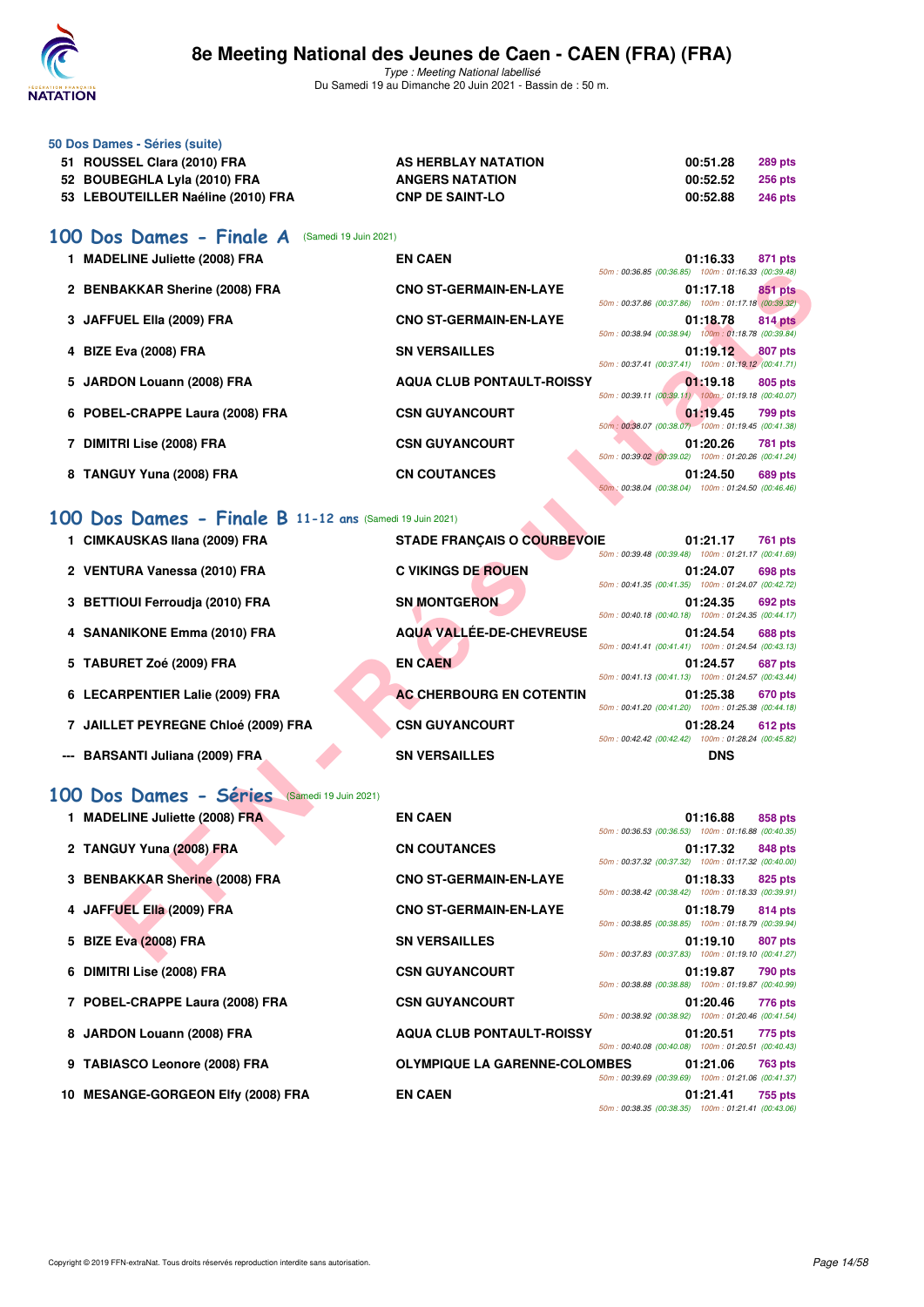### 50 Dos Dames - Séries (suite)

| Rang | Nom | Club | Temps | Points |
|---|---|---|---|---|
| 51 | ROUSSEL Clara (2010) FRA | AS HERBLAY NATATION | 00:51.28 | 289 pts |
| 52 | BOUBEGHLA Lyla (2010) FRA | ANGERS NATATION | 00:52.52 | 256 pts |
| 53 | LEBOUTEILLER Naéline (2010) FRA | CNP DE SAINT-LO | 00:52.88 | 246 pts |

## 100 Dos Dames - Finale A (Samedi 19 Juin 2021)

| Rang | Nom | Club | Temps | Points | Splits |
|---|---|---|---|---|---|
| 1 | MADELINE Juliette (2008) FRA | EN CAEN | 01:16.33 | 871 pts | 50m : 00:36.85 (00:36.85) 100m : 01:16.33 (00:39.48) |
| 2 | BENBAKKAR Sherine (2008) FRA | CNO ST-GERMAIN-EN-LAYE | 01:17.18 | 851 pts | 50m : 00:37.86 (00:37.86) 100m : 01:17.18 (00:39.32) |
| 3 | JAFFUEL Ella (2009) FRA | CNO ST-GERMAIN-EN-LAYE | 01:18.78 | 814 pts | 50m : 00:38.94 (00:38.94) 100m : 01:18.78 (00:39.84) |
| 4 | BIZE Eva (2008) FRA | SN VERSAILLES | 01:19.12 | 807 pts | 50m : 00:37.41 (00:37.41) 100m : 01:19.12 (00:41.71) |
| 5 | JARDON Louann (2008) FRA | AQUA CLUB PONTAULT-ROISSY | 01:19.18 | 805 pts | 50m : 00:39.11 (00:39.11) 100m : 01:19.18 (00:40.07) |
| 6 | POBEL-CRAPPE Laura (2008) FRA | CSN GUYANCOURT | 01:19.45 | 799 pts | 50m : 00:38.07 (00:38.07) 100m : 01:19.45 (00:41.38) |
| 7 | DIMITRI Lise (2008) FRA | CSN GUYANCOURT | 01:20.26 | 781 pts | 50m : 00:39.02 (00:39.02) 100m : 01:20.26 (00:41.24) |
| 8 | TANGUY Yuna (2008) FRA | CN COUTANCES | 01:24.50 | 689 pts | 50m : 00:38.04 (00:38.04) 100m : 01:24.50 (00:46.46) |

## 100 Dos Dames - Finale B 11-12 ans (Samedi 19 Juin 2021)

| Rang | Nom | Club | Temps | Points | Splits |
|---|---|---|---|---|---|
| 1 | CIMKAUSKAS Ilana (2009) FRA | STADE FRANÇAIS O COURBEVOIE | 01:21.17 | 761 pts | 50m : 00:39.48 (00:39.48) 100m : 01:21.17 (00:41.69) |
| 2 | VENTURA Vanessa (2010) FRA | C VIKINGS DE ROUEN | 01:24.07 | 698 pts | 50m : 00:41.35 (00:41.35) 100m : 01:24.07 (00:42.72) |
| 3 | BETTIOUI Ferroudja (2010) FRA | SN MONTGERON | 01:24.35 | 692 pts | 50m : 00:40.18 (00:40.18) 100m : 01:24.35 (00:44.17) |
| 4 | SANANIKONE Emma (2010) FRA | AQUA VALLÉE-DE-CHEVREUSE | 01:24.54 | 688 pts | 50m : 00:41.41 (00:41.41) 100m : 01:24.54 (00:43.13) |
| 5 | TABURET Zoé (2009) FRA | EN CAEN | 01:24.57 | 687 pts | 50m : 00:41.13 (00:41.13) 100m : 01:24.57 (00:43.44) |
| 6 | LECARPENTIER Lalie (2009) FRA | AC CHERBOURG EN COTENTIN | 01:25.38 | 670 pts | 50m : 00:41.20 (00:41.20) 100m : 01:25.38 (00:44.18) |
| 7 | JAILLET PEYREGNE Chloé (2009) FRA | CSN GUYANCOURT | 01:28.24 | 612 pts | 50m : 00:42.42 (00:42.42) 100m : 01:28.24 (00:45.82) |
| --- | BARSANTI Juliana (2009) FRA | SN VERSAILLES | DNS | | |

## 100 Dos Dames - Séries (Samedi 19 Juin 2021)

| Rang | Nom | Club | Temps | Points | Splits |
|---|---|---|---|---|---|
| 1 | MADELINE Juliette (2008) FRA | EN CAEN | 01:16.88 | 858 pts | 50m : 00:36.53 (00:36.53) 100m : 01:16.88 (00:40.35) |
| 2 | TANGUY Yuna (2008) FRA | CN COUTANCES | 01:17.32 | 848 pts | 50m : 00:37.32 (00:37.32) 100m : 01:17.32 (00:40.00) |
| 3 | BENBAKKAR Sherine (2008) FRA | CNO ST-GERMAIN-EN-LAYE | 01:18.33 | 825 pts | 50m : 00:38.42 (00:38.42) 100m : 01:18.33 (00:39.91) |
| 4 | JAFFUEL Ella (2009) FRA | CNO ST-GERMAIN-EN-LAYE | 01:18.79 | 814 pts | 50m : 00:38.85 (00:38.85) 100m : 01:18.79 (00:39.94) |
| 5 | BIZE Eva (2008) FRA | SN VERSAILLES | 01:19.10 | 807 pts | 50m : 00:37.83 (00:37.83) 100m : 01:19.10 (00:41.27) |
| 6 | DIMITRI Lise (2008) FRA | CSN GUYANCOURT | 01:19.87 | 790 pts | 50m : 00:38.88 (00:38.88) 100m : 01:19.87 (00:40.99) |
| 7 | POBEL-CRAPPE Laura (2008) FRA | CSN GUYANCOURT | 01:20.46 | 776 pts | 50m : 00:38.92 (00:38.92) 100m : 01:20.46 (00:41.54) |
| 8 | JARDON Louann (2008) FRA | AQUA CLUB PONTAULT-ROISSY | 01:20.51 | 775 pts | 50m : 00:40.08 (00:40.08) 100m : 01:20.51 (00:40.43) |
| 9 | TABIASCO Leonore (2008) FRA | OLYMPIQUE LA GARENNE-COLOMBES | 01:21.06 | 763 pts | 50m : 00:39.69 (00:39.69) 100m : 01:21.06 (00:41.37) |
| 10 | MESANGE-GORGEON Elfy (2008) FRA | EN CAEN | 01:21.41 | 755 pts | 50m : 00:38.35 (00:38.35) 100m : 01:21.41 (00:43.06) |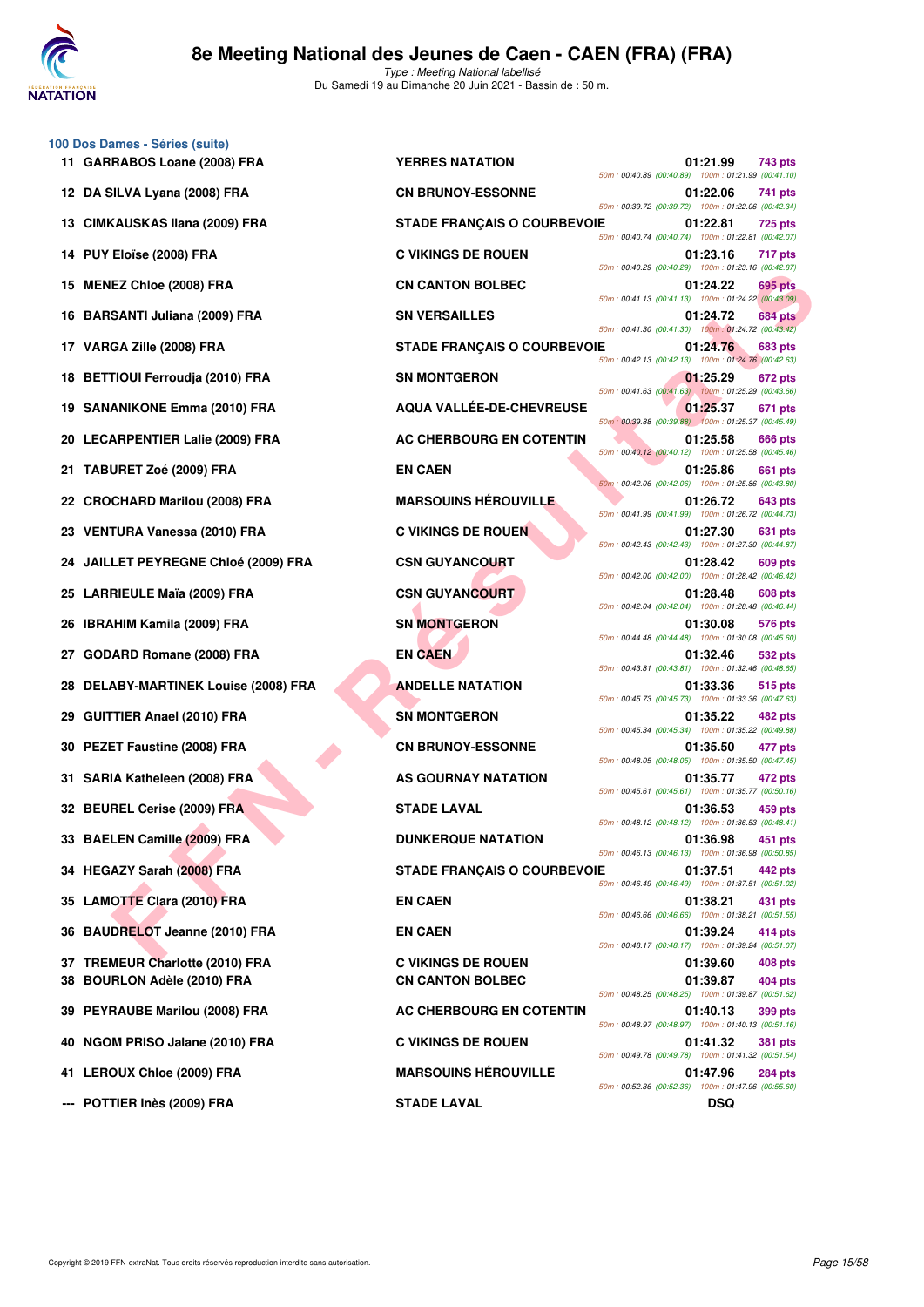# 8e Meeting National des Jeunes de Caen - CAEN (FRA) (FRA)

*Type : Meeting National labellisé*
Du Samedi 19 au Dimanche 20 Juin 2021 - Bassin de : 50 m.

## 100 Dos Dames - Séries (suite)

| Rang | Nom | Club | Temps | Points | Splits |
|---|---|---|---|---|---|
| 11 | GARRABOS Loane (2008) FRA | YERRES NATATION | 01:21.99 | 743 pts | 50m : 00:40.89 (00:40.89) 100m : 01:21.99 (00:41.10) |
| 12 | DA SILVA Lyana (2008) FRA | CN BRUNOY-ESSONNE | 01:22.06 | 741 pts | 50m : 00:39.72 (00:39.72) 100m : 01:22.06 (00:42.34) |
| 13 | CIMKAUSKAS Ilana (2009) FRA | STADE FRANÇAIS O COURBEVOIE | 01:22.81 | 725 pts | 50m : 00:40.74 (00:40.74) 100m : 01:22.81 (00:42.07) |
| 14 | PUY Eloïse (2008) FRA | C VIKINGS DE ROUEN | 01:23.16 | 717 pts | 50m : 00:40.29 (00:40.29) 100m : 01:23.16 (00:42.87) |
| 15 | MENEZ Chloe (2008) FRA | CN CANTON BOLBEC | 01:24.22 | 695 pts | 50m : 00:41.13 (00:41.13) 100m : 01:24.22 (00:43.09) |
| 16 | BARSANTI Juliana (2009) FRA | SN VERSAILLES | 01:24.72 | 684 pts | 50m : 00:41.30 (00:41.30) 100m : 01:24.72 (00:43.42) |
| 17 | VARGA Zille (2008) FRA | STADE FRANÇAIS O COURBEVOIE | 01:24.76 | 683 pts | 50m : 00:42.13 (00:42.13) 100m : 01:24.76 (00:42.63) |
| 18 | BETTIOUI Ferroudja (2010) FRA | SN MONTGERON | 01:25.29 | 672 pts | 50m : 00:41.63 (00:41.63) 100m : 01:25.29 (00:43.66) |
| 19 | SANANIKONE Emma (2010) FRA | AQUA VALLÉE-DE-CHEVREUSE | 01:25.37 | 671 pts | 50m : 00:39.88 (00:39.88) 100m : 01:25.37 (00:45.49) |
| 20 | LECARPENTIER Lalie (2009) FRA | AC CHERBOURG EN COTENTIN | 01:25.58 | 666 pts | 50m : 00:40.12 (00:40.12) 100m : 01:25.58 (00:45.46) |
| 21 | TABURET Zoé (2009) FRA | EN CAEN | 01:25.86 | 661 pts | 50m : 00:42.06 (00:42.06) 100m : 01:25.86 (00:43.80) |
| 22 | CROCHARD Marilou (2008) FRA | MARSOUINS HÉROUVILLE | 01:26.72 | 643 pts | 50m : 00:41.99 (00:41.99) 100m : 01:26.72 (00:44.73) |
| 23 | VENTURA Vanessa (2010) FRA | C VIKINGS DE ROUEN | 01:27.30 | 631 pts | 50m : 00:42.43 (00:42.43) 100m : 01:27.30 (00:44.87) |
| 24 | JAILLET PEYREGNE Chloé (2009) FRA | CSN GUYANCOURT | 01:28.42 | 609 pts | 50m : 00:42.00 (00:42.00) 100m : 01:28.42 (00:46.42) |
| 25 | LARRIEULE Maïa (2009) FRA | CSN GUYANCOURT | 01:28.48 | 608 pts | 50m : 00:42.04 (00:42.04) 100m : 01:28.48 (00:46.44) |
| 26 | IBRAHIM Kamila (2009) FRA | SN MONTGERON | 01:30.08 | 576 pts | 50m : 00:44.48 (00:44.48) 100m : 01:30.08 (00:45.60) |
| 27 | GODARD Romane (2008) FRA | EN CAEN | 01:32.46 | 532 pts | 50m : 00:43.81 (00:43.81) 100m : 01:32.46 (00:48.65) |
| 28 | DELABY-MARTINEK Louise (2008) FRA | ANDELLE NATATION | 01:33.36 | 515 pts | 50m : 00:45.73 (00:45.73) 100m : 01:33.36 (00:47.63) |
| 29 | GUITTIER Anael (2010) FRA | SN MONTGERON | 01:35.22 | 482 pts | 50m : 00:45.34 (00:45.34) 100m : 01:35.22 (00:49.88) |
| 30 | PEZET Faustine (2008) FRA | CN BRUNOY-ESSONNE | 01:35.50 | 477 pts | 50m : 00:48.05 (00:48.05) 100m : 01:35.50 (00:47.45) |
| 31 | SARIA Katheleen (2008) FRA | AS GOURNAY NATATION | 01:35.77 | 472 pts | 50m : 00:45.61 (00:45.61) 100m : 01:35.77 (00:50.16) |
| 32 | BEUREL Cerise (2009) FRA | STADE LAVAL | 01:36.53 | 459 pts | 50m : 00:48.12 (00:48.12) 100m : 01:36.53 (00:48.41) |
| 33 | BAELEN Camille (2009) FRA | DUNKERQUE NATATION | 01:36.98 | 451 pts | 50m : 00:46.13 (00:46.13) 100m : 01:36.98 (00:50.85) |
| 34 | HEGAZY Sarah (2008) FRA | STADE FRANÇAIS O COURBEVOIE | 01:37.51 | 442 pts | 50m : 00:46.49 (00:46.49) 100m : 01:37.51 (00:51.02) |
| 35 | LAMOTTE Clara (2010) FRA | EN CAEN | 01:38.21 | 431 pts | 50m : 00:46.66 (00:46.66) 100m : 01:38.21 (00:51.55) |
| 36 | BAUDRELOT Jeanne (2010) FRA | EN CAEN | 01:39.24 | 414 pts | 50m : 00:48.17 (00:48.17) 100m : 01:39.24 (00:51.07) |
| 37 | TREMEUR Charlotte (2010) FRA | C VIKINGS DE ROUEN | 01:39.60 | 408 pts | |
| 38 | BOURLON Adèle (2010) FRA | CN CANTON BOLBEC | 01:39.87 | 404 pts | 50m : 00:48.25 (00:48.25) 100m : 01:39.87 (00:51.62) |
| 39 | PEYRAUBE Marilou (2008) FRA | AC CHERBOURG EN COTENTIN | 01:40.13 | 399 pts | 50m : 00:48.97 (00:48.97) 100m : 01:40.13 (00:51.16) |
| 40 | NGOM PRISO Jalane (2010) FRA | C VIKINGS DE ROUEN | 01:41.32 | 381 pts | 50m : 00:49.78 (00:49.78) 100m : 01:41.32 (00:51.54) |
| 41 | LEROUX Chloe (2009) FRA | MARSOUINS HÉROUVILLE | 01:47.96 | 284 pts | 50m : 00:52.36 (00:52.36) 100m : 01:47.96 (00:55.60) |
| --- | POTTIER Inès (2009) FRA | STADE LAVAL | DSQ | | |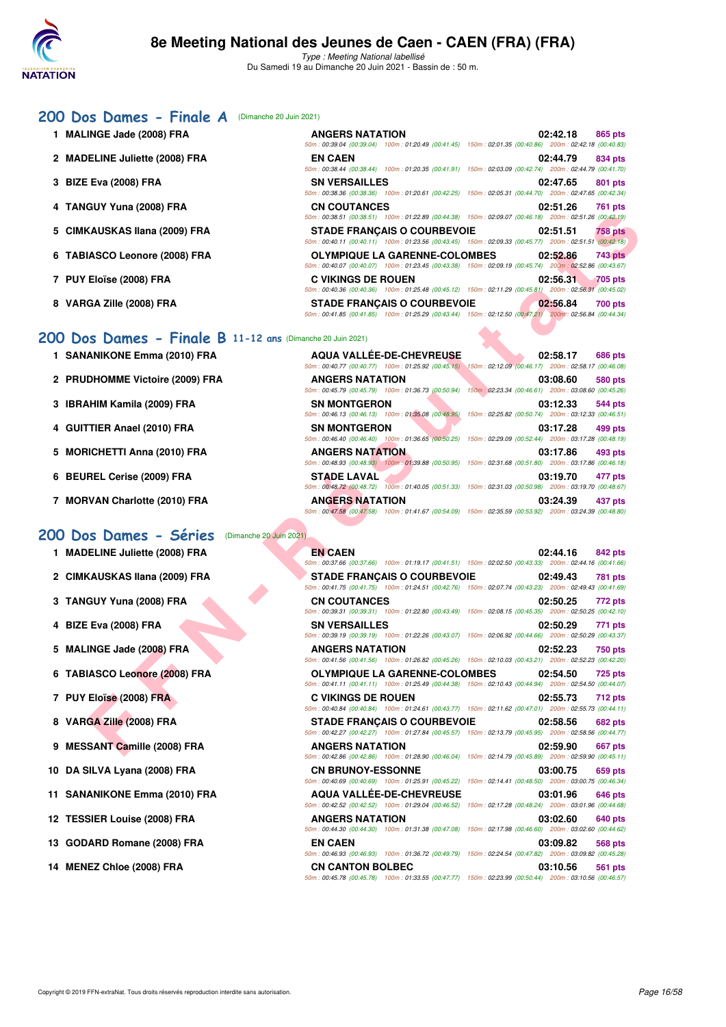# 8e Meeting National des Jeunes de Caen - CAEN (FRA) (FRA)

*Type : Meeting National labellisé*

Du Samedi 19 au Dimanche 20 Juin 2021 - Bassin de : 50 m.

## 200 Dos Dames - Finale A (Dimanche 20 Juin 2021)

| Rang | Nom | Club | Temps | Points |
|---|---|---|---|---|
| 1 | MALINGE Jade (2008) FRA | ANGERS NATATION | 02:42.18 | 865 pts |
| | | 50m : 00:39.04 (00:39.04) 100m : 01:20.49 (00:41.45) 150m : 02:01.35 (00:40.86) 200m : 02:42.18 (00:40.83) | | |
| 2 | MADELINE Juliette (2008) FRA | EN CAEN | 02:44.79 | 834 pts |
| | | 50m : 00:38.44 (00:38.44) 100m : 01:20.35 (00:41.91) 150m : 02:03.09 (00:42.74) 200m : 02:44.79 (00:41.70) | | |
| 3 | BIZE Eva (2008) FRA | SN VERSAILLES | 02:47.65 | 801 pts |
| | | 50m : 00:38.36 (00:38.36) 100m : 01:20.61 (00:42.25) 150m : 02:05.31 (00:44.70) 200m : 02:47.65 (00:42.34) | | |
| 4 | TANGUY Yuna (2008) FRA | CN COUTANCES | 02:51.26 | 761 pts |
| | | 50m : 00:38.51 (00:38.51) 100m : 01:22.89 (00:44.38) 150m : 02:09.07 (00:46.18) 200m : 02:51.26 (00:42.19) | | |
| 5 | CIMKAUSKAS Ilana (2009) FRA | STADE FRANÇAIS O COURBEVOIE | 02:51.51 | 758 pts |
| | | 50m : 00:40.11 (00:40.11) 100m : 01:23.56 (00:43.45) 150m : 02:09.33 (00:45.77) 200m : 02:51.51 (00:42.18) | | |
| 6 | TABIASCO Leonore (2008) FRA | OLYMPIQUE LA GARENNE-COLOMBES | 02:52.86 | 743 pts |
| | | 50m : 00:40.07 (00:40.07) 100m : 01:23.45 (00:43.38) 150m : 02:09.19 (00:45.74) 200m : 02:52.86 (00:43.67) | | |
| 7 | PUY Eloïse (2008) FRA | C VIKINGS DE ROUEN | 02:56.31 | 705 pts |
| | | 50m : 00:40.36 (00:40.36) 100m : 01:25.48 (00:45.12) 150m : 02:11.29 (00:45.81) 200m : 02:56.31 (00:45.02) | | |
| 8 | VARGA Zille (2008) FRA | STADE FRANÇAIS O COURBEVOIE | 02:56.84 | 700 pts |
| | | 50m : 00:41.85 (00:41.85) 100m : 01:25.29 (00:43.44) 150m : 02:12.50 (00:47.21) 200m : 02:56.84 (00:44.34) | | |

## 200 Dos Dames - Finale B 11-12 ans (Dimanche 20 Juin 2021)

| Rang | Nom | Club | Temps | Points |
|---|---|---|---|---|
| 1 | SANANIKONE Emma (2010) FRA | AQUA VALLÉE-DE-CHEVREUSE | 02:58.17 | 686 pts |
| | | 50m : 00:40.77 (00:40.77) 100m : 01:25.92 (00:45.15) 150m : 02:12.09 (00:46.17) 200m : 02:58.17 (00:46.08) | | |
| 2 | PRUDHOMME Victoire (2009) FRA | ANGERS NATATION | 03:08.60 | 580 pts |
| | | 50m : 00:45.79 (00:45.79) 100m : 01:36.73 (00:50.94) 150m : 02:23.34 (00:46.61) 200m : 03:08.60 (00:45.26) | | |
| 3 | IBRAHIM Kamila (2009) FRA | SN MONTGERON | 03:12.33 | 544 pts |
| | | 50m : 00:46.13 (00:46.13) 100m : 01:35.08 (00:48.95) 150m : 02:25.82 (00:50.74) 200m : 03:12.33 (00:46.51) | | |
| 4 | GUITTIER Anael (2010) FRA | SN MONTGERON | 03:17.28 | 499 pts |
| | | 50m : 00:46.40 (00:46.40) 100m : 01:36.65 (00:50.25) 150m : 02:29.09 (00:52.44) 200m : 03:17.28 (00:48.19) | | |
| 5 | MORICHETTI Anna (2010) FRA | ANGERS NATATION | 03:17.86 | 493 pts |
| | | 50m : 00:48.93 (00:48.93) 100m : 01:39.88 (00:50.95) 150m : 02:31.68 (00:51.80) 200m : 03:17.86 (00:46.18) | | |
| 6 | BEUREL Cerise (2009) FRA | STADE LAVAL | 03:19.70 | 477 pts |
| | | 50m : 00:48.72 (00:48.72) 100m : 01:40.05 (00:51.33) 150m : 02:31.03 (00:50.98) 200m : 03:19.70 (00:48.67) | | |
| 7 | MORVAN Charlotte (2010) FRA | ANGERS NATATION | 03:24.39 | 437 pts |
| | | 50m : 00:47.58 (00:47.58) 100m : 01:41.67 (00:54.09) 150m : 02:35.59 (00:53.92) 200m : 03:24.39 (00:48.80) | | |

## 200 Dos Dames - Séries (Dimanche 20 Juin 2021)

| Rang | Nom | Club | Temps | Points |
|---|---|---|---|---|
| 1 | MADELINE Juliette (2008) FRA | EN CAEN | 02:44.16 | 842 pts |
| | | 50m : 00:37.66 (00:37.66) 100m : 01:19.17 (00:41.51) 150m : 02:02.50 (00:43.33) 200m : 02:44.16 (00:41.66) | | |
| 2 | CIMKAUSKAS Ilana (2009) FRA | STADE FRANÇAIS O COURBEVOIE | 02:49.43 | 781 pts |
| | | 50m : 00:41.75 (00:41.75) 100m : 01:24.51 (00:42.76) 150m : 02:07.74 (00:43.23) 200m : 02:49.43 (00:41.69) | | |
| 3 | TANGUY Yuna (2008) FRA | CN COUTANCES | 02:50.25 | 772 pts |
| | | 50m : 00:39.31 (00:39.31) 100m : 01:22.80 (00:43.49) 150m : 02:08.15 (00:45.35) 200m : 02:50.25 (00:42.10) | | |
| 4 | BIZE Eva (2008) FRA | SN VERSAILLES | 02:50.29 | 771 pts |
| | | 50m : 00:39.19 (00:39.19) 100m : 01:22.26 (00:43.07) 150m : 02:06.92 (00:44.66) 200m : 02:50.29 (00:43.37) | | |
| 5 | MALINGE Jade (2008) FRA | ANGERS NATATION | 02:52.23 | 750 pts |
| | | 50m : 00:41.56 (00:41.56) 100m : 01:26.82 (00:45.26) 150m : 02:10.03 (00:43.21) 200m : 02:52.23 (00:42.20) | | |
| 6 | TABIASCO Leonore (2008) FRA | OLYMPIQUE LA GARENNE-COLOMBES | 02:54.50 | 725 pts |
| | | 50m : 00:41.11 (00:41.11) 100m : 01:25.49 (00:44.38) 150m : 02:10.43 (00:44.94) 200m : 02:54.50 (00:44.07) | | |
| 7 | PUY Eloïse (2008) FRA | C VIKINGS DE ROUEN | 02:55.73 | 712 pts |
| | | 50m : 00:40.84 (00:40.84) 100m : 01:24.61 (00:43.77) 150m : 02:11.62 (00:47.01) 200m : 02:55.73 (00:44.11) | | |
| 8 | VARGA Zille (2008) FRA | STADE FRANÇAIS O COURBEVOIE | 02:58.56 | 682 pts |
| | | 50m : 00:42.27 (00:42.27) 100m : 01:27.84 (00:45.57) 150m : 02:13.79 (00:45.95) 200m : 02:58.56 (00:44.77) | | |
| 9 | MESSANT Camille (2008) FRA | ANGERS NATATION | 02:59.90 | 667 pts |
| | | 50m : 00:42.86 (00:42.86) 100m : 01:28.90 (00:46.04) 150m : 02:14.79 (00:45.89) 200m : 02:59.90 (00:45.11) | | |
| 10 | DA SILVA Lyana (2008) FRA | CN BRUNOY-ESSONNE | 03:00.75 | 659 pts |
| | | 50m : 00:40.69 (00:40.69) 100m : 01:25.91 (00:45.22) 150m : 02:14.41 (00:48.50) 200m : 03:00.75 (00:46.34) | | |
| 11 | SANANIKONE Emma (2010) FRA | AQUA VALLÉE-DE-CHEVREUSE | 03:01.96 | 646 pts |
| | | 50m : 00:42.52 (00:42.52) 100m : 01:29.04 (00:46.52) 150m : 02:17.28 (00:48.24) 200m : 03:01.96 (00:44.68) | | |
| 12 | TESSIER Louise (2008) FRA | ANGERS NATATION | 03:02.60 | 640 pts |
| | | 50m : 00:44.30 (00:44.30) 100m : 01:31.38 (00:47.08) 150m : 02:17.98 (00:46.60) 200m : 03:02.60 (00:44.62) | | |
| 13 | GODARD Romane (2008) FRA | EN CAEN | 03:09.82 | 568 pts |
| | | 50m : 00:46.93 (00:46.93) 100m : 01:36.72 (00:49.79) 150m : 02:24.54 (00:47.82) 200m : 03:09.82 (00:45.28) | | |
| 14 | MENEZ Chloe (2008) FRA | CN CANTON BOLBEC | 03:10.56 | 561 pts |
| | | 50m : 00:45.78 (00:45.78) 100m : 01:33.55 (00:47.77) 150m : 02:23.99 (00:50.44) 200m : 03:10.56 (00:46.57) | | |

Copyright © 2019 FFN-extraNat. Tous droits réservés reproduction interdite sans autorisation.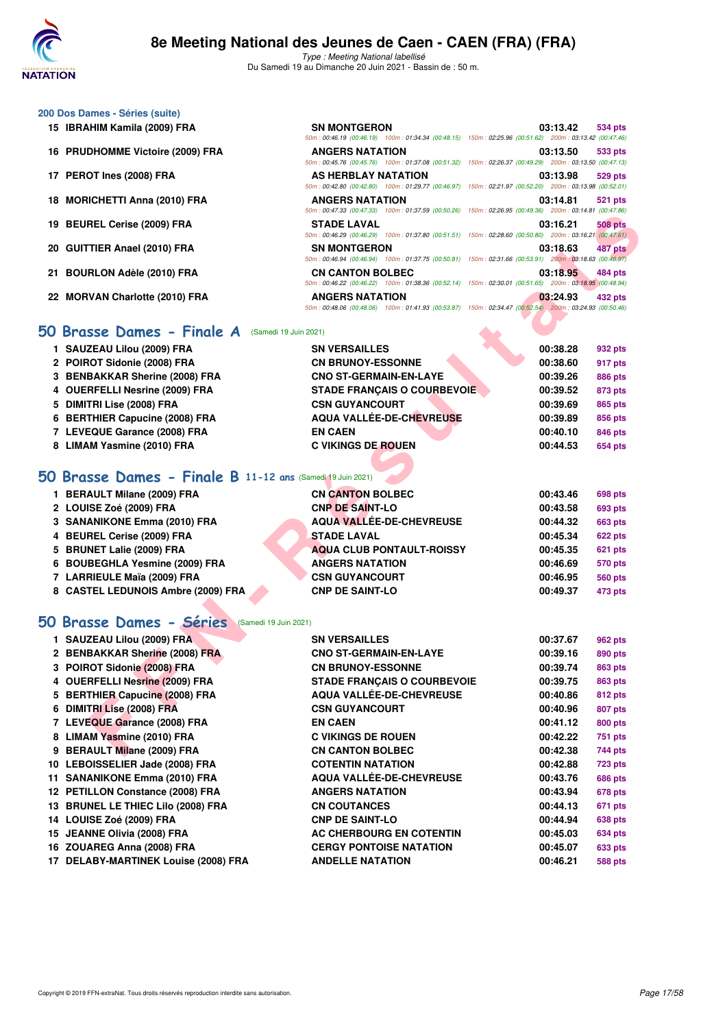## 200 Dos Dames - Séries (suite)

| | Nom | Club | Temps | Points |
|---|---|---|---|---|
| 15 | IBRAHIM Kamila (2009) FRA | SN MONTGERON | 03:13.42 | 534 pts |
| | | 50m : 00:46.19 (00:46.19) 100m : 01:34.34 (00:48.15) 150m : 02:25.96 (00:51.62) 200m : 03:13.42 (00:47.46) | | |
| 16 | PRUDHOMME Victoire (2009) FRA | ANGERS NATATION | 03:13.50 | 533 pts |
| | | 50m : 00:45.76 (00:45.76) 100m : 01:37.08 (00:51.32) 150m : 02:26.37 (00:49.29) 200m : 03:13.50 (00:47.13) | | |
| 17 | PEROT Ines (2008) FRA | AS HERBLAY NATATION | 03:13.98 | 529 pts |
| | | 50m : 00:42.80 (00:42.80) 100m : 01:29.77 (00:46.97) 150m : 02:21.97 (00:52.20) 200m : 03:13.98 (00:52.01) | | |
| 18 | MORICHETTI Anna (2010) FRA | ANGERS NATATION | 03:14.81 | 521 pts |
| | | 50m : 00:47.33 (00:47.33) 100m : 01:37.59 (00:50.26) 150m : 02:26.95 (00:49.36) 200m : 03:14.81 (00:47.86) | | |
| 19 | BEUREL Cerise (2009) FRA | STADE LAVAL | 03:16.21 | 508 pts |
| | | 50m : 00:46.29 (00:46.29) 100m : 01:37.80 (00:51.51) 150m : 02:28.60 (00:50.80) 200m : 03:16.21 (00:47.61) | | |
| 20 | GUITTIER Anael (2010) FRA | SN MONTGERON | 03:18.63 | 487 pts |
| | | 50m : 00:46.94 (00:46.94) 100m : 01:37.75 (00:50.81) 150m : 02:31.66 (00:53.91) 200m : 03:18.63 (00:46.97) | | |
| 21 | BOURLON Adèle (2010) FRA | CN CANTON BOLBEC | 03:18.95 | 484 pts |
| | | 50m : 00:46.22 (00:46.22) 100m : 01:38.36 (00:52.14) 150m : 02:30.01 (00:51.65) 200m : 03:18.95 (00:48.94) | | |
| 22 | MORVAN Charlotte (2010) FRA | ANGERS NATATION | 03:24.93 | 432 pts |
| | | 50m : 00:48.06 (00:48.06) 100m : 01:41.93 (00:53.87) 150m : 02:34.47 (00:52.54) 200m : 03:24.93 (00:50.46) | | |

## 50 Brasse Dames - Finale A (Samedi 19 Juin 2021)

| | Nom | Club | Temps | Points |
|---|---|---|---|---|
| 1 | SAUZEAU Lilou (2009) FRA | SN VERSAILLES | 00:38.28 | 932 pts |
| 2 | POIROT Sidonie (2008) FRA | CN BRUNOY-ESSONNE | 00:38.60 | 917 pts |
| 3 | BENBAKKAR Sherine (2008) FRA | CNO ST-GERMAIN-EN-LAYE | 00:39.26 | 886 pts |
| 4 | OUERFELLI Nesrine (2009) FRA | STADE FRANÇAIS O COURBEVOIE | 00:39.52 | 873 pts |
| 5 | DIMITRI Lise (2008) FRA | CSN GUYANCOURT | 00:39.69 | 865 pts |
| 6 | BERTHIER Capucine (2008) FRA | AQUA VALLÉE-DE-CHEVREUSE | 00:39.89 | 856 pts |
| 7 | LEVEQUE Garance (2008) FRA | EN CAEN | 00:40.10 | 846 pts |
| 8 | LIMAM Yasmine (2010) FRA | C VIKINGS DE ROUEN | 00:44.53 | 654 pts |

## 50 Brasse Dames - Finale B 11-12 ans (Samedi 19 Juin 2021)

| | Nom | Club | Temps | Points |
|---|---|---|---|---|
| 1 | BERAULT Milane (2009) FRA | CN CANTON BOLBEC | 00:43.46 | 698 pts |
| 2 | LOUISE Zoé (2009) FRA | CNP DE SAINT-LO | 00:43.58 | 693 pts |
| 3 | SANANIKONE Emma (2010) FRA | AQUA VALLÉE-DE-CHEVREUSE | 00:44.32 | 663 pts |
| 4 | BEUREL Cerise (2009) FRA | STADE LAVAL | 00:45.34 | 622 pts |
| 5 | BRUNET Lalie (2009) FRA | AQUA CLUB PONTAULT-ROISSY | 00:45.35 | 621 pts |
| 6 | BOUBEGHLA Yesmine (2009) FRA | ANGERS NATATION | 00:46.69 | 570 pts |
| 7 | LARRIEULE Maïa (2009) FRA | CSN GUYANCOURT | 00:46.95 | 560 pts |
| 8 | CASTEL LEDUNOIS Ambre (2009) FRA | CNP DE SAINT-LO | 00:49.37 | 473 pts |

## 50 Brasse Dames - Séries (Samedi 19 Juin 2021)

| | Nom | Club | Temps | Points |
|---|---|---|---|---|
| 1 | SAUZEAU Lilou (2009) FRA | SN VERSAILLES | 00:37.67 | 962 pts |
| 2 | BENBAKKAR Sherine (2008) FRA | CNO ST-GERMAIN-EN-LAYE | 00:39.16 | 890 pts |
| 3 | POIROT Sidonie (2008) FRA | CN BRUNOY-ESSONNE | 00:39.74 | 863 pts |
| 4 | OUERFELLI Nesrine (2009) FRA | STADE FRANÇAIS O COURBEVOIE | 00:39.75 | 863 pts |
| 5 | BERTHIER Capucine (2008) FRA | AQUA VALLÉE-DE-CHEVREUSE | 00:40.86 | 812 pts |
| 6 | DIMITRI Lise (2008) FRA | CSN GUYANCOURT | 00:40.96 | 807 pts |
| 7 | LEVEQUE Garance (2008) FRA | EN CAEN | 00:41.12 | 800 pts |
| 8 | LIMAM Yasmine (2010) FRA | C VIKINGS DE ROUEN | 00:42.22 | 751 pts |
| 9 | BERAULT Milane (2009) FRA | CN CANTON BOLBEC | 00:42.38 | 744 pts |
| 10 | LEBOISSELIER Jade (2008) FRA | COTENTIN NATATION | 00:42.88 | 723 pts |
| 11 | SANANIKONE Emma (2010) FRA | AQUA VALLÉE-DE-CHEVREUSE | 00:43.76 | 686 pts |
| 12 | PETILLON Constance (2008) FRA | ANGERS NATATION | 00:43.94 | 678 pts |
| 13 | BRUNEL LE THIEC Lilo (2008) FRA | CN COUTANCES | 00:44.13 | 671 pts |
| 14 | LOUISE Zoé (2009) FRA | CNP DE SAINT-LO | 00:44.94 | 638 pts |
| 15 | JEANNE Olivia (2008) FRA | AC CHERBOURG EN COTENTIN | 00:45.03 | 634 pts |
| 16 | ZOUAREG Anna (2008) FRA | CERGY PONTOISE NATATION | 00:45.07 | 633 pts |
| 17 | DELABY-MARTINEK Louise (2008) FRA | ANDELLE NATATION | 00:46.21 | 588 pts |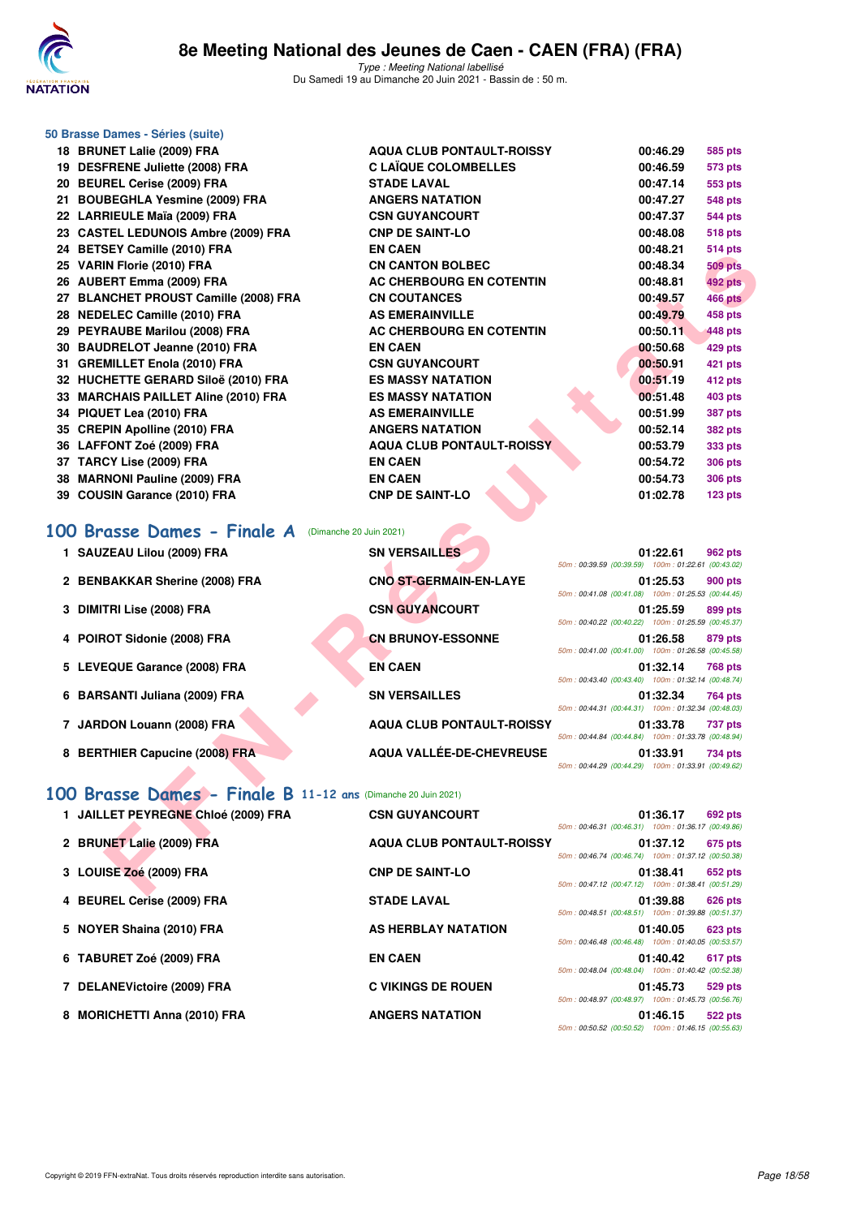### 50 Brasse Dames - Séries (suite)

| Place | Nom | Club | Temps | Points |
|---|---|---|---|---|
| 18 | BRUNET Lalie (2009) FRA | AQUA CLUB PONTAULT-ROISSY | 00:46.29 | 585 pts |
| 19 | DESFRENE Juliette (2008) FRA | C LAÏQUE COLOMBELLES | 00:46.59 | 573 pts |
| 20 | BEUREL Cerise (2009) FRA | STADE LAVAL | 00:47.14 | 553 pts |
| 21 | BOUBEGHLA Yesmine (2009) FRA | ANGERS NATATION | 00:47.27 | 548 pts |
| 22 | LARRIEULE Maïa (2009) FRA | CSN GUYANCOURT | 00:47.37 | 544 pts |
| 23 | CASTEL LEDUNOIS Ambre (2009) FRA | CNP DE SAINT-LO | 00:48.08 | 518 pts |
| 24 | BETSEY Camille (2010) FRA | EN CAEN | 00:48.21 | 514 pts |
| 25 | VARIN Florie (2010) FRA | CN CANTON BOLBEC | 00:48.34 | 509 pts |
| 26 | AUBERT Emma (2009) FRA | AC CHERBOURG EN COTENTIN | 00:48.81 | 492 pts |
| 27 | BLANCHET PROUST Camille (2008) FRA | CN COUTANCES | 00:49.57 | 466 pts |
| 28 | NEDELEC Camille (2010) FRA | AS EMERAINVILLE | 00:49.79 | 458 pts |
| 29 | PEYRAUBE Marilou (2008) FRA | AC CHERBOURG EN COTENTIN | 00:50.11 | 448 pts |
| 30 | BAUDRELOT Jeanne (2010) FRA | EN CAEN | 00:50.68 | 429 pts |
| 31 | GREMILLET Enola (2010) FRA | CSN GUYANCOURT | 00:50.91 | 421 pts |
| 32 | HUCHETTE GERARD Siloë (2010) FRA | ES MASSY NATATION | 00:51.19 | 412 pts |
| 33 | MARCHAIS PAILLET Aline (2010) FRA | ES MASSY NATATION | 00:51.48 | 403 pts |
| 34 | PIQUET Lea (2010) FRA | AS EMERAINVILLE | 00:51.99 | 387 pts |
| 35 | CREPIN Apolline (2010) FRA | ANGERS NATATION | 00:52.14 | 382 pts |
| 36 | LAFFONT Zoé (2009) FRA | AQUA CLUB PONTAULT-ROISSY | 00:53.79 | 333 pts |
| 37 | TARCY Lise (2009) FRA | EN CAEN | 00:54.72 | 306 pts |
| 38 | MARNONI Pauline (2009) FRA | EN CAEN | 00:54.73 | 306 pts |
| 39 | COUSIN Garance (2010) FRA | CNP DE SAINT-LO | 01:02.78 | 123 pts |

## 100 Brasse Dames - Finale A (Dimanche 20 Juin 2021)

| Place | Nom | Club | Temps | Points | Splits |
|---|---|---|---|---|---|
| 1 | SAUZEAU Lilou (2009) FRA | SN VERSAILLES | 01:22.61 | 962 pts | 50m : 00:39.59 (00:39.59) 100m : 01:22.61 (00:43.02) |
| 2 | BENBAKKAR Sherine (2008) FRA | CNO ST-GERMAIN-EN-LAYE | 01:25.53 | 900 pts | 50m : 00:41.08 (00:41.08) 100m : 01:25.53 (00:44.45) |
| 3 | DIMITRI Lise (2008) FRA | CSN GUYANCOURT | 01:25.59 | 899 pts | 50m : 00:40.22 (00:40.22) 100m : 01:25.59 (00:45.37) |
| 4 | POIROT Sidonie (2008) FRA | CN BRUNOY-ESSONNE | 01:26.58 | 879 pts | 50m : 00:41.00 (00:41.00) 100m : 01:26.58 (00:45.58) |
| 5 | LEVEQUE Garance (2008) FRA | EN CAEN | 01:32.14 | 768 pts | 50m : 00:43.40 (00:43.40) 100m : 01:32.14 (00:48.74) |
| 6 | BARSANTI Juliana (2009) FRA | SN VERSAILLES | 01:32.34 | 764 pts | 50m : 00:44.31 (00:44.31) 100m : 01:32.34 (00:48.03) |
| 7 | JARDON Louann (2008) FRA | AQUA CLUB PONTAULT-ROISSY | 01:33.78 | 737 pts | 50m : 00:44.84 (00:44.84) 100m : 01:33.78 (00:48.94) |
| 8 | BERTHIER Capucine (2008) FRA | AQUA VALLÉE-DE-CHEVREUSE | 01:33.91 | 734 pts | 50m : 00:44.29 (00:44.29) 100m : 01:33.91 (00:49.62) |

## 100 Brasse Dames - Finale B 11-12 ans (Dimanche 20 Juin 2021)

| Place | Nom | Club | Temps | Points | Splits |
|---|---|---|---|---|---|
| 1 | JAILLET PEYREGNE Chloé (2009) FRA | CSN GUYANCOURT | 01:36.17 | 692 pts | 50m : 00:46.31 (00:46.31) 100m : 01:36.17 (00:49.86) |
| 2 | BRUNET Lalie (2009) FRA | AQUA CLUB PONTAULT-ROISSY | 01:37.12 | 675 pts | 50m : 00:46.74 (00:46.74) 100m : 01:37.12 (00:50.38) |
| 3 | LOUISE Zoé (2009) FRA | CNP DE SAINT-LO | 01:38.41 | 652 pts | 50m : 00:47.12 (00:47.12) 100m : 01:38.41 (00:51.29) |
| 4 | BEUREL Cerise (2009) FRA | STADE LAVAL | 01:39.88 | 626 pts | 50m : 00:48.51 (00:48.51) 100m : 01:39.88 (00:51.37) |
| 5 | NOYER Shaina (2010) FRA | AS HERBLAY NATATION | 01:40.05 | 623 pts | 50m : 00:46.48 (00:46.48) 100m : 01:40.05 (00:53.57) |
| 6 | TABURET Zoé (2009) FRA | EN CAEN | 01:40.42 | 617 pts | 50m : 00:48.04 (00:48.04) 100m : 01:40.42 (00:52.38) |
| 7 | DELANEVictoire (2009) FRA | C VIKINGS DE ROUEN | 01:45.73 | 529 pts | 50m : 00:48.97 (00:48.97) 100m : 01:45.73 (00:56.76) |
| 8 | MORICHETTI Anna (2010) FRA | ANGERS NATATION | 01:46.15 | 522 pts | 50m : 00:50.52 (00:50.52) 100m : 01:46.15 (00:55.63) |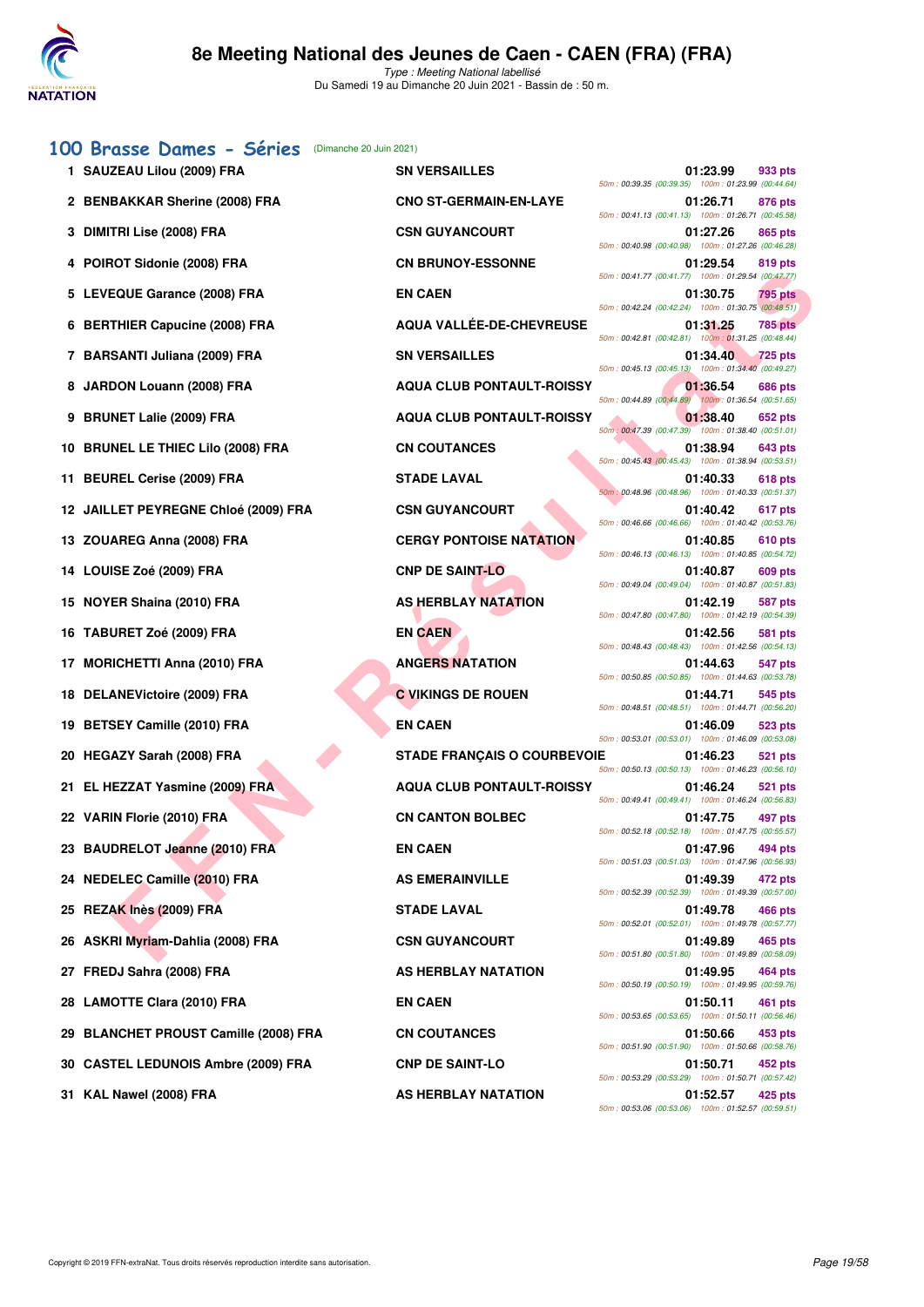# 8e Meeting National des Jeunes de Caen - CAEN (FRA) (FRA)

*Type : Meeting National labellisé*
Du Samedi 19 au Dimanche 20 Juin 2021 - Bassin de : 50 m.

## 100 Brasse Dames - Séries (Dimanche 20 Juin 2021)

| Rang | Nom | Club | Temps | Points | Splits |
|---|---|---|---|---|---|
| 1 | SAUZEAU Lilou (2009) FRA | SN VERSAILLES | 01:23.99 | 933 pts | 50m : 00:39.35 (00:39.35) 100m : 01:23.99 (00:44.64) |
| 2 | BENBAKKAR Sherine (2008) FRA | CNO ST-GERMAIN-EN-LAYE | 01:26.71 | 876 pts | 50m : 00:41.13 (00:41.13) 100m : 01:26.71 (00:45.58) |
| 3 | DIMITRI Lise (2008) FRA | CSN GUYANCOURT | 01:27.26 | 865 pts | 50m : 00:40.98 (00:40.98) 100m : 01:27.26 (00:46.28) |
| 4 | POIROT Sidonie (2008) FRA | CN BRUNOY-ESSONNE | 01:29.54 | 819 pts | 50m : 00:41.77 (00:41.77) 100m : 01:29.54 (00:47.77) |
| 5 | LEVEQUE Garance (2008) FRA | EN CAEN | 01:30.75 | 795 pts | 50m : 00:42.24 (00:42.24) 100m : 01:30.75 (00:48.51) |
| 6 | BERTHIER Capucine (2008) FRA | AQUA VALLÉE-DE-CHEVREUSE | 01:31.25 | 785 pts | 50m : 00:42.81 (00:42.81) 100m : 01:31.25 (00:48.44) |
| 7 | BARSANTI Juliana (2009) FRA | SN VERSAILLES | 01:34.40 | 725 pts | 50m : 00:45.13 (00:45.13) 100m : 01:34.40 (00:49.27) |
| 8 | JARDON Louann (2008) FRA | AQUA CLUB PONTAULT-ROISSY | 01:36.54 | 686 pts | 50m : 00:44.89 (00:44.89) 100m : 01:36.54 (00:51.65) |
| 9 | BRUNET Lalie (2009) FRA | AQUA CLUB PONTAULT-ROISSY | 01:38.40 | 652 pts | 50m : 00:47.39 (00:47.39) 100m : 01:38.40 (00:51.01) |
| 10 | BRUNEL LE THIEC Lilo (2008) FRA | CN COUTANCES | 01:38.94 | 643 pts | 50m : 00:45.43 (00:45.43) 100m : 01:38.94 (00:53.51) |
| 11 | BEUREL Cerise (2009) FRA | STADE LAVAL | 01:40.33 | 618 pts | 50m : 00:48.96 (00:48.96) 100m : 01:40.33 (00:51.37) |
| 12 | JAILLET PEYREGNE Chloé (2009) FRA | CSN GUYANCOURT | 01:40.42 | 617 pts | 50m : 00:46.66 (00:46.66) 100m : 01:40.42 (00:53.76) |
| 13 | ZOUAREG Anna (2008) FRA | CERGY PONTOISE NATATION | 01:40.85 | 610 pts | 50m : 00:46.13 (00:46.13) 100m : 01:40.85 (00:54.72) |
| 14 | LOUISE Zoé (2009) FRA | CNP DE SAINT-LO | 01:40.87 | 609 pts | 50m : 00:49.04 (00:49.04) 100m : 01:40.87 (00:51.83) |
| 15 | NOYER Shaina (2010) FRA | AS HERBLAY NATATION | 01:42.19 | 587 pts | 50m : 00:47.80 (00:47.80) 100m : 01:42.19 (00:54.39) |
| 16 | TABURET Zoé (2009) FRA | EN CAEN | 01:42.56 | 581 pts | 50m : 00:48.43 (00:48.43) 100m : 01:42.56 (00:54.13) |
| 17 | MORICHETTI Anna (2010) FRA | ANGERS NATATION | 01:44.63 | 547 pts | 50m : 00:50.85 (00:50.85) 100m : 01:44.63 (00:53.78) |
| 18 | DELANEVictoire (2009) FRA | C VIKINGS DE ROUEN | 01:44.71 | 545 pts | 50m : 00:48.51 (00:48.51) 100m : 01:44.71 (00:56.20) |
| 19 | BETSEY Camille (2010) FRA | EN CAEN | 01:46.09 | 523 pts | 50m : 00:53.01 (00:53.01) 100m : 01:46.09 (00:53.08) |
| 20 | HEGAZY Sarah (2008) FRA | STADE FRANÇAIS O COURBEVOIE | 01:46.23 | 521 pts | 50m : 00:50.13 (00:50.13) 100m : 01:46.23 (00:56.10) |
| 21 | EL HEZZAT Yasmine (2009) FRA | AQUA CLUB PONTAULT-ROISSY | 01:46.24 | 521 pts | 50m : 00:49.41 (00:49.41) 100m : 01:46.24 (00:56.83) |
| 22 | VARIN Florie (2010) FRA | CN CANTON BOLBEC | 01:47.75 | 497 pts | 50m : 00:52.18 (00:52.18) 100m : 01:47.75 (00:55.57) |
| 23 | BAUDRELOT Jeanne (2010) FRA | EN CAEN | 01:47.96 | 494 pts | 50m : 00:51.03 (00:51.03) 100m : 01:47.96 (00:56.93) |
| 24 | NEDELEC Camille (2010) FRA | AS EMERAINVILLE | 01:49.39 | 472 pts | 50m : 00:52.39 (00:52.39) 100m : 01:49.39 (00:57.00) |
| 25 | REZAK Inès (2009) FRA | STADE LAVAL | 01:49.78 | 466 pts | 50m : 00:52.01 (00:52.01) 100m : 01:49.78 (00:57.77) |
| 26 | ASKRI Myriam-Dahlia (2008) FRA | CSN GUYANCOURT | 01:49.89 | 465 pts | 50m : 00:51.80 (00:51.80) 100m : 01:49.89 (00:58.09) |
| 27 | FREDJ Sahra (2008) FRA | AS HERBLAY NATATION | 01:49.95 | 464 pts | 50m : 00:50.19 (00:50.19) 100m : 01:49.95 (00:59.76) |
| 28 | LAMOTTE Clara (2010) FRA | EN CAEN | 01:50.11 | 461 pts | 50m : 00:53.65 (00:53.65) 100m : 01:50.11 (00:56.46) |
| 29 | BLANCHET PROUST Camille (2008) FRA | CN COUTANCES | 01:50.66 | 453 pts | 50m : 00:51.90 (00:51.90) 100m : 01:50.66 (00:58.76) |
| 30 | CASTEL LEDUNOIS Ambre (2009) FRA | CNP DE SAINT-LO | 01:50.71 | 452 pts | 50m : 00:53.29 (00:53.29) 100m : 01:50.71 (00:57.42) |
| 31 | KAL Nawel (2008) FRA | AS HERBLAY NATATION | 01:52.57 | 425 pts | 50m : 00:53.06 (00:53.06) 100m : 01:52.57 (00:59.51) |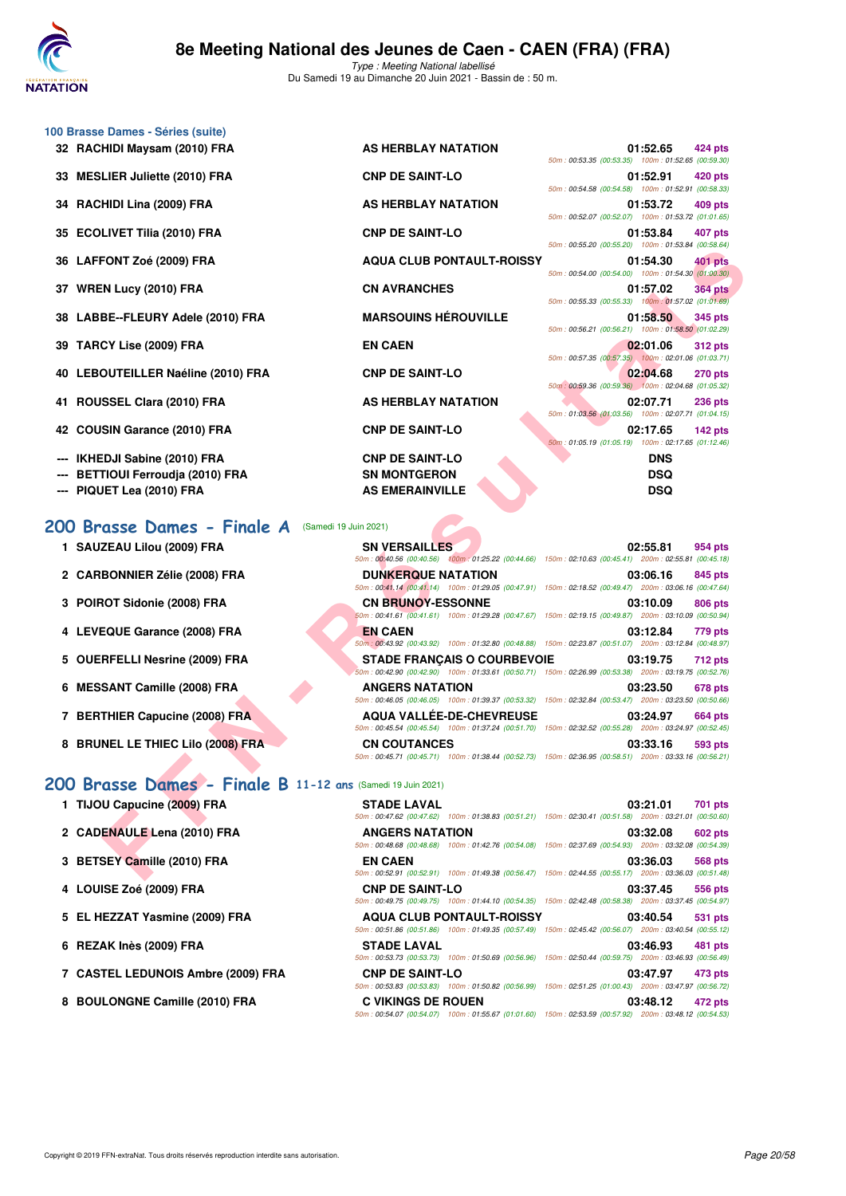### 100 Brasse Dames - Séries (suite)

| Rang | Nom | Club | Temps | Points | Splits |
|---|---|---|---|---|---|
| 32 | RACHIDI Maysam (2010) FRA | AS HERBLAY NATATION | 01:52.65 | 424 pts | 50m : 00:53.35 (00:53.35) 100m : 01:52.65 (00:59.30) |
| 33 | MESLIER Juliette (2010) FRA | CNP DE SAINT-LO | 01:52.91 | 420 pts | 50m : 00:54.58 (00:54.58) 100m : 01:52.91 (00:58.33) |
| 34 | RACHIDI Lina (2009) FRA | AS HERBLAY NATATION | 01:53.72 | 409 pts | 50m : 00:52.07 (00:52.07) 100m : 01:53.72 (01:01.65) |
| 35 | ECOLIVET Tilia (2010) FRA | CNP DE SAINT-LO | 01:53.84 | 407 pts | 50m : 00:55.20 (00:55.20) 100m : 01:53.84 (00:58.64) |
| 36 | LAFFONT Zoé (2009) FRA | AQUA CLUB PONTAULT-ROISSY | 01:54.30 | 401 pts | 50m : 00:54.00 (00:54.00) 100m : 01:54.30 (01:00.30) |
| 37 | WREN Lucy (2010) FRA | CN AVRANCHES | 01:57.02 | 364 pts | 50m : 00:55.33 (00:55.33) 100m : 01:57.02 (01:01.69) |
| 38 | LABBE--FLEURY Adele (2010) FRA | MARSOUINS HÉROUVILLE | 01:58.50 | 345 pts | 50m : 00:56.21 (00:56.21) 100m : 01:58.50 (01:02.29) |
| 39 | TARCY Lise (2009) FRA | EN CAEN | 02:01.06 | 312 pts | 50m : 00:57.35 (00:57.35) 100m : 02:01.06 (01:03.71) |
| 40 | LEBOUTEILLER Naéline (2010) FRA | CNP DE SAINT-LO | 02:04.68 | 270 pts | 50m : 00:59.36 (00:59.36) 100m : 02:04.68 (01:05.32) |
| 41 | ROUSSEL Clara (2010) FRA | AS HERBLAY NATATION | 02:07.71 | 236 pts | 50m : 01:03.56 (01:03.56) 100m : 02:07.71 (01:04.15) |
| 42 | COUSIN Garance (2010) FRA | CNP DE SAINT-LO | 02:17.65 | 142 pts | 50m : 01:05.19 (01:05.19) 100m : 02:17.65 (01:12.46) |
| --- | IKHEDJI Sabine (2010) FRA | CNP DE SAINT-LO | DNS | | |
| --- | BETTIOUI Ferroudja (2010) FRA | SN MONTGERON | DSQ | | |
| --- | PIQUET Lea (2010) FRA | AS EMERAINVILLE | DSQ | | |

## 200 Brasse Dames - Finale A (Samedi 19 Juin 2021)

| Rang | Nom | Club | Temps | Points | Splits |
|---|---|---|---|---|---|
| 1 | SAUZEAU Lilou (2009) FRA | SN VERSAILLES | 02:55.81 | 954 pts | 50m : 00:40.56 (00:40.56) 100m : 01:25.22 (00:44.66) 150m : 02:10.63 (00:45.41) 200m : 02:55.81 (00:45.18) |
| 2 | CARBONNIER Zélie (2008) FRA | DUNKERQUE NATATION | 03:06.16 | 845 pts | 50m : 00:41.14 (00:41.14) 100m : 01:29.05 (00:47.91) 150m : 02:18.52 (00:49.47) 200m : 03:06.16 (00:47.64) |
| 3 | POIROT Sidonie (2008) FRA | CN BRUNOY-ESSONNE | 03:10.09 | 806 pts | 50m : 00:41.61 (00:41.61) 100m : 01:29.28 (00:47.67) 150m : 02:19.15 (00:49.87) 200m : 03:10.09 (00:50.94) |
| 4 | LEVEQUE Garance (2008) FRA | EN CAEN | 03:12.84 | 779 pts | 50m : 00:43.92 (00:43.92) 100m : 01:32.80 (00:48.88) 150m : 02:23.87 (00:51.07) 200m : 03:12.84 (00:48.97) |
| 5 | OUERFELLI Nesrine (2009) FRA | STADE FRANÇAIS O COURBEVOIE | 03:19.75 | 712 pts | 50m : 00:42.90 (00:42.90) 100m : 01:33.61 (00:50.71) 150m : 02:26.99 (00:53.38) 200m : 03:19.75 (00:52.76) |
| 6 | MESSANT Camille (2008) FRA | ANGERS NATATION | 03:23.50 | 678 pts | 50m : 00:46.05 (00:46.05) 100m : 01:39.37 (00:53.32) 150m : 02:32.84 (00:53.47) 200m : 03:23.50 (00:50.66) |
| 7 | BERTHIER Capucine (2008) FRA | AQUA VALLÉE-DE-CHEVREUSE | 03:24.97 | 664 pts | 50m : 00:45.54 (00:45.54) 100m : 01:37.24 (00:51.70) 150m : 02:32.52 (00:55.28) 200m : 03:24.97 (00:52.45) |
| 8 | BRUNEL LE THIEC Lilo (2008) FRA | CN COUTANCES | 03:33.16 | 593 pts | 50m : 00:45.71 (00:45.71) 100m : 01:38.44 (00:52.73) 150m : 02:36.95 (00:58.51) 200m : 03:33.16 (00:56.21) |

## 200 Brasse Dames - Finale B 11-12 ans (Samedi 19 Juin 2021)

| Rang | Nom | Club | Temps | Points | Splits |
|---|---|---|---|---|---|
| 1 | TIJOU Capucine (2009) FRA | STADE LAVAL | 03:21.01 | 701 pts | 50m : 00:47.62 (00:47.62) 100m : 01:38.83 (00:51.21) 150m : 02:30.41 (00:51.58) 200m : 03:21.01 (00:50.60) |
| 2 | CADENAULE Lena (2010) FRA | ANGERS NATATION | 03:32.08 | 602 pts | 50m : 00:48.68 (00:48.68) 100m : 01:42.76 (00:54.08) 150m : 02:37.69 (00:54.93) 200m : 03:32.08 (00:54.39) |
| 3 | BETSEY Camille (2010) FRA | EN CAEN | 03:36.03 | 568 pts | 50m : 00:52.91 (00:52.91) 100m : 01:49.38 (00:56.47) 150m : 02:44.55 (00:55.17) 200m : 03:36.03 (00:51.48) |
| 4 | LOUISE Zoé (2009) FRA | CNP DE SAINT-LO | 03:37.45 | 556 pts | 50m : 00:49.75 (00:49.75) 100m : 01:44.10 (00:54.35) 150m : 02:42.48 (00:58.38) 200m : 03:37.45 (00:54.97) |
| 5 | EL HEZZAT Yasmine (2009) FRA | AQUA CLUB PONTAULT-ROISSY | 03:40.54 | 531 pts | 50m : 00:51.86 (00:51.86) 100m : 01:49.35 (00:57.49) 150m : 02:45.42 (00:56.07) 200m : 03:40.54 (00:55.12) |
| 6 | REZAK Inès (2009) FRA | STADE LAVAL | 03:46.93 | 481 pts | 50m : 00:53.73 (00:53.73) 100m : 01:50.69 (00:56.96) 150m : 02:50.44 (00:59.75) 200m : 03:46.93 (00:56.49) |
| 7 | CASTEL LEDUNOIS Ambre (2009) FRA | CNP DE SAINT-LO | 03:47.97 | 473 pts | 50m : 00:53.83 (00:53.83) 100m : 01:50.82 (00:56.99) 150m : 02:51.25 (01:00.43) 200m : 03:47.97 (00:56.72) |
| 8 | BOULONGNE Camille (2010) FRA | C VIKINGS DE ROUEN | 03:48.12 | 472 pts | 50m : 00:54.07 (00:54.07) 100m : 01:55.67 (01:01.60) 150m : 02:53.59 (00:57.92) 200m : 03:48.12 (00:54.53) |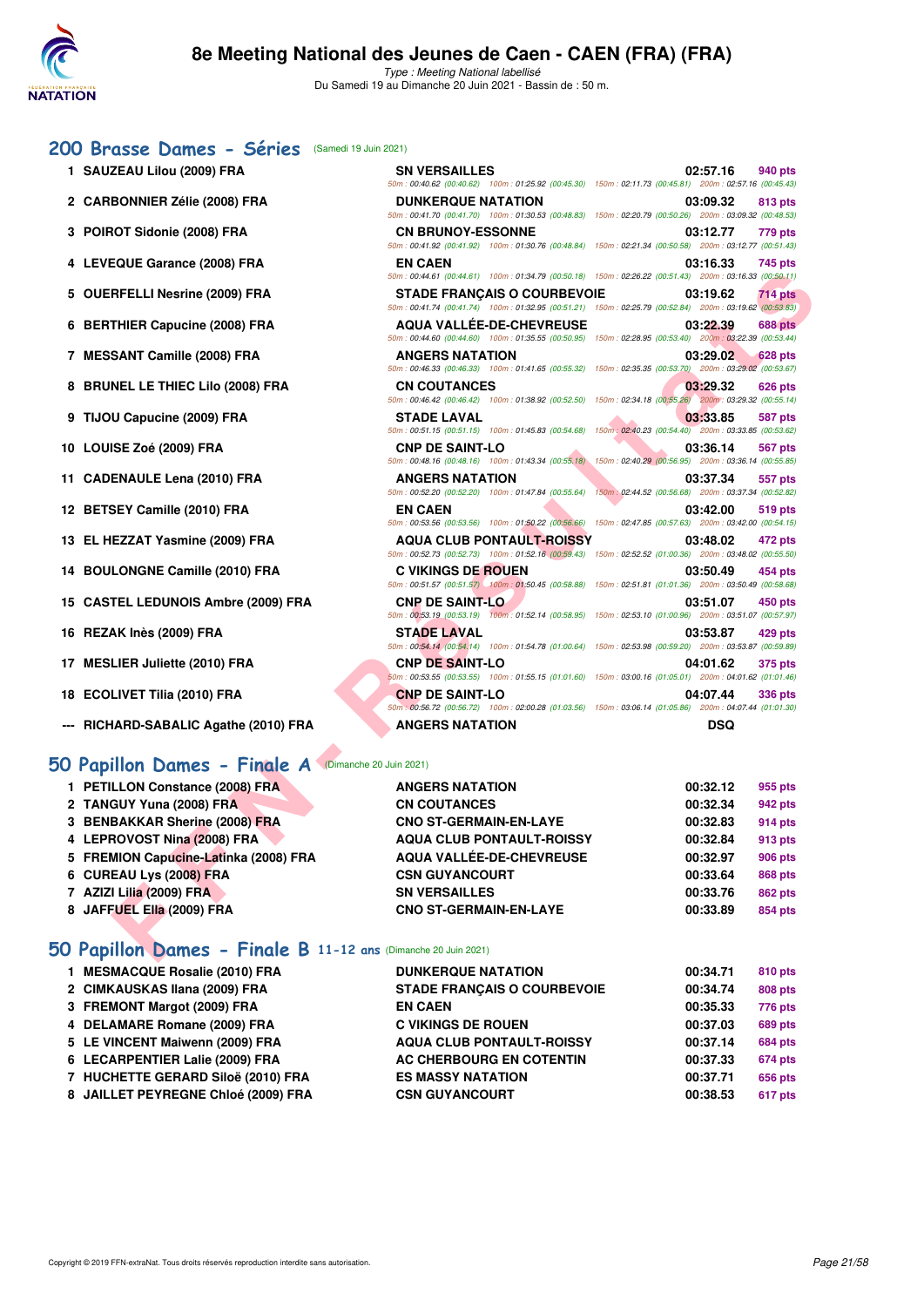# 8e Meeting National des Jeunes de Caen - CAEN (FRA) (FRA)

*Type : Meeting National labellisé*
Du Samedi 19 au Dimanche 20 Juin 2021 - Bassin de : 50 m.

## 200 Brasse Dames - Séries (Samedi 19 Juin 2021)

| Rg | Nom | Club | Temps | Points |
|---|---|---|---|---|
| 1 | SAUZEAU Lilou (2009) FRA | SN VERSAILLES | 02:57.16 | 940 pts |
| | | 50m : 00:40.62 (00:40.62) 100m : 01:25.92 (00:45.30) 150m : 02:11.73 (00:45.81) 200m : 02:57.16 (00:45.43) | | |
| 2 | CARBONNIER Zélie (2008) FRA | DUNKERQUE NATATION | 03:09.32 | 813 pts |
| | | 50m : 00:41.70 (00:41.70) 100m : 01:30.53 (00:48.83) 150m : 02:20.79 (00:50.26) 200m : 03:09.32 (00:48.53) | | |
| 3 | POIROT Sidonie (2008) FRA | CN BRUNOY-ESSONNE | 03:12.77 | 779 pts |
| | | 50m : 00:41.92 (00:41.92) 100m : 01:30.76 (00:48.84) 150m : 02:21.34 (00:50.58) 200m : 03:12.77 (00:51.43) | | |
| 4 | LEVEQUE Garance (2008) FRA | EN CAEN | 03:16.33 | 745 pts |
| | | 50m : 00:44.61 (00:44.61) 100m : 01:34.79 (00:50.18) 150m : 02:26.22 (00:51.43) 200m : 03:16.33 (00:50.11) | | |
| 5 | OUERFELLI Nesrine (2009) FRA | STADE FRANÇAIS O COURBEVOIE | 03:19.62 | 714 pts |
| | | 50m : 00:41.74 (00:41.74) 100m : 01:32.95 (00:51.21) 150m : 02:25.79 (00:52.84) 200m : 03:19.62 (00:53.83) | | |
| 6 | BERTHIER Capucine (2008) FRA | AQUA VALLÉE-DE-CHEVREUSE | 03:22.39 | 688 pts |
| | | 50m : 00:44.60 (00:44.60) 100m : 01:35.55 (00:50.95) 150m : 02:28.95 (00:53.40) 200m : 03:22.39 (00:53.44) | | |
| 7 | MESSANT Camille (2008) FRA | ANGERS NATATION | 03:29.02 | 628 pts |
| | | 50m : 00:46.33 (00:46.33) 100m : 01:41.65 (00:55.32) 150m : 02:35.35 (00:53.70) 200m : 03:29.02 (00:53.67) | | |
| 8 | BRUNEL LE THIEC Lilo (2008) FRA | CN COUTANCES | 03:29.32 | 626 pts |
| | | 50m : 00:46.42 (00:46.42) 100m : 01:38.92 (00:52.50) 150m : 02:34.18 (00:55.26) 200m : 03:29.32 (00:55.14) | | |
| 9 | TIJOU Capucine (2009) FRA | STADE LAVAL | 03:33.85 | 587 pts |
| | | 50m : 00:51.15 (00:51.15) 100m : 01:45.83 (00:54.68) 150m : 02:40.23 (00:54.40) 200m : 03:33.85 (00:53.62) | | |
| 10 | LOUISE Zoé (2009) FRA | CNP DE SAINT-LO | 03:36.14 | 567 pts |
| | | 50m : 00:48.16 (00:48.16) 100m : 01:43.34 (00:55.18) 150m : 02:40.29 (00:56.95) 200m : 03:36.14 (00:55.85) | | |
| 11 | CADENAULE Lena (2010) FRA | ANGERS NATATION | 03:37.34 | 557 pts |
| | | 50m : 00:52.20 (00:52.20) 100m : 01:47.84 (00:55.64) 150m : 02:44.52 (00:56.68) 200m : 03:37.34 (00:52.82) | | |
| 12 | BETSEY Camille (2010) FRA | EN CAEN | 03:42.00 | 519 pts |
| | | 50m : 00:53.56 (00:53.56) 100m : 01:50.22 (00:56.66) 150m : 02:47.85 (00:57.63) 200m : 03:42.00 (00:54.15) | | |
| 13 | EL HEZZAT Yasmine (2009) FRA | AQUA CLUB PONTAULT-ROISSY | 03:48.02 | 472 pts |
| | | 50m : 00:52.73 (00:52.73) 100m : 01:52.16 (00:59.43) 150m : 02:52.52 (01:00.36) 200m : 03:48.02 (00:55.50) | | |
| 14 | BOULONGNE Camille (2010) FRA | C VIKINGS DE ROUEN | 03:50.49 | 454 pts |
| | | 50m : 00:51.57 (00:51.57) 100m : 01:50.45 (00:58.88) 150m : 02:51.81 (01:01.36) 200m : 03:50.49 (00:58.68) | | |
| 15 | CASTEL LEDUNOIS Ambre (2009) FRA | CNP DE SAINT-LO | 03:51.07 | 450 pts |
| | | 50m : 00:53.19 (00:53.19) 100m : 01:52.14 (00:58.95) 150m : 02:53.10 (01:00.96) 200m : 03:51.07 (00:57.97) | | |
| 16 | REZAK Inès (2009) FRA | STADE LAVAL | 03:53.87 | 429 pts |
| | | 50m : 00:54.14 (00:54.14) 100m : 01:54.78 (01:00.64) 150m : 02:53.98 (00:59.20) 200m : 03:53.87 (00:59.89) | | |
| 17 | MESLIER Juliette (2010) FRA | CNP DE SAINT-LO | 04:01.62 | 375 pts |
| | | 50m : 00:53.55 (00:53.55) 100m : 01:55.15 (01:01.60) 150m : 03:00.16 (01:05.01) 200m : 04:01.62 (01:01.46) | | |
| 18 | ECOLIVET Tilia (2010) FRA | CNP DE SAINT-LO | 04:07.44 | 336 pts |
| | | 50m : 00:56.72 (00:56.72) 100m : 02:00.28 (01:03.56) 150m : 03:06.14 (01:05.86) 200m : 04:07.44 (01:01.30) | | |
| --- | RICHARD-SABALIC Agathe (2010) FRA | ANGERS NATATION | DSQ | |

## 50 Papillon Dames - Finale A (Dimanche 20 Juin 2021)

| Rg | Nom | Club | Temps | Points |
|---|---|---|---|---|
| 1 | PETILLON Constance (2008) FRA | ANGERS NATATION | 00:32.12 | 955 pts |
| 2 | TANGUY Yuna (2008) FRA | CN COUTANCES | 00:32.34 | 942 pts |
| 3 | BENBAKKAR Sherine (2008) FRA | CNO ST-GERMAIN-EN-LAYE | 00:32.83 | 914 pts |
| 4 | LEPROVOST Nina (2008) FRA | AQUA CLUB PONTAULT-ROISSY | 00:32.84 | 913 pts |
| 5 | FREMION Capucine-Latinka (2008) FRA | AQUA VALLÉE-DE-CHEVREUSE | 00:32.97 | 906 pts |
| 6 | CUREAU Lys (2008) FRA | CSN GUYANCOURT | 00:33.64 | 868 pts |
| 7 | AZIZI Lilia (2009) FRA | SN VERSAILLES | 00:33.76 | 862 pts |
| 8 | JAFFUEL Ella (2009) FRA | CNO ST-GERMAIN-EN-LAYE | 00:33.89 | 854 pts |

## 50 Papillon Dames - Finale B 11-12 ans (Dimanche 20 Juin 2021)

| Rg | Nom | Club | Temps | Points |
|---|---|---|---|---|
| 1 | MESMACQUE Rosalie (2010) FRA | DUNKERQUE NATATION | 00:34.71 | 810 pts |
| 2 | CIMKAUSKAS Ilana (2009) FRA | STADE FRANÇAIS O COURBEVOIE | 00:34.74 | 808 pts |
| 3 | FREMONT Margot (2009) FRA | EN CAEN | 00:35.33 | 776 pts |
| 4 | DELAMARE Romane (2009) FRA | C VIKINGS DE ROUEN | 00:37.03 | 689 pts |
| 5 | LE VINCENT Maiwenn (2009) FRA | AQUA CLUB PONTAULT-ROISSY | 00:37.14 | 684 pts |
| 6 | LECARPENTIER Lalie (2009) FRA | AC CHERBOURG EN COTENTIN | 00:37.33 | 674 pts |
| 7 | HUCHETTE GERARD Siloë (2010) FRA | ES MASSY NATATION | 00:37.71 | 656 pts |
| 8 | JAILLET PEYREGNE Chloé (2009) FRA | CSN GUYANCOURT | 00:38.53 | 617 pts |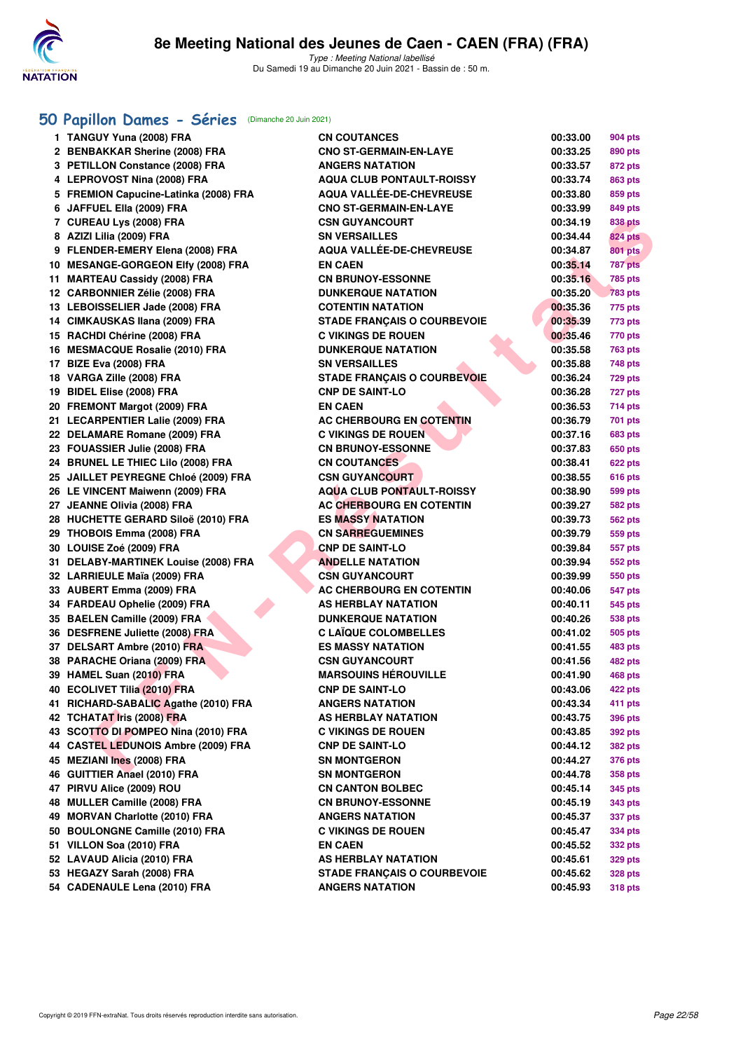# 8e Meeting National des Jeunes de Caen - CAEN (FRA) (FRA)

*Type : Meeting National labellisé*
Du Samedi 19 au Dimanche 20 Juin 2021 - Bassin de : 50 m.

## 50 Papillon Dames - Séries (Dimanche 20 Juin 2021)

| | Nom | Club | Temps | Points |
|---|---|---|---|---|
| 1 | TANGUY Yuna (2008) FRA | CN COUTANCES | 00:33.00 | 904 pts |
| 2 | BENBAKKAR Sherine (2008) FRA | CNO ST-GERMAIN-EN-LAYE | 00:33.25 | 890 pts |
| 3 | PETILLON Constance (2008) FRA | ANGERS NATATION | 00:33.57 | 872 pts |
| 4 | LEPROVOST Nina (2008) FRA | AQUA CLUB PONTAULT-ROISSY | 00:33.74 | 863 pts |
| 5 | FREMION Capucine-Latinka (2008) FRA | AQUA VALLÉE-DE-CHEVREUSE | 00:33.80 | 859 pts |
| 6 | JAFFUEL Ella (2009) FRA | CNO ST-GERMAIN-EN-LAYE | 00:33.99 | 849 pts |
| 7 | CUREAU Lys (2008) FRA | CSN GUYANCOURT | 00:34.19 | 838 pts |
| 8 | AZIZI Lilia (2009) FRA | SN VERSAILLES | 00:34.44 | 824 pts |
| 9 | FLENDER-EMERY Elena (2008) FRA | AQUA VALLÉE-DE-CHEVREUSE | 00:34.87 | 801 pts |
| 10 | MESANGE-GORGEON Elfy (2008) FRA | EN CAEN | 00:35.14 | 787 pts |
| 11 | MARTEAU Cassidy (2008) FRA | CN BRUNOY-ESSONNE | 00:35.16 | 785 pts |
| 12 | CARBONNIER Zélie (2008) FRA | DUNKERQUE NATATION | 00:35.20 | 783 pts |
| 13 | LEBOISSELIER Jade (2008) FRA | COTENTIN NATATION | 00:35.36 | 775 pts |
| 14 | CIMKAUSKAS Ilana (2009) FRA | STADE FRANÇAIS O COURBEVOIE | 00:35.39 | 773 pts |
| 15 | RACHDI Chérine (2008) FRA | C VIKINGS DE ROUEN | 00:35.46 | 770 pts |
| 16 | MESMACQUE Rosalie (2010) FRA | DUNKERQUE NATATION | 00:35.58 | 763 pts |
| 17 | BIZE Eva (2008) FRA | SN VERSAILLES | 00:35.88 | 748 pts |
| 18 | VARGA Zille (2008) FRA | STADE FRANÇAIS O COURBEVOIE | 00:36.24 | 729 pts |
| 19 | BIDEL Elise (2008) FRA | CNP DE SAINT-LO | 00:36.28 | 727 pts |
| 20 | FREMONT Margot (2009) FRA | EN CAEN | 00:36.53 | 714 pts |
| 21 | LECARPENTIER Lalie (2009) FRA | AC CHERBOURG EN COTENTIN | 00:36.79 | 701 pts |
| 22 | DELAMARE Romane (2009) FRA | C VIKINGS DE ROUEN | 00:37.16 | 683 pts |
| 23 | FOUASSIER Julie (2008) FRA | CN BRUNOY-ESSONNE | 00:37.83 | 650 pts |
| 24 | BRUNEL LE THIEC Lilo (2008) FRA | CN COUTANCES | 00:38.41 | 622 pts |
| 25 | JAILLET PEYREGNE Chloé (2009) FRA | CSN GUYANCOURT | 00:38.55 | 616 pts |
| 26 | LE VINCENT Maiwenn (2009) FRA | AQUA CLUB PONTAULT-ROISSY | 00:38.90 | 599 pts |
| 27 | JEANNE Olivia (2008) FRA | AC CHERBOURG EN COTENTIN | 00:39.27 | 582 pts |
| 28 | HUCHETTE GERARD Siloë (2010) FRA | ES MASSY NATATION | 00:39.73 | 562 pts |
| 29 | THOBOIS Emma (2008) FRA | CN SARREGUEMINES | 00:39.79 | 559 pts |
| 30 | LOUISE Zoé (2009) FRA | CNP DE SAINT-LO | 00:39.84 | 557 pts |
| 31 | DELABY-MARTINEK Louise (2008) FRA | ANDELLE NATATION | 00:39.94 | 552 pts |
| 32 | LARRIEULE Maïa (2009) FRA | CSN GUYANCOURT | 00:39.99 | 550 pts |
| 33 | AUBERT Emma (2009) FRA | AC CHERBOURG EN COTENTIN | 00:40.06 | 547 pts |
| 34 | FARDEAU Ophelie (2009) FRA | AS HERBLAY NATATION | 00:40.11 | 545 pts |
| 35 | BAELEN Camille (2009) FRA | DUNKERQUE NATATION | 00:40.26 | 538 pts |
| 36 | DESFRENE Juliette (2008) FRA | C LAÏQUE COLOMBELLES | 00:41.02 | 505 pts |
| 37 | DELSART Ambre (2010) FRA | ES MASSY NATATION | 00:41.55 | 483 pts |
| 38 | PARACHE Oriana (2009) FRA | CSN GUYANCOURT | 00:41.56 | 482 pts |
| 39 | HAMEL Suan (2010) FRA | MARSOUINS HÉROUVILLE | 00:41.90 | 468 pts |
| 40 | ECOLIVET Tilia (2010) FRA | CNP DE SAINT-LO | 00:43.06 | 422 pts |
| 41 | RICHARD-SABALIC Agathe (2010) FRA | ANGERS NATATION | 00:43.34 | 411 pts |
| 42 | TCHATAT Iris (2008) FRA | AS HERBLAY NATATION | 00:43.75 | 396 pts |
| 43 | SCOTTO DI POMPEO Nina (2010) FRA | C VIKINGS DE ROUEN | 00:43.85 | 392 pts |
| 44 | CASTEL LEDUNOIS Ambre (2009) FRA | CNP DE SAINT-LO | 00:44.12 | 382 pts |
| 45 | MEZIANI Ines (2008) FRA | SN MONTGERON | 00:44.27 | 376 pts |
| 46 | GUITTIER Anael (2010) FRA | SN MONTGERON | 00:44.78 | 358 pts |
| 47 | PIRVU Alice (2009) ROU | CN CANTON BOLBEC | 00:45.14 | 345 pts |
| 48 | MULLER Camille (2008) FRA | CN BRUNOY-ESSONNE | 00:45.19 | 343 pts |
| 49 | MORVAN Charlotte (2010) FRA | ANGERS NATATION | 00:45.37 | 337 pts |
| 50 | BOULONGNE Camille (2010) FRA | C VIKINGS DE ROUEN | 00:45.47 | 334 pts |
| 51 | VILLON Soa (2010) FRA | EN CAEN | 00:45.52 | 332 pts |
| 52 | LAVAUD Alicia (2010) FRA | AS HERBLAY NATATION | 00:45.61 | 329 pts |
| 53 | HEGAZY Sarah (2008) FRA | STADE FRANÇAIS O COURBEVOIE | 00:45.62 | 328 pts |
| 54 | CADENAULE Lena (2010) FRA | ANGERS NATATION | 00:45.93 | 318 pts |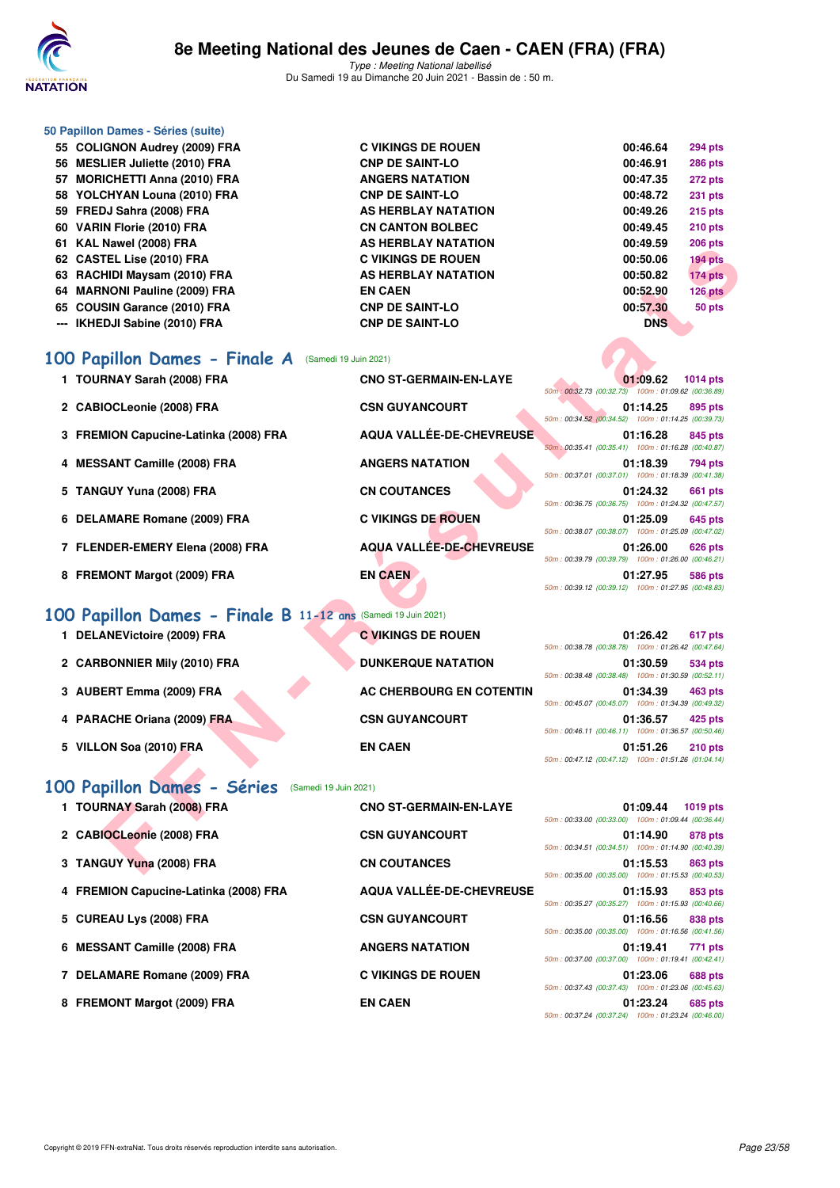### 50 Papillon Dames - Séries (suite)

| | | | | |
|---|---|---|---|---|
| 55 | COLIGNON Audrey (2009) FRA | C VIKINGS DE ROUEN | 00:46.64 | 294 pts |
| 56 | MESLIER Juliette (2010) FRA | CNP DE SAINT-LO | 00:46.91 | 286 pts |
| 57 | MORICHETTI Anna (2010) FRA | ANGERS NATATION | 00:47.35 | 272 pts |
| 58 | YOLCHYAN Louna (2010) FRA | CNP DE SAINT-LO | 00:48.72 | 231 pts |
| 59 | FREDJ Sahra (2008) FRA | AS HERBLAY NATATION | 00:49.26 | 215 pts |
| 60 | VARIN Florie (2010) FRA | CN CANTON BOLBEC | 00:49.45 | 210 pts |
| 61 | KAL Nawel (2008) FRA | AS HERBLAY NATATION | 00:49.59 | 206 pts |
| 62 | CASTEL Lise (2010) FRA | C VIKINGS DE ROUEN | 00:50.06 | 194 pts |
| 63 | RACHIDI Maysam (2010) FRA | AS HERBLAY NATATION | 00:50.82 | 174 pts |
| 64 | MARNONI Pauline (2009) FRA | EN CAEN | 00:52.90 | 126 pts |
| 65 | COUSIN Garance (2010) FRA | CNP DE SAINT-LO | 00:57.30 | 50 pts |
| --- | IKHEDJI Sabine (2010) FRA | CNP DE SAINT-LO | DNS | |

## 100 Papillon Dames - Finale A (Samedi 19 Juin 2021)

| | | | | | |
|---|---|---|---|---|---|
| 1 | TOURNAY Sarah (2008) FRA | CNO ST-GERMAIN-EN-LAYE | 01:09.62 | 1014 pts | 50m : 00:32.73 (00:32.73) 100m : 01:09.62 (00:36.89) |
| 2 | CABIOCLeonie (2008) FRA | CSN GUYANCOURT | 01:14.25 | 895 pts | 50m : 00:34.52 (00:34.52) 100m : 01:14.25 (00:39.73) |
| 3 | FREMION Capucine-Latinka (2008) FRA | AQUA VALLÉE-DE-CHEVREUSE | 01:16.28 | 845 pts | 50m : 00:35.41 (00:35.41) 100m : 01:16.28 (00:40.87) |
| 4 | MESSANT Camille (2008) FRA | ANGERS NATATION | 01:18.39 | 794 pts | 50m : 00:37.01 (00:37.01) 100m : 01:18.39 (00:41.38) |
| 5 | TANGUY Yuna (2008) FRA | CN COUTANCES | 01:24.32 | 661 pts | 50m : 00:36.75 (00:36.75) 100m : 01:24.32 (00:47.57) |
| 6 | DELAMARE Romane (2009) FRA | C VIKINGS DE ROUEN | 01:25.09 | 645 pts | 50m : 00:38.07 (00:38.07) 100m : 01:25.09 (00:47.02) |
| 7 | FLENDER-EMERY Elena (2008) FRA | AQUA VALLÉE-DE-CHEVREUSE | 01:26.00 | 626 pts | 50m : 00:39.79 (00:39.79) 100m : 01:26.00 (00:46.21) |
| 8 | FREMONT Margot (2009) FRA | EN CAEN | 01:27.95 | 586 pts | 50m : 00:39.12 (00:39.12) 100m : 01:27.95 (00:48.83) |

## 100 Papillon Dames - Finale B 11-12 ans (Samedi 19 Juin 2021)

| | | | | | |
|---|---|---|---|---|---|
| 1 | DELANEVictoire (2009) FRA | C VIKINGS DE ROUEN | 01:26.42 | 617 pts | 50m : 00:38.78 (00:38.78) 100m : 01:26.42 (00:47.64) |
| 2 | CARBONNIER Mily (2010) FRA | DUNKERQUE NATATION | 01:30.59 | 534 pts | 50m : 00:38.48 (00:38.48) 100m : 01:30.59 (00:52.11) |
| 3 | AUBERT Emma (2009) FRA | AC CHERBOURG EN COTENTIN | 01:34.39 | 463 pts | 50m : 00:45.07 (00:45.07) 100m : 01:34.39 (00:49.32) |
| 4 | PARACHE Oriana (2009) FRA | CSN GUYANCOURT | 01:36.57 | 425 pts | 50m : 00:46.11 (00:46.11) 100m : 01:36.57 (00:50.46) |
| 5 | VILLON Soa (2010) FRA | EN CAEN | 01:51.26 | 210 pts | 50m : 00:47.12 (00:47.12) 100m : 01:51.26 (01:04.14) |

## 100 Papillon Dames - Séries (Samedi 19 Juin 2021)

| | | | | | |
|---|---|---|---|---|---|
| 1 | TOURNAY Sarah (2008) FRA | CNO ST-GERMAIN-EN-LAYE | 01:09.44 | 1019 pts | 50m : 00:33.00 (00:33.00) 100m : 01:09.44 (00:36.44) |
| 2 | CABIOCLeonie (2008) FRA | CSN GUYANCOURT | 01:14.90 | 878 pts | 50m : 00:34.51 (00:34.51) 100m : 01:14.90 (00:40.39) |
| 3 | TANGUY Yuna (2008) FRA | CN COUTANCES | 01:15.53 | 863 pts | 50m : 00:35.00 (00:35.00) 100m : 01:15.53 (00:40.53) |
| 4 | FREMION Capucine-Latinka (2008) FRA | AQUA VALLÉE-DE-CHEVREUSE | 01:15.93 | 853 pts | 50m : 00:35.27 (00:35.27) 100m : 01:15.93 (00:40.66) |
| 5 | CUREAU Lys (2008) FRA | CSN GUYANCOURT | 01:16.56 | 838 pts | 50m : 00:35.00 (00:35.00) 100m : 01:16.56 (00:41.56) |
| 6 | MESSANT Camille (2008) FRA | ANGERS NATATION | 01:19.41 | 771 pts | 50m : 00:37.00 (00:37.00) 100m : 01:19.41 (00:42.41) |
| 7 | DELAMARE Romane (2009) FRA | C VIKINGS DE ROUEN | 01:23.06 | 688 pts | 50m : 00:37.43 (00:37.43) 100m : 01:23.06 (00:45.63) |
| 8 | FREMONT Margot (2009) FRA | EN CAEN | 01:23.24 | 685 pts | 50m : 00:37.24 (00:37.24) 100m : 01:23.24 (00:46.00) |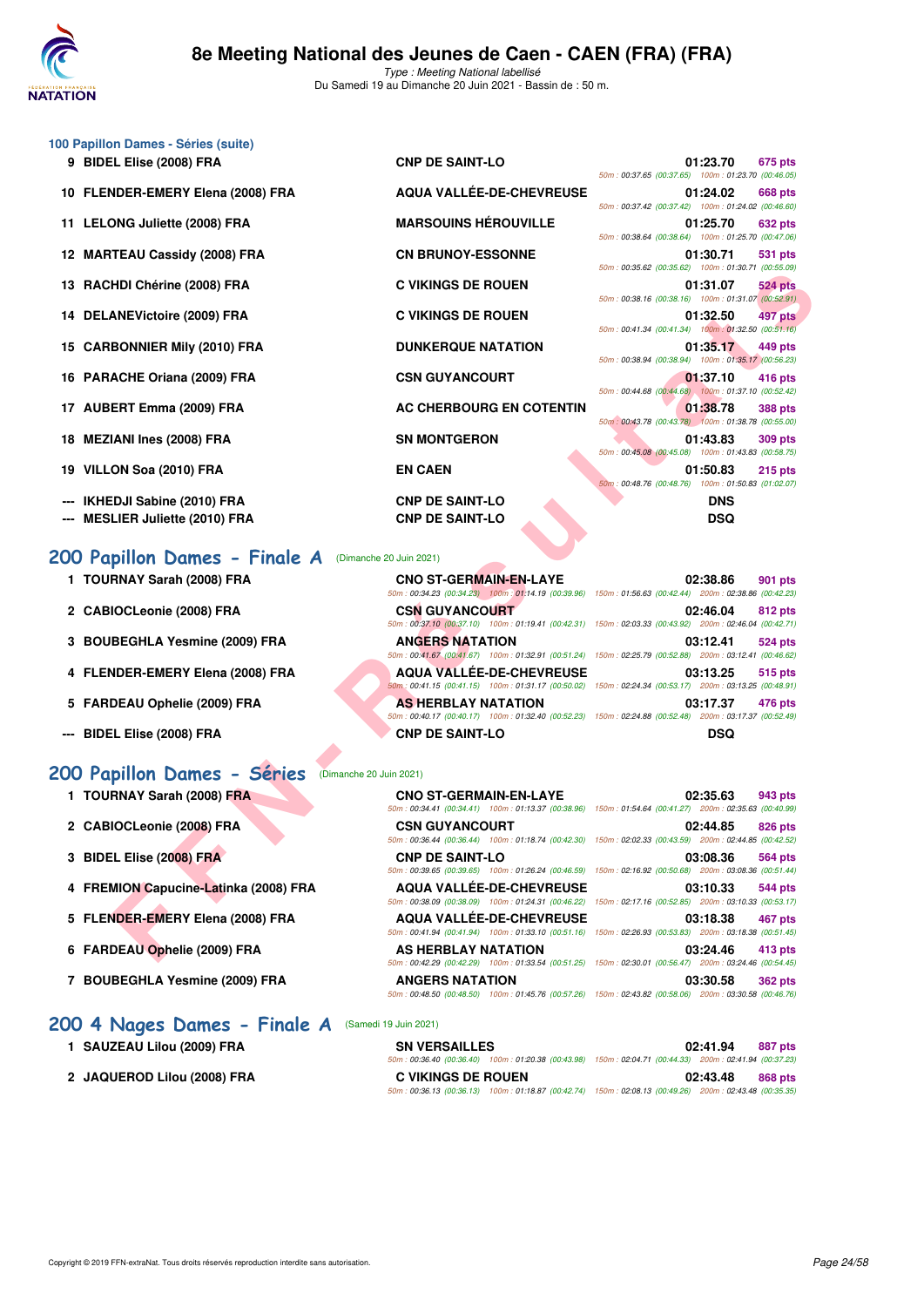# 8e Meeting National des Jeunes de Caen - CAEN (FRA) (FRA)

*Type : Meeting National labellisé*
Du Samedi 19 au Dimanche 20 Juin 2021 - Bassin de : 50 m.

### 100 Papillon Dames - Séries (suite)

| Rang | Nom | Club | Temps | Points | Splits |
|---|---|---|---|---|---|
| 9 | BIDEL Elise (2008) FRA | CNP DE SAINT-LO | 01:23.70 | 675 pts | 50m : 00:37.65 (00:37.65) 100m : 01:23.70 (00:46.05) |
| 10 | FLENDER-EMERY Elena (2008) FRA | AQUA VALLÉE-DE-CHEVREUSE | 01:24.02 | 668 pts | 50m : 00:37.42 (00:37.42) 100m : 01:24.02 (00:46.60) |
| 11 | LELONG Juliette (2008) FRA | MARSOUINS HÉROUVILLE | 01:25.70 | 632 pts | 50m : 00:38.64 (00:38.64) 100m : 01:25.70 (00:47.06) |
| 12 | MARTEAU Cassidy (2008) FRA | CN BRUNOY-ESSONNE | 01:30.71 | 531 pts | 50m : 00:35.62 (00:35.62) 100m : 01:30.71 (00:55.09) |
| 13 | RACHDI Chérine (2008) FRA | C VIKINGS DE ROUEN | 01:31.07 | 524 pts | 50m : 00:38.16 (00:38.16) 100m : 01:31.07 (00:52.91) |
| 14 | DELANEVictoire (2009) FRA | C VIKINGS DE ROUEN | 01:32.50 | 497 pts | 50m : 00:41.34 (00:41.34) 100m : 01:32.50 (00:51.16) |
| 15 | CARBONNIER Mily (2010) FRA | DUNKERQUE NATATION | 01:35.17 | 449 pts | 50m : 00:38.94 (00:38.94) 100m : 01:35.17 (00:56.23) |
| 16 | PARACHE Oriana (2009) FRA | CSN GUYANCOURT | 01:37.10 | 416 pts | 50m : 00:44.68 (00:44.68) 100m : 01:37.10 (00:52.42) |
| 17 | AUBERT Emma (2009) FRA | AC CHERBOURG EN COTENTIN | 01:38.78 | 388 pts | 50m : 00:43.78 (00:43.78) 100m : 01:38.78 (00:55.00) |
| 18 | MEZIANI Ines (2008) FRA | SN MONTGERON | 01:43.83 | 309 pts | 50m : 00:45.08 (00:45.08) 100m : 01:43.83 (00:58.75) |
| 19 | VILLON Soa (2010) FRA | EN CAEN | 01:50.83 | 215 pts | 50m : 00:48.76 (00:48.76) 100m : 01:50.83 (01:02.07) |
| --- | IKHEDJI Sabine (2010) FRA | CNP DE SAINT-LO | DNS | | |
| --- | MESLIER Juliette (2010) FRA | CNP DE SAINT-LO | DSQ | | |

## 200 Papillon Dames - Finale A (Dimanche 20 Juin 2021)

| Rang | Nom | Club | Temps | Points | Splits |
|---|---|---|---|---|---|
| 1 | TOURNAY Sarah (2008) FRA | CNO ST-GERMAIN-EN-LAYE | 02:38.86 | 901 pts | 50m : 00:34.23 (00:34.23) 100m : 01:14.19 (00:39.96) 150m : 01:56.63 (00:42.44) 200m : 02:38.86 (00:42.23) |
| 2 | CABIOCLeonie (2008) FRA | CSN GUYANCOURT | 02:46.04 | 812 pts | 50m : 00:37.10 (00:37.10) 100m : 01:19.41 (00:42.31) 150m : 02:03.33 (00:43.92) 200m : 02:46.04 (00:42.71) |
| 3 | BOUBEGHLA Yesmine (2009) FRA | ANGERS NATATION | 03:12.41 | 524 pts | 50m : 00:41.67 (00:41.67) 100m : 01:32.91 (00:51.24) 150m : 02:25.79 (00:52.88) 200m : 03:12.41 (00:46.62) |
| 4 | FLENDER-EMERY Elena (2008) FRA | AQUA VALLÉE-DE-CHEVREUSE | 03:13.25 | 515 pts | 50m : 00:41.15 (00:41.15) 100m : 01:31.17 (00:50.02) 150m : 02:24.34 (00:53.17) 200m : 03:13.25 (00:48.91) |
| 5 | FARDEAU Ophelie (2009) FRA | AS HERBLAY NATATION | 03:17.37 | 476 pts | 50m : 00:40.17 (00:40.17) 100m : 01:32.40 (00:52.23) 150m : 02:24.88 (00:52.48) 200m : 03:17.37 (00:52.49) |
| --- | BIDEL Elise (2008) FRA | CNP DE SAINT-LO | DSQ | | |

## 200 Papillon Dames - Séries (Dimanche 20 Juin 2021)

| Rang | Nom | Club | Temps | Points | Splits |
|---|---|---|---|---|---|
| 1 | TOURNAY Sarah (2008) FRA | CNO ST-GERMAIN-EN-LAYE | 02:35.63 | 943 pts | 50m : 00:34.41 (00:34.41) 100m : 01:13.37 (00:38.96) 150m : 01:54.64 (00:41.27) 200m : 02:35.63 (00:40.99) |
| 2 | CABIOCLeonie (2008) FRA | CSN GUYANCOURT | 02:44.85 | 826 pts | 50m : 00:36.44 (00:36.44) 100m : 01:18.74 (00:42.30) 150m : 02:02.33 (00:43.59) 200m : 02:44.85 (00:42.52) |
| 3 | BIDEL Elise (2008) FRA | CNP DE SAINT-LO | 03:08.36 | 564 pts | 50m : 00:39.65 (00:39.65) 100m : 01:26.24 (00:46.59) 150m : 02:16.92 (00:50.68) 200m : 03:08.36 (00:51.44) |
| 4 | FREMION Capucine-Latinka (2008) FRA | AQUA VALLÉE-DE-CHEVREUSE | 03:10.33 | 544 pts | 50m : 00:38.09 (00:38.09) 100m : 01:24.31 (00:46.22) 150m : 02:17.16 (00:52.85) 200m : 03:10.33 (00:53.17) |
| 5 | FLENDER-EMERY Elena (2008) FRA | AQUA VALLÉE-DE-CHEVREUSE | 03:18.38 | 467 pts | 50m : 00:41.94 (00:41.94) 100m : 01:33.10 (00:51.16) 150m : 02:26.93 (00:53.83) 200m : 03:18.38 (00:51.45) |
| 6 | FARDEAU Ophelie (2009) FRA | AS HERBLAY NATATION | 03:24.46 | 413 pts | 50m : 00:42.29 (00:42.29) 100m : 01:33.54 (00:51.25) 150m : 02:30.01 (00:56.47) 200m : 03:24.46 (00:54.45) |
| 7 | BOUBEGHLA Yesmine (2009) FRA | ANGERS NATATION | 03:30.58 | 362 pts | 50m : 00:48.50 (00:48.50) 100m : 01:45.76 (00:57.26) 150m : 02:43.82 (00:58.06) 200m : 03:30.58 (00:46.76) |

## 200 4 Nages Dames - Finale A (Samedi 19 Juin 2021)

| Rang | Nom | Club | Temps | Points | Splits |
|---|---|---|---|---|---|
| 1 | SAUZEAU Lilou (2009) FRA | SN VERSAILLES | 02:41.94 | 887 pts | 50m : 00:36.40 (00:36.40) 100m : 01:20.38 (00:43.98) 150m : 02:04.71 (00:44.33) 200m : 02:41.94 (00:37.23) |
| 2 | JAQUEROD Lilou (2008) FRA | C VIKINGS DE ROUEN | 02:43.48 | 868 pts | 50m : 00:36.13 (00:36.13) 100m : 01:18.87 (00:42.74) 150m : 02:08.13 (00:49.26) 200m : 02:43.48 (00:35.35) |

Copyright © 2019 FFN-extraNat. Tous droits réservés reproduction interdite sans autorisation.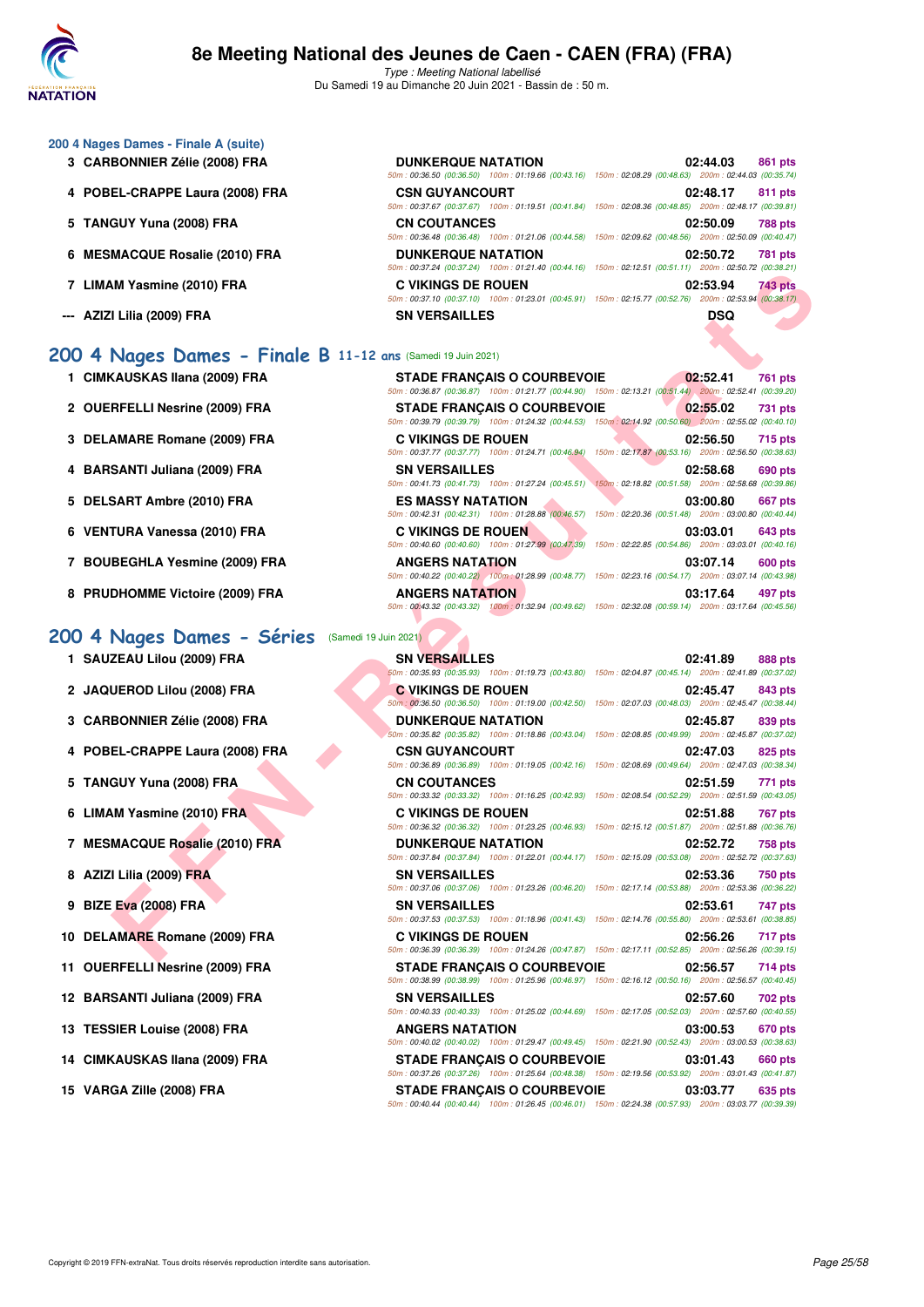### 200 4 Nages Dames - Finale A (suite)

| Rang | Nom | Club | Temps | Points |
|---|---|---|---|---|
| 3 | CARBONNIER Zélie (2008) FRA | DUNKERQUE NATATION | 02:44.03 | 861 pts |
| | | 50m : 00:36.50 (00:36.50) 100m : 01:19.66 (00:43.16) 150m : 02:08.29 (00:48.63) 200m : 02:44.03 (00:35.74) | | |
| 4 | POBEL-CRAPPE Laura (2008) FRA | CSN GUYANCOURT | 02:48.17 | 811 pts |
| | | 50m : 00:37.67 (00:37.67) 100m : 01:19.51 (00:41.84) 150m : 02:08.36 (00:48.85) 200m : 02:48.17 (00:39.81) | | |
| 5 | TANGUY Yuna (2008) FRA | CN COUTANCES | 02:50.09 | 788 pts |
| | | 50m : 00:36.48 (00:36.48) 100m : 01:21.06 (00:44.58) 150m : 02:09.62 (00:48.56) 200m : 02:50.09 (00:40.47) | | |
| 6 | MESMACQUE Rosalie (2010) FRA | DUNKERQUE NATATION | 02:50.72 | 781 pts |
| | | 50m : 00:37.24 (00:37.24) 100m : 01:21.40 (00:44.16) 150m : 02:12.51 (00:51.11) 200m : 02:50.72 (00:38.21) | | |
| 7 | LIMAM Yasmine (2010) FRA | C VIKINGS DE ROUEN | 02:53.94 | 743 pts |
| | | 50m : 00:37.10 (00:37.10) 100m : 01:23.01 (00:45.91) 150m : 02:15.77 (00:52.76) 200m : 02:53.94 (00:38.17) | | |
| --- | AZIZI Lilia (2009) FRA | SN VERSAILLES | DSQ | |

## 200 4 Nages Dames - Finale B 11-12 ans (Samedi 19 Juin 2021)

| Rang | Nom | Club | Temps | Points |
|---|---|---|---|---|
| 1 | CIMKAUSKAS Ilana (2009) FRA | STADE FRANÇAIS O COURBEVOIE | 02:52.41 | 761 pts |
| | | 50m : 00:36.87 (00:36.87) 100m : 01:21.77 (00:44.90) 150m : 02:13.21 (00:51.44) 200m : 02:52.41 (00:39.20) | | |
| 2 | OUERFELLI Nesrine (2009) FRA | STADE FRANÇAIS O COURBEVOIE | 02:55.02 | 731 pts |
| | | 50m : 00:39.79 (00:39.79) 100m : 01:24.32 (00:44.53) 150m : 02:14.92 (00:50.60) 200m : 02:55.02 (00:40.10) | | |
| 3 | DELAMARE Romane (2009) FRA | C VIKINGS DE ROUEN | 02:56.50 | 715 pts |
| | | 50m : 00:37.77 (00:37.77) 100m : 01:24.71 (00:46.94) 150m : 02:17.87 (00:53.16) 200m : 02:56.50 (00:38.63) | | |
| 4 | BARSANTI Juliana (2009) FRA | SN VERSAILLES | 02:58.68 | 690 pts |
| | | 50m : 00:41.73 (00:41.73) 100m : 01:27.24 (00:45.51) 150m : 02:18.82 (00:51.58) 200m : 02:58.68 (00:39.86) | | |
| 5 | DELSART Ambre (2010) FRA | ES MASSY NATATION | 03:00.80 | 667 pts |
| | | 50m : 00:42.31 (00:42.31) 100m : 01:28.88 (00:46.57) 150m : 02:20.36 (00:51.48) 200m : 03:00.80 (00:40.44) | | |
| 6 | VENTURA Vanessa (2010) FRA | C VIKINGS DE ROUEN | 03:03.01 | 643 pts |
| | | 50m : 00:40.60 (00:40.60) 100m : 01:27.99 (00:47.39) 150m : 02:22.85 (00:54.86) 200m : 03:03.01 (00:40.16) | | |
| 7 | BOUBEGHLA Yesmine (2009) FRA | ANGERS NATATION | 03:07.14 | 600 pts |
| | | 50m : 00:40.22 (00:40.22) 100m : 01:28.99 (00:48.77) 150m : 02:23.16 (00:54.17) 200m : 03:07.14 (00:43.98) | | |
| 8 | PRUDHOMME Victoire (2009) FRA | ANGERS NATATION | 03:17.64 | 497 pts |
| | | 50m : 00:43.32 (00:43.32) 100m : 01:32.94 (00:49.62) 150m : 02:32.08 (00:59.14) 200m : 03:17.64 (00:45.56) | | |

## 200 4 Nages Dames - Séries (Samedi 19 Juin 2021)

| Rang | Nom | Club | Temps | Points |
|---|---|---|---|---|
| 1 | SAUZEAU Lilou (2009) FRA | SN VERSAILLES | 02:41.89 | 888 pts |
| | | 50m : 00:35.93 (00:35.93) 100m : 01:19.73 (00:43.80) 150m : 02:04.87 (00:45.14) 200m : 02:41.89 (00:37.02) | | |
| 2 | JAQUEROD Lilou (2008) FRA | C VIKINGS DE ROUEN | 02:45.47 | 843 pts |
| | | 50m : 00:36.50 (00:36.50) 100m : 01:19.00 (00:42.50) 150m : 02:07.03 (00:48.03) 200m : 02:45.47 (00:38.44) | | |
| 3 | CARBONNIER Zélie (2008) FRA | DUNKERQUE NATATION | 02:45.87 | 839 pts |
| | | 50m : 00:35.82 (00:35.82) 100m : 01:18.86 (00:43.04) 150m : 02:08.85 (00:49.99) 200m : 02:45.87 (00:37.02) | | |
| 4 | POBEL-CRAPPE Laura (2008) FRA | CSN GUYANCOURT | 02:47.03 | 825 pts |
| | | 50m : 00:36.89 (00:36.89) 100m : 01:19.05 (00:42.16) 150m : 02:08.69 (00:49.64) 200m : 02:47.03 (00:38.34) | | |
| 5 | TANGUY Yuna (2008) FRA | CN COUTANCES | 02:51.59 | 771 pts |
| | | 50m : 00:33.32 (00:33.32) 100m : 01:16.25 (00:42.93) 150m : 02:08.54 (00:52.29) 200m : 02:51.59 (00:43.05) | | |
| 6 | LIMAM Yasmine (2010) FRA | C VIKINGS DE ROUEN | 02:51.88 | 767 pts |
| | | 50m : 00:36.32 (00:36.32) 100m : 01:23.25 (00:46.93) 150m : 02:15.12 (00:51.87) 200m : 02:51.88 (00:36.76) | | |
| 7 | MESMACQUE Rosalie (2010) FRA | DUNKERQUE NATATION | 02:52.72 | 758 pts |
| | | 50m : 00:37.84 (00:37.84) 100m : 01:22.01 (00:44.17) 150m : 02:15.09 (00:53.08) 200m : 02:52.72 (00:37.63) | | |
| 8 | AZIZI Lilia (2009) FRA | SN VERSAILLES | 02:53.36 | 750 pts |
| | | 50m : 00:37.06 (00:37.06) 100m : 01:23.26 (00:46.20) 150m : 02:17.14 (00:53.88) 200m : 02:53.36 (00:36.22) | | |
| 9 | BIZE Eva (2008) FRA | SN VERSAILLES | 02:53.61 | 747 pts |
| | | 50m : 00:37.53 (00:37.53) 100m : 01:18.96 (00:41.43) 150m : 02:14.76 (00:55.80) 200m : 02:53.61 (00:38.85) | | |
| 10 | DELAMARE Romane (2009) FRA | C VIKINGS DE ROUEN | 02:56.26 | 717 pts |
| | | 50m : 00:36.39 (00:36.39) 100m : 01:24.26 (00:47.87) 150m : 02:17.11 (00:52.85) 200m : 02:56.26 (00:39.15) | | |
| 11 | OUERFELLI Nesrine (2009) FRA | STADE FRANÇAIS O COURBEVOIE | 02:56.57 | 714 pts |
| | | 50m : 00:38.99 (00:38.99) 100m : 01:25.96 (00:46.97) 150m : 02:16.12 (00:50.16) 200m : 02:56.57 (00:40.45) | | |
| 12 | BARSANTI Juliana (2009) FRA | SN VERSAILLES | 02:57.60 | 702 pts |
| | | 50m : 00:40.33 (00:40.33) 100m : 01:25.02 (00:44.69) 150m : 02:17.05 (00:52.03) 200m : 02:57.60 (00:40.55) | | |
| 13 | TESSIER Louise (2008) FRA | ANGERS NATATION | 03:00.53 | 670 pts |
| | | 50m : 00:40.02 (00:40.02) 100m : 01:29.47 (00:49.45) 150m : 02:21.90 (00:52.43) 200m : 03:00.53 (00:38.63) | | |
| 14 | CIMKAUSKAS Ilana (2009) FRA | STADE FRANÇAIS O COURBEVOIE | 03:01.43 | 660 pts |
| | | 50m : 00:37.26 (00:37.26) 100m : 01:25.64 (00:48.38) 150m : 02:19.56 (00:53.92) 200m : 03:01.43 (00:41.87) | | |
| 15 | VARGA Zille (2008) FRA | STADE FRANÇAIS O COURBEVOIE | 03:03.77 | 635 pts |
| | | 50m : 00:40.44 (00:40.44) 100m : 01:26.45 (00:46.01) 150m : 02:24.38 (00:57.93) 200m : 03:03.77 (00:39.39) | | |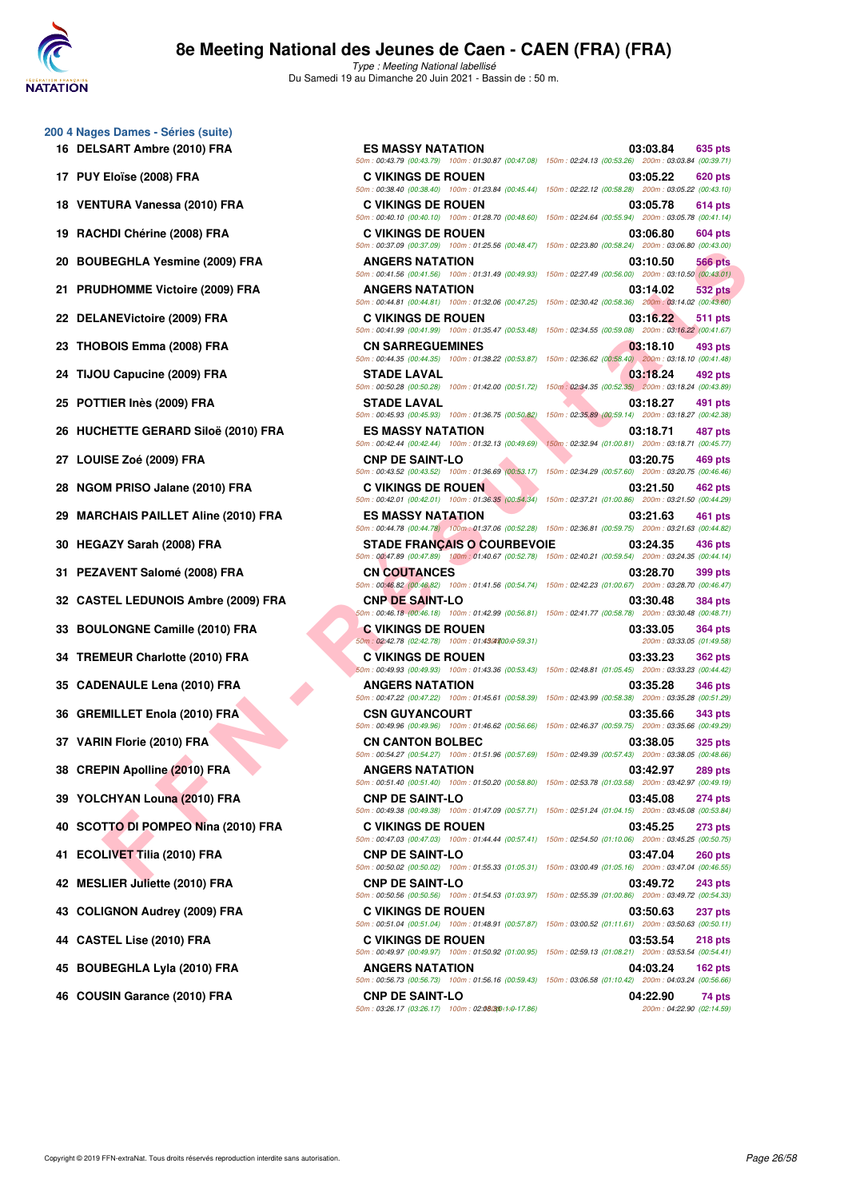# 8e Meeting National des Jeunes de Caen - CAEN (FRA) (FRA)

*Type : Meeting National labellisé*
Du Samedi 19 au Dimanche 20 Juin 2021 - Bassin de : 50 m.

## 200 4 Nages Dames - Séries (suite)

| Rang | Nom | Club | Temps | Points |
|---|---|---|---|---|
| 16 | DELSART Ambre (2010) FRA | ES MASSY NATATION | 03:03.84 | 635 pts |
| | | 50m : 00:43.79 (00:43.79) 100m : 01:30.87 (00:47.08) 150m : 02:24.13 (00:53.26) 200m : 03:03.84 (00:39.71) | | |
| 17 | PUY Eloïse (2008) FRA | C VIKINGS DE ROUEN | 03:05.22 | 620 pts |
| | | 50m : 00:38.40 (00:38.40) 100m : 01:23.84 (00:45.44) 150m : 02:22.12 (00:58.28) 200m : 03:05.22 (00:43.10) | | |
| 18 | VENTURA Vanessa (2010) FRA | C VIKINGS DE ROUEN | 03:05.78 | 614 pts |
| | | 50m : 00:40.10 (00:40.10) 100m : 01:28.70 (00:48.60) 150m : 02:24.64 (00:55.94) 200m : 03:05.78 (00:41.14) | | |
| 19 | RACHDI Chérine (2008) FRA | C VIKINGS DE ROUEN | 03:06.80 | 604 pts |
| | | 50m : 00:37.09 (00:37.09) 100m : 01:25.56 (00:48.47) 150m : 02:23.80 (00:58.24) 200m : 03:06.80 (00:43.00) | | |
| 20 | BOUBEGHLA Yesmine (2009) FRA | ANGERS NATATION | 03:10.50 | 566 pts |
| | | 50m : 00:41.56 (00:41.56) 100m : 01:31.49 (00:49.93) 150m : 02:27.49 (00:56.00) 200m : 03:10.50 (00:43.01) | | |
| 21 | PRUDHOMME Victoire (2009) FRA | ANGERS NATATION | 03:14.02 | 532 pts |
| | | 50m : 00:44.81 (00:44.81) 100m : 01:32.06 (00:47.25) 150m : 02:30.42 (00:58.36) 200m : 03:14.02 (00:43.60) | | |
| 22 | DELANEVictoire (2009) FRA | C VIKINGS DE ROUEN | 03:16.22 | 511 pts |
| | | 50m : 00:41.99 (00:41.99) 100m : 01:35.47 (00:53.48) 150m : 02:34.55 (00:59.08) 200m : 03:16.22 (00:41.67) | | |
| 23 | THOBOIS Emma (2008) FRA | CN SARREGUEMINES | 03:18.10 | 493 pts |
| | | 50m : 00:44.35 (00:44.35) 100m : 01:38.22 (00:53.87) 150m : 02:36.62 (00:58.40) 200m : 03:18.10 (00:41.48) | | |
| 24 | TIJOU Capucine (2009) FRA | STADE LAVAL | 03:18.24 | 492 pts |
| | | 50m : 00:50.28 (00:50.28) 100m : 01:42.00 (00:51.72) 150m : 02:34.35 (00:52.35) 200m : 03:18.24 (00:43.89) | | |
| 25 | POTTIER Inès (2009) FRA | STADE LAVAL | 03:18.27 | 491 pts |
| | | 50m : 00:45.93 (00:45.93) 100m : 01:36.75 (00:50.82) 150m : 02:35.89 (00:59.14) 200m : 03:18.27 (00:42.38) | | |
| 26 | HUCHETTE GERARD Siloë (2010) FRA | ES MASSY NATATION | 03:18.71 | 487 pts |
| | | 50m : 00:42.44 (00:42.44) 100m : 01:32.13 (00:49.69) 150m : 02:32.94 (01:00.81) 200m : 03:18.71 (00:45.77) | | |
| 27 | LOUISE Zoé (2009) FRA | CNP DE SAINT-LO | 03:20.75 | 469 pts |
| | | 50m : 00:43.52 (00:43.52) 100m : 01:36.69 (00:53.17) 150m : 02:34.29 (00:57.60) 200m : 03:20.75 (00:46.46) | | |
| 28 | NGOM PRISO Jalane (2010) FRA | C VIKINGS DE ROUEN | 03:21.50 | 462 pts |
| | | 50m : 00:42.01 (00:42.01) 100m : 01:36.35 (00:54.34) 150m : 02:37.21 (01:00.86) 200m : 03:21.50 (00:44.29) | | |
| 29 | MARCHAIS PAILLET Aline (2010) FRA | ES MASSY NATATION | 03:21.63 | 461 pts |
| | | 50m : 00:44.78 (00:44.78) 100m : 01:37.06 (00:52.28) 150m : 02:36.81 (00:59.75) 200m : 03:21.63 (00:44.82) | | |
| 30 | HEGAZY Sarah (2008) FRA | STADE FRANÇAIS O COURBEVOIE | 03:24.35 | 436 pts |
| | | 50m : 00:47.89 (00:47.89) 100m : 01:40.67 (00:52.78) 150m : 02:40.21 (00:59.54) 200m : 03:24.35 (00:44.14) | | |
| 31 | PEZAVENT Salomé (2008) FRA | CN COUTANCES | 03:28.70 | 399 pts |
| | | 50m : 00:46.82 (00:46.82) 100m : 01:41.56 (00:54.74) 150m : 02:42.23 (01:00.67) 200m : 03:28.70 (00:46.47) | | |
| 32 | CASTEL LEDUNOIS Ambre (2009) FRA | CNP DE SAINT-LO | 03:30.48 | 384 pts |
| | | 50m : 00:46.18 (00:46.18) 100m : 01:42.99 (00:56.81) 150m : 02:41.77 (00:58.78) 200m : 03:30.48 (00:48.71) | | |
| 33 | BOULONGNE Camille (2010) FRA | C VIKINGS DE ROUEN | 03:33.05 | 364 pts |
| | | 50m : 02:42.78 (02:42.78) 100m : 01:43.47 (00:59.31) 200m : 03:33.05 (01:49.58) | | |
| 34 | TREMEUR Charlotte (2010) FRA | C VIKINGS DE ROUEN | 03:33.23 | 362 pts |
| | | 50m : 00:49.93 (00:49.93) 100m : 01:43.36 (00:53.43) 150m : 02:48.81 (01:05.45) 200m : 03:33.23 (00:44.42) | | |
| 35 | CADENAULE Lena (2010) FRA | ANGERS NATATION | 03:35.28 | 346 pts |
| | | 50m : 00:47.22 (00:47.22) 100m : 01:45.61 (00:58.39) 150m : 02:43.99 (00:58.38) 200m : 03:35.28 (00:51.29) | | |
| 36 | GREMILLET Enola (2010) FRA | CSN GUYANCOURT | 03:35.66 | 343 pts |
| | | 50m : 00:49.96 (00:49.96) 100m : 01:46.62 (00:56.66) 150m : 02:46.37 (00:59.75) 200m : 03:35.66 (00:49.29) | | |
| 37 | VARIN Florie (2010) FRA | CN CANTON BOLBEC | 03:38.05 | 325 pts |
| | | 50m : 00:54.27 (00:54.27) 100m : 01:51.96 (00:57.69) 150m : 02:49.39 (00:57.43) 200m : 03:38.05 (00:48.66) | | |
| 38 | CREPIN Apolline (2010) FRA | ANGERS NATATION | 03:42.97 | 289 pts |
| | | 50m : 00:51.40 (00:51.40) 100m : 01:50.20 (00:58.80) 150m : 02:53.78 (01:03.58) 200m : 03:42.97 (00:49.19) | | |
| 39 | YOLCHYAN Louna (2010) FRA | CNP DE SAINT-LO | 03:45.08 | 274 pts |
| | | 50m : 00:49.38 (00:49.38) 100m : 01:47.09 (00:57.71) 150m : 02:51.24 (01:04.15) 200m : 03:45.08 (00:53.84) | | |
| 40 | SCOTTO DI POMPEO Nina (2010) FRA | C VIKINGS DE ROUEN | 03:45.25 | 273 pts |
| | | 50m : 00:47.03 (00:47.03) 100m : 01:44.44 (00:57.41) 150m : 02:54.50 (01:10.06) 200m : 03:45.25 (00:50.75) | | |
| 41 | ECOLIVET Tilia (2010) FRA | CNP DE SAINT-LO | 03:47.04 | 260 pts |
| | | 50m : 00:50.02 (00:50.02) 100m : 01:55.33 (01:05.31) 150m : 03:00.49 (01:05.16) 200m : 03:47.04 (00:46.55) | | |
| 42 | MESLIER Juliette (2010) FRA | CNP DE SAINT-LO | 03:49.72 | 243 pts |
| | | 50m : 00:50.56 (00:50.56) 100m : 01:54.53 (01:03.97) 150m : 02:55.39 (01:00.86) 200m : 03:49.72 (00:54.33) | | |
| 43 | COLIGNON Audrey (2009) FRA | C VIKINGS DE ROUEN | 03:50.63 | 237 pts |
| | | 50m : 00:51.04 (00:51.04) 100m : 01:48.91 (00:57.87) 150m : 03:00.52 (01:11.61) 200m : 03:50.63 (00:50.11) | | |
| 44 | CASTEL Lise (2010) FRA | C VIKINGS DE ROUEN | 03:53.54 | 218 pts |
| | | 50m : 00:49.97 (00:49.97) 100m : 01:50.92 (01:00.95) 150m : 02:59.13 (01:08.21) 200m : 03:53.54 (00:54.41) | | |
| 45 | BOUBEGHLA Lyla (2010) FRA | ANGERS NATATION | 04:03.24 | 162 pts |
| | | 50m : 00:56.73 (00:56.73) 100m : 01:56.16 (00:59.43) 150m : 03:06.58 (01:10.42) 200m : 04:03.24 (00:56.66) | | |
| 46 | COUSIN Garance (2010) FRA | CNP DE SAINT-LO | 04:22.90 | 74 pts |
| | | 50m : 03:26.17 (03:26.17) 100m : 02:08.31 (-1:-17.86) 200m : 04:22.90 (02:14.59) | | |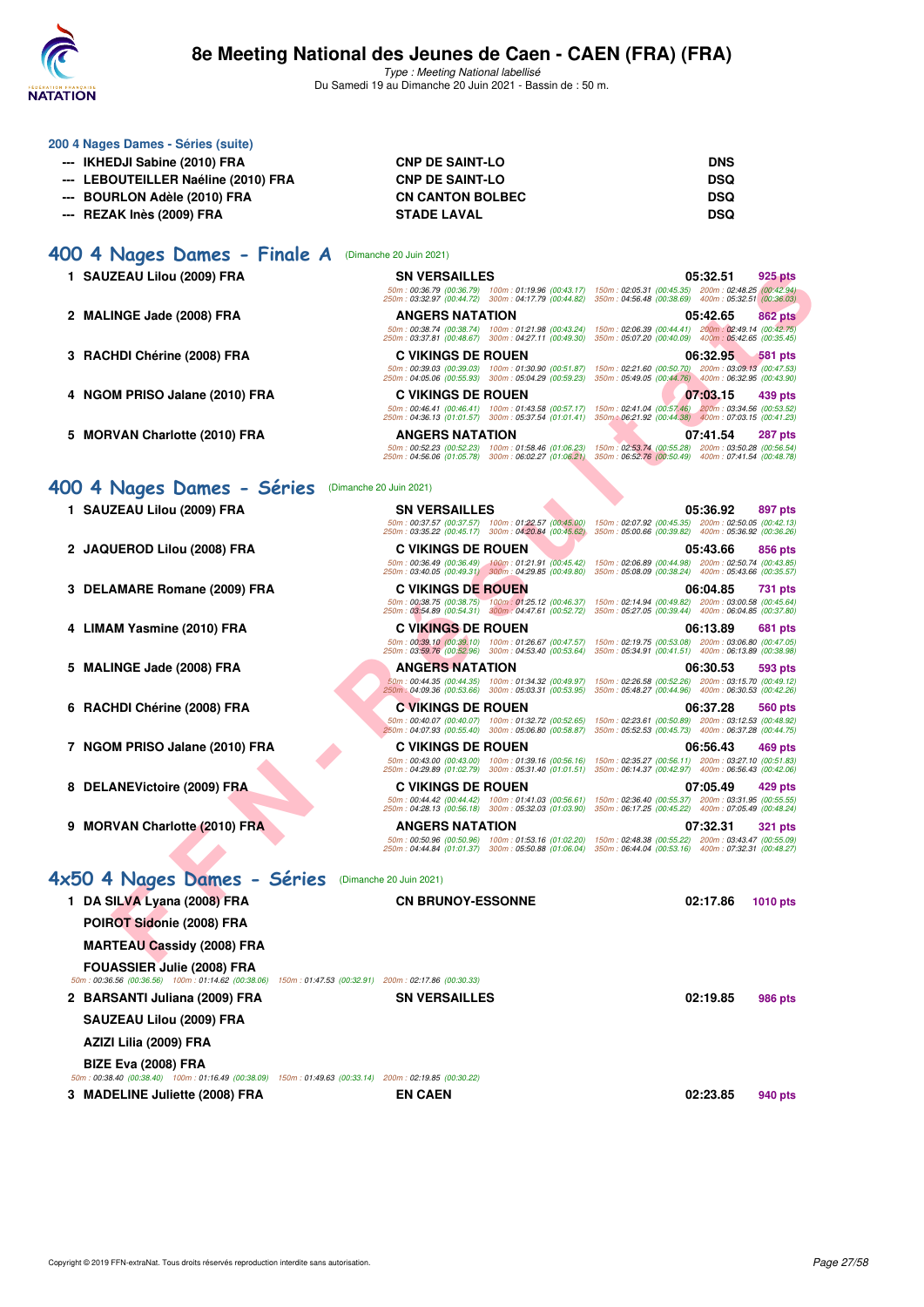### 200 4 Nages Dames - Séries (suite)

| | | | |
|---|---|---|---|
| --- | IKHEDJI Sabine (2010) FRA | CNP DE SAINT-LO | DNS |
| --- | LEBOUTEILLER Naéline (2010) FRA | CNP DE SAINT-LO | DSQ |
| --- | BOURLON Adèle (2010) FRA | CN CANTON BOLBEC | DSQ |
| --- | REZAK Inès (2009) FRA | STADE LAVAL | DSQ |

## 400 4 Nages Dames - Finale A (Dimanche 20 Juin 2021)

| | | | | |
|---|---|---|---|---|
| 1 | SAUZEAU Lilou (2009) FRA | SN VERSAILLES | 05:32.51 | 925 pts |
| | 50m : 00:36.79 (00:36.79) 100m : 01:19.96 (00:43.17) 150m : 02:05.31 (00:45.35) 200m : 02:48.25 (00:42.94) 250m : 03:32.97 (00:44.72) 300m : 04:17.79 (00:44.82) 350m : 04:56.48 (00:38.69) 400m : 05:32.51 (00:36.03) | | | |
| 2 | MALINGE Jade (2008) FRA | ANGERS NATATION | 05:42.65 | 862 pts |
| | 50m : 00:38.74 (00:38.74) 100m : 01:21.98 (00:43.24) 150m : 02:06.39 (00:44.41) 200m : 02:49.14 (00:42.75) 250m : 03:37.81 (00:48.67) 300m : 04:27.11 (00:49.30) 350m : 05:07.20 (00:40.09) 400m : 05:42.65 (00:35.45) | | | |
| 3 | RACHDI Chérine (2008) FRA | C VIKINGS DE ROUEN | 06:32.95 | 581 pts |
| | 50m : 00:39.03 (00:39.03) 100m : 01:30.90 (00:51.87) 150m : 02:21.60 (00:50.70) 200m : 03:09.13 (00:47.53) 250m : 04:05.06 (00:55.93) 300m : 05:04.29 (00:59.23) 350m : 05:49.05 (00:44.76) 400m : 06:32.95 (00:43.90) | | | |
| 4 | NGOM PRISO Jalane (2010) FRA | C VIKINGS DE ROUEN | 07:03.15 | 439 pts |
| | 50m : 00:46.41 (00:46.41) 100m : 01:43.58 (00:57.17) 150m : 02:41.04 (00:57.46) 200m : 03:34.56 (00:53.52) 250m : 04:36.13 (01:01.57) 300m : 05:37.54 (01:01.41) 350m : 06:21.92 (00:44.38) 400m : 07:03.15 (00:41.23) | | | |
| 5 | MORVAN Charlotte (2010) FRA | ANGERS NATATION | 07:41.54 | 287 pts |
| | 50m : 00:52.23 (00:52.23) 100m : 01:58.46 (01:06.23) 150m : 02:53.74 (00:55.28) 200m : 03:50.28 (00:56.54) 250m : 04:56.06 (01:05.78) 300m : 06:02.27 (01:06.21) 350m : 06:52.76 (00:50.49) 400m : 07:41.54 (00:48.78) | | | |

## 400 4 Nages Dames - Séries (Dimanche 20 Juin 2021)

| | | | | |
|---|---|---|---|---|
| 1 | SAUZEAU Lilou (2009) FRA | SN VERSAILLES | 05:36.92 | 897 pts |
| | 50m : 00:37.57 (00:37.57) 100m : 01:22.57 (00:45.00) 150m : 02:07.92 (00:45.35) 200m : 02:50.05 (00:42.13) 250m : 03:35.22 (00:45.17) 300m : 04:20.84 (00:45.62) 350m : 05:00.66 (00:39.82) 400m : 05:36.92 (00:36.26) | | | |
| 2 | JAQUEROD Lilou (2008) FRA | C VIKINGS DE ROUEN | 05:43.66 | 856 pts |
| | 50m : 00:36.49 (00:36.49) 100m : 01:21.91 (00:45.42) 150m : 02:06.89 (00:44.98) 200m : 02:50.74 (00:43.85) 250m : 03:40.05 (00:49.31) 300m : 04:29.85 (00:49.80) 350m : 05:08.09 (00:38.24) 400m : 05:43.66 (00:35.57) | | | |
| 3 | DELAMARE Romane (2009) FRA | C VIKINGS DE ROUEN | 06:04.85 | 731 pts |
| | 50m : 00:38.75 (00:38.75) 100m : 01:25.12 (00:46.37) 150m : 02:14.94 (00:49.82) 200m : 03:00.58 (00:45.64) 250m : 03:54.89 (00:54.31) 300m : 04:47.61 (00:52.72) 350m : 05:27.05 (00:39.44) 400m : 06:04.85 (00:37.80) | | | |
| 4 | LIMAM Yasmine (2010) FRA | C VIKINGS DE ROUEN | 06:13.89 | 681 pts |
| | 50m : 00:39.10 (00:39.10) 100m : 01:26.67 (00:47.57) 150m : 02:19.75 (00:53.08) 200m : 03:06.80 (00:47.05) 250m : 03:59.76 (00:52.96) 300m : 04:53.40 (00:53.64) 350m : 05:34.91 (00:41.51) 400m : 06:13.89 (00:38.98) | | | |
| 5 | MALINGE Jade (2008) FRA | ANGERS NATATION | 06:30.53 | 593 pts |
| | 50m : 00:44.35 (00:44.35) 100m : 01:34.32 (00:49.97) 150m : 02:26.58 (00:52.26) 200m : 03:15.70 (00:49.12) 250m : 04:09.36 (00:53.66) 300m : 05:03.31 (00:53.95) 350m : 05:48.27 (00:44.96) 400m : 06:30.53 (00:42.26) | | | |
| 6 | RACHDI Chérine (2008) FRA | C VIKINGS DE ROUEN | 06:37.28 | 560 pts |
| | 50m : 00:40.07 (00:40.07) 100m : 01:32.72 (00:52.65) 150m : 02:23.61 (00:50.89) 200m : 03:12.53 (00:48.92) 250m : 04:07.93 (00:55.40) 300m : 05:06.80 (00:58.87) 350m : 05:52.53 (00:45.73) 400m : 06:37.28 (00:44.75) | | | |
| 7 | NGOM PRISO Jalane (2010) FRA | C VIKINGS DE ROUEN | 06:56.43 | 469 pts |
| | 50m : 00:43.00 (00:43.00) 100m : 01:39.16 (00:56.16) 150m : 02:35.27 (00:56.11) 200m : 03:27.10 (00:51.83) 250m : 04:29.89 (01:02.79) 300m : 05:31.40 (01:01.51) 350m : 06:14.37 (00:42.97) 400m : 06:56.43 (00:42.06) | | | |
| 8 | DELANEVictoire (2009) FRA | C VIKINGS DE ROUEN | 07:05.49 | 429 pts |
| | 50m : 00:44.42 (00:44.42) 100m : 01:41.03 (00:56.61) 150m : 02:36.40 (00:55.37) 200m : 03:31.95 (00:55.55) 250m : 04:28.13 (00:56.18) 300m : 05:32.03 (01:03.90) 350m : 06:17.25 (00:45.22) 400m : 07:05.49 (00:48.24) | | | |
| 9 | MORVAN Charlotte (2010) FRA | ANGERS NATATION | 07:32.31 | 321 pts |
| | 50m : 00:50.96 (00:50.96) 100m : 01:53.16 (01:02.20) 150m : 02:48.38 (00:55.22) 200m : 03:43.47 (00:55.09) 250m : 04:44.84 (01:01.37) 300m : 05:50.88 (01:06.04) 350m : 06:44.04 (00:53.16) 400m : 07:32.31 (00:48.27) | | | |

## 4x50 4 Nages Dames - Séries (Dimanche 20 Juin 2021)

| | | | | |
|---|---|---|---|---|
| 1 | DA SILVA Lyana (2008) FRA | CN BRUNOY-ESSONNE | 02:17.86 | 1010 pts |
| | POIROT Sidonie (2008) FRA | | | |
| | MARTEAU Cassidy (2008) FRA | | | |
| | FOUASSIER Julie (2008) FRA | | | |
| | 50m : 00:36.56 (00:36.56) 100m : 01:14.62 (00:38.06) 150m : 01:47.53 (00:32.91) 200m : 02:17.86 (00:30.33) | | | |
| 2 | BARSANTI Juliana (2009) FRA | SN VERSAILLES | 02:19.85 | 986 pts |
| | SAUZEAU Lilou (2009) FRA | | | |
| | AZIZI Lilia (2009) FRA | | | |
| | BIZE Eva (2008) FRA | | | |
| | 50m : 00:38.40 (00:38.40) 100m : 01:16.49 (00:38.09) 150m : 01:49.63 (00:33.14) 200m : 02:19.85 (00:30.22) | | | |
| 3 | MADELINE Juliette (2008) FRA | EN CAEN | 02:23.85 | 940 pts |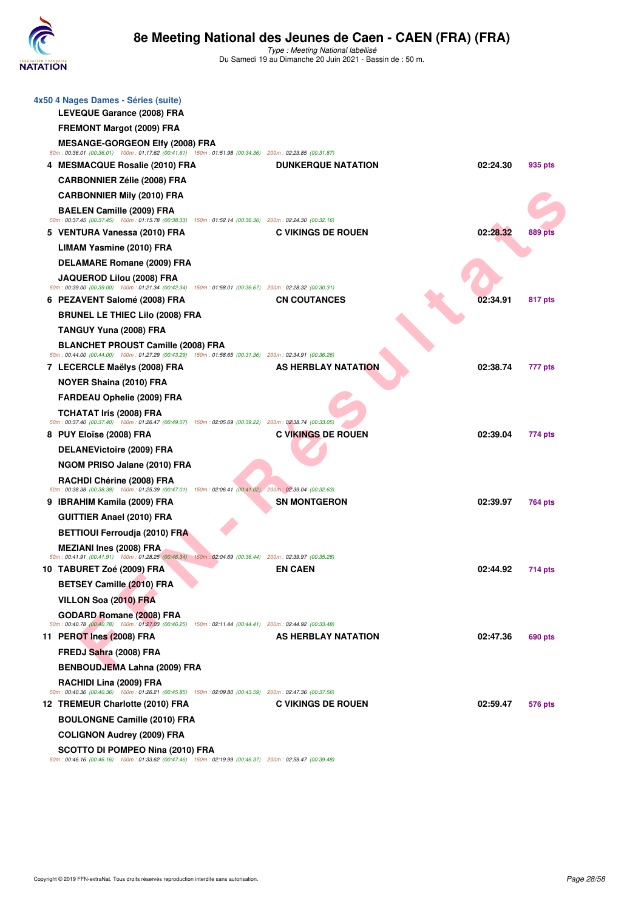# 8e Meeting National des Jeunes de Caen - CAEN (FRA) (FRA)

*Type : Meeting National labellisé*
Du Samedi 19 au Dimanche 20 Juin 2021 - Bassin de : 50 m.

### 4x50 4 Nages Dames - Séries (suite)

**LEVEQUE Garance (2008) FRA**
**FREMONT Margot (2009) FRA**
**MESANGE-GORGEON Elfy (2008) FRA**
50m : 00:36.01 (00:36.01) 100m : 01:17.62 (00:41.61) 150m : 01:51.98 (00:34.36) 200m : 02:23.85 (00:31.87)

| Rang | Nageuse | Club | Temps | Points |
|---|---|---|---|---|
| 4 | MESMACQUE Rosalie (2010) FRA | DUNKERQUE NATATION | 02:24.30 | 935 pts |

**CARBONNIER Zélie (2008) FRA**
**CARBONNIER Mily (2010) FRA**
**BAELEN Camille (2009) FRA**
50m : 00:37.45 (00:37.45) 100m : 01:15.78 (00:38.33) 150m : 01:52.14 (00:36.36) 200m : 02:24.30 (00:32.16)

| Rang | Nageuse | Club | Temps | Points |
|---|---|---|---|---|
| 5 | VENTURA Vanessa (2010) FRA | C VIKINGS DE ROUEN | 02:28.32 | 889 pts |

**LIMAM Yasmine (2010) FRA**
**DELAMARE Romane (2009) FRA**
**JAQUEROD Lilou (2008) FRA**
50m : 00:39.00 (00:39.00) 100m : 01:21.34 (00:42.34) 150m : 01:58.01 (00:36.67) 200m : 02:28.32 (00:30.31)

| Rang | Nageuse | Club | Temps | Points |
|---|---|---|---|---|
| 6 | PEZAVENT Salomé (2008) FRA | CN COUTANCES | 02:34.91 | 817 pts |

**BRUNEL LE THIEC Lilo (2008) FRA**
**TANGUY Yuna (2008) FRA**
**BLANCHET PROUST Camille (2008) FRA**
50m : 00:44.00 (00:44.00) 100m : 01:27.29 (00:43.29) 150m : 01:58.65 (00:31.36) 200m : 02:34.91 (00:36.26)

| Rang | Nageuse | Club | Temps | Points |
|---|---|---|---|---|
| 7 | LECERCLE Maëlys (2008) FRA | AS HERBLAY NATATION | 02:38.74 | 777 pts |

**NOYER Shaina (2010) FRA**
**FARDEAU Ophelie (2009) FRA**
**TCHATAT Iris (2008) FRA**
50m : 00:37.40 (00:37.40) 100m : 01:26.47 (00:49.07) 150m : 02:05.69 (00:39.22) 200m : 02:38.74 (00:33.05)

| Rang | Nageuse | Club | Temps | Points |
|---|---|---|---|---|
| 8 | PUY Eloïse (2008) FRA | C VIKINGS DE ROUEN | 02:39.04 | 774 pts |

**DELANEVictoire (2009) FRA**
**NGOM PRISO Jalane (2010) FRA**
**RACHDI Chérine (2008) FRA**
50m : 00:38.38 (00:38.38) 100m : 01:25.39 (00:47.01) 150m : 02:06.41 (00:41.02) 200m : 02:39.04 (00:32.63)

| Rang | Nageuse | Club | Temps | Points |
|---|---|---|---|---|
| 9 | IBRAHIM Kamila (2009) FRA | SN MONTGERON | 02:39.97 | 764 pts |

**GUITTIER Anael (2010) FRA**
**BETTIOUI Ferroudja (2010) FRA**
**MEZIANI Ines (2008) FRA**
50m : 00:41.91 (00:41.91) 100m : 01:28.25 (00:46.34) 150m : 02:04.69 (00:36.44) 200m : 02:39.97 (00:35.28)

| Rang | Nageuse | Club | Temps | Points |
|---|---|---|---|---|
| 10 | TABURET Zoé (2009) FRA | EN CAEN | 02:44.92 | 714 pts |

**BETSEY Camille (2010) FRA**
**VILLON Soa (2010) FRA**
**GODARD Romane (2008) FRA**
50m : 00:40.78 (00:40.78) 100m : 01:27.03 (00:46.25) 150m : 02:11.44 (00:44.41) 200m : 02:44.92 (00:33.48)

| Rang | Nageuse | Club | Temps | Points |
|---|---|---|---|---|
| 11 | PEROT Ines (2008) FRA | AS HERBLAY NATATION | 02:47.36 | 690 pts |

**FREDJ Sahra (2008) FRA**
**BENBOUDJEMA Lahna (2009) FRA**
**RACHIDI Lina (2009) FRA**
50m : 00:40.36 (00:40.36) 100m : 01:26.21 (00:45.85) 150m : 02:09.80 (00:43.59) 200m : 02:47.36 (00:37.56)

| Rang | Nageuse | Club | Temps | Points |
|---|---|---|---|---|
| 12 | TREMEUR Charlotte (2010) FRA | C VIKINGS DE ROUEN | 02:59.47 | 576 pts |

**BOULONGNE Camille (2010) FRA**
**COLIGNON Audrey (2009) FRA**
**SCOTTO DI POMPEO Nina (2010) FRA**
50m : 00:46.16 (00:46.16) 100m : 01:33.62 (00:47.46) 150m : 02:19.99 (00:46.37) 200m : 02:59.47 (00:39.48)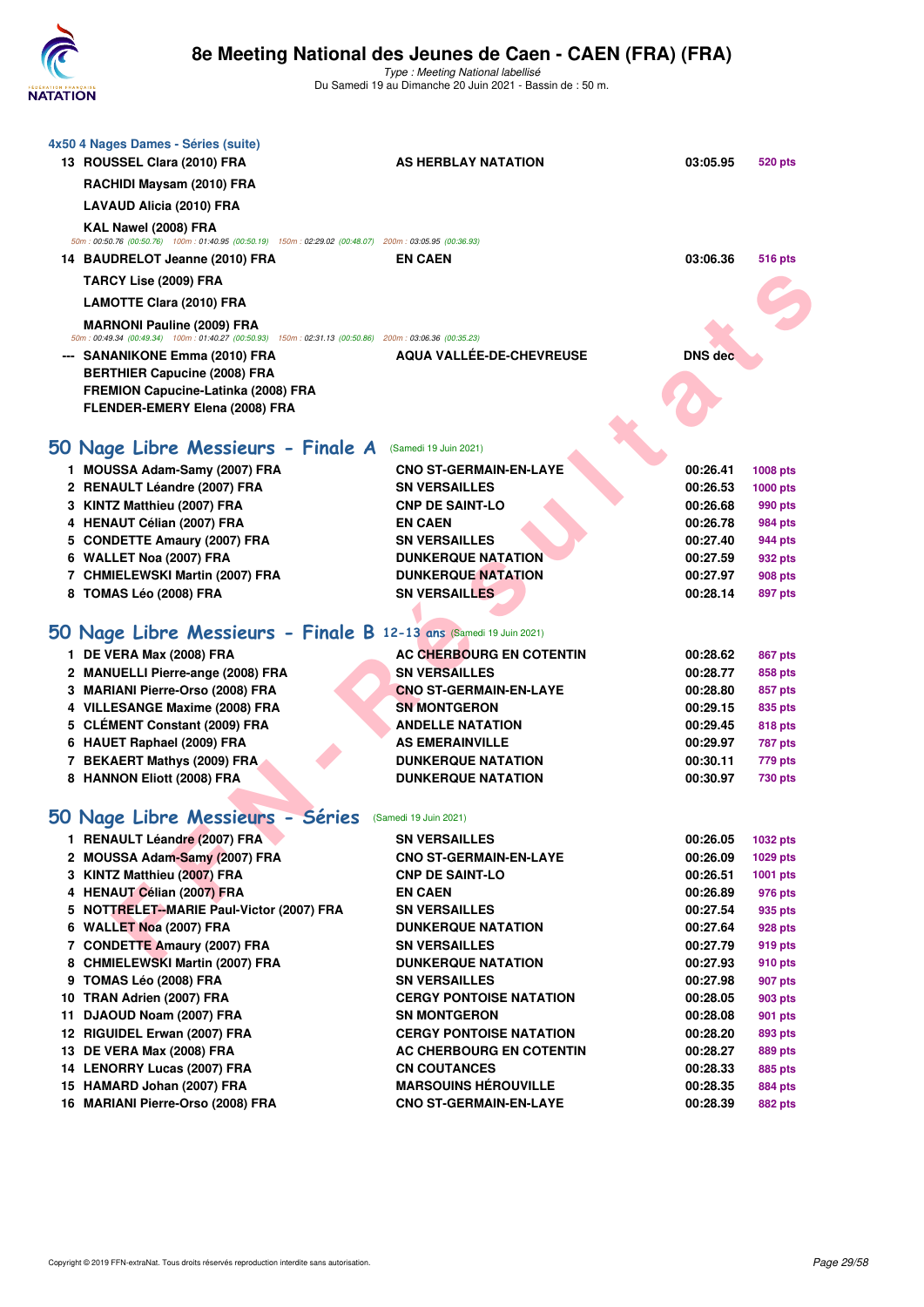### 4x50 4 Nages Dames - Séries (suite)

| | | | | |
|---|---|---|---|---|
| 13 | ROUSSEL Clara (2010) FRA | AS HERBLAY NATATION | 03:05.95 | 520 pts |
| | RACHIDI Maysam (2010) FRA | | | |
| | LAVAUD Alicia (2010) FRA | | | |
| | KAL Nawel (2008) FRA | | | |
| | 50m : 00:50.76 (00:50.76) 100m : 01:40.95 (00:50.19) 150m : 02:29.02 (00:48.07) 200m : 03:05.95 (00:36.93) | | | |
| 14 | BAUDRELOT Jeanne (2010) FRA | EN CAEN | 03:06.36 | 516 pts |
| | TARCY Lise (2009) FRA | | | |
| | LAMOTTE Clara (2010) FRA | | | |
| | MARNONI Pauline (2009) FRA | | | |
| | 50m : 00:49.34 (00:49.34) 100m : 01:40.27 (00:50.93) 150m : 02:31.13 (00:50.86) 200m : 03:06.36 (00:35.23) | | | |
| --- | SANANIKONE Emma (2010) FRA | AQUA VALLÉE-DE-CHEVREUSE | DNS dec | |
| | BERTHIER Capucine (2008) FRA | | | |
| | FREMION Capucine-Latinka (2008) FRA | | | |
| | FLENDER-EMERY Elena (2008) FRA | | | |

## 50 Nage Libre Messieurs - Finale A (Samedi 19 Juin 2021)

| | | | | |
|---|---|---|---|---|
| 1 | MOUSSA Adam-Samy (2007) FRA | CNO ST-GERMAIN-EN-LAYE | 00:26.41 | 1008 pts |
| 2 | RENAULT Léandre (2007) FRA | SN VERSAILLES | 00:26.53 | 1000 pts |
| 3 | KINTZ Matthieu (2007) FRA | CNP DE SAINT-LO | 00:26.68 | 990 pts |
| 4 | HENAUT Célian (2007) FRA | EN CAEN | 00:26.78 | 984 pts |
| 5 | CONDETTE Amaury (2007) FRA | SN VERSAILLES | 00:27.40 | 944 pts |
| 6 | WALLET Noa (2007) FRA | DUNKERQUE NATATION | 00:27.59 | 932 pts |
| 7 | CHMIELEWSKI Martin (2007) FRA | DUNKERQUE NATATION | 00:27.97 | 908 pts |
| 8 | TOMAS Léo (2008) FRA | SN VERSAILLES | 00:28.14 | 897 pts |

## 50 Nage Libre Messieurs - Finale B 12-13 ans (Samedi 19 Juin 2021)

| | | | | |
|---|---|---|---|---|
| 1 | DE VERA Max (2008) FRA | AC CHERBOURG EN COTENTIN | 00:28.62 | 867 pts |
| 2 | MANUELLI Pierre-ange (2008) FRA | SN VERSAILLES | 00:28.77 | 858 pts |
| 3 | MARIANI Pierre-Orso (2008) FRA | CNO ST-GERMAIN-EN-LAYE | 00:28.80 | 857 pts |
| 4 | VILLESANGE Maxime (2008) FRA | SN MONTGERON | 00:29.15 | 835 pts |
| 5 | CLÉMENT Constant (2009) FRA | ANDELLE NATATION | 00:29.45 | 818 pts |
| 6 | HAUET Raphael (2009) FRA | AS EMERAINVILLE | 00:29.97 | 787 pts |
| 7 | BEKAERT Mathys (2009) FRA | DUNKERQUE NATATION | 00:30.11 | 779 pts |
| 8 | HANNON Eliott (2008) FRA | DUNKERQUE NATATION | 00:30.97 | 730 pts |

## 50 Nage Libre Messieurs - Séries (Samedi 19 Juin 2021)

| | | | | |
|---|---|---|---|---|
| 1 | RENAULT Léandre (2007) FRA | SN VERSAILLES | 00:26.05 | 1032 pts |
| 2 | MOUSSA Adam-Samy (2007) FRA | CNO ST-GERMAIN-EN-LAYE | 00:26.09 | 1029 pts |
| 3 | KINTZ Matthieu (2007) FRA | CNP DE SAINT-LO | 00:26.51 | 1001 pts |
| 4 | HENAUT Célian (2007) FRA | EN CAEN | 00:26.89 | 976 pts |
| 5 | NOTTRELET--MARIE Paul-Victor (2007) FRA | SN VERSAILLES | 00:27.54 | 935 pts |
| 6 | WALLET Noa (2007) FRA | DUNKERQUE NATATION | 00:27.64 | 928 pts |
| 7 | CONDETTE Amaury (2007) FRA | SN VERSAILLES | 00:27.79 | 919 pts |
| 8 | CHMIELEWSKI Martin (2007) FRA | DUNKERQUE NATATION | 00:27.93 | 910 pts |
| 9 | TOMAS Léo (2008) FRA | SN VERSAILLES | 00:27.98 | 907 pts |
| 10 | TRAN Adrien (2007) FRA | CERGY PONTOISE NATATION | 00:28.05 | 903 pts |
| 11 | DJAOUD Noam (2007) FRA | SN MONTGERON | 00:28.08 | 901 pts |
| 12 | RIGUIDEL Erwan (2007) FRA | CERGY PONTOISE NATATION | 00:28.20 | 893 pts |
| 13 | DE VERA Max (2008) FRA | AC CHERBOURG EN COTENTIN | 00:28.27 | 889 pts |
| 14 | LENORRY Lucas (2007) FRA | CN COUTANCES | 00:28.33 | 885 pts |
| 15 | HAMARD Johan (2007) FRA | MARSOUINS HÉROUVILLE | 00:28.35 | 884 pts |
| 16 | MARIANI Pierre-Orso (2008) FRA | CNO ST-GERMAIN-EN-LAYE | 00:28.39 | 882 pts |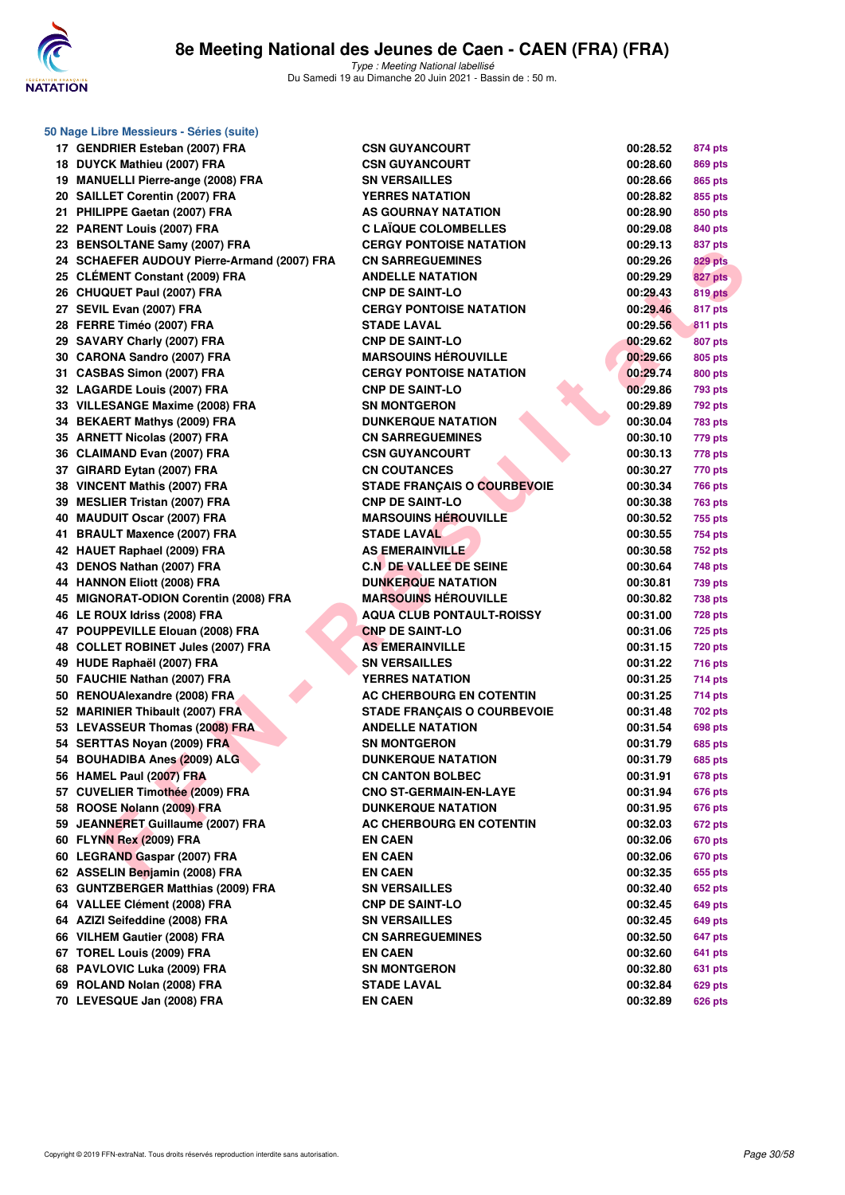# 8e Meeting National des Jeunes de Caen - CAEN (FRA) (FRA)

*Type : Meeting National labellisé*
Du Samedi 19 au Dimanche 20 Juin 2021 - Bassin de : 50 m.

## 50 Nage Libre Messieurs - Séries (suite)

| | | | | |
|---|---|---|---|---|
| 17 | GENDRIER Esteban (2007) FRA | CSN GUYANCOURT | 00:28.52 | 874 pts |
| 18 | DUYCK Mathieu (2007) FRA | CSN GUYANCOURT | 00:28.60 | 869 pts |
| 19 | MANUELLI Pierre-ange (2008) FRA | SN VERSAILLES | 00:28.66 | 865 pts |
| 20 | SAILLET Corentin (2007) FRA | YERRES NATATION | 00:28.82 | 855 pts |
| 21 | PHILIPPE Gaetan (2007) FRA | AS GOURNAY NATATION | 00:28.90 | 850 pts |
| 22 | PARENT Louis (2007) FRA | C LAÏQUE COLOMBELLES | 00:29.08 | 840 pts |
| 23 | BENSOLTANE Samy (2007) FRA | CERGY PONTOISE NATATION | 00:29.13 | 837 pts |
| 24 | SCHAEFER AUDOUY Pierre-Armand (2007) FRA | CN SARREGUEMINES | 00:29.26 | 829 pts |
| 25 | CLÉMENT Constant (2009) FRA | ANDELLE NATATION | 00:29.29 | 827 pts |
| 26 | CHUQUET Paul (2007) FRA | CNP DE SAINT-LO | 00:29.43 | 819 pts |
| 27 | SEVIL Evan (2007) FRA | CERGY PONTOISE NATATION | 00:29.46 | 817 pts |
| 28 | FERRE Timéo (2007) FRA | STADE LAVAL | 00:29.56 | 811 pts |
| 29 | SAVARY Charly (2007) FRA | CNP DE SAINT-LO | 00:29.62 | 807 pts |
| 30 | CARONA Sandro (2007) FRA | MARSOUINS HÉROUVILLE | 00:29.66 | 805 pts |
| 31 | CASBAS Simon (2007) FRA | CERGY PONTOISE NATATION | 00:29.74 | 800 pts |
| 32 | LAGARDE Louis (2007) FRA | CNP DE SAINT-LO | 00:29.86 | 793 pts |
| 33 | VILLESANGE Maxime (2008) FRA | SN MONTGERON | 00:29.89 | 792 pts |
| 34 | BEKAERT Mathys (2009) FRA | DUNKERQUE NATATION | 00:30.04 | 783 pts |
| 35 | ARNETT Nicolas (2007) FRA | CN SARREGUEMINES | 00:30.10 | 779 pts |
| 36 | CLAIMAND Evan (2007) FRA | CSN GUYANCOURT | 00:30.13 | 778 pts |
| 37 | GIRARD Eytan (2007) FRA | CN COUTANCES | 00:30.27 | 770 pts |
| 38 | VINCENT Mathis (2007) FRA | STADE FRANÇAIS O COURBEVOIE | 00:30.34 | 766 pts |
| 39 | MESLIER Tristan (2007) FRA | CNP DE SAINT-LO | 00:30.38 | 763 pts |
| 40 | MAUDUIT Oscar (2007) FRA | MARSOUINS HÉROUVILLE | 00:30.52 | 755 pts |
| 41 | BRAULT Maxence (2007) FRA | STADE LAVAL | 00:30.55 | 754 pts |
| 42 | HAUET Raphael (2009) FRA | AS EMERAINVILLE | 00:30.58 | 752 pts |
| 43 | DENOS Nathan (2007) FRA | C.N DE VALLEE DE SEINE | 00:30.64 | 748 pts |
| 44 | HANNON Eliott (2008) FRA | DUNKERQUE NATATION | 00:30.81 | 739 pts |
| 45 | MIGNORAT-ODION Corentin (2008) FRA | MARSOUINS HÉROUVILLE | 00:30.82 | 738 pts |
| 46 | LE ROUX Idriss (2008) FRA | AQUA CLUB PONTAULT-ROISSY | 00:31.00 | 728 pts |
| 47 | POUPPEVILLE Elouan (2008) FRA | CNP DE SAINT-LO | 00:31.06 | 725 pts |
| 48 | COLLET ROBINET Jules (2007) FRA | AS EMERAINVILLE | 00:31.15 | 720 pts |
| 49 | HUDE Raphaël (2007) FRA | SN VERSAILLES | 00:31.22 | 716 pts |
| 50 | FAUCHIE Nathan (2007) FRA | YERRES NATATION | 00:31.25 | 714 pts |
| 50 | RENOUAlexandre (2008) FRA | AC CHERBOURG EN COTENTIN | 00:31.25 | 714 pts |
| 52 | MARINIER Thibault (2007) FRA | STADE FRANÇAIS O COURBEVOIE | 00:31.48 | 702 pts |
| 53 | LEVASSEUR Thomas (2008) FRA | ANDELLE NATATION | 00:31.54 | 698 pts |
| 54 | SERTTAS Noyan (2009) FRA | SN MONTGERON | 00:31.79 | 685 pts |
| 54 | BOUHADIBA Anes (2009) ALG | DUNKERQUE NATATION | 00:31.79 | 685 pts |
| 56 | HAMEL Paul (2007) FRA | CN CANTON BOLBEC | 00:31.91 | 678 pts |
| 57 | CUVELIER Timothée (2009) FRA | CNO ST-GERMAIN-EN-LAYE | 00:31.94 | 676 pts |
| 58 | ROOSE Nolann (2009) FRA | DUNKERQUE NATATION | 00:31.95 | 676 pts |
| 59 | JEANNERET Guillaume (2007) FRA | AC CHERBOURG EN COTENTIN | 00:32.03 | 672 pts |
| 60 | FLYNN Rex (2009) FRA | EN CAEN | 00:32.06 | 670 pts |
| 60 | LEGRAND Gaspar (2007) FRA | EN CAEN | 00:32.06 | 670 pts |
| 62 | ASSELIN Benjamin (2008) FRA | EN CAEN | 00:32.35 | 655 pts |
| 63 | GUNTZBERGER Matthias (2009) FRA | SN VERSAILLES | 00:32.40 | 652 pts |
| 64 | VALLEE Clément (2008) FRA | CNP DE SAINT-LO | 00:32.45 | 649 pts |
| 64 | AZIZI Seifeddine (2008) FRA | SN VERSAILLES | 00:32.45 | 649 pts |
| 66 | VILHEM Gautier (2008) FRA | CN SARREGUEMINES | 00:32.50 | 647 pts |
| 67 | TOREL Louis (2009) FRA | EN CAEN | 00:32.60 | 641 pts |
| 68 | PAVLOVIC Luka (2009) FRA | SN MONTGERON | 00:32.80 | 631 pts |
| 69 | ROLAND Nolan (2008) FRA | STADE LAVAL | 00:32.84 | 629 pts |
| 70 | LEVESQUE Jan (2008) FRA | EN CAEN | 00:32.89 | 626 pts |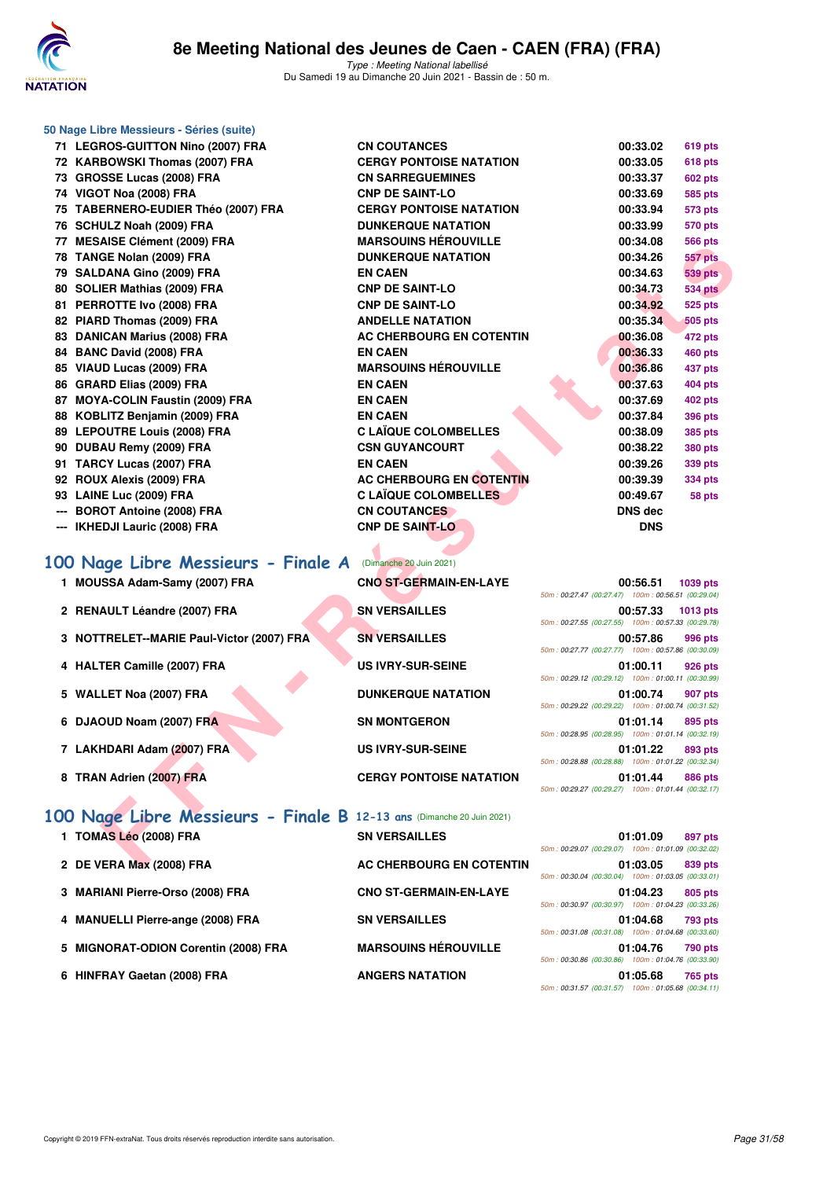# 8e Meeting National des Jeunes de Caen - CAEN (FRA) (FRA)

*Type : Meeting National labellisé*
Du Samedi 19 au Dimanche 20 Juin 2021 - Bassin de : 50 m.

## 50 Nage Libre Messieurs - Séries (suite)

| Rg | Nom | Club | Temps | Points |
|---|---|---|---|---|
| 71 | LEGROS-GUITTON Nino (2007) FRA | CN COUTANCES | 00:33.02 | 619 pts |
| 72 | KARBOWSKI Thomas (2007) FRA | CERGY PONTOISE NATATION | 00:33.05 | 618 pts |
| 73 | GROSSE Lucas (2008) FRA | CN SARREGUEMINES | 00:33.37 | 602 pts |
| 74 | VIGOT Noa (2008) FRA | CNP DE SAINT-LO | 00:33.69 | 585 pts |
| 75 | TABERNERO-EUDIER Théo (2007) FRA | CERGY PONTOISE NATATION | 00:33.94 | 573 pts |
| 76 | SCHULZ Noah (2009) FRA | DUNKERQUE NATATION | 00:33.99 | 570 pts |
| 77 | MESAISE Clément (2009) FRA | MARSOUINS HÉROUVILLE | 00:34.08 | 566 pts |
| 78 | TANGE Nolan (2009) FRA | DUNKERQUE NATATION | 00:34.26 | 557 pts |
| 79 | SALDANA Gino (2009) FRA | EN CAEN | 00:34.63 | 539 pts |
| 80 | SOLIER Mathias (2009) FRA | CNP DE SAINT-LO | 00:34.73 | 534 pts |
| 81 | PERROTTE Ivo (2008) FRA | CNP DE SAINT-LO | 00:34.92 | 525 pts |
| 82 | PIARD Thomas (2009) FRA | ANDELLE NATATION | 00:35.34 | 505 pts |
| 83 | DANICAN Marius (2008) FRA | AC CHERBOURG EN COTENTIN | 00:36.08 | 472 pts |
| 84 | BANC David (2008) FRA | EN CAEN | 00:36.33 | 460 pts |
| 85 | VIAUD Lucas (2009) FRA | MARSOUINS HÉROUVILLE | 00:36.86 | 437 pts |
| 86 | GRARD Elias (2009) FRA | EN CAEN | 00:37.63 | 404 pts |
| 87 | MOYA-COLIN Faustin (2009) FRA | EN CAEN | 00:37.69 | 402 pts |
| 88 | KOBLITZ Benjamin (2009) FRA | EN CAEN | 00:37.84 | 396 pts |
| 89 | LEPOUTRE Louis (2008) FRA | C LAÏQUE COLOMBELLES | 00:38.09 | 385 pts |
| 90 | DUBAU Remy (2009) FRA | CSN GUYANCOURT | 00:38.22 | 380 pts |
| 91 | TARCY Lucas (2007) FRA | EN CAEN | 00:39.26 | 339 pts |
| 92 | ROUX Alexis (2009) FRA | AC CHERBOURG EN COTENTIN | 00:39.39 | 334 pts |
| 93 | LAINE Luc (2009) FRA | C LAÏQUE COLOMBELLES | 00:49.67 | 58 pts |
| --- | BOROT Antoine (2008) FRA | CN COUTANCES | DNS dec | |
| --- | IKHEDJI Lauric (2008) FRA | CNP DE SAINT-LO | DNS | |

## 100 Nage Libre Messieurs - Finale A (Dimanche 20 Juin 2021)

| Rg | Nom | Club | Temps | Points | Splits |
|---|---|---|---|---|---|
| 1 | MOUSSA Adam-Samy (2007) FRA | CNO ST-GERMAIN-EN-LAYE | 00:56.51 | 1039 pts | 50m : 00:27.47 (00:27.47) 100m : 00:56.51 (00:29.04) |
| 2 | RENAULT Léandre (2007) FRA | SN VERSAILLES | 00:57.33 | 1013 pts | 50m : 00:27.55 (00:27.55) 100m : 00:57.33 (00:29.78) |
| 3 | NOTTRELET--MARIE Paul-Victor (2007) FRA | SN VERSAILLES | 00:57.86 | 996 pts | 50m : 00:27.77 (00:27.77) 100m : 00:57.86 (00:30.09) |
| 4 | HALTER Camille (2007) FRA | US IVRY-SUR-SEINE | 01:00.11 | 926 pts | 50m : 00:29.12 (00:29.12) 100m : 01:00.11 (00:30.99) |
| 5 | WALLET Noa (2007) FRA | DUNKERQUE NATATION | 01:00.74 | 907 pts | 50m : 00:29.22 (00:29.22) 100m : 01:00.74 (00:31.52) |
| 6 | DJAOUD Noam (2007) FRA | SN MONTGERON | 01:01.14 | 895 pts | 50m : 00:28.95 (00:28.95) 100m : 01:01.14 (00:32.19) |
| 7 | LAKHDARI Adam (2007) FRA | US IVRY-SUR-SEINE | 01:01.22 | 893 pts | 50m : 00:28.88 (00:28.88) 100m : 01:01.22 (00:32.34) |
| 8 | TRAN Adrien (2007) FRA | CERGY PONTOISE NATATION | 01:01.44 | 886 pts | 50m : 00:29.27 (00:29.27) 100m : 01:01.44 (00:32.17) |

## 100 Nage Libre Messieurs - Finale B 12-13 ans (Dimanche 20 Juin 2021)

| Rg | Nom | Club | Temps | Points | Splits |
|---|---|---|---|---|---|
| 1 | TOMAS Léo (2008) FRA | SN VERSAILLES | 01:01.09 | 897 pts | 50m : 00:29.07 (00:29.07) 100m : 01:01.09 (00:32.02) |
| 2 | DE VERA Max (2008) FRA | AC CHERBOURG EN COTENTIN | 01:03.05 | 839 pts | 50m : 00:30.04 (00:30.04) 100m : 01:03.05 (00:33.01) |
| 3 | MARIANI Pierre-Orso (2008) FRA | CNO ST-GERMAIN-EN-LAYE | 01:04.23 | 805 pts | 50m : 00:30.97 (00:30.97) 100m : 01:04.23 (00:33.26) |
| 4 | MANUELLI Pierre-ange (2008) FRA | SN VERSAILLES | 01:04.68 | 793 pts | 50m : 00:31.08 (00:31.08) 100m : 01:04.68 (00:33.60) |
| 5 | MIGNORAT-ODION Corentin (2008) FRA | MARSOUINS HÉROUVILLE | 01:04.76 | 790 pts | 50m : 00:30.86 (00:30.86) 100m : 01:04.76 (00:33.90) |
| 6 | HINFRAY Gaetan (2008) FRA | ANGERS NATATION | 01:05.68 | 765 pts | 50m : 00:31.57 (00:31.57) 100m : 01:05.68 (00:34.11) |

Copyright © 2019 FFN-extraNat. Tous droits réservés reproduction interdite sans autorisation.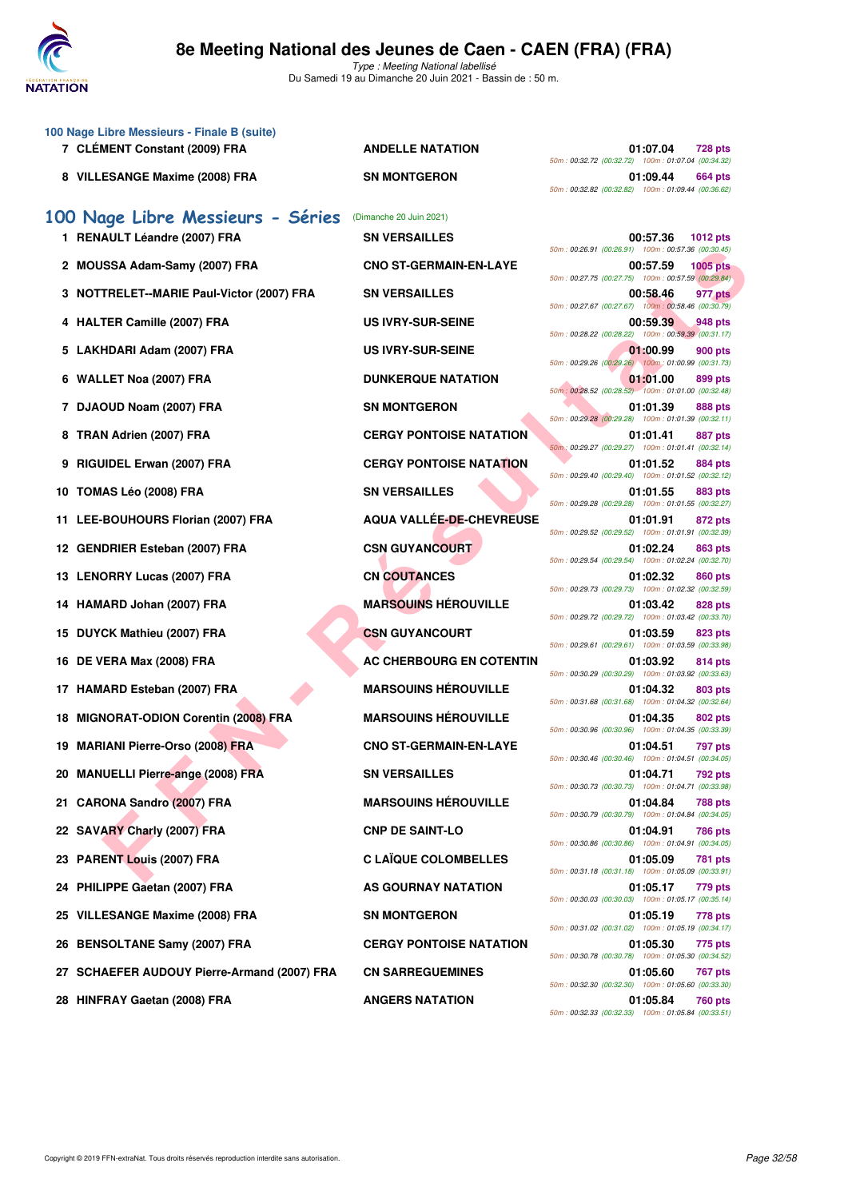### 100 Nage Libre Messieurs - Finale B (suite)

| | Nom | Club | Temps | Points | Splits |
|---|---|---|---|---|---|
| 7 | CLÉMENT Constant (2009) FRA | ANDELLE NATATION | 01:07.04 | 728 pts | 50m : 00:32.72 (00:32.72) 100m : 01:07.04 (00:34.32) |
| 8 | VILLESANGE Maxime (2008) FRA | SN MONTGERON | 01:09.44 | 664 pts | 50m : 00:32.82 (00:32.82) 100m : 01:09.44 (00:36.62) |

## 100 Nage Libre Messieurs - Séries (Dimanche 20 Juin 2021)

| | Nom | Club | Temps | Points | Splits |
|---|---|---|---|---|---|
| 1 | RENAULT Léandre (2007) FRA | SN VERSAILLES | 00:57.36 | 1012 pts | 50m : 00:26.91 (00:26.91) 100m : 00:57.36 (00:30.45) |
| 2 | MOUSSA Adam-Samy (2007) FRA | CNO ST-GERMAIN-EN-LAYE | 00:57.59 | 1005 pts | 50m : 00:27.75 (00:27.75) 100m : 00:57.59 (00:29.84) |
| 3 | NOTTRELET--MARIE Paul-Victor (2007) FRA | SN VERSAILLES | 00:58.46 | 977 pts | 50m : 00:27.67 (00:27.67) 100m : 00:58.46 (00:30.79) |
| 4 | HALTER Camille (2007) FRA | US IVRY-SUR-SEINE | 00:59.39 | 948 pts | 50m : 00:28.22 (00:28.22) 100m : 00:59.39 (00:31.17) |
| 5 | LAKHDARI Adam (2007) FRA | US IVRY-SUR-SEINE | 01:00.99 | 900 pts | 50m : 00:29.26 (00:29.26) 100m : 01:00.99 (00:31.73) |
| 6 | WALLET Noa (2007) FRA | DUNKERQUE NATATION | 01:01.00 | 899 pts | 50m : 00:28.52 (00:28.52) 100m : 01:01.00 (00:32.48) |
| 7 | DJAOUD Noam (2007) FRA | SN MONTGERON | 01:01.39 | 888 pts | 50m : 00:29.28 (00:29.28) 100m : 01:01.39 (00:32.11) |
| 8 | TRAN Adrien (2007) FRA | CERGY PONTOISE NATATION | 01:01.41 | 887 pts | 50m : 00:29.27 (00:29.27) 100m : 01:01.41 (00:32.14) |
| 9 | RIGUIDEL Erwan (2007) FRA | CERGY PONTOISE NATATION | 01:01.52 | 884 pts | 50m : 00:29.40 (00:29.40) 100m : 01:01.52 (00:32.12) |
| 10 | TOMAS Léo (2008) FRA | SN VERSAILLES | 01:01.55 | 883 pts | 50m : 00:29.28 (00:29.28) 100m : 01:01.55 (00:32.27) |
| 11 | LEE-BOUHOURS Florian (2007) FRA | AQUA VALLÉE-DE-CHEVREUSE | 01:01.91 | 872 pts | 50m : 00:29.52 (00:29.52) 100m : 01:01.91 (00:32.39) |
| 12 | GENDRIER Esteban (2007) FRA | CSN GUYANCOURT | 01:02.24 | 863 pts | 50m : 00:29.54 (00:29.54) 100m : 01:02.24 (00:32.70) |
| 13 | LENORRY Lucas (2007) FRA | CN COUTANCES | 01:02.32 | 860 pts | 50m : 00:29.73 (00:29.73) 100m : 01:02.32 (00:32.59) |
| 14 | HAMARD Johan (2007) FRA | MARSOUINS HÉROUVILLE | 01:03.42 | 828 pts | 50m : 00:29.72 (00:29.72) 100m : 01:03.42 (00:33.70) |
| 15 | DUYCK Mathieu (2007) FRA | CSN GUYANCOURT | 01:03.59 | 823 pts | 50m : 00:29.61 (00:29.61) 100m : 01:03.59 (00:33.98) |
| 16 | DE VERA Max (2008) FRA | AC CHERBOURG EN COTENTIN | 01:03.92 | 814 pts | 50m : 00:30.29 (00:30.29) 100m : 01:03.92 (00:33.63) |
| 17 | HAMARD Esteban (2007) FRA | MARSOUINS HÉROUVILLE | 01:04.32 | 803 pts | 50m : 00:31.68 (00:31.68) 100m : 01:04.32 (00:32.64) |
| 18 | MIGNORAT-ODION Corentin (2008) FRA | MARSOUINS HÉROUVILLE | 01:04.35 | 802 pts | 50m : 00:30.96 (00:30.96) 100m : 01:04.35 (00:33.39) |
| 19 | MARIANI Pierre-Orso (2008) FRA | CNO ST-GERMAIN-EN-LAYE | 01:04.51 | 797 pts | 50m : 00:30.46 (00:30.46) 100m : 01:04.51 (00:34.05) |
| 20 | MANUELLI Pierre-ange (2008) FRA | SN VERSAILLES | 01:04.71 | 792 pts | 50m : 00:30.73 (00:30.73) 100m : 01:04.71 (00:33.98) |
| 21 | CARONA Sandro (2007) FRA | MARSOUINS HÉROUVILLE | 01:04.84 | 788 pts | 50m : 00:30.79 (00:30.79) 100m : 01:04.84 (00:34.05) |
| 22 | SAVARY Charly (2007) FRA | CNP DE SAINT-LO | 01:04.91 | 786 pts | 50m : 00:30.86 (00:30.86) 100m : 01:04.91 (00:34.05) |
| 23 | PARENT Louis (2007) FRA | C LAÏQUE COLOMBELLES | 01:05.09 | 781 pts | 50m : 00:31.18 (00:31.18) 100m : 01:05.09 (00:33.91) |
| 24 | PHILIPPE Gaetan (2007) FRA | AS GOURNAY NATATION | 01:05.17 | 779 pts | 50m : 00:30.03 (00:30.03) 100m : 01:05.17 (00:35.14) |
| 25 | VILLESANGE Maxime (2008) FRA | SN MONTGERON | 01:05.19 | 778 pts | 50m : 00:31.02 (00:31.02) 100m : 01:05.19 (00:34.17) |
| 26 | BENSOLTANE Samy (2007) FRA | CERGY PONTOISE NATATION | 01:05.30 | 775 pts | 50m : 00:30.78 (00:30.78) 100m : 01:05.30 (00:34.52) |
| 27 | SCHAEFER AUDOUY Pierre-Armand (2007) FRA | CN SARREGUEMINES | 01:05.60 | 767 pts | 50m : 00:32.30 (00:32.30) 100m : 01:05.60 (00:33.30) |
| 28 | HINFRAY Gaetan (2008) FRA | ANGERS NATATION | 01:05.84 | 760 pts | 50m : 00:32.33 (00:32.33) 100m : 01:05.84 (00:33.51) |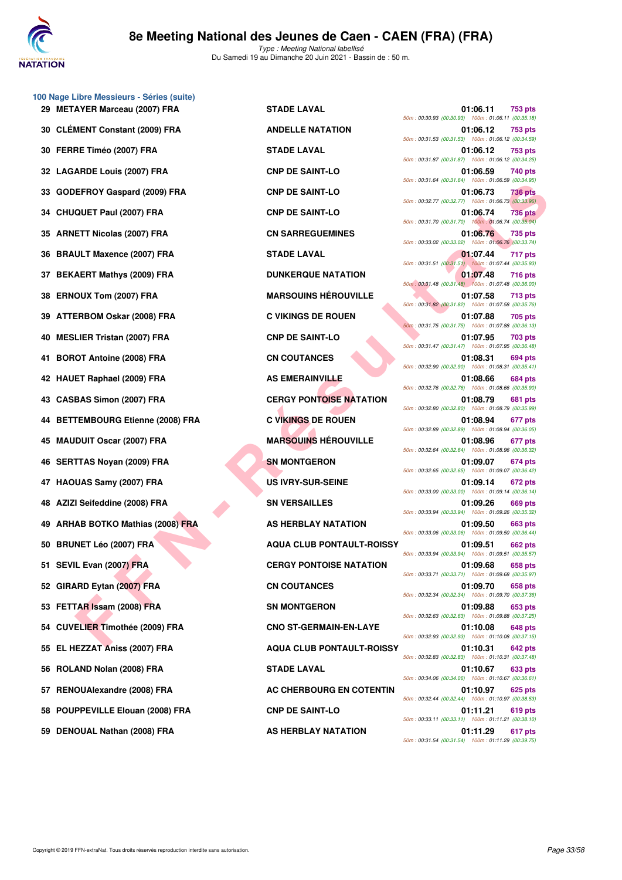### 100 Nage Libre Messieurs - Séries (suite)

| Rang | Nom | Club | Temps | Points | Splits |
|---|---|---|---|---|---|
| 29 | METAYER Marceau (2007) FRA | STADE LAVAL | 01:06.11 | 753 pts | 50m : 00:30.93 (00:30.93) 100m : 01:06.11 (00:35.18) |
| 30 | CLÉMENT Constant (2009) FRA | ANDELLE NATATION | 01:06.12 | 753 pts | 50m : 00:31.53 (00:31.53) 100m : 01:06.12 (00:34.59) |
| 30 | FERRE Timéo (2007) FRA | STADE LAVAL | 01:06.12 | 753 pts | 50m : 00:31.87 (00:31.87) 100m : 01:06.12 (00:34.25) |
| 32 | LAGARDE Louis (2007) FRA | CNP DE SAINT-LO | 01:06.59 | 740 pts | 50m : 00:31.64 (00:31.64) 100m : 01:06.59 (00:34.95) |
| 33 | GODEFROY Gaspard (2009) FRA | CNP DE SAINT-LO | 01:06.73 | 736 pts | 50m : 00:32.77 (00:32.77) 100m : 01:06.73 (00:33.96) |
| 34 | CHUQUET Paul (2007) FRA | CNP DE SAINT-LO | 01:06.74 | 736 pts | 50m : 00:31.70 (00:31.70) 100m : 01:06.74 (00:35.04) |
| 35 | ARNETT Nicolas (2007) FRA | CN SARREGUEMINES | 01:06.76 | 735 pts | 50m : 00:33.02 (00:33.02) 100m : 01:06.76 (00:33.74) |
| 36 | BRAULT Maxence (2007) FRA | STADE LAVAL | 01:07.44 | 717 pts | 50m : 00:31.51 (00:31.51) 100m : 01:07.44 (00:35.93) |
| 37 | BEKAERT Mathys (2009) FRA | DUNKERQUE NATATION | 01:07.48 | 716 pts | 50m : 00:31.48 (00:31.48) 100m : 01:07.48 (00:36.00) |
| 38 | ERNOUX Tom (2007) FRA | MARSOUINS HÉROUVILLE | 01:07.58 | 713 pts | 50m : 00:31.82 (00:31.82) 100m : 01:07.58 (00:35.76) |
| 39 | ATTERBOM Oskar (2008) FRA | C VIKINGS DE ROUEN | 01:07.88 | 705 pts | 50m : 00:31.75 (00:31.75) 100m : 01:07.88 (00:36.13) |
| 40 | MESLIER Tristan (2007) FRA | CNP DE SAINT-LO | 01:07.95 | 703 pts | 50m : 00:31.47 (00:31.47) 100m : 01:07.95 (00:36.48) |
| 41 | BOROT Antoine (2008) FRA | CN COUTANCES | 01:08.31 | 694 pts | 50m : 00:32.90 (00:32.90) 100m : 01:08.31 (00:35.41) |
| 42 | HAUET Raphael (2009) FRA | AS EMERAINVILLE | 01:08.66 | 684 pts | 50m : 00:32.76 (00:32.76) 100m : 01:08.66 (00:35.90) |
| 43 | CASBAS Simon (2007) FRA | CERGY PONTOISE NATATION | 01:08.79 | 681 pts | 50m : 00:32.80 (00:32.80) 100m : 01:08.79 (00:35.99) |
| 44 | BETTEMBOURG Etienne (2008) FRA | C VIKINGS DE ROUEN | 01:08.94 | 677 pts | 50m : 00:32.89 (00:32.89) 100m : 01:08.94 (00:36.05) |
| 45 | MAUDUIT Oscar (2007) FRA | MARSOUINS HÉROUVILLE | 01:08.96 | 677 pts | 50m : 00:32.64 (00:32.64) 100m : 01:08.96 (00:36.32) |
| 46 | SERTTAS Noyan (2009) FRA | SN MONTGERON | 01:09.07 | 674 pts | 50m : 00:32.65 (00:32.65) 100m : 01:09.07 (00:36.42) |
| 47 | HAOUAS Samy (2007) FRA | US IVRY-SUR-SEINE | 01:09.14 | 672 pts | 50m : 00:33.00 (00:33.00) 100m : 01:09.14 (00:36.14) |
| 48 | AZIZI Seifeddine (2008) FRA | SN VERSAILLES | 01:09.26 | 669 pts | 50m : 00:33.94 (00:33.94) 100m : 01:09.26 (00:35.32) |
| 49 | ARHAB BOTKO Mathias (2008) FRA | AS HERBLAY NATATION | 01:09.50 | 663 pts | 50m : 00:33.06 (00:33.06) 100m : 01:09.50 (00:36.44) |
| 50 | BRUNET Léo (2007) FRA | AQUA CLUB PONTAULT-ROISSY | 01:09.51 | 662 pts | 50m : 00:33.94 (00:33.94) 100m : 01:09.51 (00:35.57) |
| 51 | SEVIL Evan (2007) FRA | CERGY PONTOISE NATATION | 01:09.68 | 658 pts | 50m : 00:33.71 (00:33.71) 100m : 01:09.68 (00:35.97) |
| 52 | GIRARD Eytan (2007) FRA | CN COUTANCES | 01:09.70 | 658 pts | 50m : 00:32.34 (00:32.34) 100m : 01:09.70 (00:37.36) |
| 53 | FETTAR Issam (2008) FRA | SN MONTGERON | 01:09.88 | 653 pts | 50m : 00:32.63 (00:32.63) 100m : 01:09.88 (00:37.25) |
| 54 | CUVELIER Timothée (2009) FRA | CNO ST-GERMAIN-EN-LAYE | 01:10.08 | 648 pts | 50m : 00:32.93 (00:32.93) 100m : 01:10.08 (00:37.15) |
| 55 | EL HEZZAT Aniss (2007) FRA | AQUA CLUB PONTAULT-ROISSY | 01:10.31 | 642 pts | 50m : 00:32.83 (00:32.83) 100m : 01:10.31 (00:37.48) |
| 56 | ROLAND Nolan (2008) FRA | STADE LAVAL | 01:10.67 | 633 pts | 50m : 00:34.06 (00:34.06) 100m : 01:10.67 (00:36.61) |
| 57 | RENOUAlexandre (2008) FRA | AC CHERBOURG EN COTENTIN | 01:10.97 | 625 pts | 50m : 00:32.44 (00:32.44) 100m : 01:10.97 (00:38.53) |
| 58 | POUPPEVILLE Elouan (2008) FRA | CNP DE SAINT-LO | 01:11.21 | 619 pts | 50m : 00:33.11 (00:33.11) 100m : 01:11.21 (00:38.10) |
| 59 | DENOUAL Nathan (2008) FRA | AS HERBLAY NATATION | 01:11.29 | 617 pts | 50m : 00:31.54 (00:31.54) 100m : 01:11.29 (00:39.75) |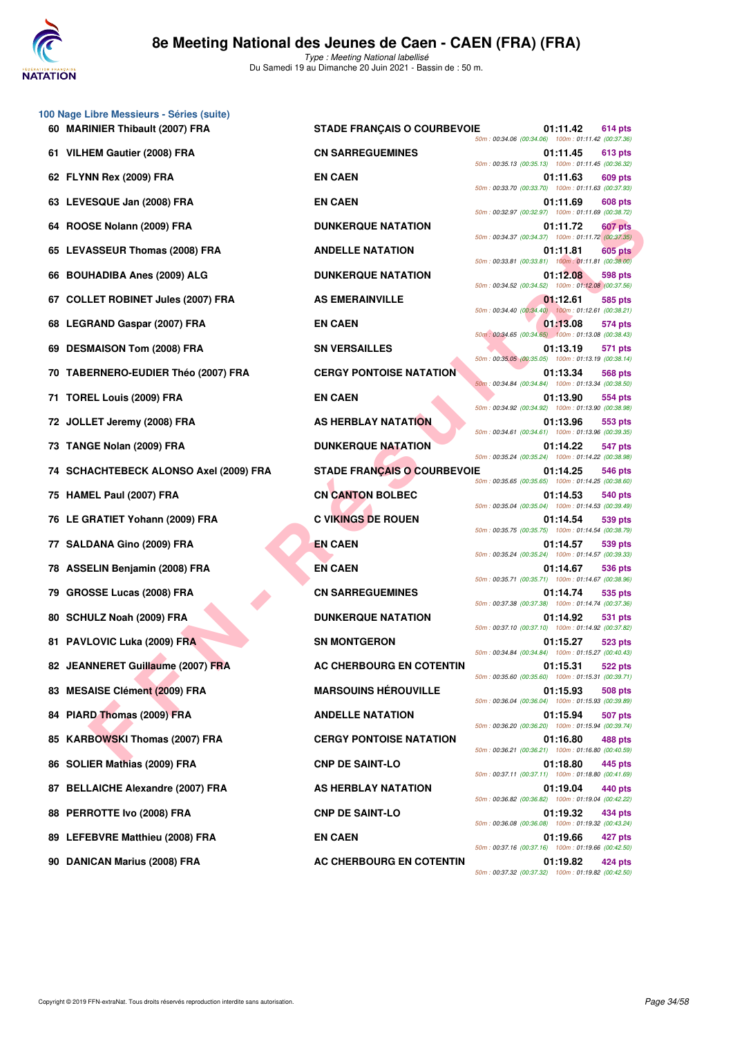# 8e Meeting National des Jeunes de Caen - CAEN (FRA) (FRA)

*Type : Meeting National labellisé*
Du Samedi 19 au Dimanche 20 Juin 2021 - Bassin de : 50 m.

## 100 Nage Libre Messieurs - Séries (suite)

| Rang | Nom | Club | Temps | Points | Splits |
|---|---|---|---|---|---|
| 60 | MARINIER Thibault (2007) FRA | STADE FRANÇAIS O COURBEVOIE | 01:11.42 | 614 pts | 50m : 00:34.06 (00:34.06) 100m : 01:11.42 (00:37.36) |
| 61 | VILHEM Gautier (2008) FRA | CN SARREGUEMINES | 01:11.45 | 613 pts | 50m : 00:35.13 (00:35.13) 100m : 01:11.45 (00:36.32) |
| 62 | FLYNN Rex (2009) FRA | EN CAEN | 01:11.63 | 609 pts | 50m : 00:33.70 (00:33.70) 100m : 01:11.63 (00:37.93) |
| 63 | LEVESQUE Jan (2008) FRA | EN CAEN | 01:11.69 | 608 pts | 50m : 00:32.97 (00:32.97) 100m : 01:11.69 (00:38.72) |
| 64 | ROOSE Nolann (2009) FRA | DUNKERQUE NATATION | 01:11.72 | 607 pts | 50m : 00:34.37 (00:34.37) 100m : 01:11.72 (00:37.35) |
| 65 | LEVASSEUR Thomas (2008) FRA | ANDELLE NATATION | 01:11.81 | 605 pts | 50m : 00:33.81 (00:33.81) 100m : 01:11.81 (00:38.00) |
| 66 | BOUHADIBA Anes (2009) ALG | DUNKERQUE NATATION | 01:12.08 | 598 pts | 50m : 00:34.52 (00:34.52) 100m : 01:12.08 (00:37.56) |
| 67 | COLLET ROBINET Jules (2007) FRA | AS EMERAINVILLE | 01:12.61 | 585 pts | 50m : 00:34.40 (00:34.40) 100m : 01:12.61 (00:38.21) |
| 68 | LEGRAND Gaspar (2007) FRA | EN CAEN | 01:13.08 | 574 pts | 50m : 00:34.65 (00:34.65) 100m : 01:13.08 (00:38.43) |
| 69 | DESMAISON Tom (2008) FRA | SN VERSAILLES | 01:13.19 | 571 pts | 50m : 00:35.05 (00:35.05) 100m : 01:13.19 (00:38.14) |
| 70 | TABERNERO-EUDIER Théo (2007) FRA | CERGY PONTOISE NATATION | 01:13.34 | 568 pts | 50m : 00:34.84 (00:34.84) 100m : 01:13.34 (00:38.50) |
| 71 | TOREL Louis (2009) FRA | EN CAEN | 01:13.90 | 554 pts | 50m : 00:34.92 (00:34.92) 100m : 01:13.90 (00:38.98) |
| 72 | JOLLET Jeremy (2008) FRA | AS HERBLAY NATATION | 01:13.96 | 553 pts | 50m : 00:34.61 (00:34.61) 100m : 01:13.96 (00:39.35) |
| 73 | TANGE Nolan (2009) FRA | DUNKERQUE NATATION | 01:14.22 | 547 pts | 50m : 00:35.24 (00:35.24) 100m : 01:14.22 (00:38.98) |
| 74 | SCHACHTEBECK ALONSO Axel (2009) FRA | STADE FRANÇAIS O COURBEVOIE | 01:14.25 | 546 pts | 50m : 00:35.65 (00:35.65) 100m : 01:14.25 (00:38.60) |
| 75 | HAMEL Paul (2007) FRA | CN CANTON BOLBEC | 01:14.53 | 540 pts | 50m : 00:35.04 (00:35.04) 100m : 01:14.53 (00:39.49) |
| 76 | LE GRATIET Yohann (2009) FRA | C VIKINGS DE ROUEN | 01:14.54 | 539 pts | 50m : 00:35.75 (00:35.75) 100m : 01:14.54 (00:38.79) |
| 77 | SALDANA Gino (2009) FRA | EN CAEN | 01:14.57 | 539 pts | 50m : 00:35.24 (00:35.24) 100m : 01:14.57 (00:39.33) |
| 78 | ASSELIN Benjamin (2008) FRA | EN CAEN | 01:14.67 | 536 pts | 50m : 00:35.71 (00:35.71) 100m : 01:14.67 (00:38.96) |
| 79 | GROSSE Lucas (2008) FRA | CN SARREGUEMINES | 01:14.74 | 535 pts | 50m : 00:37.38 (00:37.38) 100m : 01:14.74 (00:37.36) |
| 80 | SCHULZ Noah (2009) FRA | DUNKERQUE NATATION | 01:14.92 | 531 pts | 50m : 00:37.10 (00:37.10) 100m : 01:14.92 (00:37.82) |
| 81 | PAVLOVIC Luka (2009) FRA | SN MONTGERON | 01:15.27 | 523 pts | 50m : 00:34.84 (00:34.84) 100m : 01:15.27 (00:40.43) |
| 82 | JEANNERET Guillaume (2007) FRA | AC CHERBOURG EN COTENTIN | 01:15.31 | 522 pts | 50m : 00:35.60 (00:35.60) 100m : 01:15.31 (00:39.71) |
| 83 | MESAISE Clément (2009) FRA | MARSOUINS HÉROUVILLE | 01:15.93 | 508 pts | 50m : 00:36.04 (00:36.04) 100m : 01:15.93 (00:39.89) |
| 84 | PIARD Thomas (2009) FRA | ANDELLE NATATION | 01:15.94 | 507 pts | 50m : 00:36.20 (00:36.20) 100m : 01:15.94 (00:39.74) |
| 85 | KARBOWSKI Thomas (2007) FRA | CERGY PONTOISE NATATION | 01:16.80 | 488 pts | 50m : 00:36.21 (00:36.21) 100m : 01:16.80 (00:40.59) |
| 86 | SOLIER Mathias (2009) FRA | CNP DE SAINT-LO | 01:18.80 | 445 pts | 50m : 00:37.11 (00:37.11) 100m : 01:18.80 (00:41.69) |
| 87 | BELLAICHE Alexandre (2007) FRA | AS HERBLAY NATATION | 01:19.04 | 440 pts | 50m : 00:36.82 (00:36.82) 100m : 01:19.04 (00:42.22) |
| 88 | PERROTTE Ivo (2008) FRA | CNP DE SAINT-LO | 01:19.32 | 434 pts | 50m : 00:36.08 (00:36.08) 100m : 01:19.32 (00:43.24) |
| 89 | LEFEBVRE Matthieu (2008) FRA | EN CAEN | 01:19.66 | 427 pts | 50m : 00:37.16 (00:37.16) 100m : 01:19.66 (00:42.50) |
| 90 | DANICAN Marius (2008) FRA | AC CHERBOURG EN COTENTIN | 01:19.82 | 424 pts | 50m : 00:37.32 (00:37.32) 100m : 01:19.82 (00:42.50) |

Copyright © 2019 FFN-extraNat. Tous droits réservés reproduction interdite sans autorisation.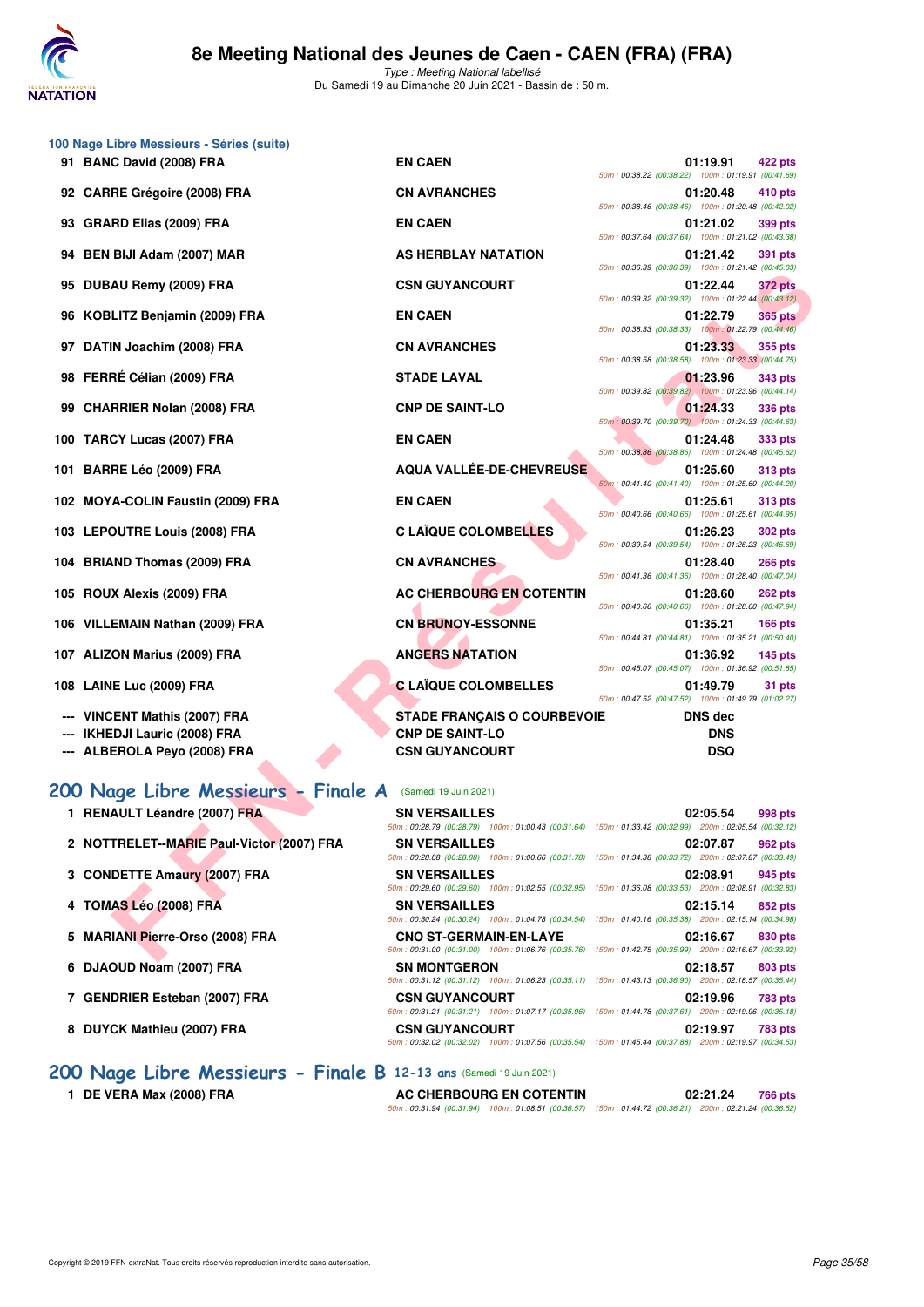### 100 Nage Libre Messieurs - Séries (suite)

| Rang | Nom | Club | Temps | Points | Splits |
|---|---|---|---|---|---|
| 91 | BANC David (2008) FRA | EN CAEN | 01:19.91 | 422 pts | 50m : 00:38.22 (00:38.22) 100m : 01:19.91 (00:41.69) |
| 92 | CARRE Grégoire (2008) FRA | CN AVRANCHES | 01:20.48 | 410 pts | 50m : 00:38.46 (00:38.46) 100m : 01:20.48 (00:42.02) |
| 93 | GRARD Elias (2009) FRA | EN CAEN | 01:21.02 | 399 pts | 50m : 00:37.64 (00:37.64) 100m : 01:21.02 (00:43.38) |
| 94 | BEN BIJI Adam (2007) MAR | AS HERBLAY NATATION | 01:21.42 | 391 pts | 50m : 00:36.39 (00:36.39) 100m : 01:21.42 (00:45.03) |
| 95 | DUBAU Remy (2009) FRA | CSN GUYANCOURT | 01:22.44 | 372 pts | 50m : 00:39.32 (00:39.32) 100m : 01:22.44 (00:43.12) |
| 96 | KOBLITZ Benjamin (2009) FRA | EN CAEN | 01:22.79 | 365 pts | 50m : 00:38.33 (00:38.33) 100m : 01:22.79 (00:44.46) |
| 97 | DATIN Joachim (2008) FRA | CN AVRANCHES | 01:23.33 | 355 pts | 50m : 00:38.58 (00:38.58) 100m : 01:23.33 (00:44.75) |
| 98 | FERRÉ Célian (2009) FRA | STADE LAVAL | 01:23.96 | 343 pts | 50m : 00:39.82 (00:39.82) 100m : 01:23.96 (00:44.14) |
| 99 | CHARRIER Nolan (2008) FRA | CNP DE SAINT-LO | 01:24.33 | 336 pts | 50m : 00:39.70 (00:39.70) 100m : 01:24.33 (00:44.63) |
| 100 | TARCY Lucas (2007) FRA | EN CAEN | 01:24.48 | 333 pts | 50m : 00:38.86 (00:38.86) 100m : 01:24.48 (00:45.62) |
| 101 | BARRE Léo (2009) FRA | AQUA VALLÉE-DE-CHEVREUSE | 01:25.60 | 313 pts | 50m : 00:41.40 (00:41.40) 100m : 01:25.60 (00:44.20) |
| 102 | MOYA-COLIN Faustin (2009) FRA | EN CAEN | 01:25.61 | 313 pts | 50m : 00:40.66 (00:40.66) 100m : 01:25.61 (00:44.95) |
| 103 | LEPOUTRE Louis (2008) FRA | C LAÏQUE COLOMBELLES | 01:26.23 | 302 pts | 50m : 00:39.54 (00:39.54) 100m : 01:26.23 (00:46.69) |
| 104 | BRIAND Thomas (2009) FRA | CN AVRANCHES | 01:28.40 | 266 pts | 50m : 00:41.36 (00:41.36) 100m : 01:28.40 (00:47.04) |
| 105 | ROUX Alexis (2009) FRA | AC CHERBOURG EN COTENTIN | 01:28.60 | 262 pts | 50m : 00:40.66 (00:40.66) 100m : 01:28.60 (00:47.94) |
| 106 | VILLEMAIN Nathan (2009) FRA | CN BRUNOY-ESSONNE | 01:35.21 | 166 pts | 50m : 00:44.81 (00:44.81) 100m : 01:35.21 (00:50.40) |
| 107 | ALIZON Marius (2009) FRA | ANGERS NATATION | 01:36.92 | 145 pts | 50m : 00:45.07 (00:45.07) 100m : 01:36.92 (00:51.85) |
| 108 | LAINE Luc (2009) FRA | C LAÏQUE COLOMBELLES | 01:49.79 | 31 pts | 50m : 00:47.52 (00:47.52) 100m : 01:49.79 (01:02.27) |
| --- | VINCENT Mathis (2007) FRA | STADE FRANÇAIS O COURBEVOIE | DNS dec | | |
| --- | IKHEDJI Lauric (2008) FRA | CNP DE SAINT-LO | DNS | | |
| --- | ALBEROLA Peyo (2008) FRA | CSN GUYANCOURT | DSQ | | |

## 200 Nage Libre Messieurs - Finale A (Samedi 19 Juin 2021)

| Rang | Nom | Club | Temps | Points | Splits |
|---|---|---|---|---|---|
| 1 | RENAULT Léandre (2007) FRA | SN VERSAILLES | 02:05.54 | 998 pts | 50m : 00:28.79 (00:28.79) 100m : 01:00.43 (00:31.64) 150m : 01:33.42 (00:32.99) 200m : 02:05.54 (00:32.12) |
| 2 | NOTTRELET--MARIE Paul-Victor (2007) FRA | SN VERSAILLES | 02:07.87 | 962 pts | 50m : 00:28.88 (00:28.88) 100m : 01:00.66 (00:31.78) 150m : 01:34.38 (00:33.72) 200m : 02:07.87 (00:33.49) |
| 3 | CONDETTE Amaury (2007) FRA | SN VERSAILLES | 02:08.91 | 945 pts | 50m : 00:29.60 (00:29.60) 100m : 01:02.55 (00:32.95) 150m : 01:36.08 (00:33.53) 200m : 02:08.91 (00:32.83) |
| 4 | TOMAS Léo (2008) FRA | SN VERSAILLES | 02:15.14 | 852 pts | 50m : 00:30.24 (00:30.24) 100m : 01:04.78 (00:34.54) 150m : 01:40.16 (00:35.38) 200m : 02:15.14 (00:34.98) |
| 5 | MARIANI Pierre-Orso (2008) FRA | CNO ST-GERMAIN-EN-LAYE | 02:16.67 | 830 pts | 50m : 00:31.00 (00:31.00) 100m : 01:06.76 (00:35.76) 150m : 01:42.75 (00:35.99) 200m : 02:16.67 (00:33.92) |
| 6 | DJAOUD Noam (2007) FRA | SN MONTGERON | 02:18.57 | 803 pts | 50m : 00:31.12 (00:31.12) 100m : 01:06.23 (00:35.11) 150m : 01:43.13 (00:36.90) 200m : 02:18.57 (00:35.44) |
| 7 | GENDRIER Esteban (2007) FRA | CSN GUYANCOURT | 02:19.96 | 783 pts | 50m : 00:31.21 (00:31.21) 100m : 01:07.17 (00:35.96) 150m : 01:44.78 (00:37.61) 200m : 02:19.96 (00:35.18) |
| 8 | DUYCK Mathieu (2007) FRA | CSN GUYANCOURT | 02:19.97 | 783 pts | 50m : 00:32.02 (00:32.02) 100m : 01:07.56 (00:35.54) 150m : 01:45.44 (00:37.88) 200m : 02:19.97 (00:34.53) |

## 200 Nage Libre Messieurs - Finale B 12-13 ans (Samedi 19 Juin 2021)

| Rang | Nom | Club | Temps | Points | Splits |
|---|---|---|---|---|---|
| 1 | DE VERA Max (2008) FRA | AC CHERBOURG EN COTENTIN | 02:21.24 | 766 pts | 50m : 00:31.94 (00:31.94) 100m : 01:08.51 (00:36.57) 150m : 01:44.72 (00:36.21) 200m : 02:21.24 (00:36.52) |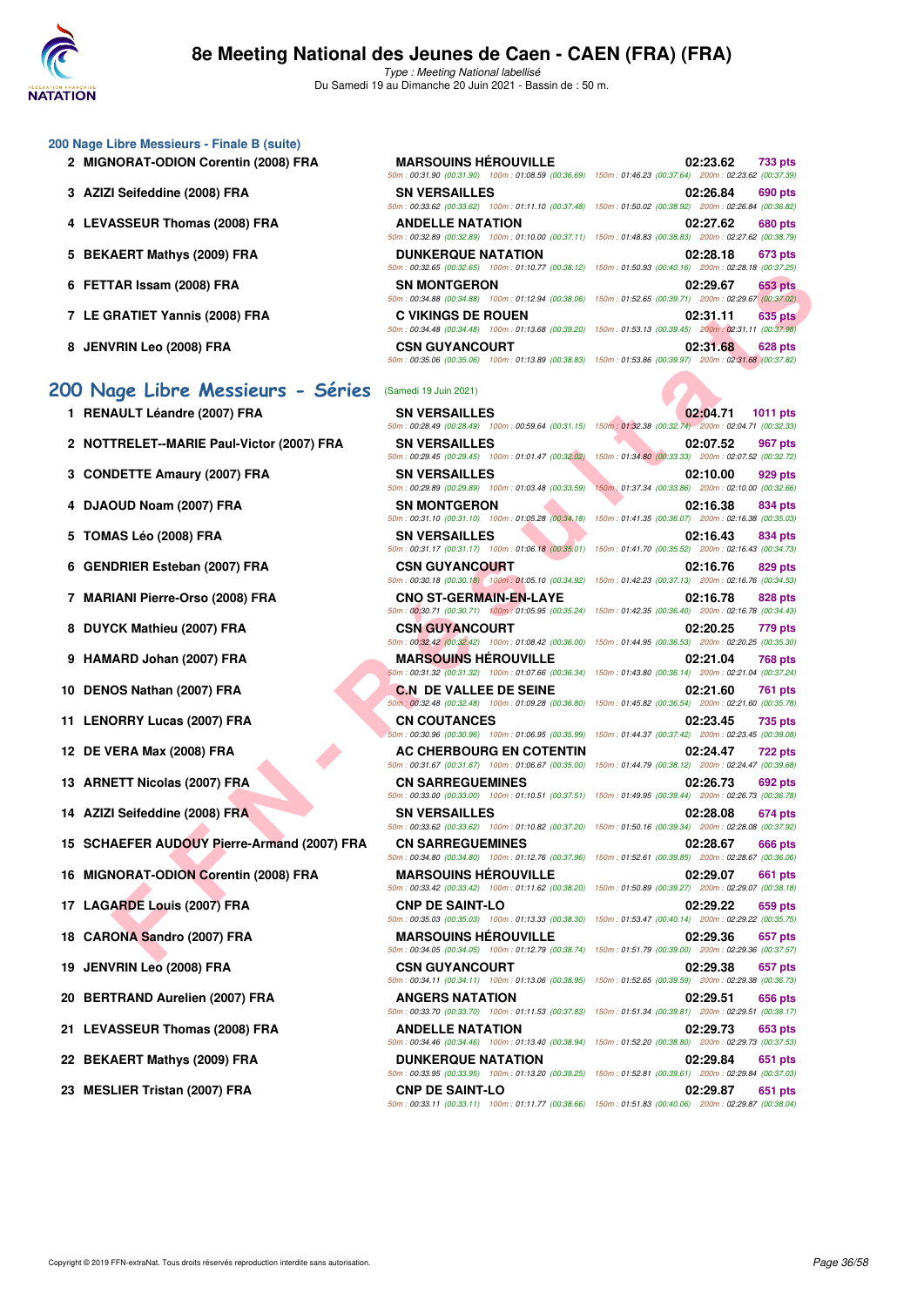### 200 Nage Libre Messieurs - Finale B (suite)

| Rang | Nom | Club | Temps | Points |
|---|---|---|---|---|
| 2 | MIGNORAT-ODION Corentin (2008) FRA | MARSOUINS HÉROUVILLE | 02:23.62 | 733 pts |
| | 50m : 00:31.90 (00:31.90) 100m : 01:08.59 (00:36.69) 150m : 01:46.23 (00:37.64) 200m : 02:23.62 (00:37.39) | | | |
| 3 | AZIZI Seifeddine (2008) FRA | SN VERSAILLES | 02:26.84 | 690 pts |
| | 50m : 00:33.62 (00:33.62) 100m : 01:11.10 (00:37.48) 150m : 01:50.02 (00:38.92) 200m : 02:26.84 (00:36.82) | | | |
| 4 | LEVASSEUR Thomas (2008) FRA | ANDELLE NATATION | 02:27.62 | 680 pts |
| | 50m : 00:32.89 (00:32.89) 100m : 01:10.00 (00:37.11) 150m : 01:48.83 (00:38.83) 200m : 02:27.62 (00:38.79) | | | |
| 5 | BEKAERT Mathys (2009) FRA | DUNKERQUE NATATION | 02:28.18 | 673 pts |
| | 50m : 00:32.65 (00:32.65) 100m : 01:10.77 (00:38.12) 150m : 01:50.93 (00:40.16) 200m : 02:28.18 (00:37.25) | | | |
| 6 | FETTAR Issam (2008) FRA | SN MONTGERON | 02:29.67 | 653 pts |
| | 50m : 00:34.88 (00:34.88) 100m : 01:12.94 (00:38.06) 150m : 01:52.65 (00:39.71) 200m : 02:29.67 (00:37.02) | | | |
| 7 | LE GRATIET Yannis (2008) FRA | C VIKINGS DE ROUEN | 02:31.11 | 635 pts |
| | 50m : 00:34.48 (00:34.48) 100m : 01:13.68 (00:39.20) 150m : 01:53.13 (00:39.45) 200m : 02:31.11 (00:37.98) | | | |
| 8 | JENVRIN Leo (2008) FRA | CSN GUYANCOURT | 02:31.68 | 628 pts |
| | 50m : 00:35.06 (00:35.06) 100m : 01:13.89 (00:38.83) 150m : 01:53.86 (00:39.97) 200m : 02:31.68 (00:37.82) | | | |

## 200 Nage Libre Messieurs - Séries (Samedi 19 Juin 2021)

| Rang | Nom | Club | Temps | Points |
|---|---|---|---|---|
| 1 | RENAULT Léandre (2007) FRA | SN VERSAILLES | 02:04.71 | 1011 pts |
| | 50m : 00:28.49 (00:28.49) 100m : 00:59.64 (00:31.15) 150m : 01:32.38 (00:32.74) 200m : 02:04.71 (00:32.33) | | | |
| 2 | NOTTRELET--MARIE Paul-Victor (2007) FRA | SN VERSAILLES | 02:07.52 | 967 pts |
| | 50m : 00:29.45 (00:29.45) 100m : 01:01.47 (00:32.02) 150m : 01:34.80 (00:33.33) 200m : 02:07.52 (00:32.72) | | | |
| 3 | CONDETTE Amaury (2007) FRA | SN VERSAILLES | 02:10.00 | 929 pts |
| | 50m : 00:29.89 (00:29.89) 100m : 01:03.48 (00:33.59) 150m : 01:37.34 (00:33.86) 200m : 02:10.00 (00:32.66) | | | |
| 4 | DJAOUD Noam (2007) FRA | SN MONTGERON | 02:16.38 | 834 pts |
| | 50m : 00:31.10 (00:31.10) 100m : 01:05.28 (00:34.18) 150m : 01:41.35 (00:36.07) 200m : 02:16.38 (00:35.03) | | | |
| 5 | TOMAS Léo (2008) FRA | SN VERSAILLES | 02:16.43 | 834 pts |
| | 50m : 00:31.17 (00:31.17) 100m : 01:06.18 (00:35.01) 150m : 01:41.70 (00:35.52) 200m : 02:16.43 (00:34.73) | | | |
| 6 | GENDRIER Esteban (2007) FRA | CSN GUYANCOURT | 02:16.76 | 829 pts |
| | 50m : 00:30.18 (00:30.18) 100m : 01:05.10 (00:34.92) 150m : 01:42.23 (00:37.13) 200m : 02:16.76 (00:34.53) | | | |
| 7 | MARIANI Pierre-Orso (2008) FRA | CNO ST-GERMAIN-EN-LAYE | 02:16.78 | 828 pts |
| | 50m : 00:30.71 (00:30.71) 100m : 01:05.95 (00:35.24) 150m : 01:42.35 (00:36.40) 200m : 02:16.78 (00:34.43) | | | |
| 8 | DUYCK Mathieu (2007) FRA | CSN GUYANCOURT | 02:20.25 | 779 pts |
| | 50m : 00:32.42 (00:32.42) 100m : 01:08.42 (00:36.00) 150m : 01:44.95 (00:36.53) 200m : 02:20.25 (00:35.30) | | | |
| 9 | HAMARD Johan (2007) FRA | MARSOUINS HÉROUVILLE | 02:21.04 | 768 pts |
| | 50m : 00:31.32 (00:31.32) 100m : 01:07.66 (00:36.34) 150m : 01:43.80 (00:36.14) 200m : 02:21.04 (00:37.24) | | | |
| 10 | DENOS Nathan (2007) FRA | C.N DE VALLEE DE SEINE | 02:21.60 | 761 pts |
| | 50m : 00:32.48 (00:32.48) 100m : 01:09.28 (00:36.80) 150m : 01:45.82 (00:36.54) 200m : 02:21.60 (00:35.78) | | | |
| 11 | LENORRY Lucas (2007) FRA | CN COUTANCES | 02:23.45 | 735 pts |
| | 50m : 00:30.96 (00:30.96) 100m : 01:06.95 (00:35.99) 150m : 01:44.37 (00:37.42) 200m : 02:23.45 (00:39.08) | | | |
| 12 | DE VERA Max (2008) FRA | AC CHERBOURG EN COTENTIN | 02:24.47 | 722 pts |
| | 50m : 00:31.67 (00:31.67) 100m : 01:06.67 (00:35.00) 150m : 01:44.79 (00:38.12) 200m : 02:24.47 (00:39.68) | | | |
| 13 | ARNETT Nicolas (2007) FRA | CN SARREGUEMINES | 02:26.73 | 692 pts |
| | 50m : 00:33.00 (00:33.00) 100m : 01:10.51 (00:37.51) 150m : 01:49.95 (00:39.44) 200m : 02:26.73 (00:36.78) | | | |
| 14 | AZIZI Seifeddine (2008) FRA | SN VERSAILLES | 02:28.08 | 674 pts |
| | 50m : 00:33.62 (00:33.62) 100m : 01:10.82 (00:37.20) 150m : 01:50.16 (00:39.34) 200m : 02:28.08 (00:37.92) | | | |
| 15 | SCHAEFER AUDOUY Pierre-Armand (2007) FRA | CN SARREGUEMINES | 02:28.67 | 666 pts |
| | 50m : 00:34.80 (00:34.80) 100m : 01:12.76 (00:37.96) 150m : 01:52.61 (00:39.85) 200m : 02:28.67 (00:36.06) | | | |
| 16 | MIGNORAT-ODION Corentin (2008) FRA | MARSOUINS HÉROUVILLE | 02:29.07 | 661 pts |
| | 50m : 00:33.42 (00:33.42) 100m : 01:11.62 (00:38.20) 150m : 01:50.89 (00:39.27) 200m : 02:29.07 (00:38.18) | | | |
| 17 | LAGARDE Louis (2007) FRA | CNP DE SAINT-LO | 02:29.22 | 659 pts |
| | 50m : 00:35.03 (00:35.03) 100m : 01:13.33 (00:38.30) 150m : 01:53.47 (00:40.14) 200m : 02:29.22 (00:35.75) | | | |
| 18 | CARONA Sandro (2007) FRA | MARSOUINS HÉROUVILLE | 02:29.36 | 657 pts |
| | 50m : 00:34.05 (00:34.05) 100m : 01:12.79 (00:38.74) 150m : 01:51.79 (00:39.00) 200m : 02:29.36 (00:37.57) | | | |
| 19 | JENVRIN Leo (2008) FRA | CSN GUYANCOURT | 02:29.38 | 657 pts |
| | 50m : 00:34.11 (00:34.11) 100m : 01:13.06 (00:38.95) 150m : 01:52.65 (00:39.59) 200m : 02:29.38 (00:36.73) | | | |
| 20 | BERTRAND Aurelien (2007) FRA | ANGERS NATATION | 02:29.51 | 656 pts |
| | 50m : 00:33.70 (00:33.70) 100m : 01:11.53 (00:37.83) 150m : 01:51.34 (00:39.81) 200m : 02:29.51 (00:38.17) | | | |
| 21 | LEVASSEUR Thomas (2008) FRA | ANDELLE NATATION | 02:29.73 | 653 pts |
| | 50m : 00:34.46 (00:34.46) 100m : 01:13.40 (00:38.94) 150m : 01:52.20 (00:38.80) 200m : 02:29.73 (00:37.53) | | | |
| 22 | BEKAERT Mathys (2009) FRA | DUNKERQUE NATATION | 02:29.84 | 651 pts |
| | 50m : 00:33.95 (00:33.95) 100m : 01:13.20 (00:39.25) 150m : 01:52.81 (00:39.61) 200m : 02:29.84 (00:37.03) | | | |
| 23 | MESLIER Tristan (2007) FRA | CNP DE SAINT-LO | 02:29.87 | 651 pts |
| | 50m : 00:33.11 (00:33.11) 100m : 01:11.77 (00:38.66) 150m : 01:51.83 (00:40.06) 200m : 02:29.87 (00:38.04) | | | |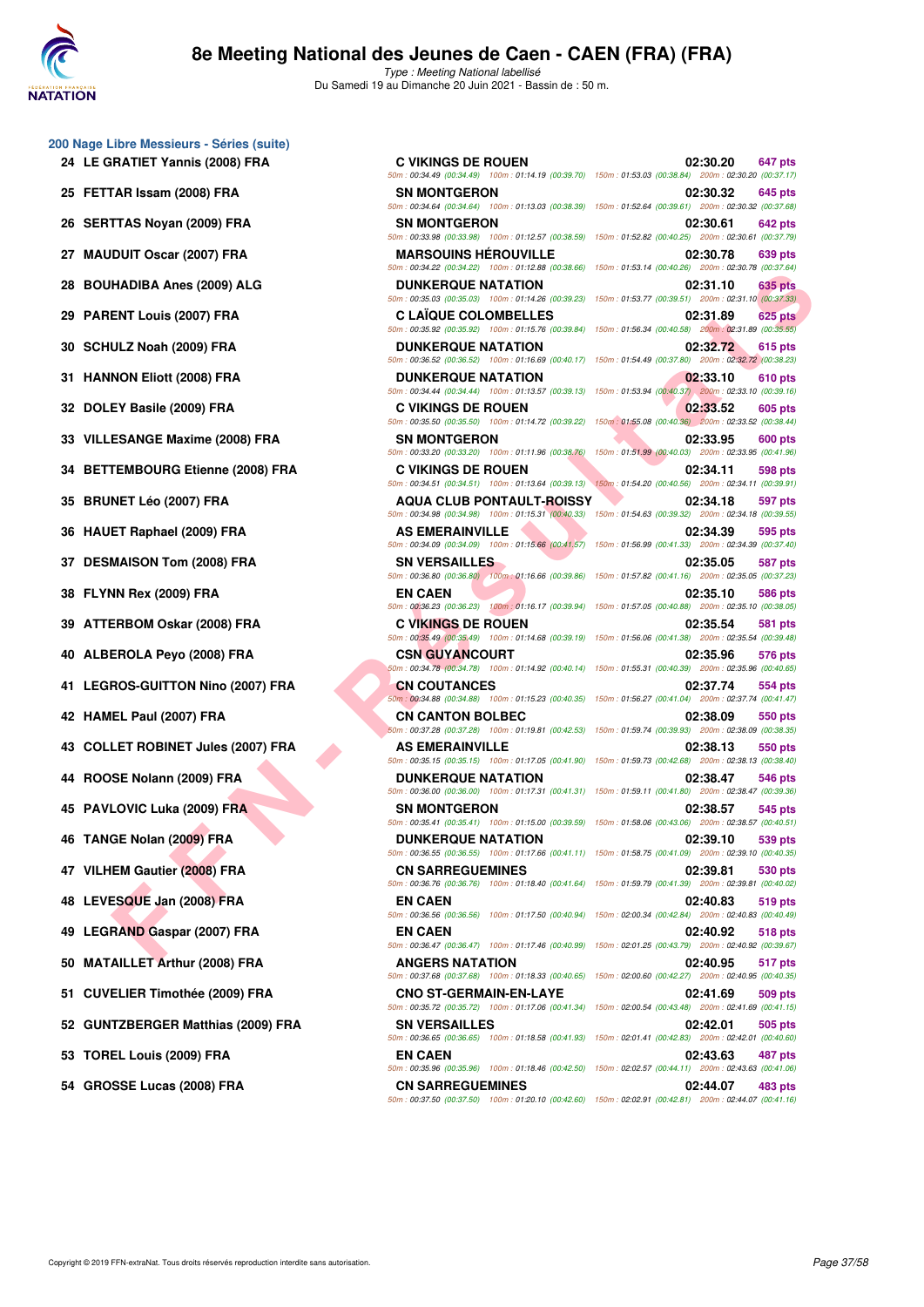# 8e Meeting National des Jeunes de Caen - CAEN (FRA) (FRA)

*Type : Meeting National labellisé*
Du Samedi 19 au Dimanche 20 Juin 2021 - Bassin de : 50 m.

## 200 Nage Libre Messieurs - Séries (suite)

| Rang | Nom | Club | Temps | Points | Splits |
|---|---|---|---|---|---|
| 24 | LE GRATIET Yannis (2008) FRA | C VIKINGS DE ROUEN | 02:30.20 | 647 pts | 50m : 00:34.49 (00:34.49) 100m : 01:14.19 (00:39.70) 150m : 01:53.03 (00:38.84) 200m : 02:30.20 (00:37.17) |
| 25 | FETTAR Issam (2008) FRA | SN MONTGERON | 02:30.32 | 645 pts | 50m : 00:34.64 (00:34.64) 100m : 01:13.03 (00:38.39) 150m : 01:52.64 (00:39.61) 200m : 02:30.32 (00:37.68) |
| 26 | SERTTAS Noyan (2009) FRA | SN MONTGERON | 02:30.61 | 642 pts | 50m : 00:33.98 (00:33.98) 100m : 01:12.57 (00:38.59) 150m : 01:52.82 (00:40.25) 200m : 02:30.61 (00:37.79) |
| 27 | MAUDUIT Oscar (2007) FRA | MARSOUINS HÉROUVILLE | 02:30.78 | 639 pts | 50m : 00:34.22 (00:34.22) 100m : 01:12.88 (00:38.66) 150m : 01:53.14 (00:40.26) 200m : 02:30.78 (00:37.64) |
| 28 | BOUHADIBA Anes (2009) ALG | DUNKERQUE NATATION | 02:31.10 | 635 pts | 50m : 00:35.03 (00:35.03) 100m : 01:14.26 (00:39.23) 150m : 01:53.77 (00:39.51) 200m : 02:31.10 (00:37.33) |
| 29 | PARENT Louis (2007) FRA | C LAÏQUE COLOMBELLES | 02:31.89 | 625 pts | 50m : 00:35.92 (00:35.92) 100m : 01:15.76 (00:39.84) 150m : 01:56.34 (00:40.58) 200m : 02:31.89 (00:35.55) |
| 30 | SCHULZ Noah (2009) FRA | DUNKERQUE NATATION | 02:32.72 | 615 pts | 50m : 00:36.52 (00:36.52) 100m : 01:16.69 (00:40.17) 150m : 01:54.49 (00:37.80) 200m : 02:32.72 (00:38.23) |
| 31 | HANNON Eliott (2008) FRA | DUNKERQUE NATATION | 02:33.10 | 610 pts | 50m : 00:34.44 (00:34.44) 100m : 01:13.57 (00:39.13) 150m : 01:53.94 (00:40.37) 200m : 02:33.10 (00:39.16) |
| 32 | DOLEY Basile (2009) FRA | C VIKINGS DE ROUEN | 02:33.52 | 605 pts | 50m : 00:35.50 (00:35.50) 100m : 01:14.72 (00:39.22) 150m : 01:55.08 (00:40.36) 200m : 02:33.52 (00:38.44) |
| 33 | VILLESANGE Maxime (2008) FRA | SN MONTGERON | 02:33.95 | 600 pts | 50m : 00:33.20 (00:33.20) 100m : 01:11.96 (00:38.76) 150m : 01:51.99 (00:40.03) 200m : 02:33.95 (00:41.96) |
| 34 | BETTEMBOURG Etienne (2008) FRA | C VIKINGS DE ROUEN | 02:34.11 | 598 pts | 50m : 00:34.51 (00:34.51) 100m : 01:13.64 (00:39.13) 150m : 01:54.20 (00:40.56) 200m : 02:34.11 (00:39.91) |
| 35 | BRUNET Léo (2007) FRA | AQUA CLUB PONTAULT-ROISSY | 02:34.18 | 597 pts | 50m : 00:34.98 (00:34.98) 100m : 01:15.31 (00:40.33) 150m : 01:54.63 (00:39.32) 200m : 02:34.18 (00:39.55) |
| 36 | HAUET Raphael (2009) FRA | AS EMERAINVILLE | 02:34.39 | 595 pts | 50m : 00:34.09 (00:34.09) 100m : 01:15.66 (00:41.57) 150m : 01:56.99 (00:41.33) 200m : 02:34.39 (00:37.40) |
| 37 | DESMAISON Tom (2008) FRA | SN VERSAILLES | 02:35.05 | 587 pts | 50m : 00:36.80 (00:36.80) 100m : 01:16.66 (00:39.86) 150m : 01:57.82 (00:41.16) 200m : 02:35.05 (00:37.23) |
| 38 | FLYNN Rex (2009) FRA | EN CAEN | 02:35.10 | 586 pts | 50m : 00:36.23 (00:36.23) 100m : 01:16.17 (00:39.94) 150m : 01:57.05 (00:40.88) 200m : 02:35.10 (00:38.05) |
| 39 | ATTERBOM Oskar (2008) FRA | C VIKINGS DE ROUEN | 02:35.54 | 581 pts | 50m : 00:35.49 (00:35.49) 100m : 01:14.68 (00:39.19) 150m : 01:56.06 (00:41.38) 200m : 02:35.54 (00:39.48) |
| 40 | ALBEROLA Peyo (2008) FRA | CSN GUYANCOURT | 02:35.96 | 576 pts | 50m : 00:34.78 (00:34.78) 100m : 01:14.92 (00:40.14) 150m : 01:55.31 (00:40.39) 200m : 02:35.96 (00:40.65) |
| 41 | LEGROS-GUITTON Nino (2007) FRA | CN COUTANCES | 02:37.74 | 554 pts | 50m : 00:34.88 (00:34.88) 100m : 01:15.23 (00:40.35) 150m : 01:56.27 (00:41.04) 200m : 02:37.74 (00:41.47) |
| 42 | HAMEL Paul (2007) FRA | CN CANTON BOLBEC | 02:38.09 | 550 pts | 50m : 00:37.28 (00:37.28) 100m : 01:19.81 (00:42.53) 150m : 01:59.74 (00:39.93) 200m : 02:38.09 (00:38.35) |
| 43 | COLLET ROBINET Jules (2007) FRA | AS EMERAINVILLE | 02:38.13 | 550 pts | 50m : 00:35.15 (00:35.15) 100m : 01:17.05 (00:41.90) 150m : 01:59.73 (00:42.68) 200m : 02:38.13 (00:38.40) |
| 44 | ROOSE Nolann (2009) FRA | DUNKERQUE NATATION | 02:38.47 | 546 pts | 50m : 00:36.00 (00:36.00) 100m : 01:17.31 (00:41.31) 150m : 01:59.11 (00:41.80) 200m : 02:38.47 (00:39.36) |
| 45 | PAVLOVIC Luka (2009) FRA | SN MONTGERON | 02:38.57 | 545 pts | 50m : 00:35.41 (00:35.41) 100m : 01:15.00 (00:39.59) 150m : 01:58.06 (00:43.06) 200m : 02:38.57 (00:40.51) |
| 46 | TANGE Nolan (2009) FRA | DUNKERQUE NATATION | 02:39.10 | 539 pts | 50m : 00:36.55 (00:36.55) 100m : 01:17.66 (00:41.11) 150m : 01:58.75 (00:41.09) 200m : 02:39.10 (00:40.35) |
| 47 | VILHEM Gautier (2008) FRA | CN SARREGUEMINES | 02:39.81 | 530 pts | 50m : 00:36.76 (00:36.76) 100m : 01:18.40 (00:41.64) 150m : 01:59.79 (00:41.39) 200m : 02:39.81 (00:40.02) |
| 48 | LEVESQUE Jan (2008) FRA | EN CAEN | 02:40.83 | 519 pts | 50m : 00:36.56 (00:36.56) 100m : 01:17.50 (00:40.94) 150m : 02:00.34 (00:42.84) 200m : 02:40.83 (00:40.49) |
| 49 | LEGRAND Gaspar (2007) FRA | EN CAEN | 02:40.92 | 518 pts | 50m : 00:36.47 (00:36.47) 100m : 01:17.46 (00:40.99) 150m : 02:01.25 (00:43.79) 200m : 02:40.92 (00:39.67) |
| 50 | MATAILLET Arthur (2008) FRA | ANGERS NATATION | 02:40.95 | 517 pts | 50m : 00:37.68 (00:37.68) 100m : 01:18.33 (00:40.65) 150m : 02:00.60 (00:42.27) 200m : 02:40.95 (00:40.35) |
| 51 | CUVELIER Timothée (2009) FRA | CNO ST-GERMAIN-EN-LAYE | 02:41.69 | 509 pts | 50m : 00:35.72 (00:35.72) 100m : 01:17.06 (00:41.34) 150m : 02:00.54 (00:43.48) 200m : 02:41.69 (00:41.15) |
| 52 | GUNTZBERGER Matthias (2009) FRA | SN VERSAILLES | 02:42.01 | 505 pts | 50m : 00:36.65 (00:36.65) 100m : 01:18.58 (00:41.93) 150m : 02:01.41 (00:42.83) 200m : 02:42.01 (00:40.60) |
| 53 | TOREL Louis (2009) FRA | EN CAEN | 02:43.63 | 487 pts | 50m : 00:35.96 (00:35.96) 100m : 01:18.46 (00:42.50) 150m : 02:02.57 (00:44.11) 200m : 02:43.63 (00:41.06) |
| 54 | GROSSE Lucas (2008) FRA | CN SARREGUEMINES | 02:44.07 | 483 pts | 50m : 00:37.50 (00:37.50) 100m : 01:20.10 (00:42.60) 150m : 02:02.91 (00:42.81) 200m : 02:44.07 (00:41.16) |

Copyright © 2019 FFN-extraNat. Tous droits réservés reproduction interdite sans autorisation.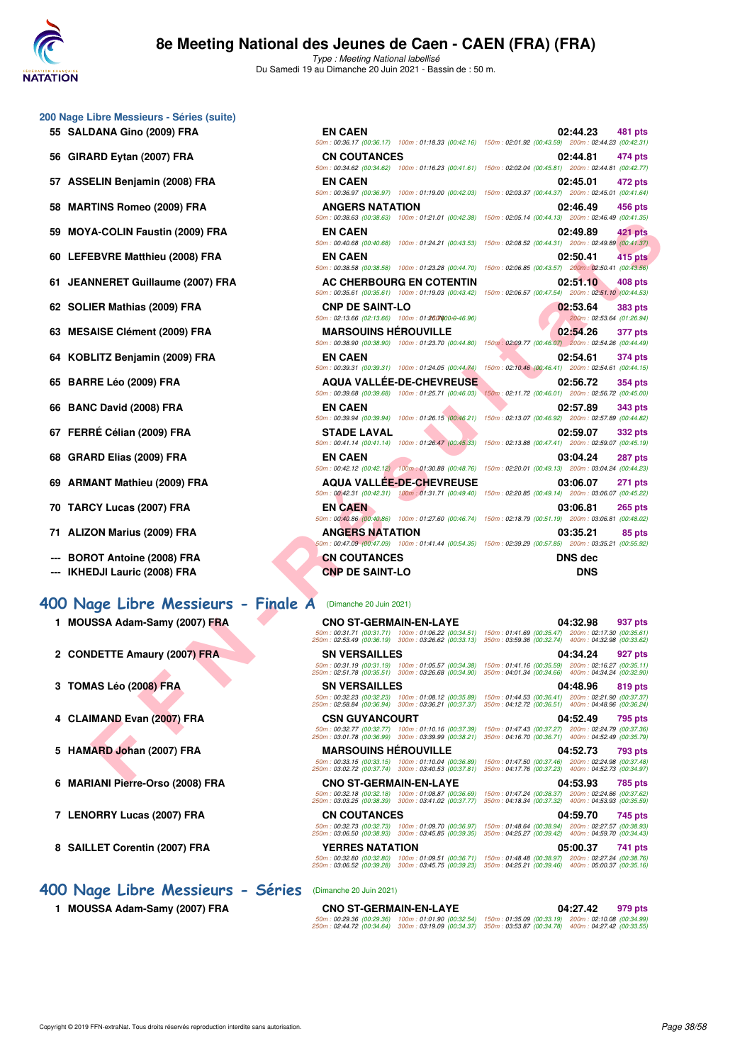# 8e Meeting National des Jeunes de Caen - CAEN (FRA) (FRA)

*Type : Meeting National labellisé*
Du Samedi 19 au Dimanche 20 Juin 2021 - Bassin de : 50 m.

## 200 Nage Libre Messieurs - Séries (suite)

| Pl. | Nom | Club | Temps | Points |
|---|---|---|---|---|
| 55 | SALDANA Gino (2009) FRA | EN CAEN | 02:44.23 | 481 pts |
| | | 50m : 00:36.17 (00:36.17) 100m : 01:18.33 (00:42.16) 150m : 02:01.92 (00:43.59) 200m : 02:44.23 (00:42.31) | | |
| 56 | GIRARD Eytan (2007) FRA | CN COUTANCES | 02:44.81 | 474 pts |
| | | 50m : 00:34.62 (00:34.62) 100m : 01:16.23 (00:41.61) 150m : 02:02.04 (00:45.81) 200m : 02:44.81 (00:42.77) | | |
| 57 | ASSELIN Benjamin (2008) FRA | EN CAEN | 02:45.01 | 472 pts |
| | | 50m : 00:36.97 (00:36.97) 100m : 01:19.00 (00:42.03) 150m : 02:03.37 (00:44.37) 200m : 02:45.01 (00:41.64) | | |
| 58 | MARTINS Romeo (2009) FRA | ANGERS NATATION | 02:46.49 | 456 pts |
| | | 50m : 00:38.63 (00:38.63) 100m : 01:21.01 (00:42.38) 150m : 02:05.14 (00:44.13) 200m : 02:46.49 (00:41.35) | | |
| 59 | MOYA-COLIN Faustin (2009) FRA | EN CAEN | 02:49.89 | 421 pts |
| | | 50m : 00:40.68 (00:40.68) 100m : 01:24.21 (00:43.53) 150m : 02:08.52 (00:44.31) 200m : 02:49.89 (00:41.37) | | |
| 60 | LEFEBVRE Matthieu (2008) FRA | EN CAEN | 02:50.41 | 415 pts |
| | | 50m : 00:38.58 (00:38.58) 100m : 01:23.28 (00:44.70) 150m : 02:06.85 (00:43.57) 200m : 02:50.41 (00:43.56) | | |
| 61 | JEANNERET Guillaume (2007) FRA | AC CHERBOURG EN COTENTIN | 02:51.10 | 408 pts |
| | | 50m : 00:35.61 (00:35.61) 100m : 01:19.03 (00:43.42) 150m : 02:06.57 (00:47.54) 200m : 02:51.10 (00:44.53) | | |
| 62 | SOLIER Mathias (2009) FRA | CNP DE SAINT-LO | 02:53.64 | 383 pts |
| | | 50m : 02:13.66 (02:13.66) 100m : 01:26.70 (00:46.96) 200m : 02:53.64 (01:26.94) | | |
| 63 | MESAISE Clément (2009) FRA | MARSOUINS HÉROUVILLE | 02:54.26 | 377 pts |
| | | 50m : 00:38.90 (00:38.90) 100m : 01:23.70 (00:44.80) 150m : 02:09.77 (00:46.07) 200m : 02:54.26 (00:44.49) | | |
| 64 | KOBLITZ Benjamin (2009) FRA | EN CAEN | 02:54.61 | 374 pts |
| | | 50m : 00:39.31 (00:39.31) 100m : 01:24.05 (00:44.74) 150m : 02:10.46 (00:46.41) 200m : 02:54.61 (00:44.15) | | |
| 65 | BARRE Léo (2009) FRA | AQUA VALLÉE-DE-CHEVREUSE | 02:56.72 | 354 pts |
| | | 50m : 00:39.68 (00:39.68) 100m : 01:25.71 (00:46.03) 150m : 02:11.72 (00:46.01) 200m : 02:56.72 (00:45.00) | | |
| 66 | BANC David (2008) FRA | EN CAEN | 02:57.89 | 343 pts |
| | | 50m : 00:39.94 (00:39.94) 100m : 01:26.15 (00:46.21) 150m : 02:13.07 (00:46.92) 200m : 02:57.89 (00:44.82) | | |
| 67 | FERRÉ Célian (2009) FRA | STADE LAVAL | 02:59.07 | 332 pts |
| | | 50m : 00:41.14 (00:41.14) 100m : 01:26.47 (00:45.33) 150m : 02:13.88 (00:47.41) 200m : 02:59.07 (00:45.19) | | |
| 68 | GRARD Elias (2009) FRA | EN CAEN | 03:04.24 | 287 pts |
| | | 50m : 00:42.12 (00:42.12) 100m : 01:30.88 (00:48.76) 150m : 02:20.01 (00:49.13) 200m : 03:04.24 (00:44.23) | | |
| 69 | ARMANT Mathieu (2009) FRA | AQUA VALLÉE-DE-CHEVREUSE | 03:06.07 | 271 pts |
| | | 50m : 00:42.31 (00:42.31) 100m : 01:31.71 (00:49.40) 150m : 02:20.85 (00:49.14) 200m : 03:06.07 (00:45.22) | | |
| 70 | TARCY Lucas (2007) FRA | EN CAEN | 03:06.81 | 265 pts |
| | | 50m : 00:40.86 (00:40.86) 100m : 01:27.60 (00:46.74) 150m : 02:18.79 (00:51.19) 200m : 03:06.81 (00:48.02) | | |
| 71 | ALIZON Marius (2009) FRA | ANGERS NATATION | 03:35.21 | 85 pts |
| | | 50m : 00:47.09 (00:47.09) 100m : 01:41.44 (00:54.35) 150m : 02:39.29 (00:57.85) 200m : 03:35.21 (00:55.92) | | |
| --- | BOROT Antoine (2008) FRA | CN COUTANCES | DNS dec | |
| --- | IKHEDJI Lauric (2008) FRA | CNP DE SAINT-LO | DNS | |

## 400 Nage Libre Messieurs - Finale A (Dimanche 20 Juin 2021)

| Pl. | Nom | Club | Temps | Points |
|---|---|---|---|---|
| 1 | MOUSSA Adam-Samy (2007) FRA | CNO ST-GERMAIN-EN-LAYE | 04:32.98 | 937 pts |
| | | 50m : 00:31.71 (00:31.71) 100m : 01:06.22 (00:34.51) 150m : 01:41.69 (00:35.47) 200m : 02:17.30 (00:35.61) 250m : 02:53.49 (00:36.19) 300m : 03:26.62 (00:33.13) 350m : 03:59.36 (00:32.74) 400m : 04:32.98 (00:33.62) | | |
| 2 | CONDETTE Amaury (2007) FRA | SN VERSAILLES | 04:34.24 | 927 pts |
| | | 50m : 00:31.19 (00:31.19) 100m : 01:05.57 (00:34.38) 150m : 01:41.16 (00:35.59) 200m : 02:16.27 (00:35.11) 250m : 02:51.78 (00:35.51) 300m : 03:26.68 (00:34.90) 350m : 04:01.34 (00:34.66) 400m : 04:34.24 (00:32.90) | | |
| 3 | TOMAS Léo (2008) FRA | SN VERSAILLES | 04:48.96 | 819 pts |
| | | 50m : 00:32.23 (00:32.23) 100m : 01:08.12 (00:35.89) 150m : 01:44.53 (00:36.41) 200m : 02:21.90 (00:37.37) 250m : 02:58.84 (00:36.94) 300m : 03:36.21 (00:37.37) 350m : 04:12.72 (00:36.51) 400m : 04:48.96 (00:36.24) | | |
| 4 | CLAIMAND Evan (2007) FRA | CSN GUYANCOURT | 04:52.49 | 795 pts |
| | | 50m : 00:32.77 (00:32.77) 100m : 01:10.16 (00:37.39) 150m : 01:47.43 (00:37.27) 200m : 02:24.79 (00:37.36) 250m : 03:01.78 (00:36.99) 300m : 03:39.99 (00:38.21) 350m : 04:16.70 (00:36.71) 400m : 04:52.49 (00:35.79) | | |
| 5 | HAMARD Johan (2007) FRA | MARSOUINS HÉROUVILLE | 04:52.73 | 793 pts |
| | | 50m : 00:33.15 (00:33.15) 100m : 01:10.04 (00:36.89) 150m : 01:47.50 (00:37.46) 200m : 02:24.98 (00:37.48) 250m : 03:02.72 (00:37.74) 300m : 03:40.53 (00:37.81) 350m : 04:17.76 (00:37.23) 400m : 04:52.73 (00:34.97) | | |
| 6 | MARIANI Pierre-Orso (2008) FRA | CNO ST-GERMAIN-EN-LAYE | 04:53.93 | 785 pts |
| | | 50m : 00:32.18 (00:32.18) 100m : 01:08.87 (00:36.69) 150m : 01:47.24 (00:38.37) 200m : 02:24.86 (00:37.62) 250m : 03:03.25 (00:38.39) 300m : 03:41.02 (00:37.77) 350m : 04:18.34 (00:37.32) 400m : 04:53.93 (00:35.59) | | |
| 7 | LENORRY Lucas (2007) FRA | CN COUTANCES | 04:59.70 | 745 pts |
| | | 50m : 00:32.73 (00:32.73) 100m : 01:09.70 (00:36.97) 150m : 01:48.64 (00:38.94) 200m : 02:27.57 (00:38.93) 250m : 03:06.50 (00:38.93) 300m : 03:45.85 (00:39.35) 350m : 04:25.27 (00:39.42) 400m : 04:59.70 (00:34.43) | | |
| 8 | SAILLET Corentin (2007) FRA | YERRES NATATION | 05:00.37 | 741 pts |
| | | 50m : 00:32.80 (00:32.80) 100m : 01:09.51 (00:36.71) 150m : 01:48.48 (00:38.97) 200m : 02:27.24 (00:38.76) 250m : 03:06.52 (00:39.28) 300m : 03:45.75 (00:39.23) 350m : 04:25.21 (00:39.46) 400m : 05:00.37 (00:35.16) | | |

## 400 Nage Libre Messieurs - Séries (Dimanche 20 Juin 2021)

| Pl. | Nom | Club | Temps | Points |
|---|---|---|---|---|
| 1 | MOUSSA Adam-Samy (2007) FRA | CNO ST-GERMAIN-EN-LAYE | 04:27.42 | 979 pts |
| | | 50m : 00:29.36 (00:29.36) 100m : 01:01.90 (00:32.54) 150m : 01:35.09 (00:33.19) 200m : 02:10.08 (00:34.99) 250m : 02:44.72 (00:34.64) 300m : 03:19.09 (00:34.37) 350m : 03:53.87 (00:34.78) 400m : 04:27.42 (00:33.55) | | |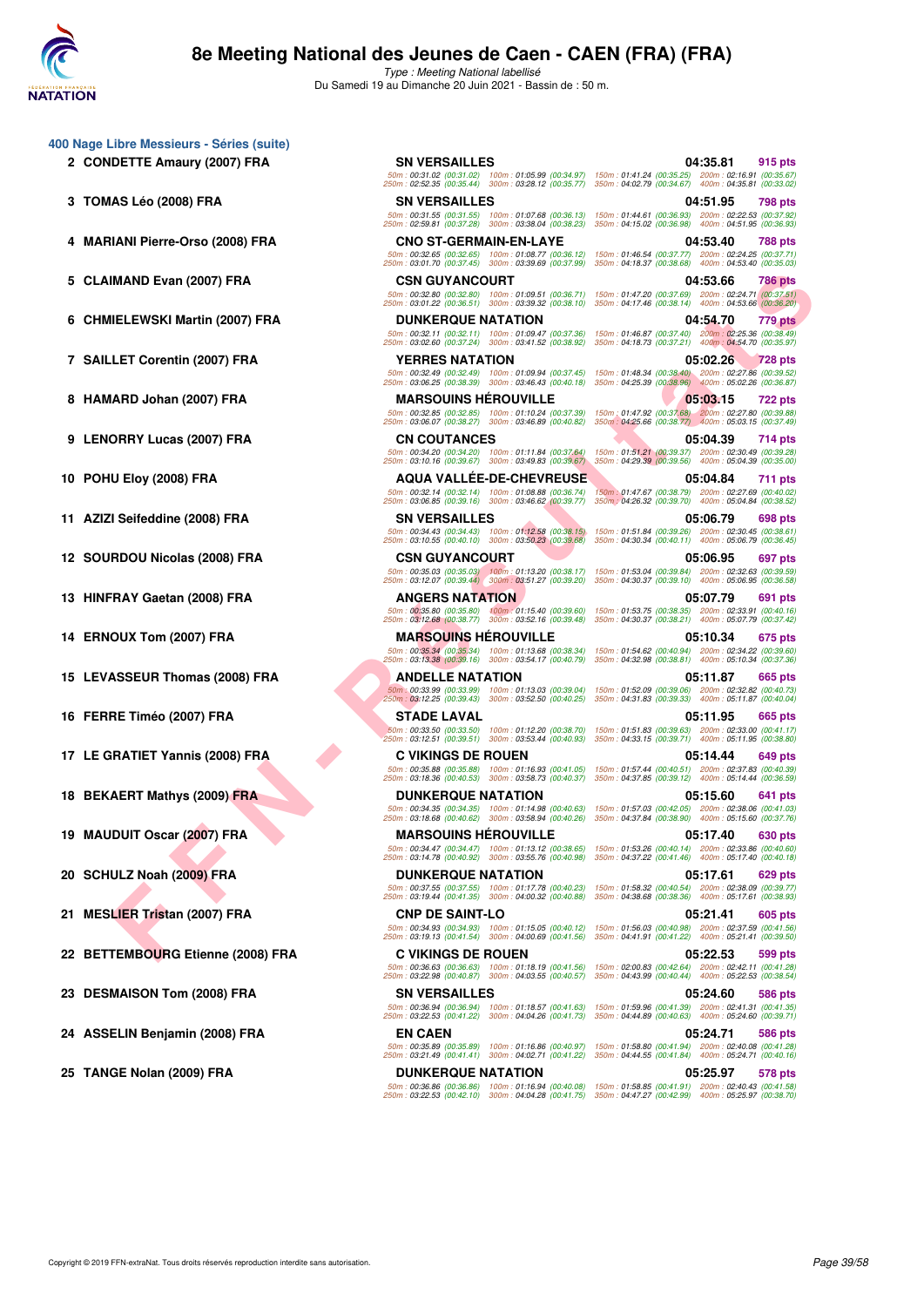# 8e Meeting National des Jeunes de Caen - CAEN (FRA) (FRA)

*Type : Meeting National labellisé*
Du Samedi 19 au Dimanche 20 Juin 2021 - Bassin de : 50 m.

## 400 Nage Libre Messieurs - Séries (suite)

| Rg | Nom | Club | Temps | Points |
|---|---|---|---|---|
| 2 | CONDETTE Amaury (2007) FRA | SN VERSAILLES | 04:35.81 | 915 pts |
| | 50m : 00:31.02 (00:31.02) 100m : 01:05.99 (00:34.97) 150m : 01:41.24 (00:35.25) 200m : 02:16.91 (00:35.67) 250m : 02:52.35 (00:35.44) 300m : 03:28.12 (00:35.77) 350m : 04:02.79 (00:34.67) 400m : 04:35.81 (00:33.02) | | | |
| 3 | TOMAS Léo (2008) FRA | SN VERSAILLES | 04:51.95 | 798 pts |
| | 50m : 00:31.55 (00:31.55) 100m : 01:07.68 (00:36.13) 150m : 01:44.61 (00:36.93) 200m : 02:22.53 (00:37.92) 250m : 02:59.81 (00:37.28) 300m : 03:38.04 (00:38.23) 350m : 04:15.02 (00:36.98) 400m : 04:51.95 (00:36.93) | | | |
| 4 | MARIANI Pierre-Orso (2008) FRA | CNO ST-GERMAIN-EN-LAYE | 04:53.40 | 788 pts |
| | 50m : 00:32.65 (00:32.65) 100m : 01:08.77 (00:36.12) 150m : 01:46.54 (00:37.77) 200m : 02:24.25 (00:37.71) 250m : 03:01.70 (00:37.45) 300m : 03:39.69 (00:37.99) 350m : 04:18.37 (00:38.68) 400m : 04:53.40 (00:35.03) | | | |
| 5 | CLAIMAND Evan (2007) FRA | CSN GUYANCOURT | 04:53.66 | 786 pts |
| | 50m : 00:32.80 (00:32.80) 100m : 01:09.51 (00:36.71) 150m : 01:47.20 (00:37.69) 200m : 02:24.71 (00:37.51) 250m : 03:01.22 (00:36.51) 300m : 03:39.32 (00:38.10) 350m : 04:17.46 (00:38.14) 400m : 04:53.66 (00:36.20) | | | |
| 6 | CHMIELEWSKI Martin (2007) FRA | DUNKERQUE NATATION | 04:54.70 | 779 pts |
| | 50m : 00:32.11 (00:32.11) 100m : 01:09.47 (00:37.36) 150m : 01:46.87 (00:37.40) 200m : 02:25.36 (00:38.49) 250m : 03:02.60 (00:37.24) 300m : 03:41.52 (00:38.92) 350m : 04:18.73 (00:37.21) 400m : 04:54.70 (00:35.97) | | | |
| 7 | SAILLET Corentin (2007) FRA | YERRES NATATION | 05:02.26 | 728 pts |
| | 50m : 00:32.49 (00:32.49) 100m : 01:09.94 (00:37.45) 150m : 01:48.34 (00:38.40) 200m : 02:27.86 (00:39.52) 250m : 03:06.25 (00:38.39) 300m : 03:46.43 (00:40.18) 350m : 04:25.39 (00:38.96) 400m : 05:02.26 (00:36.87) | | | |
| 8 | HAMARD Johan (2007) FRA | MARSOUINS HÉROUVILLE | 05:03.15 | 722 pts |
| | 50m : 00:32.85 (00:32.85) 100m : 01:10.24 (00:37.39) 150m : 01:47.92 (00:37.68) 200m : 02:27.80 (00:39.88) 250m : 03:06.07 (00:38.27) 300m : 03:46.89 (00:40.82) 350m : 04:25.66 (00:38.77) 400m : 05:03.15 (00:37.49) | | | |
| 9 | LENORRY Lucas (2007) FRA | CN COUTANCES | 05:04.39 | 714 pts |
| | 50m : 00:34.20 (00:34.20) 100m : 01:11.84 (00:37.64) 150m : 01:51.21 (00:39.37) 200m : 02:30.49 (00:39.28) 250m : 03:10.16 (00:39.67) 300m : 03:49.83 (00:39.67) 350m : 04:29.39 (00:39.56) 400m : 05:04.39 (00:35.00) | | | |
| 10 | POHU Eloy (2008) FRA | AQUA VALLÉE-DE-CHEVREUSE | 05:04.84 | 711 pts |
| | 50m : 00:32.14 (00:32.14) 100m : 01:08.88 (00:36.74) 150m : 01:47.67 (00:38.79) 200m : 02:27.69 (00:40.02) 250m : 03:06.85 (00:39.16) 300m : 03:46.62 (00:39.77) 350m : 04:26.32 (00:39.70) 400m : 05:04.84 (00:38.52) | | | |
| 11 | AZIZI Seifeddine (2008) FRA | SN VERSAILLES | 05:06.79 | 698 pts |
| | 50m : 00:34.43 (00:34.43) 100m : 01:12.58 (00:38.15) 150m : 01:51.84 (00:39.26) 200m : 02:30.45 (00:38.61) 250m : 03:10.55 (00:40.10) 300m : 03:50.23 (00:39.68) 350m : 04:30.34 (00:40.11) 400m : 05:06.79 (00:36.45) | | | |
| 12 | SOURDOU Nicolas (2008) FRA | CSN GUYANCOURT | 05:06.95 | 697 pts |
| | 50m : 00:35.03 (00:35.03) 100m : 01:13.20 (00:38.17) 150m : 01:53.04 (00:39.84) 200m : 02:32.63 (00:39.59) 250m : 03:12.07 (00:39.44) 300m : 03:51.27 (00:39.20) 350m : 04:30.37 (00:39.10) 400m : 05:06.95 (00:36.58) | | | |
| 13 | HINFRAY Gaetan (2008) FRA | ANGERS NATATION | 05:07.79 | 691 pts |
| | 50m : 00:35.80 (00:35.80) 100m : 01:15.40 (00:39.60) 150m : 01:53.75 (00:38.35) 200m : 02:33.91 (00:40.16) 250m : 03:12.68 (00:38.77) 300m : 03:52.16 (00:39.48) 350m : 04:30.37 (00:38.21) 400m : 05:07.79 (00:37.42) | | | |
| 14 | ERNOUX Tom (2007) FRA | MARSOUINS HÉROUVILLE | 05:10.34 | 675 pts |
| | 50m : 00:35.34 (00:35.34) 100m : 01:13.68 (00:38.34) 150m : 01:54.62 (00:40.94) 200m : 02:34.22 (00:39.60) 250m : 03:13.38 (00:39.16) 300m : 03:54.17 (00:40.79) 350m : 04:32.98 (00:38.81) 400m : 05:10.34 (00:37.36) | | | |
| 15 | LEVASSEUR Thomas (2008) FRA | ANDELLE NATATION | 05:11.87 | 665 pts |
| | 50m : 00:33.99 (00:33.99) 100m : 01:13.03 (00:39.04) 150m : 01:52.09 (00:39.06) 200m : 02:32.82 (00:40.73) 250m : 03:12.25 (00:39.43) 300m : 03:52.50 (00:40.25) 350m : 04:31.83 (00:39.33) 400m : 05:11.87 (00:40.04) | | | |
| 16 | FERRE Timéo (2007) FRA | STADE LAVAL | 05:11.95 | 665 pts |
| | 50m : 00:33.50 (00:33.50) 100m : 01:12.20 (00:38.70) 150m : 01:51.83 (00:39.63) 200m : 02:33.00 (00:41.17) 250m : 03:12.51 (00:39.51) 300m : 03:53.44 (00:40.93) 350m : 04:33.15 (00:39.71) 400m : 05:11.95 (00:38.80) | | | |
| 17 | LE GRATIET Yannis (2008) FRA | C VIKINGS DE ROUEN | 05:14.44 | 649 pts |
| | 50m : 00:35.88 (00:35.88) 100m : 01:16.93 (00:41.05) 150m : 01:57.44 (00:40.51) 200m : 02:37.83 (00:40.39) 250m : 03:18.36 (00:40.53) 300m : 03:58.73 (00:40.37) 350m : 04:37.85 (00:39.12) 400m : 05:14.44 (00:36.59) | | | |
| 18 | BEKAERT Mathys (2009) FRA | DUNKERQUE NATATION | 05:15.60 | 641 pts |
| | 50m : 00:34.35 (00:34.35) 100m : 01:14.98 (00:40.63) 150m : 01:57.03 (00:42.05) 200m : 02:38.06 (00:41.03) 250m : 03:18.68 (00:40.62) 300m : 03:58.94 (00:40.26) 350m : 04:37.84 (00:38.90) 400m : 05:15.60 (00:37.76) | | | |
| 19 | MAUDUIT Oscar (2007) FRA | MARSOUINS HÉROUVILLE | 05:17.40 | 630 pts |
| | 50m : 00:34.47 (00:34.47) 100m : 01:13.12 (00:38.65) 150m : 01:53.26 (00:40.14) 200m : 02:33.86 (00:40.60) 250m : 03:14.78 (00:40.92) 300m : 03:55.76 (00:40.98) 350m : 04:37.22 (00:41.46) 400m : 05:17.40 (00:40.18) | | | |
| 20 | SCHULZ Noah (2009) FRA | DUNKERQUE NATATION | 05:17.61 | 629 pts |
| | 50m : 00:37.55 (00:37.55) 100m : 01:17.78 (00:40.23) 150m : 01:58.32 (00:40.54) 200m : 02:38.09 (00:39.77) 250m : 03:19.44 (00:41.35) 300m : 04:00.32 (00:40.88) 350m : 04:38.68 (00:38.36) 400m : 05:17.61 (00:38.93) | | | |
| 21 | MESLIER Tristan (2007) FRA | CNP DE SAINT-LO | 05:21.41 | 605 pts |
| | 50m : 00:34.93 (00:34.93) 100m : 01:15.05 (00:40.12) 150m : 01:56.03 (00:40.98) 200m : 02:37.59 (00:41.56) 250m : 03:19.13 (00:41.54) 300m : 04:00.69 (00:41.56) 350m : 04:41.91 (00:41.22) 400m : 05:21.41 (00:39.50) | | | |
| 22 | BETTEMBOURG Etienne (2008) FRA | C VIKINGS DE ROUEN | 05:22.53 | 599 pts |
| | 50m : 00:36.63 (00:36.63) 100m : 01:18.19 (00:41.56) 150m : 02:00.83 (00:42.64) 200m : 02:42.11 (00:41.28) 250m : 03:22.98 (00:40.87) 300m : 04:03.55 (00:40.57) 350m : 04:43.99 (00:40.44) 400m : 05:22.53 (00:38.54) | | | |
| 23 | DESMAISON Tom (2008) FRA | SN VERSAILLES | 05:24.60 | 586 pts |
| | 50m : 00:36.94 (00:36.94) 100m : 01:18.57 (00:41.63) 150m : 01:59.96 (00:41.39) 200m : 02:41.31 (00:41.35) 250m : 03:22.53 (00:41.22) 300m : 04:04.26 (00:41.73) 350m : 04:44.89 (00:40.63) 400m : 05:24.60 (00:39.71) | | | |
| 24 | ASSELIN Benjamin (2008) FRA | EN CAEN | 05:24.71 | 586 pts |
| | 50m : 00:35.89 (00:35.89) 100m : 01:16.86 (00:40.97) 150m : 01:58.80 (00:41.94) 200m : 02:40.08 (00:41.28) 250m : 03:21.49 (00:41.41) 300m : 04:02.71 (00:41.22) 350m : 04:44.55 (00:41.84) 400m : 05:24.71 (00:40.16) | | | |
| 25 | TANGE Nolan (2009) FRA | DUNKERQUE NATATION | 05:25.97 | 578 pts |
| | 50m : 00:36.86 (00:36.86) 100m : 01:16.94 (00:40.08) 150m : 01:58.85 (00:41.91) 200m : 02:40.43 (00:41.58) 250m : 03:22.53 (00:42.10) 300m : 04:04.28 (00:41.75) 350m : 04:47.27 (00:42.99) 400m : 05:25.97 (00:38.70) | | | |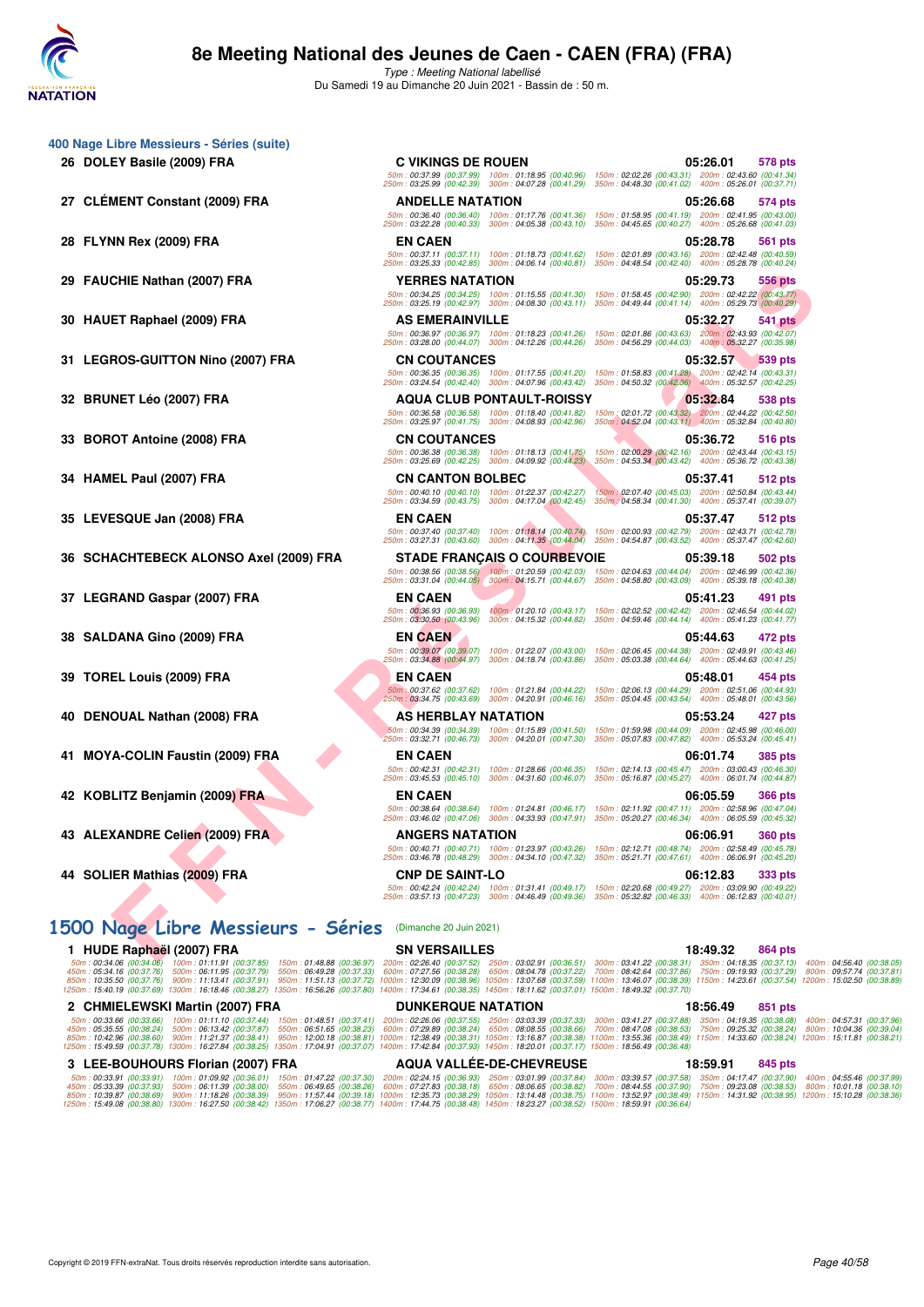# 8e Meeting National des Jeunes de Caen - CAEN (FRA) (FRA)

*Type : Meeting National labellisé*

Du Samedi 19 au Dimanche 20 Juin 2021 - Bassin de : 50 m.

## 400 Nage Libre Messieurs - Séries (suite)

| Rang | Nom | Club | Temps | Points |
|---|---|---|---|---|
| 26 | DOLEY Basile (2009) FRA | C VIKINGS DE ROUEN | 05:26.01 | 578 pts |
| | 50m : 00:37.99 (00:37.99) 100m : 01:18.95 (00:40.96) 150m : 02:02.26 (00:43.31) 200m : 02:43.60 (00:41.34) 250m : 03:25.99 (00:42.39) 300m : 04:07.28 (00:41.29) 350m : 04:48.30 (00:41.02) 400m : 05:26.01 (00:37.71) | | | |
| 27 | CLÉMENT Constant (2009) FRA | ANDELLE NATATION | 05:26.68 | 574 pts |
| | 50m : 00:36.40 (00:36.40) 100m : 01:17.76 (00:41.36) 150m : 01:58.95 (00:41.19) 200m : 02:41.95 (00:43.00) 250m : 03:22.28 (00:40.33) 300m : 04:05.38 (00:43.10) 350m : 04:45.65 (00:40.27) 400m : 05:26.68 (00:41.03) | | | |
| 28 | FLYNN Rex (2009) FRA | EN CAEN | 05:28.78 | 561 pts |
| | 50m : 00:37.11 (00:37.11) 100m : 01:18.73 (00:41.62) 150m : 02:01.89 (00:43.16) 200m : 02:42.48 (00:40.59) 250m : 03:25.33 (00:42.85) 300m : 04:06.14 (00:40.81) 350m : 04:48.54 (00:42.40) 400m : 05:28.78 (00:40.24) | | | |
| 29 | FAUCHIE Nathan (2007) FRA | YERRES NATATION | 05:29.73 | 556 pts |
| | 50m : 00:34.25 (00:34.25) 100m : 01:15.55 (00:41.30) 150m : 01:58.45 (00:42.90) 200m : 02:42.22 (00:43.77) 250m : 03:25.19 (00:42.97) 300m : 04:08.30 (00:43.11) 350m : 04:49.44 (00:41.14) 400m : 05:29.73 (00:40.29) | | | |
| 30 | HAUET Raphael (2009) FRA | AS EMERAINVILLE | 05:32.27 | 541 pts |
| | 50m : 00:36.97 (00:36.97) 100m : 01:18.23 (00:41.26) 150m : 02:01.86 (00:43.63) 200m : 02:43.93 (00:42.07) 250m : 03:28.00 (00:44.07) 300m : 04:12.26 (00:44.26) 350m : 04:56.29 (00:44.03) 400m : 05:32.27 (00:35.98) | | | |
| 31 | LEGROS-GUITTON Nino (2007) FRA | CN COUTANCES | 05:32.57 | 539 pts |
| | 50m : 00:36.35 (00:36.35) 100m : 01:17.55 (00:41.20) 150m : 01:58.83 (00:41.28) 200m : 02:42.14 (00:43.31) 250m : 03:24.54 (00:42.40) 300m : 04:07.96 (00:43.42) 350m : 04:50.32 (00:42.36) 400m : 05:32.57 (00:42.25) | | | |
| 32 | BRUNET Léo (2007) FRA | AQUA CLUB PONTAULT-ROISSY | 05:32.84 | 538 pts |
| | 50m : 00:36.58 (00:36.58) 100m : 01:18.40 (00:41.82) 150m : 02:01.72 (00:43.32) 200m : 02:44.22 (00:42.50) 250m : 03:25.97 (00:41.75) 300m : 04:08.93 (00:42.96) 350m : 04:52.04 (00:43.11) 400m : 05:32.84 (00:40.80) | | | |
| 33 | BOROT Antoine (2008) FRA | CN COUTANCES | 05:36.72 | 516 pts |
| | 50m : 00:36.38 (00:36.38) 100m : 01:18.13 (00:41.75) 150m : 02:00.29 (00:42.16) 200m : 02:43.44 (00:43.15) 250m : 03:25.69 (00:42.25) 300m : 04:09.92 (00:44.23) 350m : 04:53.34 (00:43.42) 400m : 05:36.72 (00:43.38) | | | |
| 34 | HAMEL Paul (2007) FRA | CN CANTON BOLBEC | 05:37.41 | 512 pts |
| | 50m : 00:40.10 (00:40.10) 100m : 01:22.37 (00:42.27) 150m : 02:07.40 (00:45.03) 200m : 02:50.84 (00:43.44) 250m : 03:34.59 (00:43.75) 300m : 04:17.04 (00:42.45) 350m : 04:58.34 (00:41.30) 400m : 05:37.41 (00:39.07) | | | |
| 35 | LEVESQUE Jan (2008) FRA | EN CAEN | 05:37.47 | 512 pts |
| | 50m : 00:37.40 (00:37.40) 100m : 01:18.14 (00:40.74) 150m : 02:00.93 (00:42.79) 200m : 02:43.71 (00:42.78) 250m : 03:27.31 (00:43.60) 300m : 04:11.35 (00:44.04) 350m : 04:54.87 (00:43.52) 400m : 05:37.47 (00:42.60) | | | |
| 36 | SCHACHTEBECK ALONSO Axel (2009) FRA | STADE FRANÇAIS O COURBEVOIE | 05:39.18 | 502 pts |
| | 50m : 00:38.56 (00:38.56) 100m : 01:20.59 (00:42.03) 150m : 02:04.63 (00:44.04) 200m : 02:46.99 (00:42.36) 250m : 03:31.04 (00:44.05) 300m : 04:15.71 (00:44.67) 350m : 04:58.80 (00:43.09) 400m : 05:39.18 (00:40.38) | | | |
| 37 | LEGRAND Gaspar (2007) FRA | EN CAEN | 05:41.23 | 491 pts |
| | 50m : 00:36.93 (00:36.93) 100m : 01:20.10 (00:43.17) 150m : 02:02.52 (00:42.42) 200m : 02:46.54 (00:44.02) 250m : 03:30.50 (00:43.96) 300m : 04:15.32 (00:44.82) 350m : 04:59.46 (00:44.14) 400m : 05:41.23 (00:41.77) | | | |
| 38 | SALDANA Gino (2009) FRA | EN CAEN | 05:44.63 | 472 pts |
| | 50m : 00:39.07 (00:39.07) 100m : 01:22.07 (00:43.00) 150m : 02:06.45 (00:44.38) 200m : 02:49.91 (00:43.46) 250m : 03:34.88 (00:44.97) 300m : 04:18.74 (00:43.86) 350m : 05:03.38 (00:44.64) 400m : 05:44.63 (00:41.25) | | | |
| 39 | TOREL Louis (2009) FRA | EN CAEN | 05:48.01 | 454 pts |
| | 50m : 00:37.62 (00:37.62) 100m : 01:21.84 (00:44.22) 150m : 02:06.13 (00:44.29) 200m : 02:51.06 (00:44.93) 250m : 03:34.75 (00:43.69) 300m : 04:20.91 (00:46.16) 350m : 05:04.45 (00:43.54) 400m : 05:48.01 (00:43.56) | | | |
| 40 | DENOUAL Nathan (2008) FRA | AS HERBLAY NATATION | 05:53.24 | 427 pts |
| | 50m : 00:34.39 (00:34.39) 100m : 01:15.89 (00:41.50) 150m : 01:59.98 (00:44.09) 200m : 02:45.98 (00:46.00) 250m : 03:32.71 (00:46.73) 300m : 04:20.01 (00:47.30) 350m : 05:07.83 (00:47.82) 400m : 05:53.24 (00:45.41) | | | |
| 41 | MOYA-COLIN Faustin (2009) FRA | EN CAEN | 06:01.74 | 385 pts |
| | 50m : 00:42.31 (00:42.31) 100m : 01:28.66 (00:46.35) 150m : 02:14.13 (00:45.47) 200m : 03:00.43 (00:46.30) 250m : 03:45.53 (00:45.10) 300m : 04:31.60 (00:46.07) 350m : 05:16.87 (00:45.27) 400m : 06:01.74 (00:44.87) | | | |
| 42 | KOBLITZ Benjamin (2009) FRA | EN CAEN | 06:05.59 | 366 pts |
| | 50m : 00:38.64 (00:38.64) 100m : 01:24.81 (00:46.17) 150m : 02:11.92 (00:47.11) 200m : 02:58.96 (00:47.04) 250m : 03:46.02 (00:47.06) 300m : 04:33.93 (00:47.91) 350m : 05:20.27 (00:46.34) 400m : 06:05.59 (00:45.32) | | | |
| 43 | ALEXANDRE Celien (2009) FRA | ANGERS NATATION | 06:06.91 | 360 pts |
| | 50m : 00:40.71 (00:40.71) 100m : 01:23.97 (00:43.26) 150m : 02:12.71 (00:48.74) 200m : 02:58.49 (00:45.78) 250m : 03:46.78 (00:48.29) 300m : 04:34.10 (00:47.32) 350m : 05:21.71 (00:47.61) 400m : 06:06.91 (00:45.20) | | | |
| 44 | SOLIER Mathias (2009) FRA | CNP DE SAINT-LO | 06:12.83 | 333 pts |
| | 50m : 00:42.24 (00:42.24) 100m : 01:31.41 (00:49.17) 150m : 02:20.68 (00:49.27) 200m : 03:09.90 (00:49.22) 250m : 03:57.13 (00:47.23) 300m : 04:46.49 (00:49.36) 350m : 05:32.82 (00:46.33) 400m : 06:12.83 (00:40.01) | | | |

## 1500 Nage Libre Messieurs - Séries (Dimanche 20 Juin 2021)

| Rang | Nom | Club | Temps | Points |
|---|---|---|---|---|
| 1 | HUDE Raphaël (2007) FRA | SN VERSAILLES | 18:49.32 | 864 pts |
| | 50m : 00:34.06 (00:34.06) 100m : 01:11.91 (00:37.85) 150m : 01:48.88 (00:36.97) 200m : 02:26.40 (00:37.52) 250m : 03:02.91 (00:36.51) 300m : 03:41.22 (00:38.31) 350m : 04:18.35 (00:37.13) 400m : 04:56.40 (00:38.05) 450m : 05:34.16 (00:37.76) 500m : 06:11.95 (00:37.79) 550m : 06:49.28 (00:37.33) 600m : 07:27.56 (00:38.28) 650m : 08:04.78 (00:37.22) 700m : 08:42.64 (00:37.86) 750m : 09:19.93 (00:37.29) 800m : 09:57.74 (00:37.81) 850m : 10:35.50 (00:37.76) 900m : 11:13.41 (00:37.91) 950m : 11:51.13 (00:37.72) 1000m : 12:30.09 (00:38.96) 1050m : 13:07.68 (00:37.59) 1100m : 13:46.07 (00:38.39) 1150m : 14:23.61 (00:37.54) 1200m : 15:02.50 (00:38.89) 1250m : 15:40.19 (00:37.69) 1300m : 16:18.46 (00:38.27) 1350m : 16:56.26 (00:37.80) 1400m : 17:34.61 (00:38.35) 1450m : 18:11.62 (00:37.01) 1500m : 18:49.32 (00:37.70) | | | |
| 2 | CHMIELEWSKI Martin (2007) FRA | DUNKERQUE NATATION | 18:56.49 | 851 pts |
| | 50m : 00:33.66 (00:33.66) 100m : 01:11.10 (00:37.44) 150m : 01:48.51 (00:37.41) 200m : 02:26.06 (00:37.55) 250m : 03:03.39 (00:37.33) 300m : 03:41.27 (00:37.88) 350m : 04:19.35 (00:38.08) 400m : 04:57.31 (00:37.96) 450m : 05:35.55 (00:38.24) 500m : 06:13.42 (00:37.87) 550m : 06:51.65 (00:38.23) 600m : 07:29.89 (00:38.24) 650m : 08:08.55 (00:38.66) 700m : 08:47.08 (00:38.53) 750m : 09:25.32 (00:38.24) 800m : 10:04.36 (00:39.04) 850m : 10:42.96 (00:38.60) 900m : 11:21.37 (00:38.41) 950m : 12:00.18 (00:38.81) 1000m : 12:38.49 (00:38.31) 1050m : 13:16.87 (00:38.38) 1100m : 13:55.36 (00:38.49) 1150m : 14:33.60 (00:38.24) 1200m : 15:11.81 (00:38.21) 1250m : 15:49.59 (00:37.78) 1300m : 16:27.84 (00:38.25) 1350m : 17:04.91 (00:37.07) 1400m : 17:42.84 (00:37.93) 1450m : 18:20.01 (00:37.17) 1500m : 18:56.49 (00:36.48) | | | |
| 3 | LEE-BOUHOURS Florian (2007) FRA | AQUA VALLÉE-DE-CHEVREUSE | 18:59.91 | 845 pts |
| | 50m : 00:33.91 (00:33.91) 100m : 01:09.92 (00:36.01) 150m : 01:47.22 (00:37.30) 200m : 02:24.15 (00:36.93) 250m : 03:01.99 (00:37.84) 300m : 03:39.57 (00:37.58) 350m : 04:17.47 (00:37.90) 400m : 04:55.46 (00:37.99) 450m : 05:33.39 (00:37.93) 500m : 06:11.39 (00:38.00) 550m : 06:49.65 (00:38.26) 600m : 07:27.83 (00:38.18) 650m : 08:06.65 (00:38.82) 700m : 08:44.55 (00:37.90) 750m : 09:23.08 (00:38.53) 800m : 10:01.18 (00:38.10) 850m : 10:39.87 (00:38.69) 900m : 11:18.26 (00:38.39) 950m : 11:57.44 (00:39.18) 1000m : 12:35.73 (00:38.29) 1050m : 13:14.48 (00:38.75) 1100m : 13:52.97 (00:38.49) 1150m : 14:31.92 (00:38.95) 1200m : 15:10.28 (00:38.36) 1250m : 15:49.08 (00:38.80) 1300m : 16:27.50 (00:38.42) 1350m : 17:06.27 (00:38.77) 1400m : 17:44.75 (00:38.48) 1450m : 18:23.27 (00:38.52) 1500m : 18:59.91 (00:36.64) | | | |

Copyright © 2019 FFN-extraNat. Tous droits réservés reproduction interdite sans autorisation.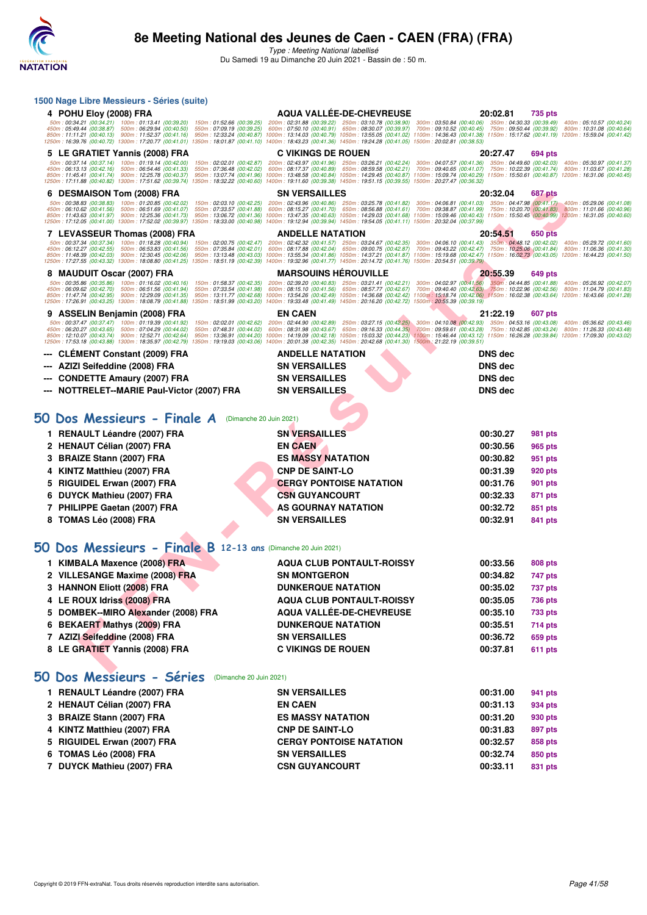# 8e Meeting National des Jeunes de Caen - CAEN (FRA) (FRA)

*Type : Meeting National labellisé*

Du Samedi 19 au Dimanche 20 Juin 2021 - Bassin de : 50 m.

## 1500 Nage Libre Messieurs - Séries (suite)

| | | | |
|---|---|---|---|
| 4 POHU Eloy (2008) FRA | AQUA VALLÉE-DE-CHEVREUSE | 20:02.81 | 735 pts |

50m : 00:34.21 (00:34.21) 100m : 01:13.41 (00:39.20) 150m : 01:52.66 (00:39.25) 200m : 02:31.88 (00:39.22) 250m : 03:10.78 (00:38.90) 300m : 03:50.84 (00:40.06) 350m : 04:30.33 (00:39.49) 400m : 05:10.57 (00:40.24) 450m : 05:49.44 (00:38.87) 500m : 06:29.94 (00:40.50) 550m : 07:09.19 (00:39.25) 600m : 07:50.10 (00:40.91) 650m : 08:30.07 (00:39.97) 700m : 09:10.52 (00:40.45) 750m : 09:50.44 (00:39.92) 800m : 10:31.08 (00:40.64) 850m : 11:11.21 (00:40.13) 900m : 11:52.37 (00:41.16) 950m : 12:33.24 (00:40.87) 1000m : 13:14.03 (00:40.79) 1050m : 13:55.05 (00:41.02) 1100m : 14:36.43 (00:41.38) 1150m : 15:17.62 (00:41.19) 1200m : 15:59.04 (00:41.42) 1250m : 16:39.76 (00:40.72) 1300m : 17:20.77 (00:41.01) 1350m : 18:01.87 (00:41.10) 1400m : 18:43.23 (00:41.36) 1450m : 19:24.28 (00:41.05) 1500m : 20:02.81 (00:38.53)

| | | | |
|---|---|---|---|
| 5 LE GRATIET Yannis (2008) FRA | C VIKINGS DE ROUEN | 20:27.47 | 694 pts |

50m : 00:37.14 (00:37.14) 100m : 01:19.14 (00:42.00) 150m : 02:02.01 (00:42.87) 200m : 02:43.97 (00:41.96) 250m : 03:26.21 (00:42.24) 300m : 04:07.57 (00:41.36) 350m : 04:49.60 (00:42.03) 400m : 05:30.97 (00:41.37) 450m : 06:13.13 (00:42.16) 500m : 06:54.46 (00:41.33) 550m : 07:36.48 (00:42.02) 600m : 08:17.37 (00:40.89) 650m : 08:59.58 (00:42.21) 700m : 09:40.65 (00:41.07) 750m : 10:22.39 (00:41.74) 800m : 11:03.67 (00:41.28) 850m : 11:45.41 (00:41.74) 900m : 12:25.78 (00:40.37) 950m : 13:07.74 (00:41.96) 1000m : 13:48.58 (00:40.84) 1050m : 14:29.45 (00:40.87) 1100m : 15:09.74 (00:40.29) 1150m : 15:50.61 (00:40.87) 1200m : 16:31.06 (00:40.45) 1250m : 17:11.88 (00:40.82) 1300m : 17:51.62 (00:39.74) 1350m : 18:32.22 (00:40.60) 1400m : 19:11.60 (00:39.38) 1450m : 19:51.15 (00:39.55) 1500m : 20:27.47 (00:36.32)

| | | | |
|---|---|---|---|
| 6 DESMAISON Tom (2008) FRA | SN VERSAILLES | 20:32.04 | 687 pts |

50m : 00:38.83 (00:38.83) 100m : 01:20.85 (00:42.02) 150m : 02:03.10 (00:42.25) 200m : 02:43.96 (00:40.86) 250m : 03:25.78 (00:41.82) 300m : 04:06.81 (00:41.03) 350m : 04:47.98 (00:41.17) 400m : 05:29.06 (00:41.08) 450m : 06:10.62 (00:41.56) 500m : 06:51.69 (00:41.07) 550m : 07:33.57 (00:41.88) 600m : 08:15.27 (00:41.70) 650m : 08:56.88 (00:41.61) 700m : 09:38.87 (00:41.99) 750m : 10:20.70 (00:41.83) 800m : 11:01.66 (00:40.96) 850m : 11:43.63 (00:41.97) 900m : 12:25.36 (00:41.73) 950m : 13:06.72 (00:41.36) 1000m : 13:47.35 (00:40.63) 1050m : 14:29.03 (00:41.68) 1100m : 15:09.46 (00:40.43) 1150m : 15:50.45 (00:40.99) 1200m : 16:31.05 (00:40.60) 1250m : 17:12.05 (00:41.00) 1300m : 17:52.02 (00:39.97) 1350m : 18:33.00 (00:40.98) 1400m : 19:12.94 (00:39.94) 1450m : 19:54.05 (00:41.11) 1500m : 20:32.04 (00:37.99)

| | | | |
|---|---|---|---|
| 7 LEVASSEUR Thomas (2008) FRA | ANDELLE NATATION | 20:54.51 | 650 pts |

50m : 00:37.34 (00:37.34) 100m : 01:18.28 (00:40.94) 150m : 02:00.75 (00:42.47) 200m : 02:42.32 (00:41.57) 250m : 03:24.67 (00:42.35) 300m : 04:06.10 (00:41.43) 350m : 04:48.12 (00:42.02) 400m : 05:29.72 (00:41.60) 450m : 06:12.27 (00:42.55) 500m : 06:53.83 (00:41.56) 550m : 07:35.84 (00:42.01) 600m : 08:17.88 (00:42.04) 650m : 09:00.75 (00:42.87) 700m : 09:43.22 (00:42.47) 750m : 10:25.06 (00:41.84) 800m : 11:06.36 (00:41.30) 850m : 11:48.39 (00:42.03) 900m : 12:30.45 (00:42.06) 950m : 13:13.48 (00:43.03) 1000m : 13:55.34 (00:41.86) 1050m : 14:37.21 (00:41.87) 1100m : 15:19.68 (00:42.47) 1150m : 16:02.73 (00:43.05) 1200m : 16:44.23 (00:41.50) 1250m : 17:27.55 (00:43.32) 1300m : 18:08.80 (00:41.25) 1350m : 18:51.19 (00:42.39) 1400m : 19:32.96 (00:41.77) 1450m : 20:14.72 (00:41.76) 1500m : 20:54.51 (00:39.79)

| | | | |
|---|---|---|---|
| 8 MAUDUIT Oscar (2007) FRA | MARSOUINS HÉROUVILLE | 20:55.39 | 649 pts |

50m : 00:35.86 (00:35.86) 100m : 01:16.02 (00:40.16) 150m : 01:58.37 (00:42.35) 200m : 02:39.20 (00:40.83) 250m : 03:21.41 (00:42.21) 300m : 04:02.97 (00:41.56) 350m : 04:44.85 (00:41.88) 400m : 05:26.92 (00:42.07) 450m : 06:09.62 (00:42.70) 500m : 06:51.56 (00:41.94) 550m : 07:33.54 (00:41.98) 600m : 08:15.10 (00:41.56) 650m : 08:57.77 (00:42.67) 700m : 09:40.40 (00:42.63) 750m : 10:22.96 (00:42.56) 800m : 11:04.79 (00:41.83) 850m : 11:47.74 (00:42.95) 900m : 12:29.09 (00:41.35) 950m : 13:11.77 (00:42.68) 1000m : 13:54.26 (00:42.49) 1050m : 14:36.68 (00:42.42) 1100m : 15:18.74 (00:42.06) 1150m : 16:02.38 (00:43.64) 1200m : 16:43.66 (00:41.28) 1250m : 17:26.91 (00:43.25) 1300m : 18:08.79 (00:41.88) 1350m : 18:51.99 (00:43.20) 1400m : 19:33.48 (00:41.49) 1450m : 20:16.20 (00:42.72) 1500m : 20:55.39 (00:39.19)

| | | | |
|---|---|---|---|
| 9 ASSELIN Benjamin (2008) FRA | EN CAEN | 21:22.19 | 607 pts |

50m : 00:37.47 (00:37.47) 100m : 01:19.39 (00:41.92) 150m : 02:02.01 (00:42.62) 200m : 02:44.90 (00:42.89) 250m : 03:27.15 (00:42.25) 300m : 04:10.08 (00:42.93) 350m : 04:53.16 (00:43.08) 400m : 05:36.62 (00:43.46) 450m : 06:20.27 (00:43.65) 500m : 07:04.29 (00:44.02) 550m : 07:48.31 (00:44.02) 600m : 08:31.98 (00:43.67) 650m : 09:16.33 (00:44.35) 700m : 09:59.61 (00:43.28) 750m : 10:42.85 (00:43.24) 800m : 11:26.33 (00:43.48) 850m : 12:10.07 (00:43.74) 900m : 12:52.71 (00:42.64) 950m : 13:36.91 (00:44.20) 1000m : 14:19.09 (00:42.18) 1050m : 15:03.32 (00:44.23) 1100m : 15:46.44 (00:43.12) 1150m : 16:26.28 (00:39.84) 1200m : 17:09.30 (00:43.02) 1250m : 17:53.18 (00:43.88) 1300m : 18:35.97 (00:42.79) 1350m : 19:19.03 (00:43.06) 1400m : 20:01.38 (00:42.35) 1450m : 20:42.68 (00:41.30) 1500m : 21:22.19 (00:39.51)

| | | | |
|---|---|---|---|
| --- CLÉMENT Constant (2009) FRA | ANDELLE NATATION | DNS dec | |
| --- AZIZI Seifeddine (2008) FRA | SN VERSAILLES | DNS dec | |
| --- CONDETTE Amaury (2007) FRA | SN VERSAILLES | DNS dec | |
| --- NOTTRELET--MARIE Paul-Victor (2007) FRA | SN VERSAILLES | DNS dec | |

## 50 Dos Messieurs - Finale A (Dimanche 20 Juin 2021)

| | | | |
|---|---|---|---|
| 1 RENAULT Léandre (2007) FRA | SN VERSAILLES | 00:30.27 | 981 pts |
| 2 HENAUT Célian (2007) FRA | EN CAEN | 00:30.56 | 965 pts |
| 3 BRAIZE Stann (2007) FRA | ES MASSY NATATION | 00:30.82 | 951 pts |
| 4 KINTZ Matthieu (2007) FRA | CNP DE SAINT-LO | 00:31.39 | 920 pts |
| 5 RIGUIDEL Erwan (2007) FRA | CERGY PONTOISE NATATION | 00:31.76 | 901 pts |
| 6 DUYCK Mathieu (2007) FRA | CSN GUYANCOURT | 00:32.33 | 871 pts |
| 7 PHILIPPE Gaetan (2007) FRA | AS GOURNAY NATATION | 00:32.72 | 851 pts |
| 8 TOMAS Léo (2008) FRA | SN VERSAILLES | 00:32.91 | 841 pts |

## 50 Dos Messieurs - Finale B 12-13 ans (Dimanche 20 Juin 2021)

| | | | |
|---|---|---|---|
| 1 KIMBALA Maxence (2008) FRA | AQUA CLUB PONTAULT-ROISSY | 00:33.56 | 808 pts |
| 2 VILLESANGE Maxime (2008) FRA | SN MONTGERON | 00:34.82 | 747 pts |
| 3 HANNON Eliott (2008) FRA | DUNKERQUE NATATION | 00:35.02 | 737 pts |
| 4 LE ROUX Idriss (2008) FRA | AQUA CLUB PONTAULT-ROISSY | 00:35.05 | 736 pts |
| 5 DOMBEK--MIRO Alexander (2008) FRA | AQUA VALLÉE-DE-CHEVREUSE | 00:35.10 | 733 pts |
| 6 BEKAERT Mathys (2009) FRA | DUNKERQUE NATATION | 00:35.51 | 714 pts |
| 7 AZIZI Seifeddine (2008) FRA | SN VERSAILLES | 00:36.72 | 659 pts |
| 8 LE GRATIET Yannis (2008) FRA | C VIKINGS DE ROUEN | 00:37.81 | 611 pts |

## 50 Dos Messieurs - Séries (Dimanche 20 Juin 2021)

| | | | |
|---|---|---|---|
| 1 RENAULT Léandre (2007) FRA | SN VERSAILLES | 00:31.00 | 941 pts |
| 2 HENAUT Célian (2007) FRA | EN CAEN | 00:31.13 | 934 pts |
| 3 BRAIZE Stann (2007) FRA | ES MASSY NATATION | 00:31.20 | 930 pts |
| 4 KINTZ Matthieu (2007) FRA | CNP DE SAINT-LO | 00:31.83 | 897 pts |
| 5 RIGUIDEL Erwan (2007) FRA | CERGY PONTOISE NATATION | 00:32.57 | 858 pts |
| 6 TOMAS Léo (2008) FRA | SN VERSAILLES | 00:32.74 | 850 pts |
| 7 DUYCK Mathieu (2007) FRA | CSN GUYANCOURT | 00:33.11 | 831 pts |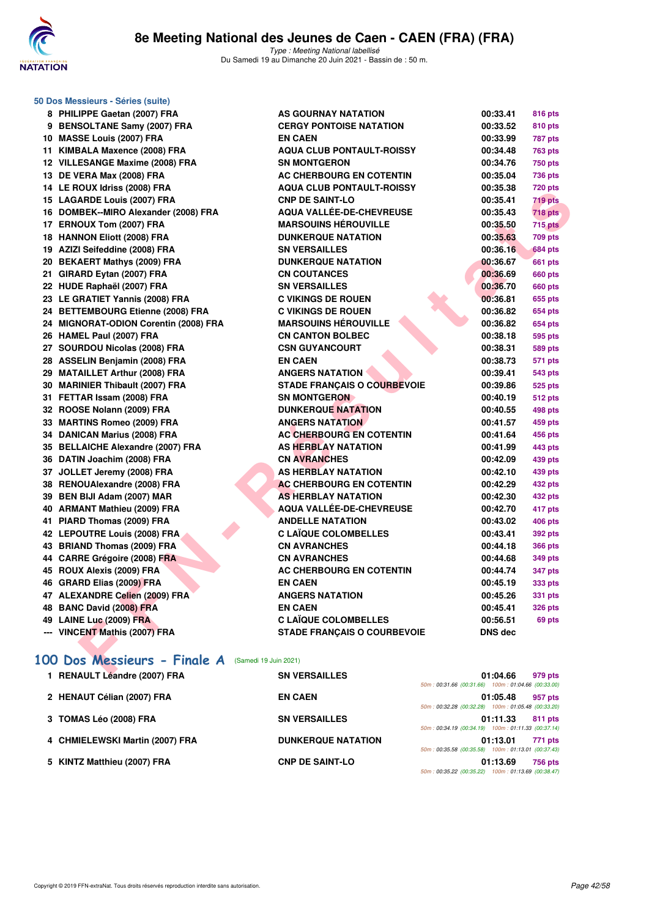# 8e Meeting National des Jeunes de Caen - CAEN (FRA) (FRA)

*Type : Meeting National labellisé*
Du Samedi 19 au Dimanche 20 Juin 2021 - Bassin de : 50 m.

## 50 Dos Messieurs - Séries (suite)

| Rang | Nom | Club | Temps | Points |
|---|---|---|---|---|
| 8 | PHILIPPE Gaetan (2007) FRA | AS GOURNAY NATATION | 00:33.41 | 816 pts |
| 9 | BENSOLTANE Samy (2007) FRA | CERGY PONTOISE NATATION | 00:33.52 | 810 pts |
| 10 | MASSE Louis (2007) FRA | EN CAEN | 00:33.99 | 787 pts |
| 11 | KIMBALA Maxence (2008) FRA | AQUA CLUB PONTAULT-ROISSY | 00:34.48 | 763 pts |
| 12 | VILLESANGE Maxime (2008) FRA | SN MONTGERON | 00:34.76 | 750 pts |
| 13 | DE VERA Max (2008) FRA | AC CHERBOURG EN COTENTIN | 00:35.04 | 736 pts |
| 14 | LE ROUX Idriss (2008) FRA | AQUA CLUB PONTAULT-ROISSY | 00:35.38 | 720 pts |
| 15 | LAGARDE Louis (2007) FRA | CNP DE SAINT-LO | 00:35.41 | 719 pts |
| 16 | DOMBEK--MIRO Alexander (2008) FRA | AQUA VALLÉE-DE-CHEVREUSE | 00:35.43 | 718 pts |
| 17 | ERNOUX Tom (2007) FRA | MARSOUINS HÉROUVILLE | 00:35.50 | 715 pts |
| 18 | HANNON Eliott (2008) FRA | DUNKERQUE NATATION | 00:35.63 | 709 pts |
| 19 | AZIZI Seifeddine (2008) FRA | SN VERSAILLES | 00:36.16 | 684 pts |
| 20 | BEKAERT Mathys (2009) FRA | DUNKERQUE NATATION | 00:36.67 | 661 pts |
| 21 | GIRARD Eytan (2007) FRA | CN COUTANCES | 00:36.69 | 660 pts |
| 22 | HUDE Raphaël (2007) FRA | SN VERSAILLES | 00:36.70 | 660 pts |
| 23 | LE GRATIET Yannis (2008) FRA | C VIKINGS DE ROUEN | 00:36.81 | 655 pts |
| 24 | BETTEMBOURG Etienne (2008) FRA | C VIKINGS DE ROUEN | 00:36.82 | 654 pts |
| 24 | MIGNORAT-ODION Corentin (2008) FRA | MARSOUINS HÉROUVILLE | 00:36.82 | 654 pts |
| 26 | HAMEL Paul (2007) FRA | CN CANTON BOLBEC | 00:38.18 | 595 pts |
| 27 | SOURDOU Nicolas (2008) FRA | CSN GUYANCOURT | 00:38.31 | 589 pts |
| 28 | ASSELIN Benjamin (2008) FRA | EN CAEN | 00:38.73 | 571 pts |
| 29 | MATAILLET Arthur (2008) FRA | ANGERS NATATION | 00:39.41 | 543 pts |
| 30 | MARINIER Thibault (2007) FRA | STADE FRANÇAIS O COURBEVOIE | 00:39.86 | 525 pts |
| 31 | FETTAR Issam (2008) FRA | SN MONTGERON | 00:40.19 | 512 pts |
| 32 | ROOSE Nolann (2009) FRA | DUNKERQUE NATATION | 00:40.55 | 498 pts |
| 33 | MARTINS Romeo (2009) FRA | ANGERS NATATION | 00:41.57 | 459 pts |
| 34 | DANICAN Marius (2008) FRA | AC CHERBOURG EN COTENTIN | 00:41.64 | 456 pts |
| 35 | BELLAICHE Alexandre (2007) FRA | AS HERBLAY NATATION | 00:41.99 | 443 pts |
| 36 | DATIN Joachim (2008) FRA | CN AVRANCHES | 00:42.09 | 439 pts |
| 37 | JOLLET Jeremy (2008) FRA | AS HERBLAY NATATION | 00:42.10 | 439 pts |
| 38 | RENOUAlexandre (2008) FRA | AC CHERBOURG EN COTENTIN | 00:42.29 | 432 pts |
| 39 | BEN BIJI Adam (2007) MAR | AS HERBLAY NATATION | 00:42.30 | 432 pts |
| 40 | ARMANT Mathieu (2009) FRA | AQUA VALLÉE-DE-CHEVREUSE | 00:42.70 | 417 pts |
| 41 | PIARD Thomas (2009) FRA | ANDELLE NATATION | 00:43.02 | 406 pts |
| 42 | LEPOUTRE Louis (2008) FRA | C LAÏQUE COLOMBELLES | 00:43.41 | 392 pts |
| 43 | BRIAND Thomas (2009) FRA | CN AVRANCHES | 00:44.18 | 366 pts |
| 44 | CARRE Grégoire (2008) FRA | CN AVRANCHES | 00:44.68 | 349 pts |
| 45 | ROUX Alexis (2009) FRA | AC CHERBOURG EN COTENTIN | 00:44.74 | 347 pts |
| 46 | GRARD Elias (2009) FRA | EN CAEN | 00:45.19 | 333 pts |
| 47 | ALEXANDRE Celien (2009) FRA | ANGERS NATATION | 00:45.26 | 331 pts |
| 48 | BANC David (2008) FRA | EN CAEN | 00:45.41 | 326 pts |
| 49 | LAINE Luc (2009) FRA | C LAÏQUE COLOMBELLES | 00:56.51 | 69 pts |
| --- | VINCENT Mathis (2007) FRA | STADE FRANÇAIS O COURBEVOIE | DNS dec | |

## 100 Dos Messieurs - Finale A (Samedi 19 Juin 2021)

| Rang | Nom | Club | Temps | Points | Intermédiaires |
|---|---|---|---|---|---|
| 1 | RENAULT Léandre (2007) FRA | SN VERSAILLES | 01:04.66 | 979 pts | 50m : 00:31.66 (00:31.66) 100m : 01:04.66 (00:33.00) |
| 2 | HENAUT Célian (2007) FRA | EN CAEN | 01:05.48 | 957 pts | 50m : 00:32.28 (00:32.28) 100m : 01:05.48 (00:33.20) |
| 3 | TOMAS Léo (2008) FRA | SN VERSAILLES | 01:11.33 | 811 pts | 50m : 00:34.19 (00:34.19) 100m : 01:11.33 (00:37.14) |
| 4 | CHMIELEWSKI Martin (2007) FRA | DUNKERQUE NATATION | 01:13.01 | 771 pts | 50m : 00:35.58 (00:35.58) 100m : 01:13.01 (00:37.43) |
| 5 | KINTZ Matthieu (2007) FRA | CNP DE SAINT-LO | 01:13.69 | 756 pts | 50m : 00:35.22 (00:35.22) 100m : 01:13.69 (00:38.47) |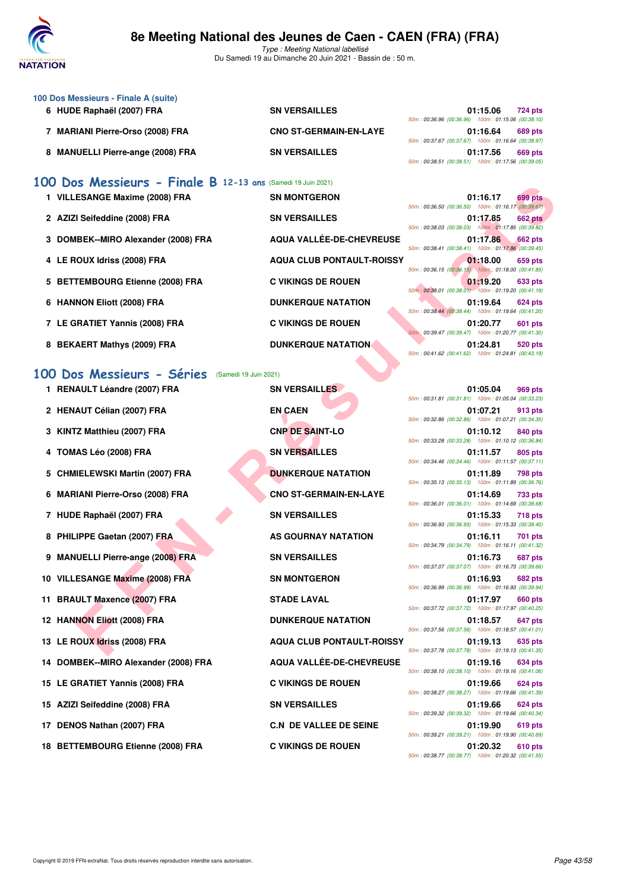### 100 Dos Messieurs - Finale A (suite)

| Rang | Nom | Club | Temps | Points | Splits |
|---|---|---|---|---|---|
| 6 | HUDE Raphaël (2007) FRA | SN VERSAILLES | 01:15.06 | 724 pts | 50m : 00:36.96 (00:36.96) 100m : 01:15.06 (00:38.10) |
| 7 | MARIANI Pierre-Orso (2008) FRA | CNO ST-GERMAIN-EN-LAYE | 01:16.64 | 689 pts | 50m : 00:37.67 (00:37.67) 100m : 01:16.64 (00:38.97) |
| 8 | MANUELLI Pierre-ange (2008) FRA | SN VERSAILLES | 01:17.56 | 669 pts | 50m : 00:38.51 (00:38.51) 100m : 01:17.56 (00:39.05) |

## 100 Dos Messieurs - Finale B 12-13 ans (Samedi 19 Juin 2021)

| Rang | Nom | Club | Temps | Points | Splits |
|---|---|---|---|---|---|
| 1 | VILLESANGE Maxime (2008) FRA | SN MONTGERON | 01:16.17 | 699 pts | 50m : 00:36.50 (00:36.50) 100m : 01:16.17 (00:39.67) |
| 2 | AZIZI Seifeddine (2008) FRA | SN VERSAILLES | 01:17.85 | 662 pts | 50m : 00:38.03 (00:38.03) 100m : 01:17.85 (00:39.82) |
| 3 | DOMBEK--MIRO Alexander (2008) FRA | AQUA VALLÉE-DE-CHEVREUSE | 01:17.86 | 662 pts | 50m : 00:38.41 (00:38.41) 100m : 01:17.86 (00:39.45) |
| 4 | LE ROUX Idriss (2008) FRA | AQUA CLUB PONTAULT-ROISSY | 01:18.00 | 659 pts | 50m : 00:36.15 (00:36.15) 100m : 01:18.00 (00:41.85) |
| 5 | BETTEMBOURG Etienne (2008) FRA | C VIKINGS DE ROUEN | 01:19.20 | 633 pts | 50m : 00:38.01 (00:38.01) 100m : 01:19.20 (00:41.19) |
| 6 | HANNON Eliott (2008) FRA | DUNKERQUE NATATION | 01:19.64 | 624 pts | 50m : 00:38.44 (00:38.44) 100m : 01:19.64 (00:41.20) |
| 7 | LE GRATIET Yannis (2008) FRA | C VIKINGS DE ROUEN | 01:20.77 | 601 pts | 50m : 00:39.47 (00:39.47) 100m : 01:20.77 (00:41.30) |
| 8 | BEKAERT Mathys (2009) FRA | DUNKERQUE NATATION | 01:24.81 | 520 pts | 50m : 00:41.62 (00:41.62) 100m : 01:24.81 (00:43.19) |

## 100 Dos Messieurs - Séries (Samedi 19 Juin 2021)

| Rang | Nom | Club | Temps | Points | Splits |
|---|---|---|---|---|---|
| 1 | RENAULT Léandre (2007) FRA | SN VERSAILLES | 01:05.04 | 969 pts | 50m : 00:31.81 (00:31.81) 100m : 01:05.04 (00:33.23) |
| 2 | HENAUT Célian (2007) FRA | EN CAEN | 01:07.21 | 913 pts | 50m : 00:32.86 (00:32.86) 100m : 01:07.21 (00:34.35) |
| 3 | KINTZ Matthieu (2007) FRA | CNP DE SAINT-LO | 01:10.12 | 840 pts | 50m : 00:33.28 (00:33.28) 100m : 01:10.12 (00:36.84) |
| 4 | TOMAS Léo (2008) FRA | SN VERSAILLES | 01:11.57 | 805 pts | 50m : 00:34.46 (00:34.46) 100m : 01:11.57 (00:37.11) |
| 5 | CHMIELEWSKI Martin (2007) FRA | DUNKERQUE NATATION | 01:11.89 | 798 pts | 50m : 00:35.13 (00:35.13) 100m : 01:11.89 (00:36.76) |
| 6 | MARIANI Pierre-Orso (2008) FRA | CNO ST-GERMAIN-EN-LAYE | 01:14.69 | 733 pts | 50m : 00:36.01 (00:36.01) 100m : 01:14.69 (00:38.68) |
| 7 | HUDE Raphaël (2007) FRA | SN VERSAILLES | 01:15.33 | 718 pts | 50m : 00:36.93 (00:36.93) 100m : 01:15.33 (00:38.40) |
| 8 | PHILIPPE Gaetan (2007) FRA | AS GOURNAY NATATION | 01:16.11 | 701 pts | 50m : 00:34.79 (00:34.79) 100m : 01:16.11 (00:41.32) |
| 9 | MANUELLI Pierre-ange (2008) FRA | SN VERSAILLES | 01:16.73 | 687 pts | 50m : 00:37.07 (00:37.07) 100m : 01:16.73 (00:39.66) |
| 10 | VILLESANGE Maxime (2008) FRA | SN MONTGERON | 01:16.93 | 682 pts | 50m : 00:36.99 (00:36.99) 100m : 01:16.93 (00:39.94) |
| 11 | BRAULT Maxence (2007) FRA | STADE LAVAL | 01:17.97 | 660 pts | 50m : 00:37.72 (00:37.72) 100m : 01:17.97 (00:40.25) |
| 12 | HANNON Eliott (2008) FRA | DUNKERQUE NATATION | 01:18.57 | 647 pts | 50m : 00:37.56 (00:37.56) 100m : 01:18.57 (00:41.01) |
| 13 | LE ROUX Idriss (2008) FRA | AQUA CLUB PONTAULT-ROISSY | 01:19.13 | 635 pts | 50m : 00:37.78 (00:37.78) 100m : 01:19.13 (00:41.35) |
| 14 | DOMBEK--MIRO Alexander (2008) FRA | AQUA VALLÉE-DE-CHEVREUSE | 01:19.16 | 634 pts | 50m : 00:38.10 (00:38.10) 100m : 01:19.16 (00:41.06) |
| 15 | LE GRATIET Yannis (2008) FRA | C VIKINGS DE ROUEN | 01:19.66 | 624 pts | 50m : 00:38.27 (00:38.27) 100m : 01:19.66 (00:41.39) |
| 15 | AZIZI Seifeddine (2008) FRA | SN VERSAILLES | 01:19.66 | 624 pts | 50m : 00:39.32 (00:39.32) 100m : 01:19.66 (00:40.34) |
| 17 | DENOS Nathan (2007) FRA | C.N DE VALLEE DE SEINE | 01:19.90 | 619 pts | 50m : 00:39.21 (00:39.21) 100m : 01:19.90 (00:40.69) |
| 18 | BETTEMBOURG Etienne (2008) FRA | C VIKINGS DE ROUEN | 01:20.32 | 610 pts | 50m : 00:38.77 (00:38.77) 100m : 01:20.32 (00:41.55) |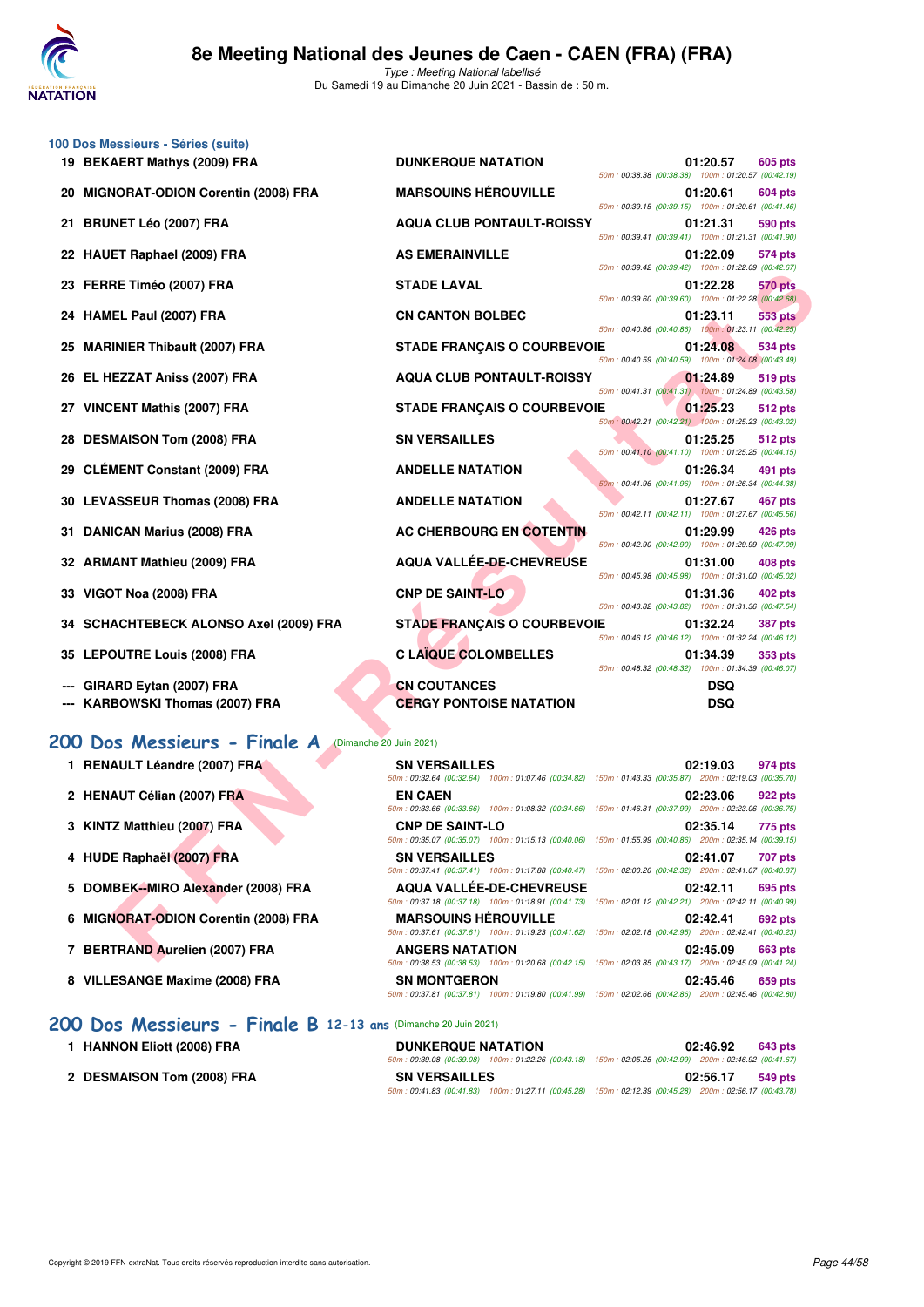# 8e Meeting National des Jeunes de Caen - CAEN (FRA) (FRA)

*Type : Meeting National labellisé*
Du Samedi 19 au Dimanche 20 Juin 2021 - Bassin de : 50 m.

### 100 Dos Messieurs - Séries (suite)

| Rang | Nageur | Club | Temps | Points | Splits |
|---|---|---|---|---|---|
| 19 | BEKAERT Mathys (2009) FRA | DUNKERQUE NATATION | 01:20.57 | 605 pts | 50m : 00:38.38 (00:38.38) 100m : 01:20.57 (00:42.19) |
| 20 | MIGNORAT-ODION Corentin (2008) FRA | MARSOUINS HÉROUVILLE | 01:20.61 | 604 pts | 50m : 00:39.15 (00:39.15) 100m : 01:20.61 (00:41.46) |
| 21 | BRUNET Léo (2007) FRA | AQUA CLUB PONTAULT-ROISSY | 01:21.31 | 590 pts | 50m : 00:39.41 (00:39.41) 100m : 01:21.31 (00:41.90) |
| 22 | HAUET Raphael (2009) FRA | AS EMERAINVILLE | 01:22.09 | 574 pts | 50m : 00:39.42 (00:39.42) 100m : 01:22.09 (00:42.67) |
| 23 | FERRE Timéo (2007) FRA | STADE LAVAL | 01:22.28 | 570 pts | 50m : 00:39.60 (00:39.60) 100m : 01:22.28 (00:42.68) |
| 24 | HAMEL Paul (2007) FRA | CN CANTON BOLBEC | 01:23.11 | 553 pts | 50m : 00:40.86 (00:40.86) 100m : 01:23.11 (00:42.25) |
| 25 | MARINIER Thibault (2007) FRA | STADE FRANÇAIS O COURBEVOIE | 01:24.08 | 534 pts | 50m : 00:40.59 (00:40.59) 100m : 01:24.08 (00:43.49) |
| 26 | EL HEZZAT Aniss (2007) FRA | AQUA CLUB PONTAULT-ROISSY | 01:24.89 | 519 pts | 50m : 00:41.31 (00:41.31) 100m : 01:24.89 (00:43.58) |
| 27 | VINCENT Mathis (2007) FRA | STADE FRANÇAIS O COURBEVOIE | 01:25.23 | 512 pts | 50m : 00:42.21 (00:42.21) 100m : 01:25.23 (00:43.02) |
| 28 | DESMAISON Tom (2008) FRA | SN VERSAILLES | 01:25.25 | 512 pts | 50m : 00:41.10 (00:41.10) 100m : 01:25.25 (00:44.15) |
| 29 | CLÉMENT Constant (2009) FRA | ANDELLE NATATION | 01:26.34 | 491 pts | 50m : 00:41.96 (00:41.96) 100m : 01:26.34 (00:44.38) |
| 30 | LEVASSEUR Thomas (2008) FRA | ANDELLE NATATION | 01:27.67 | 467 pts | 50m : 00:42.11 (00:42.11) 100m : 01:27.67 (00:45.56) |
| 31 | DANICAN Marius (2008) FRA | AC CHERBOURG EN COTENTIN | 01:29.99 | 426 pts | 50m : 00:42.90 (00:42.90) 100m : 01:29.99 (00:47.09) |
| 32 | ARMANT Mathieu (2009) FRA | AQUA VALLÉE-DE-CHEVREUSE | 01:31.00 | 408 pts | 50m : 00:45.98 (00:45.98) 100m : 01:31.00 (00:45.02) |
| 33 | VIGOT Noa (2008) FRA | CNP DE SAINT-LO | 01:31.36 | 402 pts | 50m : 00:43.82 (00:43.82) 100m : 01:31.36 (00:47.54) |
| 34 | SCHACHTEBECK ALONSO Axel (2009) FRA | STADE FRANÇAIS O COURBEVOIE | 01:32.24 | 387 pts | 50m : 00:46.12 (00:46.12) 100m : 01:32.24 (00:46.12) |
| 35 | LEPOUTRE Louis (2008) FRA | C LAÏQUE COLOMBELLES | 01:34.39 | 353 pts | 50m : 00:48.32 (00:48.32) 100m : 01:34.39 (00:46.07) |
| --- | GIRARD Eytan (2007) FRA | CN COUTANCES | DSQ | | |
| --- | KARBOWSKI Thomas (2007) FRA | CERGY PONTOISE NATATION | DSQ | | |

## 200 Dos Messieurs - Finale A (Dimanche 20 Juin 2021)

| Rang | Nageur | Club | Temps | Points | Splits |
|---|---|---|---|---|---|
| 1 | RENAULT Léandre (2007) FRA | SN VERSAILLES | 02:19.03 | 974 pts | 50m : 00:32.64 (00:32.64) 100m : 01:07.46 (00:34.82) 150m : 01:43.33 (00:35.87) 200m : 02:19.03 (00:35.70) |
| 2 | HENAUT Célian (2007) FRA | EN CAEN | 02:23.06 | 922 pts | 50m : 00:33.66 (00:33.66) 100m : 01:08.32 (00:34.66) 150m : 01:46.31 (00:37.99) 200m : 02:23.06 (00:36.75) |
| 3 | KINTZ Matthieu (2007) FRA | CNP DE SAINT-LO | 02:35.14 | 775 pts | 50m : 00:35.07 (00:35.07) 100m : 01:15.13 (00:40.06) 150m : 01:55.99 (00:40.86) 200m : 02:35.14 (00:39.15) |
| 4 | HUDE Raphaël (2007) FRA | SN VERSAILLES | 02:41.07 | 707 pts | 50m : 00:37.41 (00:37.41) 100m : 01:17.88 (00:40.47) 150m : 02:00.20 (00:42.32) 200m : 02:41.07 (00:40.87) |
| 5 | DOMBEK--MIRO Alexander (2008) FRA | AQUA VALLÉE-DE-CHEVREUSE | 02:42.11 | 695 pts | 50m : 00:37.18 (00:37.18) 100m : 01:18.91 (00:41.73) 150m : 02:01.12 (00:42.21) 200m : 02:42.11 (00:40.99) |
| 6 | MIGNORAT-ODION Corentin (2008) FRA | MARSOUINS HÉROUVILLE | 02:42.41 | 692 pts | 50m : 00:37.61 (00:37.61) 100m : 01:19.23 (00:41.62) 150m : 02:02.18 (00:42.95) 200m : 02:42.41 (00:40.23) |
| 7 | BERTRAND Aurelien (2007) FRA | ANGERS NATATION | 02:45.09 | 663 pts | 50m : 00:38.53 (00:38.53) 100m : 01:20.68 (00:42.15) 150m : 02:03.85 (00:43.17) 200m : 02:45.09 (00:41.24) |
| 8 | VILLESANGE Maxime (2008) FRA | SN MONTGERON | 02:45.46 | 659 pts | 50m : 00:37.81 (00:37.81) 100m : 01:19.80 (00:41.99) 150m : 02:02.66 (00:42.86) 200m : 02:45.46 (00:42.80) |

## 200 Dos Messieurs - Finale B 12-13 ans (Dimanche 20 Juin 2021)

| Rang | Nageur | Club | Temps | Points | Splits |
|---|---|---|---|---|---|
| 1 | HANNON Eliott (2008) FRA | DUNKERQUE NATATION | 02:46.92 | 643 pts | 50m : 00:39.08 (00:39.08) 100m : 01:22.26 (00:43.18) 150m : 02:05.25 (00:42.99) 200m : 02:46.92 (00:41.67) |
| 2 | DESMAISON Tom (2008) FRA | SN VERSAILLES | 02:56.17 | 549 pts | 50m : 00:41.83 (00:41.83) 100m : 01:27.11 (00:45.28) 150m : 02:12.39 (00:45.28) 200m : 02:56.17 (00:43.78) |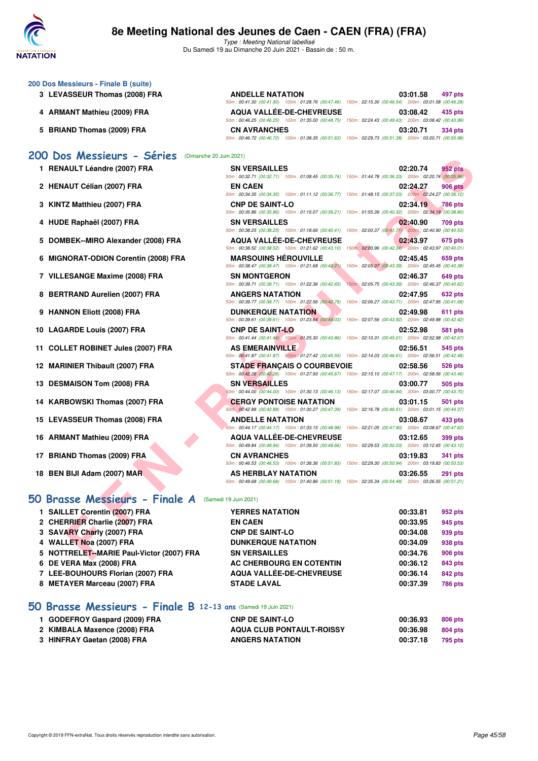# 8e Meeting National des Jeunes de Caen - CAEN (FRA) (FRA)

*Type : Meeting National labellisé*
Du Samedi 19 au Dimanche 20 Juin 2021 - Bassin de : 50 m.

### 200 Dos Messieurs - Finale B (suite)

| Rang | Nom | Club | Temps | Points |
|---|---|---|---|---|
| 3 | LEVASSEUR Thomas (2008) FRA | ANDELLE NATATION | 03:01.58 | 497 pts |
| | | 50m : 00:41.30 (00:41.30) 100m : 01:28.76 (00:47.46) 150m : 02:15.30 (00:46.54) 200m : 03:01.58 (00:46.28) | | |
| 4 | ARMANT Mathieu (2009) FRA | AQUA VALLÉE-DE-CHEVREUSE | 03:08.42 | 435 pts |
| | | 50m : 00:46.25 (00:46.25) 100m : 01:35.00 (00:48.75) 150m : 02:24.43 (00:49.43) 200m : 03:08.42 (00:43.99) | | |
| 5 | BRIAND Thomas (2009) FRA | CN AVRANCHES | 03:20.71 | 334 pts |
| | | 50m : 00:46.72 (00:46.72) 100m : 01:38.35 (00:51.63) 150m : 02:29.73 (00:51.38) 200m : 03:20.71 (00:50.98) | | |

## 200 Dos Messieurs - Séries (Dimanche 20 Juin 2021)

| Rang | Nom | Club | Temps | Points |
|---|---|---|---|---|
| 1 | RENAULT Léandre (2007) FRA | SN VERSAILLES | 02:20.74 | 952 pts |
| | | 50m : 00:32.71 (00:32.71) 100m : 01:08.45 (00:35.74) 150m : 01:44.78 (00:36.33) 200m : 02:20.74 (00:35.96) | | |
| 2 | HENAUT Célian (2007) FRA | EN CAEN | 02:24.27 | 906 pts |
| | | 50m : 00:34.35 (00:34.35) 100m : 01:11.12 (00:36.77) 150m : 01:48.15 (00:37.03) 200m : 02:24.27 (00:36.12) | | |
| 3 | KINTZ Matthieu (2007) FRA | CNP DE SAINT-LO | 02:34.19 | 786 pts |
| | | 50m : 00:35.86 (00:35.86) 100m : 01:15.07 (00:39.21) 150m : 01:55.39 (00:40.32) 200m : 02:34.19 (00:38.80) | | |
| 4 | HUDE Raphaël (2007) FRA | SN VERSAILLES | 02:40.90 | 709 pts |
| | | 50m : 00:38.25 (00:38.25) 100m : 01:18.66 (00:40.41) 150m : 02:00.37 (00:41.71) 200m : 02:40.90 (00:40.53) | | |
| 5 | DOMBEK--MIRO Alexander (2008) FRA | AQUA VALLÉE-DE-CHEVREUSE | 02:43.97 | 675 pts |
| | | 50m : 00:38.52 (00:38.52) 100m : 01:21.62 (00:43.10) 150m : 02:03.96 (00:42.34) 200m : 02:43.97 (00:40.01) | | |
| 6 | MIGNORAT-ODION Corentin (2008) FRA | MARSOUINS HÉROUVILLE | 02:45.45 | 659 pts |
| | | 50m : 00:38.47 (00:38.47) 100m : 01:21.68 (00:43.21) 150m : 02:05.07 (00:43.39) 200m : 02:45.45 (00:40.38) | | |
| 7 | VILLESANGE Maxime (2008) FRA | SN MONTGERON | 02:46.37 | 649 pts |
| | | 50m : 00:39.71 (00:39.71) 100m : 01:22.36 (00:42.65) 150m : 02:05.75 (00:43.39) 200m : 02:46.37 (00:40.62) | | |
| 8 | BERTRAND Aurelien (2007) FRA | ANGERS NATATION | 02:47.95 | 632 pts |
| | | 50m : 00:39.77 (00:39.77) 100m : 01:22.56 (00:42.79) 150m : 02:06.27 (00:43.71) 200m : 02:47.95 (00:41.68) | | |
| 9 | HANNON Eliott (2008) FRA | DUNKERQUE NATATION | 02:49.98 | 611 pts |
| | | 50m : 00:39.61 (00:39.61) 100m : 01:23.64 (00:44.03) 150m : 02:07.56 (00:43.92) 200m : 02:49.98 (00:42.42) | | |
| 10 | LAGARDE Louis (2007) FRA | CNP DE SAINT-LO | 02:52.98 | 581 pts |
| | | 50m : 00:41.44 (00:41.44) 100m : 01:25.30 (00:43.86) 150m : 02:10.31 (00:45.01) 200m : 02:52.98 (00:42.67) | | |
| 11 | COLLET ROBINET Jules (2007) FRA | AS EMERAINVILLE | 02:56.51 | 545 pts |
| | | 50m : 00:41.87 (00:41.87) 100m : 01:27.42 (00:45.55) 150m : 02:14.03 (00:46.61) 200m : 02:56.51 (00:42.48) | | |
| 12 | MARINIER Thibault (2007) FRA | STADE FRANÇAIS O COURBEVOIE | 02:58.56 | 526 pts |
| | | 50m : 00:42.26 (00:42.26) 100m : 01:27.93 (00:45.67) 150m : 02:15.10 (00:47.17) 200m : 02:58.56 (00:43.46) | | |
| 13 | DESMAISON Tom (2008) FRA | SN VERSAILLES | 03:00.77 | 505 pts |
| | | 50m : 00:44.00 (00:44.00) 100m : 01:30.13 (00:46.13) 150m : 02:17.07 (00:46.94) 200m : 03:00.77 (00:43.70) | | |
| 14 | KARBOWSKI Thomas (2007) FRA | CERGY PONTOISE NATATION | 03:01.15 | 501 pts |
| | | 50m : 00:42.88 (00:42.88) 100m : 01:30.27 (00:47.39) 150m : 02:16.78 (00:46.51) 200m : 03:01.15 (00:44.37) | | |
| 15 | LEVASSEUR Thomas (2008) FRA | ANDELLE NATATION | 03:08.67 | 433 pts |
| | | 50m : 00:44.17 (00:44.17) 100m : 01:33.15 (00:48.98) 150m : 02:21.05 (00:47.90) 200m : 03:08.67 (00:47.62) | | |
| 16 | ARMANT Mathieu (2009) FRA | AQUA VALLÉE-DE-CHEVREUSE | 03:12.65 | 399 pts |
| | | 50m : 00:49.84 (00:49.84) 100m : 01:39.50 (00:49.66) 150m : 02:29.53 (00:50.03) 200m : 03:12.65 (00:43.12) | | |
| 17 | BRIAND Thomas (2009) FRA | CN AVRANCHES | 03:19.83 | 341 pts |
| | | 50m : 00:46.53 (00:46.53) 100m : 01:38.36 (00:51.83) 150m : 02:29.30 (00:50.94) 200m : 03:19.83 (00:50.53) | | |
| 18 | BEN BIJI Adam (2007) MAR | AS HERBLAY NATATION | 03:26.55 | 291 pts |
| | | 50m : 00:49.68 (00:49.68) 100m : 01:40.86 (00:51.18) 150m : 02:35.34 (00:54.48) 200m : 03:26.55 (00:51.21) | | |

## 50 Brasse Messieurs - Finale A (Samedi 19 Juin 2021)

| Rang | Nom | Club | Temps | Points |
|---|---|---|---|---|
| 1 | SAILLET Corentin (2007) FRA | YERRES NATATION | 00:33.81 | 952 pts |
| 2 | CHERRIER Charlie (2007) FRA | EN CAEN | 00:33.95 | 945 pts |
| 3 | SAVARY Charly (2007) FRA | CNP DE SAINT-LO | 00:34.08 | 939 pts |
| 4 | WALLET Noa (2007) FRA | DUNKERQUE NATATION | 00:34.09 | 938 pts |
| 5 | NOTTRELET--MARIE Paul-Victor (2007) FRA | SN VERSAILLES | 00:34.76 | 906 pts |
| 6 | DE VERA Max (2008) FRA | AC CHERBOURG EN COTENTIN | 00:36.12 | 843 pts |
| 7 | LEE-BOUHOURS Florian (2007) FRA | AQUA VALLÉE-DE-CHEVREUSE | 00:36.14 | 842 pts |
| 8 | METAYER Marceau (2007) FRA | STADE LAVAL | 00:37.39 | 786 pts |

## 50 Brasse Messieurs - Finale B 12-13 ans (Samedi 19 Juin 2021)

| Rang | Nom | Club | Temps | Points |
|---|---|---|---|---|
| 1 | GODEFROY Gaspard (2009) FRA | CNP DE SAINT-LO | 00:36.93 | 806 pts |
| 2 | KIMBALA Maxence (2008) FRA | AQUA CLUB PONTAULT-ROISSY | 00:36.98 | 804 pts |
| 3 | HINFRAY Gaetan (2008) FRA | ANGERS NATATION | 00:37.18 | 795 pts |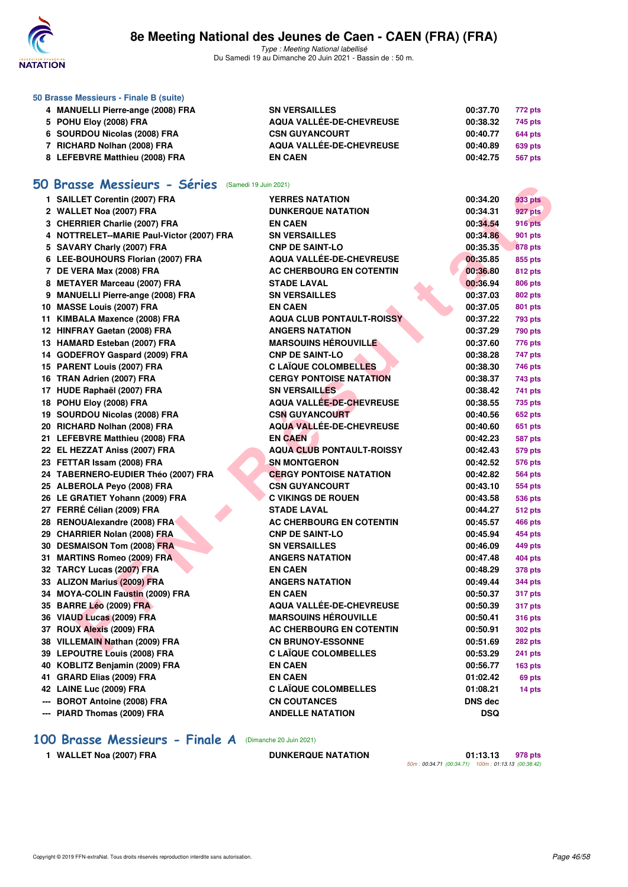# 8e Meeting National des Jeunes de Caen - CAEN (FRA) (FRA)

*Type : Meeting National labellisé*
Du Samedi 19 au Dimanche 20 Juin 2021 - Bassin de : 50 m.

### 50 Brasse Messieurs - Finale B (suite)

| | | | | |
|---|---|---|---|---|
| 4 | MANUELLI Pierre-ange (2008) FRA | SN VERSAILLES | 00:37.70 | 772 pts |
| 5 | POHU Eloy (2008) FRA | AQUA VALLÉE-DE-CHEVREUSE | 00:38.32 | 745 pts |
| 6 | SOURDOU Nicolas (2008) FRA | CSN GUYANCOURT | 00:40.77 | 644 pts |
| 7 | RICHARD Nolhan (2008) FRA | AQUA VALLÉE-DE-CHEVREUSE | 00:40.89 | 639 pts |
| 8 | LEFEBVRE Matthieu (2008) FRA | EN CAEN | 00:42.75 | 567 pts |

## 50 Brasse Messieurs - Séries (Samedi 19 Juin 2021)

| | | | | |
|---|---|---|---|---|
| 1 | SAILLET Corentin (2007) FRA | YERRES NATATION | 00:34.20 | 933 pts |
| 2 | WALLET Noa (2007) FRA | DUNKERQUE NATATION | 00:34.31 | 927 pts |
| 3 | CHERRIER Charlie (2007) FRA | EN CAEN | 00:34.54 | 916 pts |
| 4 | NOTTRELET--MARIE Paul-Victor (2007) FRA | SN VERSAILLES | 00:34.86 | 901 pts |
| 5 | SAVARY Charly (2007) FRA | CNP DE SAINT-LO | 00:35.35 | 878 pts |
| 6 | LEE-BOUHOURS Florian (2007) FRA | AQUA VALLÉE-DE-CHEVREUSE | 00:35.85 | 855 pts |
| 7 | DE VERA Max (2008) FRA | AC CHERBOURG EN COTENTIN | 00:36.80 | 812 pts |
| 8 | METAYER Marceau (2007) FRA | STADE LAVAL | 00:36.94 | 806 pts |
| 9 | MANUELLI Pierre-ange (2008) FRA | SN VERSAILLES | 00:37.03 | 802 pts |
| 10 | MASSE Louis (2007) FRA | EN CAEN | 00:37.05 | 801 pts |
| 11 | KIMBALA Maxence (2008) FRA | AQUA CLUB PONTAULT-ROISSY | 00:37.22 | 793 pts |
| 12 | HINFRAY Gaetan (2008) FRA | ANGERS NATATION | 00:37.29 | 790 pts |
| 13 | HAMARD Esteban (2007) FRA | MARSOUINS HÉROUVILLE | 00:37.60 | 776 pts |
| 14 | GODEFROY Gaspard (2009) FRA | CNP DE SAINT-LO | 00:38.28 | 747 pts |
| 15 | PARENT Louis (2007) FRA | C LAÏQUE COLOMBELLES | 00:38.30 | 746 pts |
| 16 | TRAN Adrien (2007) FRA | CERGY PONTOISE NATATION | 00:38.37 | 743 pts |
| 17 | HUDE Raphaël (2007) FRA | SN VERSAILLES | 00:38.42 | 741 pts |
| 18 | POHU Eloy (2008) FRA | AQUA VALLÉE-DE-CHEVREUSE | 00:38.55 | 735 pts |
| 19 | SOURDOU Nicolas (2008) FRA | CSN GUYANCOURT | 00:40.56 | 652 pts |
| 20 | RICHARD Nolhan (2008) FRA | AQUA VALLÉE-DE-CHEVREUSE | 00:40.60 | 651 pts |
| 21 | LEFEBVRE Matthieu (2008) FRA | EN CAEN | 00:42.23 | 587 pts |
| 22 | EL HEZZAT Aniss (2007) FRA | AQUA CLUB PONTAULT-ROISSY | 00:42.43 | 579 pts |
| 23 | FETTAR Issam (2008) FRA | SN MONTGERON | 00:42.52 | 576 pts |
| 24 | TABERNERO-EUDIER Théo (2007) FRA | CERGY PONTOISE NATATION | 00:42.82 | 564 pts |
| 25 | ALBEROLA Peyo (2008) FRA | CSN GUYANCOURT | 00:43.10 | 554 pts |
| 26 | LE GRATIET Yohann (2009) FRA | C VIKINGS DE ROUEN | 00:43.58 | 536 pts |
| 27 | FERRÉ Célian (2009) FRA | STADE LAVAL | 00:44.27 | 512 pts |
| 28 | RENOUAlexandre (2008) FRA | AC CHERBOURG EN COTENTIN | 00:45.57 | 466 pts |
| 29 | CHARRIER Nolan (2008) FRA | CNP DE SAINT-LO | 00:45.94 | 454 pts |
| 30 | DESMAISON Tom (2008) FRA | SN VERSAILLES | 00:46.09 | 449 pts |
| 31 | MARTINS Romeo (2009) FRA | ANGERS NATATION | 00:47.48 | 404 pts |
| 32 | TARCY Lucas (2007) FRA | EN CAEN | 00:48.29 | 378 pts |
| 33 | ALIZON Marius (2009) FRA | ANGERS NATATION | 00:49.44 | 344 pts |
| 34 | MOYA-COLIN Faustin (2009) FRA | EN CAEN | 00:50.37 | 317 pts |
| 35 | BARRE Léo (2009) FRA | AQUA VALLÉE-DE-CHEVREUSE | 00:50.39 | 317 pts |
| 36 | VIAUD Lucas (2009) FRA | MARSOUINS HÉROUVILLE | 00:50.41 | 316 pts |
| 37 | ROUX Alexis (2009) FRA | AC CHERBOURG EN COTENTIN | 00:50.91 | 302 pts |
| 38 | VILLEMAIN Nathan (2009) FRA | CN BRUNOY-ESSONNE | 00:51.69 | 282 pts |
| 39 | LEPOUTRE Louis (2008) FRA | C LAÏQUE COLOMBELLES | 00:53.29 | 241 pts |
| 40 | KOBLITZ Benjamin (2009) FRA | EN CAEN | 00:56.77 | 163 pts |
| 41 | GRARD Elias (2009) FRA | EN CAEN | 01:02.42 | 69 pts |
| 42 | LAINE Luc (2009) FRA | C LAÏQUE COLOMBELLES | 01:08.21 | 14 pts |
| --- | BOROT Antoine (2008) FRA | CN COUTANCES | DNS dec | |
| --- | PIARD Thomas (2009) FRA | ANDELLE NATATION | DSQ | |

## 100 Brasse Messieurs - Finale A (Dimanche 20 Juin 2021)

| | | | | |
|---|---|---|---|---|
| 1 | WALLET Noa (2007) FRA | DUNKERQUE NATATION | 01:13.13 | 978 pts |

50m : 00:34.71 (00:34.71) 100m : 01:13.13 (00:38.42)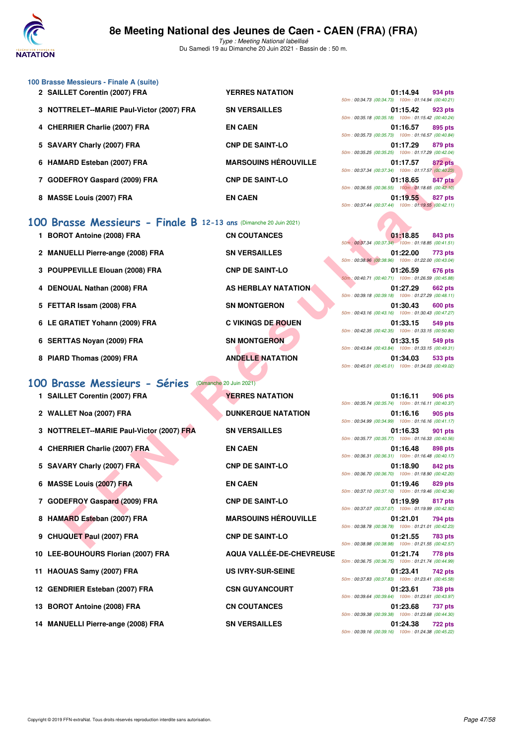### 100 Brasse Messieurs - Finale A (suite)

| Pl. | Nom | Club | Temps | Points | Splits |
|---|---|---|---|---|---|
| 2 | SAILLET Corentin (2007) FRA | YERRES NATATION | 01:14.94 | 934 pts | 50m : 00:34.73 (00:34.73) 100m : 01:14.94 (00:40.21) |
| 3 | NOTTRELET--MARIE Paul-Victor (2007) FRA | SN VERSAILLES | 01:15.42 | 923 pts | 50m : 00:35.18 (00:35.18) 100m : 01:15.42 (00:40.24) |
| 4 | CHERRIER Charlie (2007) FRA | EN CAEN | 01:16.57 | 895 pts | 50m : 00:35.73 (00:35.73) 100m : 01:16.57 (00:40.84) |
| 5 | SAVARY Charly (2007) FRA | CNP DE SAINT-LO | 01:17.29 | 879 pts | 50m : 00:35.25 (00:35.25) 100m : 01:17.29 (00:42.04) |
| 6 | HAMARD Esteban (2007) FRA | MARSOUINS HÉROUVILLE | 01:17.57 | 872 pts | 50m : 00:37.34 (00:37.34) 100m : 01:17.57 (00:40.23) |
| 7 | GODEFROY Gaspard (2009) FRA | CNP DE SAINT-LO | 01:18.65 | 847 pts | 50m : 00:36.55 (00:36.55) 100m : 01:18.65 (00:42.10) |
| 8 | MASSE Louis (2007) FRA | EN CAEN | 01:19.55 | 827 pts | 50m : 00:37.44 (00:37.44) 100m : 01:19.55 (00:42.11) |

## 100 Brasse Messieurs - Finale B 12-13 ans (Dimanche 20 Juin 2021)

| Pl. | Nom | Club | Temps | Points | Splits |
|---|---|---|---|---|---|
| 1 | BOROT Antoine (2008) FRA | CN COUTANCES | 01:18.85 | 843 pts | 50m : 00:37.34 (00:37.34) 100m : 01:18.85 (00:41.51) |
| 2 | MANUELLI Pierre-ange (2008) FRA | SN VERSAILLES | 01:22.00 | 773 pts | 50m : 00:38.96 (00:38.96) 100m : 01:22.00 (00:43.04) |
| 3 | POUPPEVILLE Elouan (2008) FRA | CNP DE SAINT-LO | 01:26.59 | 676 pts | 50m : 00:40.71 (00:40.71) 100m : 01:26.59 (00:45.88) |
| 4 | DENOUAL Nathan (2008) FRA | AS HERBLAY NATATION | 01:27.29 | 662 pts | 50m : 00:39.18 (00:39.18) 100m : 01:27.29 (00:48.11) |
| 5 | FETTAR Issam (2008) FRA | SN MONTGERON | 01:30.43 | 600 pts | 50m : 00:43.16 (00:43.16) 100m : 01:30.43 (00:47.27) |
| 6 | LE GRATIET Yohann (2009) FRA | C VIKINGS DE ROUEN | 01:33.15 | 549 pts | 50m : 00:42.35 (00:42.35) 100m : 01:33.15 (00:50.80) |
| 6 | SERTTAS Noyan (2009) FRA | SN MONTGERON | 01:33.15 | 549 pts | 50m : 00:43.84 (00:43.84) 100m : 01:33.15 (00:49.31) |
| 8 | PIARD Thomas (2009) FRA | ANDELLE NATATION | 01:34.03 | 533 pts | 50m : 00:45.01 (00:45.01) 100m : 01:34.03 (00:49.02) |

## 100 Brasse Messieurs - Séries (Dimanche 20 Juin 2021)

| Pl. | Nom | Club | Temps | Points | Splits |
|---|---|---|---|---|---|
| 1 | SAILLET Corentin (2007) FRA | YERRES NATATION | 01:16.11 | 906 pts | 50m : 00:35.74 (00:35.74) 100m : 01:16.11 (00:40.37) |
| 2 | WALLET Noa (2007) FRA | DUNKERQUE NATATION | 01:16.16 | 905 pts | 50m : 00:34.99 (00:34.99) 100m : 01:16.16 (00:41.17) |
| 3 | NOTTRELET--MARIE Paul-Victor (2007) FRA | SN VERSAILLES | 01:16.33 | 901 pts | 50m : 00:35.77 (00:35.77) 100m : 01:16.33 (00:40.56) |
| 4 | CHERRIER Charlie (2007) FRA | EN CAEN | 01:16.48 | 898 pts | 50m : 00:36.31 (00:36.31) 100m : 01:16.48 (00:40.17) |
| 5 | SAVARY Charly (2007) FRA | CNP DE SAINT-LO | 01:18.90 | 842 pts | 50m : 00:36.70 (00:36.70) 100m : 01:18.90 (00:42.20) |
| 6 | MASSE Louis (2007) FRA | EN CAEN | 01:19.46 | 829 pts | 50m : 00:37.10 (00:37.10) 100m : 01:19.46 (00:42.36) |
| 7 | GODEFROY Gaspard (2009) FRA | CNP DE SAINT-LO | 01:19.99 | 817 pts | 50m : 00:37.07 (00:37.07) 100m : 01:19.99 (00:42.92) |
| 8 | HAMARD Esteban (2007) FRA | MARSOUINS HÉROUVILLE | 01:21.01 | 794 pts | 50m : 00:38.78 (00:38.78) 100m : 01:21.01 (00:42.23) |
| 9 | CHUQUET Paul (2007) FRA | CNP DE SAINT-LO | 01:21.55 | 783 pts | 50m : 00:38.98 (00:38.98) 100m : 01:21.55 (00:42.57) |
| 10 | LEE-BOUHOURS Florian (2007) FRA | AQUA VALLÉE-DE-CHEVREUSE | 01:21.74 | 778 pts | 50m : 00:36.75 (00:36.75) 100m : 01:21.74 (00:44.99) |
| 11 | HAOUAS Samy (2007) FRA | US IVRY-SUR-SEINE | 01:23.41 | 742 pts | 50m : 00:37.83 (00:37.83) 100m : 01:23.41 (00:45.58) |
| 12 | GENDRIER Esteban (2007) FRA | CSN GUYANCOURT | 01:23.61 | 738 pts | 50m : 00:39.64 (00:39.64) 100m : 01:23.61 (00:43.97) |
| 13 | BOROT Antoine (2008) FRA | CN COUTANCES | 01:23.68 | 737 pts | 50m : 00:39.38 (00:39.38) 100m : 01:23.68 (00:44.30) |
| 14 | MANUELLI Pierre-ange (2008) FRA | SN VERSAILLES | 01:24.38 | 722 pts | 50m : 00:39.16 (00:39.16) 100m : 01:24.38 (00:45.22) |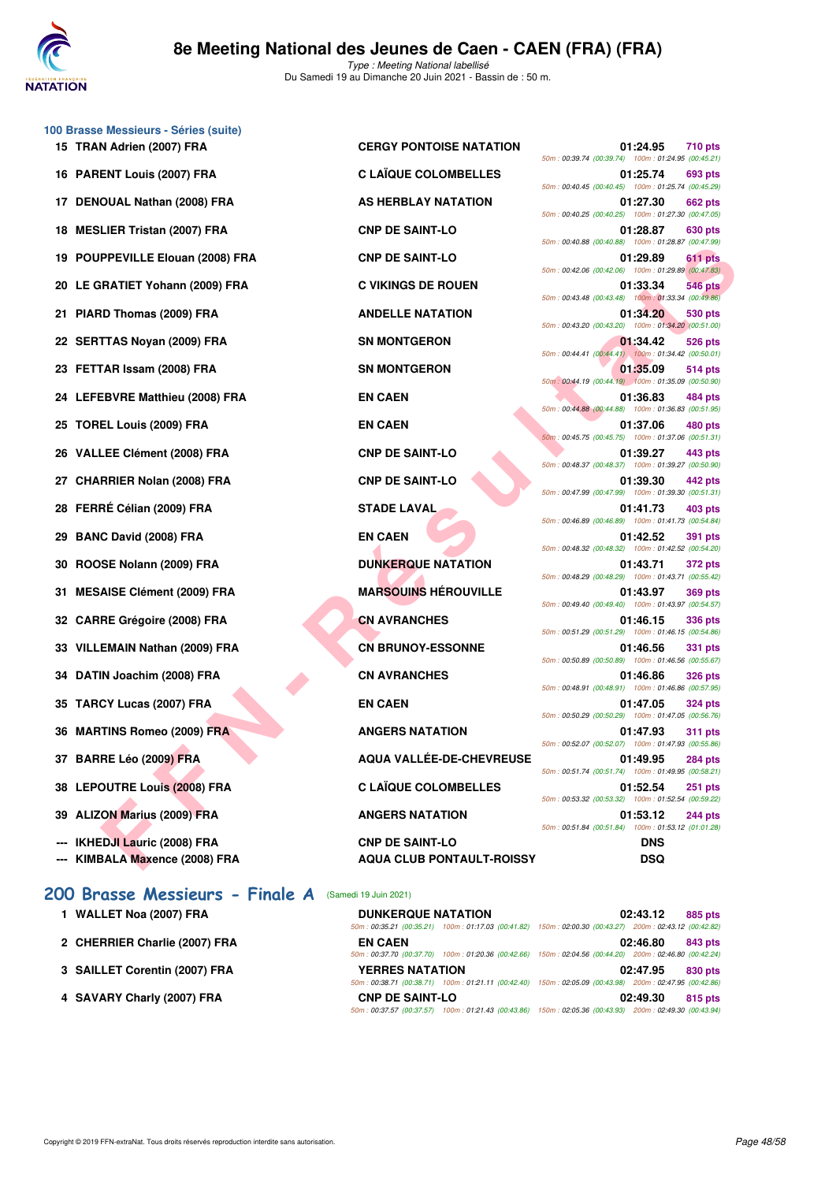## 100 Brasse Messieurs - Séries (suite)

| Place | Nom | Club | Temps | Points | Splits |
|---|---|---|---|---|---|
| 15 | TRAN Adrien (2007) FRA | CERGY PONTOISE NATATION | 01:24.95 | 710 pts | 50m : 00:39.74 (00:39.74) 100m : 01:24.95 (00:45.21) |
| 16 | PARENT Louis (2007) FRA | C LAÏQUE COLOMBELLES | 01:25.74 | 693 pts | 50m : 00:40.45 (00:40.45) 100m : 01:25.74 (00:45.29) |
| 17 | DENOUAL Nathan (2008) FRA | AS HERBLAY NATATION | 01:27.30 | 662 pts | 50m : 00:40.25 (00:40.25) 100m : 01:27.30 (00:47.05) |
| 18 | MESLIER Tristan (2007) FRA | CNP DE SAINT-LO | 01:28.87 | 630 pts | 50m : 00:40.88 (00:40.88) 100m : 01:28.87 (00:47.99) |
| 19 | POUPPEVILLE Elouan (2008) FRA | CNP DE SAINT-LO | 01:29.89 | 611 pts | 50m : 00:42.06 (00:42.06) 100m : 01:29.89 (00:47.83) |
| 20 | LE GRATIET Yohann (2009) FRA | C VIKINGS DE ROUEN | 01:33.34 | 546 pts | 50m : 00:43.48 (00:43.48) 100m : 01:33.34 (00:49.86) |
| 21 | PIARD Thomas (2009) FRA | ANDELLE NATATION | 01:34.20 | 530 pts | 50m : 00:43.20 (00:43.20) 100m : 01:34.20 (00:51.00) |
| 22 | SERTTAS Noyan (2009) FRA | SN MONTGERON | 01:34.42 | 526 pts | 50m : 00:44.41 (00:44.41) 100m : 01:34.42 (00:50.01) |
| 23 | FETTAR Issam (2008) FRA | SN MONTGERON | 01:35.09 | 514 pts | 50m : 00:44.19 (00:44.19) 100m : 01:35.09 (00:50.90) |
| 24 | LEFEBVRE Matthieu (2008) FRA | EN CAEN | 01:36.83 | 484 pts | 50m : 00:44.88 (00:44.88) 100m : 01:36.83 (00:51.95) |
| 25 | TOREL Louis (2009) FRA | EN CAEN | 01:37.06 | 480 pts | 50m : 00:45.75 (00:45.75) 100m : 01:37.06 (00:51.31) |
| 26 | VALLEE Clément (2008) FRA | CNP DE SAINT-LO | 01:39.27 | 443 pts | 50m : 00:48.37 (00:48.37) 100m : 01:39.27 (00:50.90) |
| 27 | CHARRIER Nolan (2008) FRA | CNP DE SAINT-LO | 01:39.30 | 442 pts | 50m : 00:47.99 (00:47.99) 100m : 01:39.30 (00:51.31) |
| 28 | FERRÉ Célian (2009) FRA | STADE LAVAL | 01:41.73 | 403 pts | 50m : 00:46.89 (00:46.89) 100m : 01:41.73 (00:54.84) |
| 29 | BANC David (2008) FRA | EN CAEN | 01:42.52 | 391 pts | 50m : 00:48.32 (00:48.32) 100m : 01:42.52 (00:54.20) |
| 30 | ROOSE Nolann (2009) FRA | DUNKERQUE NATATION | 01:43.71 | 372 pts | 50m : 00:48.29 (00:48.29) 100m : 01:43.71 (00:55.42) |
| 31 | MESAISE Clément (2009) FRA | MARSOUINS HÉROUVILLE | 01:43.97 | 369 pts | 50m : 00:49.40 (00:49.40) 100m : 01:43.97 (00:54.57) |
| 32 | CARRE Grégoire (2008) FRA | CN AVRANCHES | 01:46.15 | 336 pts | 50m : 00:51.29 (00:51.29) 100m : 01:46.15 (00:54.86) |
| 33 | VILLEMAIN Nathan (2009) FRA | CN BRUNOY-ESSONNE | 01:46.56 | 331 pts | 50m : 00:50.89 (00:50.89) 100m : 01:46.56 (00:55.67) |
| 34 | DATIN Joachim (2008) FRA | CN AVRANCHES | 01:46.86 | 326 pts | 50m : 00:48.91 (00:48.91) 100m : 01:46.86 (00:57.95) |
| 35 | TARCY Lucas (2007) FRA | EN CAEN | 01:47.05 | 324 pts | 50m : 00:50.29 (00:50.29) 100m : 01:47.05 (00:56.76) |
| 36 | MARTINS Romeo (2009) FRA | ANGERS NATATION | 01:47.93 | 311 pts | 50m : 00:52.07 (00:52.07) 100m : 01:47.93 (00:55.86) |
| 37 | BARRE Léo (2009) FRA | AQUA VALLÉE-DE-CHEVREUSE | 01:49.95 | 284 pts | 50m : 00:51.74 (00:51.74) 100m : 01:49.95 (00:58.21) |
| 38 | LEPOUTRE Louis (2008) FRA | C LAÏQUE COLOMBELLES | 01:52.54 | 251 pts | 50m : 00:53.32 (00:53.32) 100m : 01:52.54 (00:59.22) |
| 39 | ALIZON Marius (2009) FRA | ANGERS NATATION | 01:53.12 | 244 pts | 50m : 00:51.84 (00:51.84) 100m : 01:53.12 (01:01.28) |
| --- | IKHEDJI Lauric (2008) FRA | CNP DE SAINT-LO | DNS | | |
| --- | KIMBALA Maxence (2008) FRA | AQUA CLUB PONTAULT-ROISSY | DSQ | | |

## 200 Brasse Messieurs - Finale A (Samedi 19 Juin 2021)

| Place | Nom | Club | Temps | Points | Splits |
|---|---|---|---|---|---|
| 1 | WALLET Noa (2007) FRA | DUNKERQUE NATATION | 02:43.12 | 885 pts | 50m : 00:35.21 (00:35.21) 100m : 01:17.03 (00:41.82) 150m : 02:00.30 (00:43.27) 200m : 02:43.12 (00:42.82) |
| 2 | CHERRIER Charlie (2007) FRA | EN CAEN | 02:46.80 | 843 pts | 50m : 00:37.70 (00:37.70) 100m : 01:20.36 (00:42.66) 150m : 02:04.56 (00:44.20) 200m : 02:46.80 (00:42.24) |
| 3 | SAILLET Corentin (2007) FRA | YERRES NATATION | 02:47.95 | 830 pts | 50m : 00:38.71 (00:38.71) 100m : 01:21.11 (00:42.40) 150m : 02:05.09 (00:43.98) 200m : 02:47.95 (00:42.86) |
| 4 | SAVARY Charly (2007) FRA | CNP DE SAINT-LO | 02:49.30 | 815 pts | 50m : 00:37.57 (00:37.57) 100m : 01:21.43 (00:43.86) 150m : 02:05.36 (00:43.93) 200m : 02:49.30 (00:43.94) |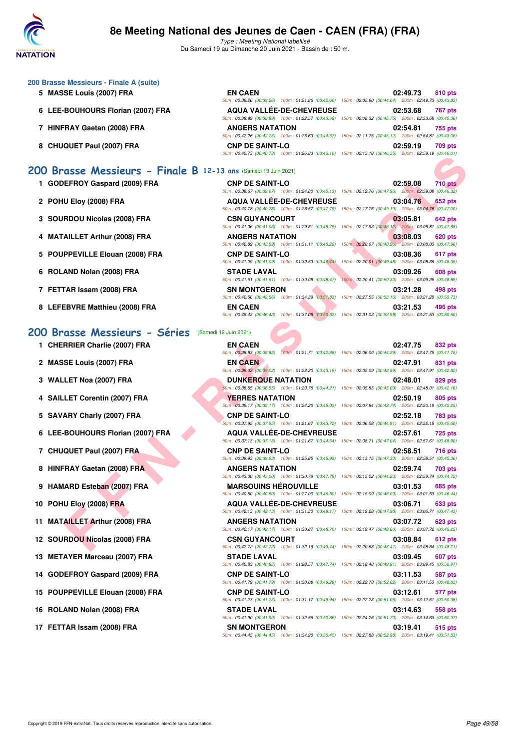### 200 Brasse Messieurs - Finale A (suite)

| Place | Nom | Club | Temps | Points |
|---|---|---|---|---|
| 5 | MASSE Louis (2007) FRA | EN CAEN | 02:49.73 | 810 pts |
| | | 50m : 00:39.26 (00:39.26) 100m : 01:21.86 (00:42.60) 150m : 02:05.90 (00:44.04) 200m : 02:49.73 (00:43.83) | | |
| 6 | LEE-BOUHOURS Florian (2007) FRA | AQUA VALLÉE-DE-CHEVREUSE | 02:53.68 | 767 pts |
| | | 50m : 00:38.89 (00:38.89) 100m : 01:22.57 (00:43.68) 150m : 02:08.32 (00:45.75) 200m : 02:53.68 (00:45.36) | | |
| 7 | HINFRAY Gaetan (2008) FRA | ANGERS NATATION | 02:54.81 | 755 pts |
| | | 50m : 00:42.26 (00:42.26) 100m : 01:26.63 (00:44.37) 150m : 02:11.75 (00:45.12) 200m : 02:54.81 (00:43.06) | | |
| 8 | CHUQUET Paul (2007) FRA | CNP DE SAINT-LO | 02:59.19 | 709 pts |
| | | 50m : 00:40.73 (00:40.73) 100m : 01:26.83 (00:46.10) 150m : 02:13.18 (00:46.35) 200m : 02:59.19 (00:46.01) | | |

## 200 Brasse Messieurs - Finale B 12-13 ans (Samedi 19 Juin 2021)

| Place | Nom | Club | Temps | Points |
|---|---|---|---|---|
| 1 | GODEFROY Gaspard (2009) FRA | CNP DE SAINT-LO | 02:59.08 | 710 pts |
| | | 50m : 00:39.67 (00:39.67) 100m : 01:24.80 (00:45.13) 150m : 02:12.76 (00:47.96) 200m : 02:59.08 (00:46.32) | | |
| 2 | POHU Eloy (2008) FRA | AQUA VALLÉE-DE-CHEVREUSE | 03:04.76 | 652 pts |
| | | 50m : 00:40.78 (00:40.78) 100m : 01:28.57 (00:47.79) 150m : 02:17.76 (00:49.19) 200m : 03:04.76 (00:47.00) | | |
| 3 | SOURDOU Nicolas (2008) FRA | CSN GUYANCOURT | 03:05.81 | 642 pts |
| | | 50m : 00:41.06 (00:41.06) 100m : 01:29.81 (00:48.75) 150m : 02:17.93 (00:48.12) 200m : 03:05.81 (00:47.88) | | |
| 4 | MATAILLET Arthur (2008) FRA | ANGERS NATATION | 03:08.03 | 620 pts |
| | | 50m : 00:42.89 (00:42.89) 100m : 01:31.11 (00:48.22) 150m : 02:20.07 (00:48.96) 200m : 03:08.03 (00:47.96) | | |
| 5 | POUPPEVILLE Elouan (2008) FRA | CNP DE SAINT-LO | 03:08.36 | 617 pts |
| | | 50m : 00:41.09 (00:41.09) 100m : 01:30.53 (00:49.44) 150m : 02:20.01 (00:49.48) 200m : 03:08.36 (00:48.35) | | |
| 6 | ROLAND Nolan (2008) FRA | STADE LAVAL | 03:09.26 | 608 pts |
| | | 50m : 00:41.61 (00:41.61) 100m : 01:30.08 (00:48.47) 150m : 02:20.41 (00:50.33) 200m : 03:09.26 (00:48.85) | | |
| 7 | FETTAR Issam (2008) FRA | SN MONTGERON | 03:21.28 | 498 pts |
| | | 50m : 00:42.56 (00:42.56) 100m : 01:34.39 (00:51.83) 150m : 02:27.55 (00:53.16) 200m : 03:21.28 (00:53.73) | | |
| 8 | LEFEBVRE Matthieu (2008) FRA | EN CAEN | 03:21.53 | 496 pts |
| | | 50m : 00:46.43 (00:46.43) 100m : 01:37.05 (00:50.62) 150m : 02:31.03 (00:53.98) 200m : 03:21.53 (00:50.50) | | |

## 200 Brasse Messieurs - Séries (Samedi 19 Juin 2021)

| Place | Nom | Club | Temps | Points |
|---|---|---|---|---|
| 1 | CHERRIER Charlie (2007) FRA | EN CAEN | 02:47.75 | 832 pts |
| | | 50m : 00:38.83 (00:38.83) 100m : 01:21.71 (00:42.88) 150m : 02:06.00 (00:44.29) 200m : 02:47.75 (00:41.75) | | |
| 2 | MASSE Louis (2007) FRA | EN CAEN | 02:47.91 | 831 pts |
| | | 50m : 00:39.02 (00:39.02) 100m : 01:22.20 (00:43.18) 150m : 02:05.09 (00:42.89) 200m : 02:47.91 (00:42.82) | | |
| 3 | WALLET Noa (2007) FRA | DUNKERQUE NATATION | 02:48.01 | 829 pts |
| | | 50m : 00:36.55 (00:36.55) 100m : 01:20.76 (00:44.21) 150m : 02:05.85 (00:45.09) 200m : 02:48.01 (00:42.16) | | |
| 4 | SAILLET Corentin (2007) FRA | YERRES NATATION | 02:50.19 | 805 pts |
| | | 50m : 00:39.17 (00:39.17) 100m : 01:24.20 (00:45.03) 150m : 02:07.94 (00:43.74) 200m : 02:50.19 (00:42.25) | | |
| 5 | SAVARY Charly (2007) FRA | CNP DE SAINT-LO | 02:52.18 | 783 pts |
| | | 50m : 00:37.95 (00:37.95) 100m : 01:21.67 (00:43.72) 150m : 02:06.58 (00:44.91) 200m : 02:52.18 (00:45.60) | | |
| 6 | LEE-BOUHOURS Florian (2007) FRA | AQUA VALLÉE-DE-CHEVREUSE | 02:57.61 | 725 pts |
| | | 50m : 00:37.13 (00:37.13) 100m : 01:21.67 (00:44.54) 150m : 02:08.71 (00:47.04) 200m : 02:57.61 (00:48.90) | | |
| 7 | CHUQUET Paul (2007) FRA | CNP DE SAINT-LO | 02:58.51 | 716 pts |
| | | 50m : 00:39.93 (00:39.93) 100m : 01:25.85 (00:45.92) 150m : 02:13.15 (00:47.30) 200m : 02:58.51 (00:45.36) | | |
| 8 | HINFRAY Gaetan (2008) FRA | ANGERS NATATION | 02:59.74 | 703 pts |
| | | 50m : 00:43.00 (00:43.00) 100m : 01:30.79 (00:47.79) 150m : 02:15.02 (00:44.23) 200m : 02:59.74 (00:44.72) | | |
| 9 | HAMARD Esteban (2007) FRA | MARSOUINS HÉROUVILLE | 03:01.53 | 685 pts |
| | | 50m : 00:40.50 (00:40.50) 100m : 01:27.00 (00:46.50) 150m : 02:15.09 (00:48.09) 200m : 03:01.53 (00:46.44) | | |
| 10 | POHU Eloy (2008) FRA | AQUA VALLÉE-DE-CHEVREUSE | 03:06.71 | 633 pts |
| | | 50m : 00:42.13 (00:42.13) 100m : 01:31.30 (00:49.17) 150m : 02:19.28 (00:47.98) 200m : 03:06.71 (00:47.43) | | |
| 11 | MATAILLET Arthur (2008) FRA | ANGERS NATATION | 03:07.72 | 623 pts |
| | | 50m : 00:42.17 (00:42.17) 100m : 01:30.87 (00:48.70) 150m : 02:19.47 (00:48.60) 200m : 03:07.72 (00:48.25) | | |
| 12 | SOURDOU Nicolas (2008) FRA | CSN GUYANCOURT | 03:08.84 | 612 pts |
| | | 50m : 00:42.72 (00:42.72) 100m : 01:32.16 (00:49.44) 150m : 02:20.63 (00:48.47) 200m : 03:08.84 (00:48.21) | | |
| 13 | METAYER Marceau (2007) FRA | STADE LAVAL | 03:09.45 | 607 pts |
| | | 50m : 00:40.83 (00:40.83) 100m : 01:28.57 (00:47.74) 150m : 02:18.48 (00:49.91) 200m : 03:09.45 (00:50.97) | | |
| 14 | GODEFROY Gaspard (2009) FRA | CNP DE SAINT-LO | 03:11.53 | 587 pts |
| | | 50m : 00:41.79 (00:41.79) 100m : 01:30.08 (00:48.29) 150m : 02:22.70 (00:52.62) 200m : 03:11.53 (00:48.83) | | |
| 15 | POUPPEVILLE Elouan (2008) FRA | CNP DE SAINT-LO | 03:12.61 | 577 pts |
| | | 50m : 00:41.23 (00:41.23) 100m : 01:31.17 (00:49.94) 150m : 02:22.23 (00:51.06) 200m : 03:12.61 (00:50.38) | | |
| 16 | ROLAND Nolan (2008) FRA | STADE LAVAL | 03:14.63 | 558 pts |
| | | 50m : 00:41.90 (00:41.90) 100m : 01:32.56 (00:50.66) 150m : 02:24.26 (00:51.70) 200m : 03:14.63 (00:50.37) | | |
| 17 | FETTAR Issam (2008) FRA | SN MONTGERON | 03:19.41 | 515 pts |
| | | 50m : 00:44.45 (00:44.45) 100m : 01:34.90 (00:50.45) 150m : 02:27.88 (00:52.98) 200m : 03:19.41 (00:51.53) | | |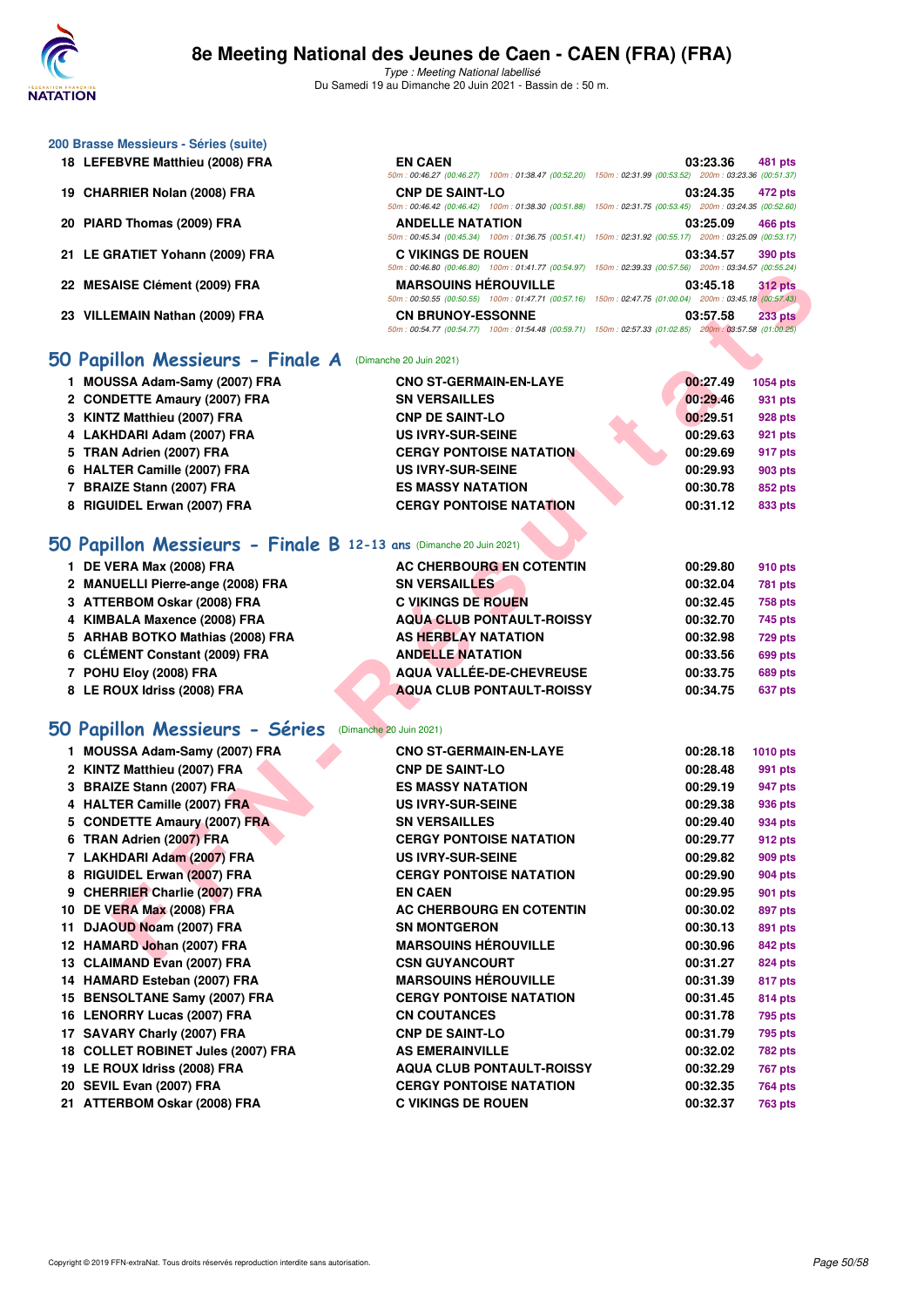### 200 Brasse Messieurs - Séries (suite)

| | | | | |
|---|---|---|---|---|
| 18 | LEFEBVRE Matthieu (2008) FRA | EN CAEN | 03:23.36 | 481 pts |
| | | 50m : 00:46.27 (00:46.27) 100m : 01:38.47 (00:52.20) 150m : 02:31.99 (00:53.52) 200m : 03:23.36 (00:51.37) | | |
| 19 | CHARRIER Nolan (2008) FRA | CNP DE SAINT-LO | 03:24.35 | 472 pts |
| | | 50m : 00:46.42 (00:46.42) 100m : 01:38.30 (00:51.88) 150m : 02:31.75 (00:53.45) 200m : 03:24.35 (00:52.60) | | |
| 20 | PIARD Thomas (2009) FRA | ANDELLE NATATION | 03:25.09 | 466 pts |
| | | 50m : 00:45.34 (00:45.34) 100m : 01:36.75 (00:51.41) 150m : 02:31.92 (00:55.17) 200m : 03:25.09 (00:53.17) | | |
| 21 | LE GRATIET Yohann (2009) FRA | C VIKINGS DE ROUEN | 03:34.57 | 390 pts |
| | | 50m : 00:46.80 (00:46.80) 100m : 01:41.77 (00:54.97) 150m : 02:39.33 (00:57.56) 200m : 03:34.57 (00:55.24) | | |
| 22 | MESAISE Clément (2009) FRA | MARSOUINS HÉROUVILLE | 03:45.18 | 312 pts |
| | | 50m : 00:50.55 (00:50.55) 100m : 01:47.71 (00:57.16) 150m : 02:47.75 (01:00.04) 200m : 03:45.18 (00:57.43) | | |
| 23 | VILLEMAIN Nathan (2009) FRA | CN BRUNOY-ESSONNE | 03:57.58 | 233 pts |
| | | 50m : 00:54.77 (00:54.77) 100m : 01:54.48 (00:59.71) 150m : 02:57.33 (01:02.85) 200m : 03:57.58 (01:00.25) | | |

## 50 Papillon Messieurs - Finale A (Dimanche 20 Juin 2021)

| | | | | |
|---|---|---|---|---|
| 1 | MOUSSA Adam-Samy (2007) FRA | CNO ST-GERMAIN-EN-LAYE | 00:27.49 | 1054 pts |
| 2 | CONDETTE Amaury (2007) FRA | SN VERSAILLES | 00:29.46 | 931 pts |
| 3 | KINTZ Matthieu (2007) FRA | CNP DE SAINT-LO | 00:29.51 | 928 pts |
| 4 | LAKHDARI Adam (2007) FRA | US IVRY-SUR-SEINE | 00:29.63 | 921 pts |
| 5 | TRAN Adrien (2007) FRA | CERGY PONTOISE NATATION | 00:29.69 | 917 pts |
| 6 | HALTER Camille (2007) FRA | US IVRY-SUR-SEINE | 00:29.93 | 903 pts |
| 7 | BRAIZE Stann (2007) FRA | ES MASSY NATATION | 00:30.78 | 852 pts |
| 8 | RIGUIDEL Erwan (2007) FRA | CERGY PONTOISE NATATION | 00:31.12 | 833 pts |

## 50 Papillon Messieurs - Finale B 12-13 ans (Dimanche 20 Juin 2021)

| | | | | |
|---|---|---|---|---|
| 1 | DE VERA Max (2008) FRA | AC CHERBOURG EN COTENTIN | 00:29.80 | 910 pts |
| 2 | MANUELLI Pierre-ange (2008) FRA | SN VERSAILLES | 00:32.04 | 781 pts |
| 3 | ATTERBOM Oskar (2008) FRA | C VIKINGS DE ROUEN | 00:32.45 | 758 pts |
| 4 | KIMBALA Maxence (2008) FRA | AQUA CLUB PONTAULT-ROISSY | 00:32.70 | 745 pts |
| 5 | ARHAB BOTKO Mathias (2008) FRA | AS HERBLAY NATATION | 00:32.98 | 729 pts |
| 6 | CLÉMENT Constant (2009) FRA | ANDELLE NATATION | 00:33.56 | 699 pts |
| 7 | POHU Eloy (2008) FRA | AQUA VALLÉE-DE-CHEVREUSE | 00:33.75 | 689 pts |
| 8 | LE ROUX Idriss (2008) FRA | AQUA CLUB PONTAULT-ROISSY | 00:34.75 | 637 pts |

## 50 Papillon Messieurs - Séries (Dimanche 20 Juin 2021)

| | | | | |
|---|---|---|---|---|
| 1 | MOUSSA Adam-Samy (2007) FRA | CNO ST-GERMAIN-EN-LAYE | 00:28.18 | 1010 pts |
| 2 | KINTZ Matthieu (2007) FRA | CNP DE SAINT-LO | 00:28.48 | 991 pts |
| 3 | BRAIZE Stann (2007) FRA | ES MASSY NATATION | 00:29.19 | 947 pts |
| 4 | HALTER Camille (2007) FRA | US IVRY-SUR-SEINE | 00:29.38 | 936 pts |
| 5 | CONDETTE Amaury (2007) FRA | SN VERSAILLES | 00:29.40 | 934 pts |
| 6 | TRAN Adrien (2007) FRA | CERGY PONTOISE NATATION | 00:29.77 | 912 pts |
| 7 | LAKHDARI Adam (2007) FRA | US IVRY-SUR-SEINE | 00:29.82 | 909 pts |
| 8 | RIGUIDEL Erwan (2007) FRA | CERGY PONTOISE NATATION | 00:29.90 | 904 pts |
| 9 | CHERRIER Charlie (2007) FRA | EN CAEN | 00:29.95 | 901 pts |
| 10 | DE VERA Max (2008) FRA | AC CHERBOURG EN COTENTIN | 00:30.02 | 897 pts |
| 11 | DJAOUD Noam (2007) FRA | SN MONTGERON | 00:30.13 | 891 pts |
| 12 | HAMARD Johan (2007) FRA | MARSOUINS HÉROUVILLE | 00:30.96 | 842 pts |
| 13 | CLAIMAND Evan (2007) FRA | CSN GUYANCOURT | 00:31.27 | 824 pts |
| 14 | HAMARD Esteban (2007) FRA | MARSOUINS HÉROUVILLE | 00:31.39 | 817 pts |
| 15 | BENSOLTANE Samy (2007) FRA | CERGY PONTOISE NATATION | 00:31.45 | 814 pts |
| 16 | LENORRY Lucas (2007) FRA | CN COUTANCES | 00:31.78 | 795 pts |
| 17 | SAVARY Charly (2007) FRA | CNP DE SAINT-LO | 00:31.79 | 795 pts |
| 18 | COLLET ROBINET Jules (2007) FRA | AS EMERAINVILLE | 00:32.02 | 782 pts |
| 19 | LE ROUX Idriss (2008) FRA | AQUA CLUB PONTAULT-ROISSY | 00:32.29 | 767 pts |
| 20 | SEVIL Evan (2007) FRA | CERGY PONTOISE NATATION | 00:32.35 | 764 pts |
| 21 | ATTERBOM Oskar (2008) FRA | C VIKINGS DE ROUEN | 00:32.37 | 763 pts |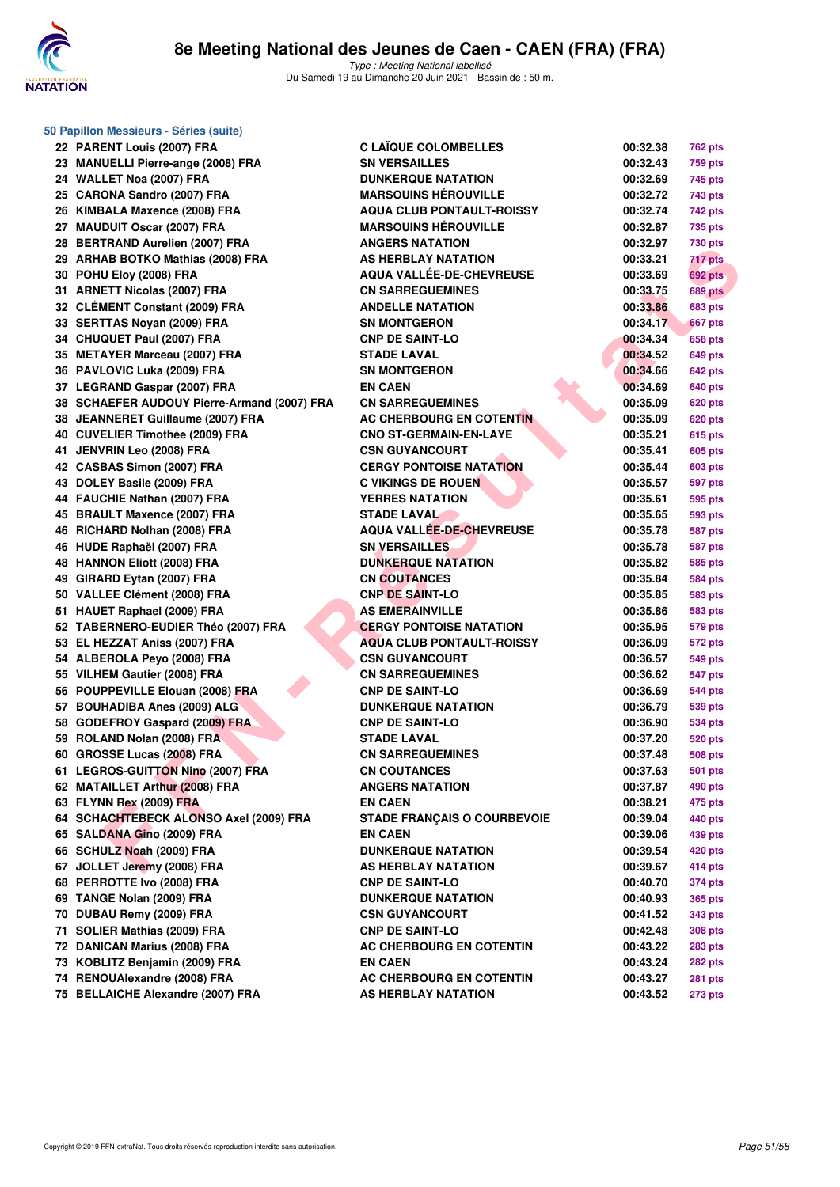# 8e Meeting National des Jeunes de Caen - CAEN (FRA) (FRA)

*Type : Meeting National labellisé*
Du Samedi 19 au Dimanche 20 Juin 2021 - Bassin de : 50 m.

### 50 Papillon Messieurs - Séries (suite)

| | | | | |
|---|---|---|---|---|
| 22 | PARENT Louis (2007) FRA | C LAÏQUE COLOMBELLES | 00:32.38 | 762 pts |
| 23 | MANUELLI Pierre-ange (2008) FRA | SN VERSAILLES | 00:32.43 | 759 pts |
| 24 | WALLET Noa (2007) FRA | DUNKERQUE NATATION | 00:32.69 | 745 pts |
| 25 | CARONA Sandro (2007) FRA | MARSOUINS HÉROUVILLE | 00:32.72 | 743 pts |
| 26 | KIMBALA Maxence (2008) FRA | AQUA CLUB PONTAULT-ROISSY | 00:32.74 | 742 pts |
| 27 | MAUDUIT Oscar (2007) FRA | MARSOUINS HÉROUVILLE | 00:32.87 | 735 pts |
| 28 | BERTRAND Aurelien (2007) FRA | ANGERS NATATION | 00:32.97 | 730 pts |
| 29 | ARHAB BOTKO Mathias (2008) FRA | AS HERBLAY NATATION | 00:33.21 | 717 pts |
| 30 | POHU Eloy (2008) FRA | AQUA VALLÉE-DE-CHEVREUSE | 00:33.69 | 692 pts |
| 31 | ARNETT Nicolas (2007) FRA | CN SARREGUEMINES | 00:33.75 | 689 pts |
| 32 | CLÉMENT Constant (2009) FRA | ANDELLE NATATION | 00:33.86 | 683 pts |
| 33 | SERTTAS Noyan (2009) FRA | SN MONTGERON | 00:34.17 | 667 pts |
| 34 | CHUQUET Paul (2007) FRA | CNP DE SAINT-LO | 00:34.34 | 658 pts |
| 35 | METAYER Marceau (2007) FRA | STADE LAVAL | 00:34.52 | 649 pts |
| 36 | PAVLOVIC Luka (2009) FRA | SN MONTGERON | 00:34.66 | 642 pts |
| 37 | LEGRAND Gaspar (2007) FRA | EN CAEN | 00:34.69 | 640 pts |
| 38 | SCHAEFER AUDOUY Pierre-Armand (2007) FRA | CN SARREGUEMINES | 00:35.09 | 620 pts |
| 38 | JEANNERET Guillaume (2007) FRA | AC CHERBOURG EN COTENTIN | 00:35.09 | 620 pts |
| 40 | CUVELIER Timothée (2009) FRA | CNO ST-GERMAIN-EN-LAYE | 00:35.21 | 615 pts |
| 41 | JENVRIN Leo (2008) FRA | CSN GUYANCOURT | 00:35.41 | 605 pts |
| 42 | CASBAS Simon (2007) FRA | CERGY PONTOISE NATATION | 00:35.44 | 603 pts |
| 43 | DOLEY Basile (2009) FRA | C VIKINGS DE ROUEN | 00:35.57 | 597 pts |
| 44 | FAUCHIE Nathan (2007) FRA | YERRES NATATION | 00:35.61 | 595 pts |
| 45 | BRAULT Maxence (2007) FRA | STADE LAVAL | 00:35.65 | 593 pts |
| 46 | RICHARD Nolhan (2008) FRA | AQUA VALLÉE-DE-CHEVREUSE | 00:35.78 | 587 pts |
| 46 | HUDE Raphaël (2007) FRA | SN VERSAILLES | 00:35.78 | 587 pts |
| 48 | HANNON Eliott (2008) FRA | DUNKERQUE NATATION | 00:35.82 | 585 pts |
| 49 | GIRARD Eytan (2007) FRA | CN COUTANCES | 00:35.84 | 584 pts |
| 50 | VALLEE Clément (2008) FRA | CNP DE SAINT-LO | 00:35.85 | 583 pts |
| 51 | HAUET Raphael (2009) FRA | AS EMERAINVILLE | 00:35.86 | 583 pts |
| 52 | TABERNERO-EUDIER Théo (2007) FRA | CERGY PONTOISE NATATION | 00:35.95 | 579 pts |
| 53 | EL HEZZAT Aniss (2007) FRA | AQUA CLUB PONTAULT-ROISSY | 00:36.09 | 572 pts |
| 54 | ALBEROLA Peyo (2008) FRA | CSN GUYANCOURT | 00:36.57 | 549 pts |
| 55 | VILHEM Gautier (2008) FRA | CN SARREGUEMINES | 00:36.62 | 547 pts |
| 56 | POUPPEVILLE Elouan (2008) FRA | CNP DE SAINT-LO | 00:36.69 | 544 pts |
| 57 | BOUHADIBA Anes (2009) ALG | DUNKERQUE NATATION | 00:36.79 | 539 pts |
| 58 | GODEFROY Gaspard (2009) FRA | CNP DE SAINT-LO | 00:36.90 | 534 pts |
| 59 | ROLAND Nolan (2008) FRA | STADE LAVAL | 00:37.20 | 520 pts |
| 60 | GROSSE Lucas (2008) FRA | CN SARREGUEMINES | 00:37.48 | 508 pts |
| 61 | LEGROS-GUITTON Nino (2007) FRA | CN COUTANCES | 00:37.63 | 501 pts |
| 62 | MATAILLET Arthur (2008) FRA | ANGERS NATATION | 00:37.87 | 490 pts |
| 63 | FLYNN Rex (2009) FRA | EN CAEN | 00:38.21 | 475 pts |
| 64 | SCHACHTEBECK ALONSO Axel (2009) FRA | STADE FRANÇAIS O COURBEVOIE | 00:39.04 | 440 pts |
| 65 | SALDANA Gino (2009) FRA | EN CAEN | 00:39.06 | 439 pts |
| 66 | SCHULZ Noah (2009) FRA | DUNKERQUE NATATION | 00:39.54 | 420 pts |
| 67 | JOLLET Jeremy (2008) FRA | AS HERBLAY NATATION | 00:39.67 | 414 pts |
| 68 | PERROTTE Ivo (2008) FRA | CNP DE SAINT-LO | 00:40.70 | 374 pts |
| 69 | TANGE Nolan (2009) FRA | DUNKERQUE NATATION | 00:40.93 | 365 pts |
| 70 | DUBAU Remy (2009) FRA | CSN GUYANCOURT | 00:41.52 | 343 pts |
| 71 | SOLIER Mathias (2009) FRA | CNP DE SAINT-LO | 00:42.48 | 308 pts |
| 72 | DANICAN Marius (2008) FRA | AC CHERBOURG EN COTENTIN | 00:43.22 | 283 pts |
| 73 | KOBLITZ Benjamin (2009) FRA | EN CAEN | 00:43.24 | 282 pts |
| 74 | RENOUAlexandre (2008) FRA | AC CHERBOURG EN COTENTIN | 00:43.27 | 281 pts |
| 75 | BELLAICHE Alexandre (2007) FRA | AS HERBLAY NATATION | 00:43.52 | 273 pts |

Copyright © 2019 FFN-extraNat. Tous droits réservés reproduction interdite sans autorisation.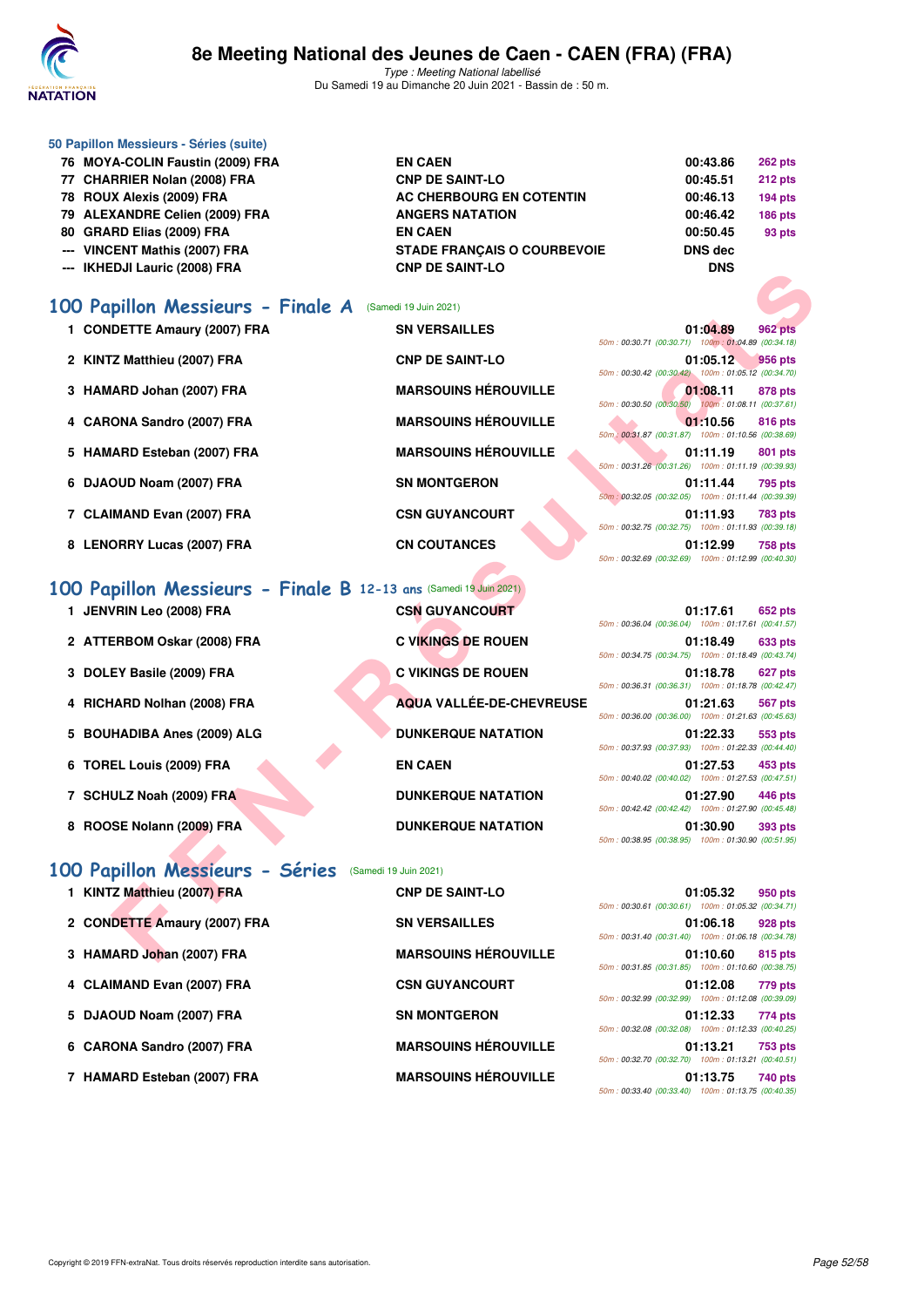### 50 Papillon Messieurs - Séries (suite)

| | | | | |
|---|---|---|---|---|
| 76 | MOYA-COLIN Faustin (2009) FRA | EN CAEN | 00:43.86 | 262 pts |
| 77 | CHARRIER Nolan (2008) FRA | CNP DE SAINT-LO | 00:45.51 | 212 pts |
| 78 | ROUX Alexis (2009) FRA | AC CHERBOURG EN COTENTIN | 00:46.13 | 194 pts |
| 79 | ALEXANDRE Celien (2009) FRA | ANGERS NATATION | 00:46.42 | 186 pts |
| 80 | GRARD Elias (2009) FRA | EN CAEN | 00:50.45 | 93 pts |
| --- | VINCENT Mathis (2007) FRA | STADE FRANÇAIS O COURBEVOIE | DNS dec | |
| --- | IKHEDJI Lauric (2008) FRA | CNP DE SAINT-LO | DNS | |

## 100 Papillon Messieurs - Finale A (Samedi 19 Juin 2021)

| | | | | | |
|---|---|---|---|---|---|
| 1 | CONDETTE Amaury (2007) FRA | SN VERSAILLES | 01:04.89 | 962 pts | 50m : 00:30.71 (00:30.71) 100m : 01:04.89 (00:34.18) |
| 2 | KINTZ Matthieu (2007) FRA | CNP DE SAINT-LO | 01:05.12 | 956 pts | 50m : 00:30.42 (00:30.42) 100m : 01:05.12 (00:34.70) |
| 3 | HAMARD Johan (2007) FRA | MARSOUINS HÉROUVILLE | 01:08.11 | 878 pts | 50m : 00:30.50 (00:30.50) 100m : 01:08.11 (00:37.61) |
| 4 | CARONA Sandro (2007) FRA | MARSOUINS HÉROUVILLE | 01:10.56 | 816 pts | 50m : 00:31.87 (00:31.87) 100m : 01:10.56 (00:38.69) |
| 5 | HAMARD Esteban (2007) FRA | MARSOUINS HÉROUVILLE | 01:11.19 | 801 pts | 50m : 00:31.26 (00:31.26) 100m : 01:11.19 (00:39.93) |
| 6 | DJAOUD Noam (2007) FRA | SN MONTGERON | 01:11.44 | 795 pts | 50m : 00:32.05 (00:32.05) 100m : 01:11.44 (00:39.39) |
| 7 | CLAIMAND Evan (2007) FRA | CSN GUYANCOURT | 01:11.93 | 783 pts | 50m : 00:32.75 (00:32.75) 100m : 01:11.93 (00:39.18) |
| 8 | LENORRY Lucas (2007) FRA | CN COUTANCES | 01:12.99 | 758 pts | 50m : 00:32.69 (00:32.69) 100m : 01:12.99 (00:40.30) |

## 100 Papillon Messieurs - Finale B 12-13 ans (Samedi 19 Juin 2021)

| | | | | | |
|---|---|---|---|---|---|
| 1 | JENVRIN Leo (2008) FRA | CSN GUYANCOURT | 01:17.61 | 652 pts | 50m : 00:36.04 (00:36.04) 100m : 01:17.61 (00:41.57) |
| 2 | ATTERBOM Oskar (2008) FRA | C VIKINGS DE ROUEN | 01:18.49 | 633 pts | 50m : 00:34.75 (00:34.75) 100m : 01:18.49 (00:43.74) |
| 3 | DOLEY Basile (2009) FRA | C VIKINGS DE ROUEN | 01:18.78 | 627 pts | 50m : 00:36.31 (00:36.31) 100m : 01:18.78 (00:42.47) |
| 4 | RICHARD Nolhan (2008) FRA | AQUA VALLÉE-DE-CHEVREUSE | 01:21.63 | 567 pts | 50m : 00:36.00 (00:36.00) 100m : 01:21.63 (00:45.63) |
| 5 | BOUHADIBA Anes (2009) ALG | DUNKERQUE NATATION | 01:22.33 | 553 pts | 50m : 00:37.93 (00:37.93) 100m : 01:22.33 (00:44.40) |
| 6 | TOREL Louis (2009) FRA | EN CAEN | 01:27.53 | 453 pts | 50m : 00:40.02 (00:40.02) 100m : 01:27.53 (00:47.51) |
| 7 | SCHULZ Noah (2009) FRA | DUNKERQUE NATATION | 01:27.90 | 446 pts | 50m : 00:42.42 (00:42.42) 100m : 01:27.90 (00:45.48) |
| 8 | ROOSE Nolann (2009) FRA | DUNKERQUE NATATION | 01:30.90 | 393 pts | 50m : 00:38.95 (00:38.95) 100m : 01:30.90 (00:51.95) |

## 100 Papillon Messieurs - Séries (Samedi 19 Juin 2021)

| | | | | | |
|---|---|---|---|---|---|
| 1 | KINTZ Matthieu (2007) FRA | CNP DE SAINT-LO | 01:05.32 | 950 pts | 50m : 00:30.61 (00:30.61) 100m : 01:05.32 (00:34.71) |
| 2 | CONDETTE Amaury (2007) FRA | SN VERSAILLES | 01:06.18 | 928 pts | 50m : 00:31.40 (00:31.40) 100m : 01:06.18 (00:34.78) |
| 3 | HAMARD Johan (2007) FRA | MARSOUINS HÉROUVILLE | 01:10.60 | 815 pts | 50m : 00:31.85 (00:31.85) 100m : 01:10.60 (00:38.75) |
| 4 | CLAIMAND Evan (2007) FRA | CSN GUYANCOURT | 01:12.08 | 779 pts | 50m : 00:32.99 (00:32.99) 100m : 01:12.08 (00:39.09) |
| 5 | DJAOUD Noam (2007) FRA | SN MONTGERON | 01:12.33 | 774 pts | 50m : 00:32.08 (00:32.08) 100m : 01:12.33 (00:40.25) |
| 6 | CARONA Sandro (2007) FRA | MARSOUINS HÉROUVILLE | 01:13.21 | 753 pts | 50m : 00:32.70 (00:32.70) 100m : 01:13.21 (00:40.51) |
| 7 | HAMARD Esteban (2007) FRA | MARSOUINS HÉROUVILLE | 01:13.75 | 740 pts | 50m : 00:33.40 (00:33.40) 100m : 01:13.75 (00:40.35) |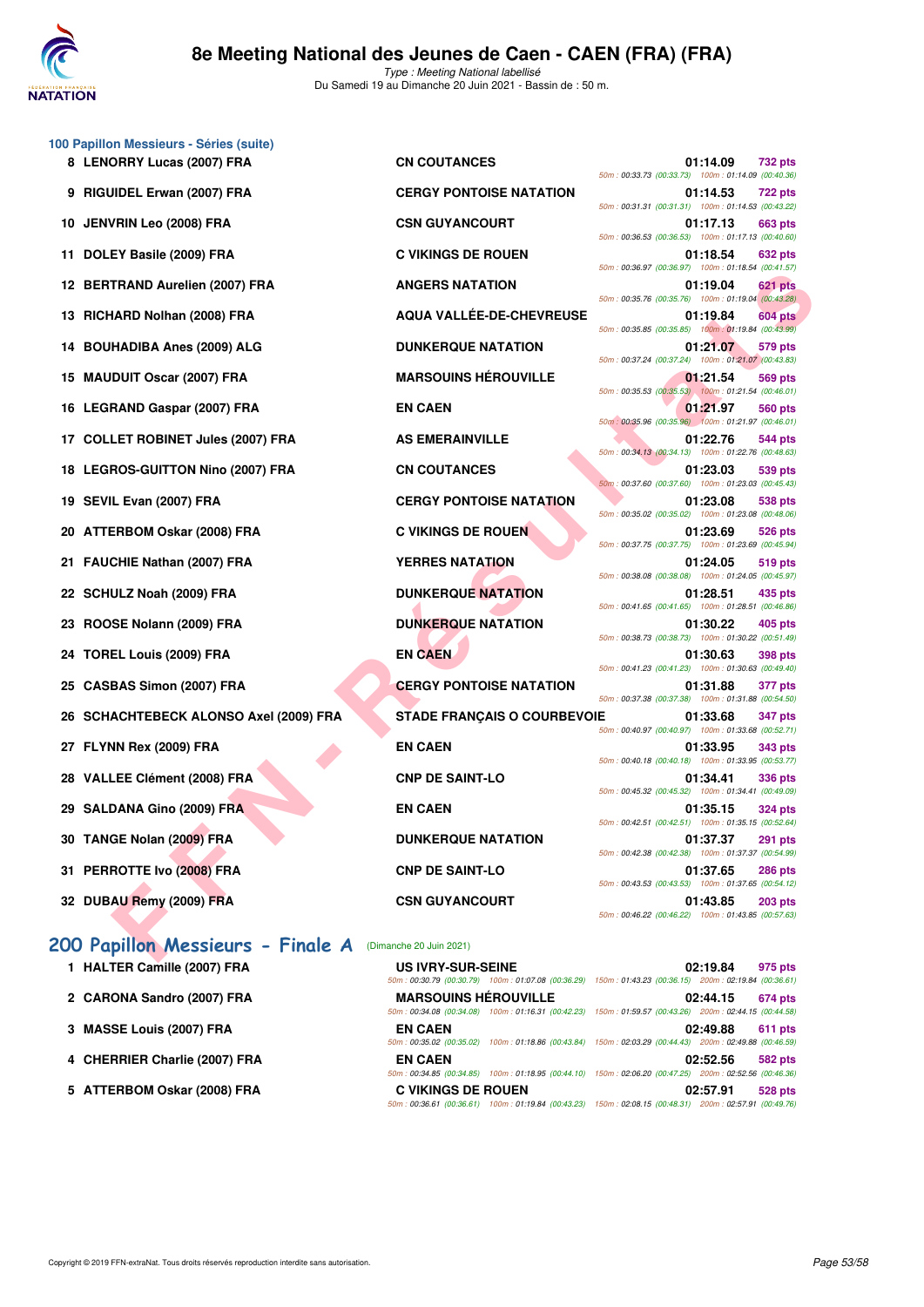# 8e Meeting National des Jeunes de Caen - CAEN (FRA) (FRA)

*Type : Meeting National labellisé*
Du Samedi 19 au Dimanche 20 Juin 2021 - Bassin de : 50 m.

## 100 Papillon Messieurs - Séries (suite)

| Rang | Nom | Club | Temps | Points | Splits |
|---|---|---|---|---|---|
| 8 | LENORRY Lucas (2007) FRA | CN COUTANCES | 01:14.09 | 732 pts | 50m : 00:33.73 (00:33.73) 100m : 01:14.09 (00:40.36) |
| 9 | RIGUIDEL Erwan (2007) FRA | CERGY PONTOISE NATATION | 01:14.53 | 722 pts | 50m : 00:31.31 (00:31.31) 100m : 01:14.53 (00:43.22) |
| 10 | JENVRIN Leo (2008) FRA | CSN GUYANCOURT | 01:17.13 | 663 pts | 50m : 00:36.53 (00:36.53) 100m : 01:17.13 (00:40.60) |
| 11 | DOLEY Basile (2009) FRA | C VIKINGS DE ROUEN | 01:18.54 | 632 pts | 50m : 00:36.97 (00:36.97) 100m : 01:18.54 (00:41.57) |
| 12 | BERTRAND Aurelien (2007) FRA | ANGERS NATATION | 01:19.04 | 621 pts | 50m : 00:35.76 (00:35.76) 100m : 01:19.04 (00:43.28) |
| 13 | RICHARD Nolhan (2008) FRA | AQUA VALLÉE-DE-CHEVREUSE | 01:19.84 | 604 pts | 50m : 00:35.85 (00:35.85) 100m : 01:19.84 (00:43.99) |
| 14 | BOUHADIBA Anes (2009) ALG | DUNKERQUE NATATION | 01:21.07 | 579 pts | 50m : 00:37.24 (00:37.24) 100m : 01:21.07 (00:43.83) |
| 15 | MAUDUIT Oscar (2007) FRA | MARSOUINS HÉROUVILLE | 01:21.54 | 569 pts | 50m : 00:35.53 (00:35.53) 100m : 01:21.54 (00:46.01) |
| 16 | LEGRAND Gaspar (2007) FRA | EN CAEN | 01:21.97 | 560 pts | 50m : 00:35.96 (00:35.96) 100m : 01:21.97 (00:46.01) |
| 17 | COLLET ROBINET Jules (2007) FRA | AS EMERAINVILLE | 01:22.76 | 544 pts | 50m : 00:34.13 (00:34.13) 100m : 01:22.76 (00:48.63) |
| 18 | LEGROS-GUITTON Nino (2007) FRA | CN COUTANCES | 01:23.03 | 539 pts | 50m : 00:37.60 (00:37.60) 100m : 01:23.03 (00:45.43) |
| 19 | SEVIL Evan (2007) FRA | CERGY PONTOISE NATATION | 01:23.08 | 538 pts | 50m : 00:35.02 (00:35.02) 100m : 01:23.08 (00:48.06) |
| 20 | ATTERBOM Oskar (2008) FRA | C VIKINGS DE ROUEN | 01:23.69 | 526 pts | 50m : 00:37.75 (00:37.75) 100m : 01:23.69 (00:45.94) |
| 21 | FAUCHIE Nathan (2007) FRA | YERRES NATATION | 01:24.05 | 519 pts | 50m : 00:38.08 (00:38.08) 100m : 01:24.05 (00:45.97) |
| 22 | SCHULZ Noah (2009) FRA | DUNKERQUE NATATION | 01:28.51 | 435 pts | 50m : 00:41.65 (00:41.65) 100m : 01:28.51 (00:46.86) |
| 23 | ROOSE Nolann (2009) FRA | DUNKERQUE NATATION | 01:30.22 | 405 pts | 50m : 00:38.73 (00:38.73) 100m : 01:30.22 (00:51.49) |
| 24 | TOREL Louis (2009) FRA | EN CAEN | 01:30.63 | 398 pts | 50m : 00:41.23 (00:41.23) 100m : 01:30.63 (00:49.40) |
| 25 | CASBAS Simon (2007) FRA | CERGY PONTOISE NATATION | 01:31.88 | 377 pts | 50m : 00:37.38 (00:37.38) 100m : 01:31.88 (00:54.50) |
| 26 | SCHACHTEBECK ALONSO Axel (2009) FRA | STADE FRANÇAIS O COURBEVOIE | 01:33.68 | 347 pts | 50m : 00:40.97 (00:40.97) 100m : 01:33.68 (00:52.71) |
| 27 | FLYNN Rex (2009) FRA | EN CAEN | 01:33.95 | 343 pts | 50m : 00:40.18 (00:40.18) 100m : 01:33.95 (00:53.77) |
| 28 | VALLEE Clément (2008) FRA | CNP DE SAINT-LO | 01:34.41 | 336 pts | 50m : 00:45.32 (00:45.32) 100m : 01:34.41 (00:49.09) |
| 29 | SALDANA Gino (2009) FRA | EN CAEN | 01:35.15 | 324 pts | 50m : 00:42.51 (00:42.51) 100m : 01:35.15 (00:52.64) |
| 30 | TANGE Nolan (2009) FRA | DUNKERQUE NATATION | 01:37.37 | 291 pts | 50m : 00:42.38 (00:42.38) 100m : 01:37.37 (00:54.99) |
| 31 | PERROTTE Ivo (2008) FRA | CNP DE SAINT-LO | 01:37.65 | 286 pts | 50m : 00:43.53 (00:43.53) 100m : 01:37.65 (00:54.12) |
| 32 | DUBAU Remy (2009) FRA | CSN GUYANCOURT | 01:43.85 | 203 pts | 50m : 00:46.22 (00:46.22) 100m : 01:43.85 (00:57.63) |

## 200 Papillon Messieurs - Finale A (Dimanche 20 Juin 2021)

| Rang | Nom | Club | Temps | Points | Splits |
|---|---|---|---|---|---|
| 1 | HALTER Camille (2007) FRA | US IVRY-SUR-SEINE | 02:19.84 | 975 pts | 50m : 00:30.79 (00:30.79) 100m : 01:07.08 (00:36.29) 150m : 01:43.23 (00:36.15) 200m : 02:19.84 (00:36.61) |
| 2 | CARONA Sandro (2007) FRA | MARSOUINS HÉROUVILLE | 02:44.15 | 674 pts | 50m : 00:34.08 (00:34.08) 100m : 01:16.31 (00:42.23) 150m : 01:59.57 (00:43.26) 200m : 02:44.15 (00:44.58) |
| 3 | MASSE Louis (2007) FRA | EN CAEN | 02:49.88 | 611 pts | 50m : 00:35.02 (00:35.02) 100m : 01:18.86 (00:43.84) 150m : 02:03.29 (00:44.43) 200m : 02:49.88 (00:46.59) |
| 4 | CHERRIER Charlie (2007) FRA | EN CAEN | 02:52.56 | 582 pts | 50m : 00:34.85 (00:34.85) 100m : 01:18.95 (00:44.10) 150m : 02:06.20 (00:47.25) 200m : 02:52.56 (00:46.36) |
| 5 | ATTERBOM Oskar (2008) FRA | C VIKINGS DE ROUEN | 02:57.91 | 528 pts | 50m : 00:36.61 (00:36.61) 100m : 01:19.84 (00:43.23) 150m : 02:08.15 (00:48.31) 200m : 02:57.91 (00:49.76) |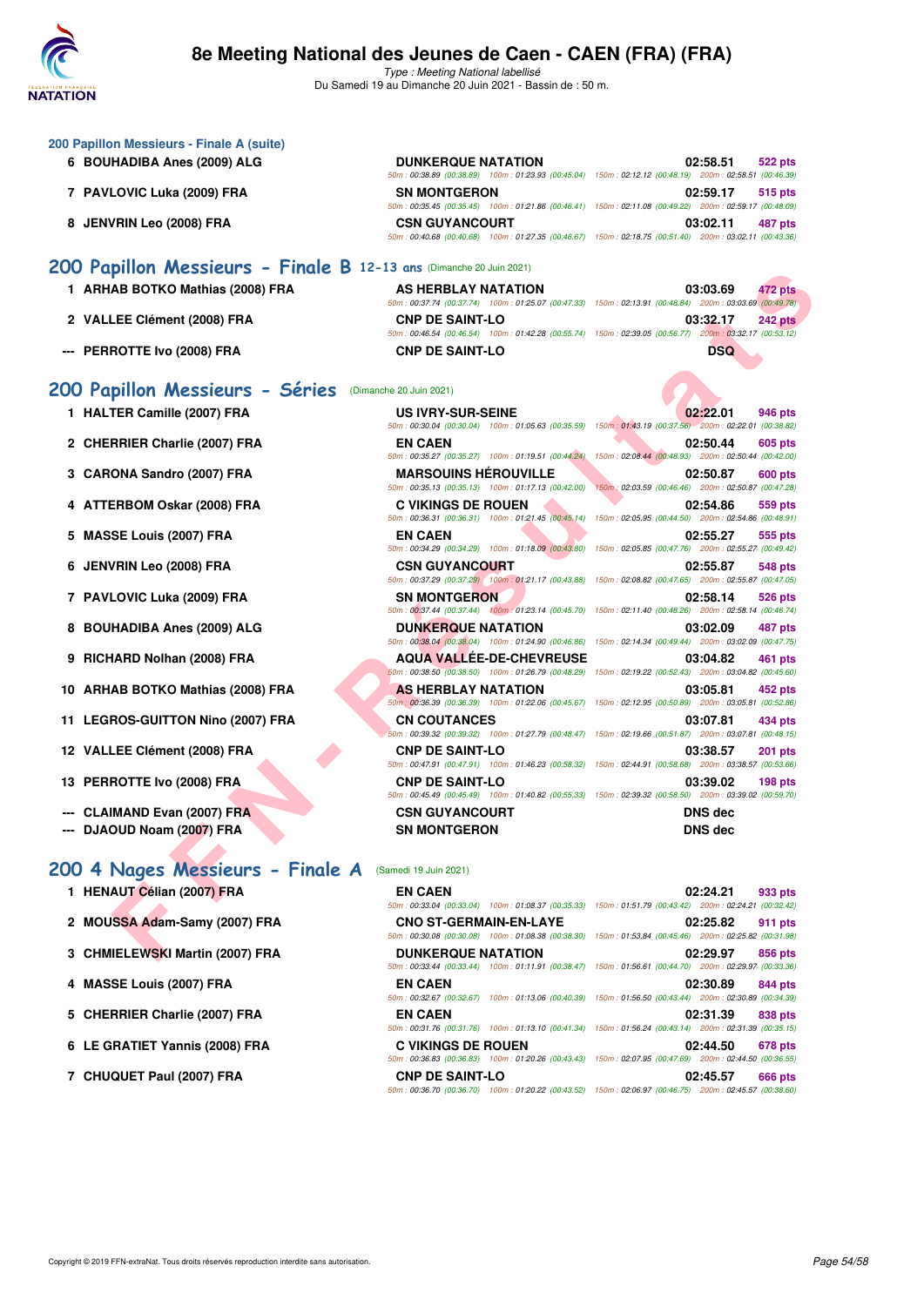### 200 Papillon Messieurs - Finale A (suite)

| Rang | Nom | Club | Temps | Points |
|---|---|---|---|---|
| 6 | BOUHADIBA Anes (2009) ALG | DUNKERQUE NATATION | 02:58.51 | 522 pts |
| | | 50m : 00:38.89 (00:38.89) 100m : 01:23.93 (00:45.04) 150m : 02:12.12 (00:48.19) 200m : 02:58.51 (00:46.39) | | |
| 7 | PAVLOVIC Luka (2009) FRA | SN MONTGERON | 02:59.17 | 515 pts |
| | | 50m : 00:35.45 (00:35.45) 100m : 01:21.86 (00:46.41) 150m : 02:11.08 (00:49.22) 200m : 02:59.17 (00:48.09) | | |
| 8 | JENVRIN Leo (2008) FRA | CSN GUYANCOURT | 03:02.11 | 487 pts |
| | | 50m : 00:40.68 (00:40.68) 100m : 01:27.35 (00:46.67) 150m : 02:18.75 (00:51.40) 200m : 03:02.11 (00:43.36) | | |

## 200 Papillon Messieurs - Finale B 12-13 ans (Dimanche 20 Juin 2021)

| Rang | Nom | Club | Temps | Points |
|---|---|---|---|---|
| 1 | ARHAB BOTKO Mathias (2008) FRA | AS HERBLAY NATATION | 03:03.69 | 472 pts |
| | | 50m : 00:37.74 (00:37.74) 100m : 01:25.07 (00:47.33) 150m : 02:13.91 (00:48.84) 200m : 03:03.69 (00:49.78) | | |
| 2 | VALLEE Clément (2008) FRA | CNP DE SAINT-LO | 03:32.17 | 242 pts |
| | | 50m : 00:46.54 (00:46.54) 100m : 01:42.28 (00:55.74) 150m : 02:39.05 (00:56.77) 200m : 03:32.17 (00:53.12) | | |
| --- | PERROTTE Ivo (2008) FRA | CNP DE SAINT-LO | DSQ | |

## 200 Papillon Messieurs - Séries (Dimanche 20 Juin 2021)

| Rang | Nom | Club | Temps | Points |
|---|---|---|---|---|
| 1 | HALTER Camille (2007) FRA | US IVRY-SUR-SEINE | 02:22.01 | 946 pts |
| | | 50m : 00:30.04 (00:30.04) 100m : 01:05.63 (00:35.59) 150m : 01:43.19 (00:37.56) 200m : 02:22.01 (00:38.82) | | |
| 2 | CHERRIER Charlie (2007) FRA | EN CAEN | 02:50.44 | 605 pts |
| | | 50m : 00:35.27 (00:35.27) 100m : 01:19.51 (00:44.24) 150m : 02:08.44 (00:48.93) 200m : 02:50.44 (00:42.00) | | |
| 3 | CARONA Sandro (2007) FRA | MARSOUINS HÉROUVILLE | 02:50.87 | 600 pts |
| | | 50m : 00:35.13 (00:35.13) 100m : 01:17.13 (00:42.00) 150m : 02:03.59 (00:46.46) 200m : 02:50.87 (00:47.28) | | |
| 4 | ATTERBOM Oskar (2008) FRA | C VIKINGS DE ROUEN | 02:54.86 | 559 pts |
| | | 50m : 00:36.31 (00:36.31) 100m : 01:21.45 (00:45.14) 150m : 02:05.95 (00:44.50) 200m : 02:54.86 (00:48.91) | | |
| 5 | MASSE Louis (2007) FRA | EN CAEN | 02:55.27 | 555 pts |
| | | 50m : 00:34.29 (00:34.29) 100m : 01:18.09 (00:43.80) 150m : 02:05.85 (00:47.76) 200m : 02:55.27 (00:49.42) | | |
| 6 | JENVRIN Leo (2008) FRA | CSN GUYANCOURT | 02:55.87 | 548 pts |
| | | 50m : 00:37.29 (00:37.29) 100m : 01:21.17 (00:43.88) 150m : 02:08.82 (00:47.65) 200m : 02:55.87 (00:47.05) | | |
| 7 | PAVLOVIC Luka (2009) FRA | SN MONTGERON | 02:58.14 | 526 pts |
| | | 50m : 00:37.44 (00:37.44) 100m : 01:23.14 (00:45.70) 150m : 02:11.40 (00:48.26) 200m : 02:58.14 (00:46.74) | | |
| 8 | BOUHADIBA Anes (2009) ALG | DUNKERQUE NATATION | 03:02.09 | 487 pts |
| | | 50m : 00:38.04 (00:38.04) 100m : 01:24.90 (00:46.86) 150m : 02:14.34 (00:49.44) 200m : 03:02.09 (00:47.75) | | |
| 9 | RICHARD Nolhan (2008) FRA | AQUA VALLÉE-DE-CHEVREUSE | 03:04.82 | 461 pts |
| | | 50m : 00:38.50 (00:38.50) 100m : 01:26.79 (00:48.29) 150m : 02:19.22 (00:52.43) 200m : 03:04.82 (00:45.60) | | |
| 10 | ARHAB BOTKO Mathias (2008) FRA | AS HERBLAY NATATION | 03:05.81 | 452 pts |
| | | 50m : 00:36.39 (00:36.39) 100m : 01:22.06 (00:45.67) 150m : 02:12.95 (00:50.89) 200m : 03:05.81 (00:52.86) | | |
| 11 | LEGROS-GUITTON Nino (2007) FRA | CN COUTANCES | 03:07.81 | 434 pts |
| | | 50m : 00:39.32 (00:39.32) 100m : 01:27.79 (00:48.47) 150m : 02:19.66 (00:51.87) 200m : 03:07.81 (00:48.15) | | |
| 12 | VALLEE Clément (2008) FRA | CNP DE SAINT-LO | 03:38.57 | 201 pts |
| | | 50m : 00:47.91 (00:47.91) 100m : 01:46.23 (00:58.32) 150m : 02:44.91 (00:58.68) 200m : 03:38.57 (00:53.66) | | |
| 13 | PERROTTE Ivo (2008) FRA | CNP DE SAINT-LO | 03:39.02 | 198 pts |
| | | 50m : 00:45.49 (00:45.49) 100m : 01:40.82 (00:55.33) 150m : 02:39.32 (00:58.50) 200m : 03:39.02 (00:59.70) | | |
| --- | CLAIMAND Evan (2007) FRA | CSN GUYANCOURT | DNS dec | |
| --- | DJAOUD Noam (2007) FRA | SN MONTGERON | DNS dec | |

## 200 4 Nages Messieurs - Finale A (Samedi 19 Juin 2021)

| Rang | Nom | Club | Temps | Points |
|---|---|---|---|---|
| 1 | HENAUT Célian (2007) FRA | EN CAEN | 02:24.21 | 933 pts |
| | | 50m : 00:33.04 (00:33.04) 100m : 01:08.37 (00:35.33) 150m : 01:51.79 (00:43.42) 200m : 02:24.21 (00:32.42) | | |
| 2 | MOUSSA Adam-Samy (2007) FRA | CNO ST-GERMAIN-EN-LAYE | 02:25.82 | 911 pts |
| | | 50m : 00:30.08 (00:30.08) 100m : 01:08.38 (00:38.30) 150m : 01:53.84 (00:45.46) 200m : 02:25.82 (00:31.98) | | |
| 3 | CHMIELEWSKI Martin (2007) FRA | DUNKERQUE NATATION | 02:29.97 | 856 pts |
| | | 50m : 00:33.44 (00:33.44) 100m : 01:11.91 (00:38.47) 150m : 01:56.61 (00:44.70) 200m : 02:29.97 (00:33.36) | | |
| 4 | MASSE Louis (2007) FRA | EN CAEN | 02:30.89 | 844 pts |
| | | 50m : 00:32.67 (00:32.67) 100m : 01:13.06 (00:40.39) 150m : 01:56.50 (00:43.44) 200m : 02:30.89 (00:34.39) | | |
| 5 | CHERRIER Charlie (2007) FRA | EN CAEN | 02:31.39 | 838 pts |
| | | 50m : 00:31.76 (00:31.76) 100m : 01:13.10 (00:41.34) 150m : 01:56.24 (00:43.14) 200m : 02:31.39 (00:35.15) | | |
| 6 | LE GRATIET Yannis (2008) FRA | C VIKINGS DE ROUEN | 02:44.50 | 678 pts |
| | | 50m : 00:36.83 (00:36.83) 100m : 01:20.26 (00:43.43) 150m : 02:07.95 (00:47.69) 200m : 02:44.50 (00:36.55) | | |
| 7 | CHUQUET Paul (2007) FRA | CNP DE SAINT-LO | 02:45.57 | 666 pts |
| | | 50m : 00:36.70 (00:36.70) 100m : 01:20.22 (00:43.52) 150m : 02:06.97 (00:46.75) 200m : 02:45.57 (00:38.60) | | |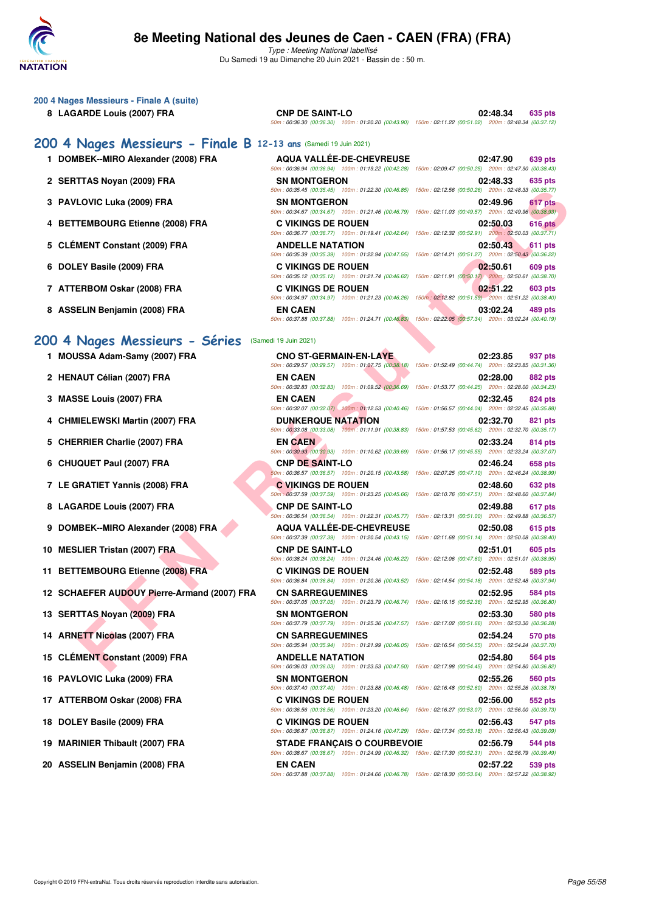## 200 4 Nages Messieurs - Finale A (suite)

| Rang | Nom | Club | Temps | Points |
|---|---|---|---|---|
| 8 | LAGARDE Louis (2007) FRA | CNP DE SAINT-LO | 02:48.34 | 635 pts |
| | | 50m : 00:36.30 (00:36.30) 100m : 01:20.20 (00:43.90) 150m : 02:11.22 (00:51.02) 200m : 02:48.34 (00:37.12) | | |

## 200 4 Nages Messieurs - Finale B 12-13 ans (Samedi 19 Juin 2021)

| Rang | Nom | Club | Temps | Points |
|---|---|---|---|---|
| 1 | DOMBEK--MIRO Alexander (2008) FRA | AQUA VALLÉE-DE-CHEVREUSE | 02:47.90 | 639 pts |
| | | 50m : 00:36.94 (00:36.94) 100m : 01:19.22 (00:42.28) 150m : 02:09.47 (00:50.25) 200m : 02:47.90 (00:38.43) | | |
| 2 | SERTTAS Noyan (2009) FRA | SN MONTGERON | 02:48.33 | 635 pts |
| | | 50m : 00:35.45 (00:35.45) 100m : 01:22.30 (00:46.85) 150m : 02:12.56 (00:50.26) 200m : 02:48.33 (00:35.77) | | |
| 3 | PAVLOVIC Luka (2009) FRA | SN MONTGERON | 02:49.96 | 617 pts |
| | | 50m : 00:34.67 (00:34.67) 100m : 01:21.46 (00:46.79) 150m : 02:11.03 (00:49.57) 200m : 02:49.96 (00:38.93) | | |
| 4 | BETTEMBOURG Etienne (2008) FRA | C VIKINGS DE ROUEN | 02:50.03 | 616 pts |
| | | 50m : 00:36.77 (00:36.77) 100m : 01:19.41 (00:42.64) 150m : 02:12.32 (00:52.91) 200m : 02:50.03 (00:37.71) | | |
| 5 | CLÉMENT Constant (2009) FRA | ANDELLE NATATION | 02:50.43 | 611 pts |
| | | 50m : 00:35.39 (00:35.39) 100m : 01:22.94 (00:47.55) 150m : 02:14.21 (00:51.27) 200m : 02:50.43 (00:36.22) | | |
| 6 | DOLEY Basile (2009) FRA | C VIKINGS DE ROUEN | 02:50.61 | 609 pts |
| | | 50m : 00:35.12 (00:35.12) 100m : 01:21.74 (00:46.62) 150m : 02:11.91 (00:50.17) 200m : 02:50.61 (00:38.70) | | |
| 7 | ATTERBOM Oskar (2008) FRA | C VIKINGS DE ROUEN | 02:51.22 | 603 pts |
| | | 50m : 00:34.97 (00:34.97) 100m : 01:21.23 (00:46.26) 150m : 02:12.82 (00:51.59) 200m : 02:51.22 (00:38.40) | | |
| 8 | ASSELIN Benjamin (2008) FRA | EN CAEN | 03:02.24 | 489 pts |
| | | 50m : 00:37.88 (00:37.88) 100m : 01:24.71 (00:46.83) 150m : 02:22.05 (00:57.34) 200m : 03:02.24 (00:40.19) | | |

## 200 4 Nages Messieurs - Séries (Samedi 19 Juin 2021)

| Rang | Nom | Club | Temps | Points |
|---|---|---|---|---|
| 1 | MOUSSA Adam-Samy (2007) FRA | CNO ST-GERMAIN-EN-LAYE | 02:23.85 | 937 pts |
| | | 50m : 00:29.57 (00:29.57) 100m : 01:07.75 (00:38.18) 150m : 01:52.49 (00:44.74) 200m : 02:23.85 (00:31.36) | | |
| 2 | HENAUT Célian (2007) FRA | EN CAEN | 02:28.00 | 882 pts |
| | | 50m : 00:32.83 (00:32.83) 100m : 01:09.52 (00:36.69) 150m : 01:53.77 (00:44.25) 200m : 02:28.00 (00:34.23) | | |
| 3 | MASSE Louis (2007) FRA | EN CAEN | 02:32.45 | 824 pts |
| | | 50m : 00:32.07 (00:32.07) 100m : 01:12.53 (00:40.46) 150m : 01:56.57 (00:44.04) 200m : 02:32.45 (00:35.88) | | |
| 4 | CHMIELEWSKI Martin (2007) FRA | DUNKERQUE NATATION | 02:32.70 | 821 pts |
| | | 50m : 00:33.08 (00:33.08) 100m : 01:11.91 (00:38.83) 150m : 01:57.53 (00:45.62) 200m : 02:32.70 (00:35.17) | | |
| 5 | CHERRIER Charlie (2007) FRA | EN CAEN | 02:33.24 | 814 pts |
| | | 50m : 00:30.93 (00:30.93) 100m : 01:10.62 (00:39.69) 150m : 01:56.17 (00:45.55) 200m : 02:33.24 (00:37.07) | | |
| 6 | CHUQUET Paul (2007) FRA | CNP DE SAINT-LO | 02:46.24 | 658 pts |
| | | 50m : 00:36.57 (00:36.57) 100m : 01:20.15 (00:43.58) 150m : 02:07.25 (00:47.10) 200m : 02:46.24 (00:38.99) | | |
| 7 | LE GRATIET Yannis (2008) FRA | C VIKINGS DE ROUEN | 02:48.60 | 632 pts |
| | | 50m : 00:37.59 (00:37.59) 100m : 01:23.25 (00:45.66) 150m : 02:10.76 (00:47.51) 200m : 02:48.60 (00:37.84) | | |
| 8 | LAGARDE Louis (2007) FRA | CNP DE SAINT-LO | 02:49.88 | 617 pts |
| | | 50m : 00:36.54 (00:36.54) 100m : 01:22.31 (00:45.77) 150m : 02:13.31 (00:51.00) 200m : 02:49.88 (00:36.57) | | |
| 9 | DOMBEK--MIRO Alexander (2008) FRA | AQUA VALLÉE-DE-CHEVREUSE | 02:50.08 | 615 pts |
| | | 50m : 00:37.39 (00:37.39) 100m : 01:20.54 (00:43.15) 150m : 02:11.68 (00:51.14) 200m : 02:50.08 (00:38.40) | | |
| 10 | MESLIER Tristan (2007) FRA | CNP DE SAINT-LO | 02:51.01 | 605 pts |
| | | 50m : 00:38.24 (00:38.24) 100m : 01:24.46 (00:46.22) 150m : 02:12.06 (00:47.60) 200m : 02:51.01 (00:38.95) | | |
| 11 | BETTEMBOURG Etienne (2008) FRA | C VIKINGS DE ROUEN | 02:52.48 | 589 pts |
| | | 50m : 00:36.84 (00:36.84) 100m : 01:20.36 (00:43.52) 150m : 02:14.54 (00:54.18) 200m : 02:52.48 (00:37.94) | | |
| 12 | SCHAEFER AUDOUY Pierre-Armand (2007) FRA | CN SARREGUEMINES | 02:52.95 | 584 pts |
| | | 50m : 00:37.05 (00:37.05) 100m : 01:23.79 (00:46.74) 150m : 02:16.15 (00:52.36) 200m : 02:52.95 (00:36.80) | | |
| 13 | SERTTAS Noyan (2009) FRA | SN MONTGERON | 02:53.30 | 580 pts |
| | | 50m : 00:37.79 (00:37.79) 100m : 01:25.36 (00:47.57) 150m : 02:17.02 (00:51.66) 200m : 02:53.30 (00:36.28) | | |
| 14 | ARNETT Nicolas (2007) FRA | CN SARREGUEMINES | 02:54.24 | 570 pts |
| | | 50m : 00:35.94 (00:35.94) 100m : 01:21.99 (00:46.05) 150m : 02:16.54 (00:54.55) 200m : 02:54.24 (00:37.70) | | |
| 15 | CLÉMENT Constant (2009) FRA | ANDELLE NATATION | 02:54.80 | 564 pts |
| | | 50m : 00:36.03 (00:36.03) 100m : 01:23.53 (00:47.50) 150m : 02:17.98 (00:54.45) 200m : 02:54.80 (00:36.82) | | |
| 16 | PAVLOVIC Luka (2009) FRA | SN MONTGERON | 02:55.26 | 560 pts |
| | | 50m : 00:37.40 (00:37.40) 100m : 01:23.88 (00:46.48) 150m : 02:16.48 (00:52.60) 200m : 02:55.26 (00:38.78) | | |
| 17 | ATTERBOM Oskar (2008) FRA | C VIKINGS DE ROUEN | 02:56.00 | 552 pts |
| | | 50m : 00:36.56 (00:36.56) 100m : 01:23.20 (00:46.64) 150m : 02:16.27 (00:53.07) 200m : 02:56.00 (00:39.73) | | |
| 18 | DOLEY Basile (2009) FRA | C VIKINGS DE ROUEN | 02:56.43 | 547 pts |
| | | 50m : 00:36.87 (00:36.87) 100m : 01:24.16 (00:47.29) 150m : 02:17.34 (00:53.18) 200m : 02:56.43 (00:39.09) | | |
| 19 | MARINIER Thibault (2007) FRA | STADE FRANÇAIS O COURBEVOIE | 02:56.79 | 544 pts |
| | | 50m : 00:38.67 (00:38.67) 100m : 01:24.99 (00:46.32) 150m : 02:17.30 (00:52.31) 200m : 02:56.79 (00:39.49) | | |
| 20 | ASSELIN Benjamin (2008) FRA | EN CAEN | 02:57.22 | 539 pts |
| | | 50m : 00:37.88 (00:37.88) 100m : 01:24.66 (00:46.78) 150m : 02:18.30 (00:53.64) 200m : 02:57.22 (00:38.92) | | |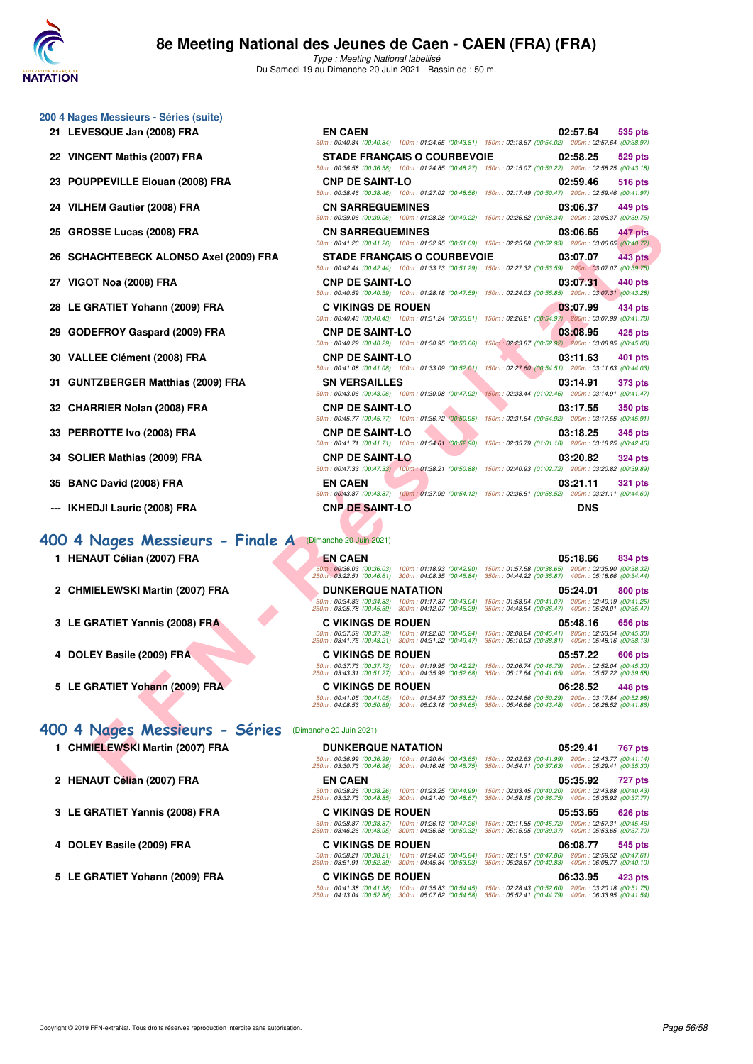# 8e Meeting National des Jeunes de Caen - CAEN (FRA) (FRA)

*Type : Meeting National labellisé*
Du Samedi 19 au Dimanche 20 Juin 2021 - Bassin de : 50 m.

### 200 4 Nages Messieurs - Séries (suite)

| Rg | Nom | Club | Temps | Points |
|---|---|---|---|---|
| 21 | LEVESQUE Jan (2008) FRA | EN CAEN | 02:57.64 | 535 pts |
| | | 50m : 00:40.84 (00:40.84) 100m : 01:24.65 (00:43.81) 150m : 02:18.67 (00:54.02) 200m : 02:57.64 (00:38.97) | | |
| 22 | VINCENT Mathis (2007) FRA | STADE FRANÇAIS O COURBEVOIE | 02:58.25 | 529 pts |
| | | 50m : 00:36.58 (00:36.58) 100m : 01:24.85 (00:48.27) 150m : 02:15.07 (00:50.22) 200m : 02:58.25 (00:43.18) | | |
| 23 | POUPPEVILLE Elouan (2008) FRA | CNP DE SAINT-LO | 02:59.46 | 516 pts |
| | | 50m : 00:38.46 (00:38.46) 100m : 01:27.02 (00:48.56) 150m : 02:17.49 (00:50.47) 200m : 02:59.46 (00:41.97) | | |
| 24 | VILHEM Gautier (2008) FRA | CN SARREGUEMINES | 03:06.37 | 449 pts |
| | | 50m : 00:39.06 (00:39.06) 100m : 01:28.28 (00:49.22) 150m : 02:26.62 (00:58.34) 200m : 03:06.37 (00:39.75) | | |
| 25 | GROSSE Lucas (2008) FRA | CN SARREGUEMINES | 03:06.65 | 447 pts |
| | | 50m : 00:41.26 (00:41.26) 100m : 01:32.95 (00:51.69) 150m : 02:25.88 (00:52.93) 200m : 03:06.65 (00:40.77) | | |
| 26 | SCHACHTEBECK ALONSO Axel (2009) FRA | STADE FRANÇAIS O COURBEVOIE | 03:07.07 | 443 pts |
| | | 50m : 00:42.44 (00:42.44) 100m : 01:33.73 (00:51.29) 150m : 02:27.32 (00:53.59) 200m : 03:07.07 (00:39.75) | | |
| 27 | VIGOT Noa (2008) FRA | CNP DE SAINT-LO | 03:07.31 | 440 pts |
| | | 50m : 00:40.59 (00:40.59) 100m : 01:28.18 (00:47.59) 150m : 02:24.03 (00:55.85) 200m : 03:07.31 (00:43.28) | | |
| 28 | LE GRATIET Yohann (2009) FRA | C VIKINGS DE ROUEN | 03:07.99 | 434 pts |
| | | 50m : 00:40.43 (00:40.43) 100m : 01:31.24 (00:50.81) 150m : 02:26.21 (00:54.97) 200m : 03:07.99 (00:41.78) | | |
| 29 | GODEFROY Gaspard (2009) FRA | CNP DE SAINT-LO | 03:08.95 | 425 pts |
| | | 50m : 00:40.29 (00:40.29) 100m : 01:30.95 (00:50.66) 150m : 02:23.87 (00:52.92) 200m : 03:08.95 (00:45.08) | | |
| 30 | VALLEE Clément (2008) FRA | CNP DE SAINT-LO | 03:11.63 | 401 pts |
| | | 50m : 00:41.08 (00:41.08) 100m : 01:33.09 (00:52.01) 150m : 02:27.60 (00:54.51) 200m : 03:11.63 (00:44.03) | | |
| 31 | GUNTZBERGER Matthias (2009) FRA | SN VERSAILLES | 03:14.91 | 373 pts |
| | | 50m : 00:43.06 (00:43.06) 100m : 01:30.98 (00:47.92) 150m : 02:33.44 (01:02.46) 200m : 03:14.91 (00:41.47) | | |
| 32 | CHARRIER Nolan (2008) FRA | CNP DE SAINT-LO | 03:17.55 | 350 pts |
| | | 50m : 00:45.77 (00:45.77) 100m : 01:36.72 (00:50.95) 150m : 02:31.64 (00:54.92) 200m : 03:17.55 (00:45.91) | | |
| 33 | PERROTTE Ivo (2008) FRA | CNP DE SAINT-LO | 03:18.25 | 345 pts |
| | | 50m : 00:41.71 (00:41.71) 100m : 01:34.61 (00:52.90) 150m : 02:35.79 (01:01.18) 200m : 03:18.25 (00:42.46) | | |
| 34 | SOLIER Mathias (2009) FRA | CNP DE SAINT-LO | 03:20.82 | 324 pts |
| | | 50m : 00:47.33 (00:47.33) 100m : 01:38.21 (00:50.88) 150m : 02:40.93 (01:02.72) 200m : 03:20.82 (00:39.89) | | |
| 35 | BANC David (2008) FRA | EN CAEN | 03:21.11 | 321 pts |
| | | 50m : 00:43.87 (00:43.87) 100m : 01:37.99 (00:54.12) 150m : 02:36.51 (00:58.52) 200m : 03:21.11 (00:44.60) | | |
| --- | IKHEDJI Lauric (2008) FRA | CNP DE SAINT-LO | DNS | |

## 400 4 Nages Messieurs - Finale A (Dimanche 20 Juin 2021)

| Rg | Nom | Club | Temps | Points |
|---|---|---|---|---|
| 1 | HENAUT Célian (2007) FRA | EN CAEN | 05:18.66 | 834 pts |
| | | 50m : 00:36.03 (00:36.03) 100m : 01:18.93 (00:42.90) 150m : 01:57.58 (00:38.65) 200m : 02:35.90 (00:38.32) 250m : 03:22.51 (00:46.61) 300m : 04:08.35 (00:45.84) 350m : 04:44.22 (00:35.87) 400m : 05:18.66 (00:34.44) | | |
| 2 | CHMIELEWSKI Martin (2007) FRA | DUNKERQUE NATATION | 05:24.01 | 800 pts |
| | | 50m : 00:34.83 (00:34.83) 100m : 01:17.87 (00:43.04) 150m : 01:58.94 (00:41.07) 200m : 02:40.19 (00:41.25) 250m : 03:25.78 (00:45.59) 300m : 04:12.07 (00:46.29) 350m : 04:48.54 (00:36.47) 400m : 05:24.01 (00:35.47) | | |
| 3 | LE GRATIET Yannis (2008) FRA | C VIKINGS DE ROUEN | 05:48.16 | 656 pts |
| | | 50m : 00:37.59 (00:37.59) 100m : 01:22.83 (00:45.24) 150m : 02:08.24 (00:45.41) 200m : 02:53.54 (00:45.30) 250m : 03:41.75 (00:48.21) 300m : 04:31.22 (00:49.47) 350m : 05:10.03 (00:38.81) 400m : 05:48.16 (00:38.13) | | |
| 4 | DOLEY Basile (2009) FRA | C VIKINGS DE ROUEN | 05:57.22 | 606 pts |
| | | 50m : 00:37.73 (00:37.73) 100m : 01:19.95 (00:42.22) 150m : 02:06.74 (00:46.79) 200m : 02:52.04 (00:45.30) 250m : 03:43.31 (00:51.27) 300m : 04:35.99 (00:52.68) 350m : 05:17.64 (00:41.65) 400m : 05:57.22 (00:39.58) | | |
| 5 | LE GRATIET Yohann (2009) FRA | C VIKINGS DE ROUEN | 06:28.52 | 448 pts |
| | | 50m : 00:41.05 (00:41.05) 100m : 01:34.57 (00:53.52) 150m : 02:24.86 (00:50.29) 200m : 03:17.84 (00:52.98) 250m : 04:08.53 (00:50.69) 300m : 05:03.18 (00:54.65) 350m : 05:46.66 (00:43.48) 400m : 06:28.52 (00:41.86) | | |

## 400 4 Nages Messieurs - Séries (Dimanche 20 Juin 2021)

| Rg | Nom | Club | Temps | Points |
|---|---|---|---|---|
| 1 | CHMIELEWSKI Martin (2007) FRA | DUNKERQUE NATATION | 05:29.41 | 767 pts |
| | | 50m : 00:36.99 (00:36.99) 100m : 01:20.64 (00:43.65) 150m : 02:02.63 (00:41.99) 200m : 02:43.77 (00:41.14) 250m : 03:30.73 (00:46.96) 300m : 04:16.48 (00:45.75) 350m : 04:54.11 (00:37.63) 400m : 05:29.41 (00:35.30) | | |
| 2 | HENAUT Célian (2007) FRA | EN CAEN | 05:35.92 | 727 pts |
| | | 50m : 00:38.26 (00:38.26) 100m : 01:23.25 (00:44.99) 150m : 02:03.45 (00:40.20) 200m : 02:43.88 (00:40.43) 250m : 03:32.73 (00:48.85) 300m : 04:21.40 (00:48.67) 350m : 04:58.15 (00:36.75) 400m : 05:35.92 (00:37.77) | | |
| 3 | LE GRATIET Yannis (2008) FRA | C VIKINGS DE ROUEN | 05:53.65 | 626 pts |
| | | 50m : 00:38.87 (00:38.87) 100m : 01:26.13 (00:47.26) 150m : 02:11.85 (00:45.72) 200m : 02:57.31 (00:45.46) 250m : 03:46.26 (00:48.95) 300m : 04:36.58 (00:50.32) 350m : 05:15.95 (00:39.37) 400m : 05:53.65 (00:37.70) | | |
| 4 | DOLEY Basile (2009) FRA | C VIKINGS DE ROUEN | 06:08.77 | 545 pts |
| | | 50m : 00:38.21 (00:38.21) 100m : 01:24.05 (00:45.84) 150m : 02:11.91 (00:47.86) 200m : 02:59.52 (00:47.61) 250m : 03:51.91 (00:52.39) 300m : 04:45.84 (00:53.93) 350m : 05:28.67 (00:42.83) 400m : 06:08.77 (00:40.10) | | |
| 5 | LE GRATIET Yohann (2009) FRA | C VIKINGS DE ROUEN | 06:33.95 | 423 pts |
| | | 50m : 00:41.38 (00:41.38) 100m : 01:35.83 (00:54.45) 150m : 02:28.43 (00:52.60) 200m : 03:20.18 (00:51.75) 250m : 04:13.04 (00:52.86) 300m : 05:07.62 (00:54.58) 350m : 05:52.41 (00:44.79) 400m : 06:33.95 (00:41.54) | | |

Copyright © 2019 FFN-extraNat. Tous droits réservés reproduction interdite sans autorisation.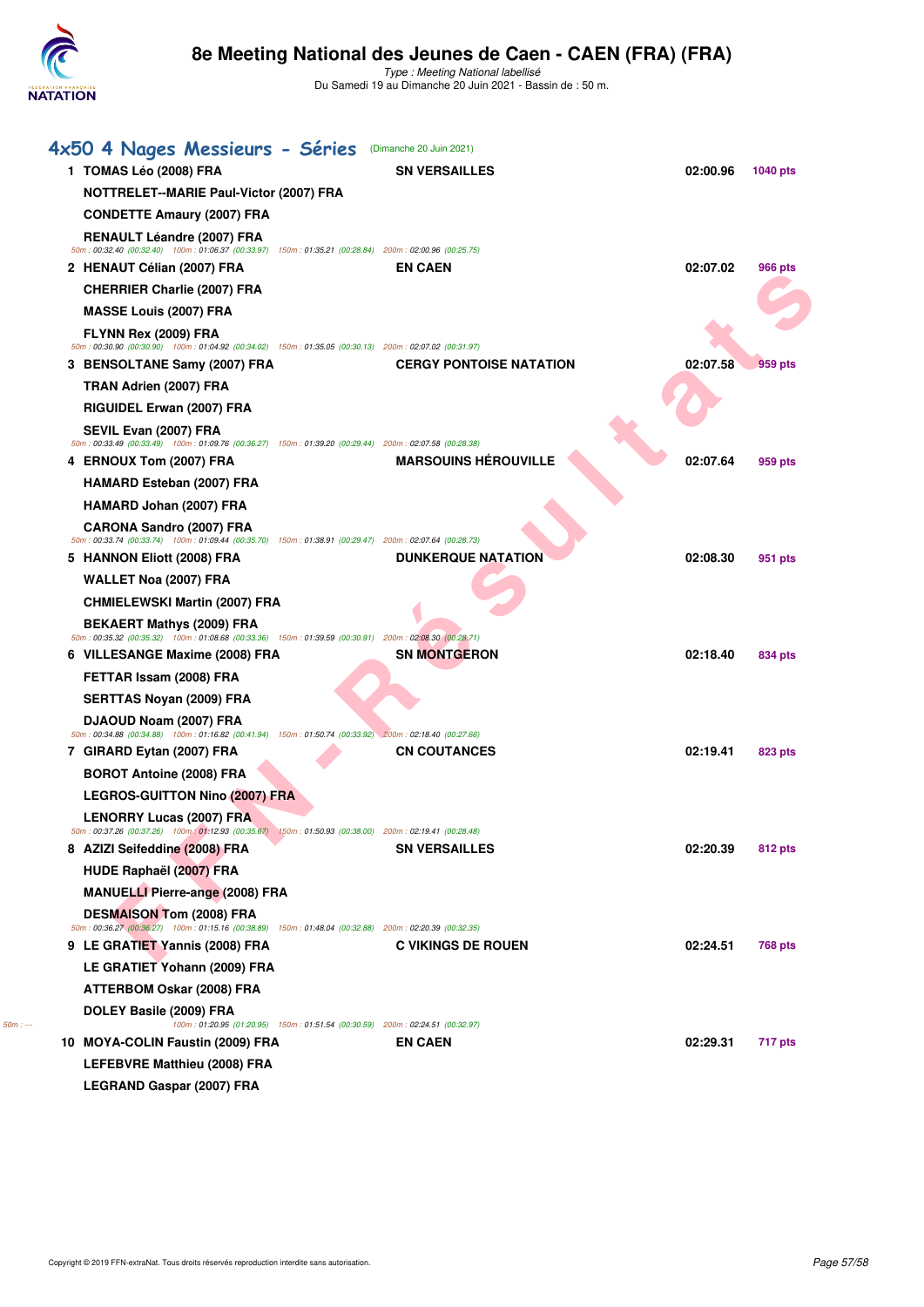## 4x50 4 Nages Messieurs - Séries (Dimanche 20 Juin 2021)

| Rang | Nageurs | Club | Temps | Points |
|---|---|---|---|---|
| 1 | TOMAS Léo (2008) FRA<br>NOTTRELET--MARIE Paul-Victor (2007) FRA<br>CONDETTE Amaury (2007) FRA<br>RENAULT Léandre (2007) FRA | SN VERSAILLES | 02:00.96 | 1040 pts |
| | 50m : 00:32.40 (00:32.40) 100m : 01:06.37 (00:33.97) 150m : 01:35.21 (00:28.84) 200m : 02:00.96 (00:25.75) | | | |
| 2 | HENAUT Célian (2007) FRA<br>CHERRIER Charlie (2007) FRA<br>MASSE Louis (2007) FRA<br>FLYNN Rex (2009) FRA | EN CAEN | 02:07.02 | 966 pts |
| | 50m : 00:30.90 (00:30.90) 100m : 01:04.92 (00:34.02) 150m : 01:35.05 (00:30.13) 200m : 02:07.02 (00:31.97) | | | |
| 3 | BENSOLTANE Samy (2007) FRA<br>TRAN Adrien (2007) FRA<br>RIGUIDEL Erwan (2007) FRA<br>SEVIL Evan (2007) FRA | CERGY PONTOISE NATATION | 02:07.58 | 959 pts |
| | 50m : 00:33.49 (00:33.49) 100m : 01:09.76 (00:36.27) 150m : 01:39.20 (00:29.44) 200m : 02:07.58 (00:28.38) | | | |
| 4 | ERNOUX Tom (2007) FRA<br>HAMARD Esteban (2007) FRA<br>HAMARD Johan (2007) FRA<br>CARONA Sandro (2007) FRA | MARSOUINS HÉROUVILLE | 02:07.64 | 959 pts |
| | 50m : 00:33.74 (00:33.74) 100m : 01:09.44 (00:35.70) 150m : 01:38.91 (00:29.47) 200m : 02:07.64 (00:28.73) | | | |
| 5 | HANNON Eliott (2008) FRA<br>WALLET Noa (2007) FRA<br>CHMIELEWSKI Martin (2007) FRA<br>BEKAERT Mathys (2009) FRA | DUNKERQUE NATATION | 02:08.30 | 951 pts |
| | 50m : 00:35.32 (00:35.32) 100m : 01:08.68 (00:33.36) 150m : 01:39.59 (00:30.91) 200m : 02:08.30 (00:28.71) | | | |
| 6 | VILLESANGE Maxime (2008) FRA<br>FETTAR Issam (2008) FRA<br>SERTTAS Noyan (2009) FRA<br>DJAOUD Noam (2007) FRA | SN MONTGERON | 02:18.40 | 834 pts |
| | 50m : 00:34.88 (00:34.88) 100m : 01:16.82 (00:41.94) 150m : 01:50.74 (00:33.92) 200m : 02:18.40 (00:27.66) | | | |
| 7 | GIRARD Eytan (2007) FRA<br>BOROT Antoine (2008) FRA<br>LEGROS-GUITTON Nino (2007) FRA<br>LENORRY Lucas (2007) FRA | CN COUTANCES | 02:19.41 | 823 pts |
| | 50m : 00:37.26 (00:37.26) 100m : 01:12.93 (00:35.67) 150m : 01:50.93 (00:38.00) 200m : 02:19.41 (00:28.48) | | | |
| 8 | AZIZI Seifeddine (2008) FRA<br>HUDE Raphaël (2007) FRA<br>MANUELLI Pierre-ange (2008) FRA<br>DESMAISON Tom (2008) FRA | SN VERSAILLES | 02:20.39 | 812 pts |
| | 50m : 00:36.27 (00:36.27) 100m : 01:15.16 (00:38.89) 150m : 01:48.04 (00:32.88) 200m : 02:20.39 (00:32.35) | | | |
| 9 | LE GRATIET Yannis (2008) FRA<br>LE GRATIET Yohann (2009) FRA<br>ATTERBOM Oskar (2008) FRA<br>DOLEY Basile (2009) FRA | C VIKINGS DE ROUEN | 02:24.51 | 768 pts |
| | 50m : --- 100m : 01:20.95 (01:20.95) 150m : 01:51.54 (00:30.59) 200m : 02:24.51 (00:32.97) | | | |
| 10 | MOYA-COLIN Faustin (2009) FRA<br>LEFEBVRE Matthieu (2008) FRA<br>LEGRAND Gaspar (2007) FRA | EN CAEN | 02:29.31 | 717 pts |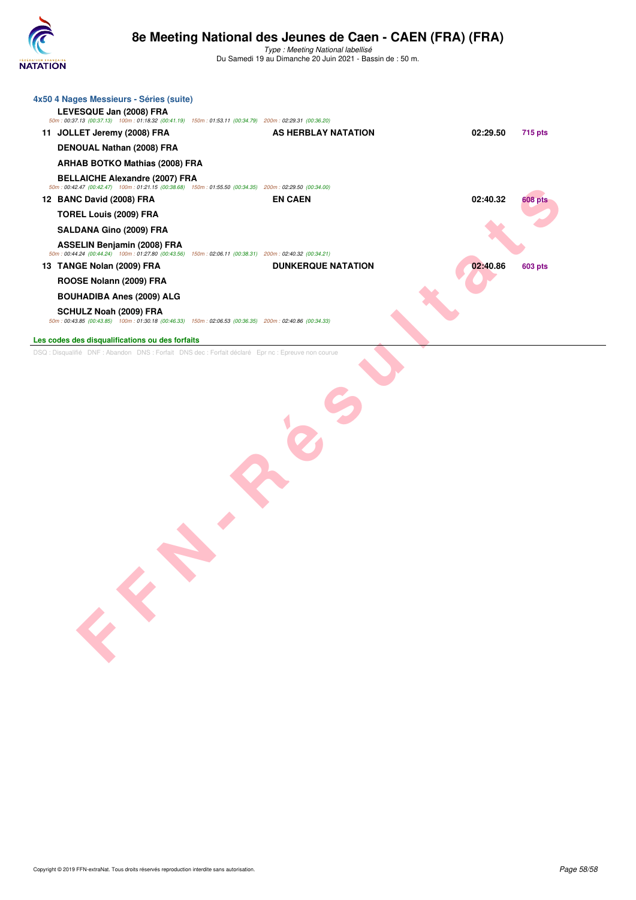## 4x50 4 Nages Messieurs - Séries (suite)

| | | | | |
|---|---|---|---|---|
| | **LEVESQUE Jan (2008) FRA** | | | |
| | 50m : 00:37.13 (00:37.13) 100m : 01:18.32 (00:41.19) 150m : 01:53.11 (00:34.79) 200m : 02:29.31 (00:36.20) | | | |
| **11** | **JOLLET Jeremy (2008) FRA** | **AS HERBLAY NATATION** | **02:29.50** | **715 pts** |
| | **DENOUAL Nathan (2008) FRA** | | | |
| | **ARHAB BOTKO Mathias (2008) FRA** | | | |
| | **BELLAICHE Alexandre (2007) FRA** | | | |
| | 50m : 00:42.47 (00:42.47) 100m : 01:21.15 (00:38.68) 150m : 01:55.50 (00:34.35) 200m : 02:29.50 (00:34.00) | | | |
| **12** | **BANC David (2008) FRA** | **EN CAEN** | **02:40.32** | **608 pts** |
| | **TOREL Louis (2009) FRA** | | | |
| | **SALDANA Gino (2009) FRA** | | | |
| | **ASSELIN Benjamin (2008) FRA** | | | |
| | 50m : 00:44.24 (00:44.24) 100m : 01:27.80 (00:43.56) 150m : 02:06.11 (00:38.31) 200m : 02:40.32 (00:34.21) | | | |
| **13** | **TANGE Nolan (2009) FRA** | **DUNKERQUE NATATION** | **02:40.86** | **603 pts** |
| | **ROOSE Nolann (2009) FRA** | | | |
| | **BOUHADIBA Anes (2009) ALG** | | | |
| | **SCHULZ Noah (2009) FRA** | | | |
| | 50m : 00:43.85 (00:43.85) 100m : 01:30.18 (00:46.33) 150m : 02:06.53 (00:36.35) 200m : 02:40.86 (00:34.33) | | | |

**Les codes des disqualifications ou des forfaits**

DSQ : Disqualifié DNF : Abandon DNS : Forfait DNS dec : Forfait déclaré Epr nc : Epreuve non courue